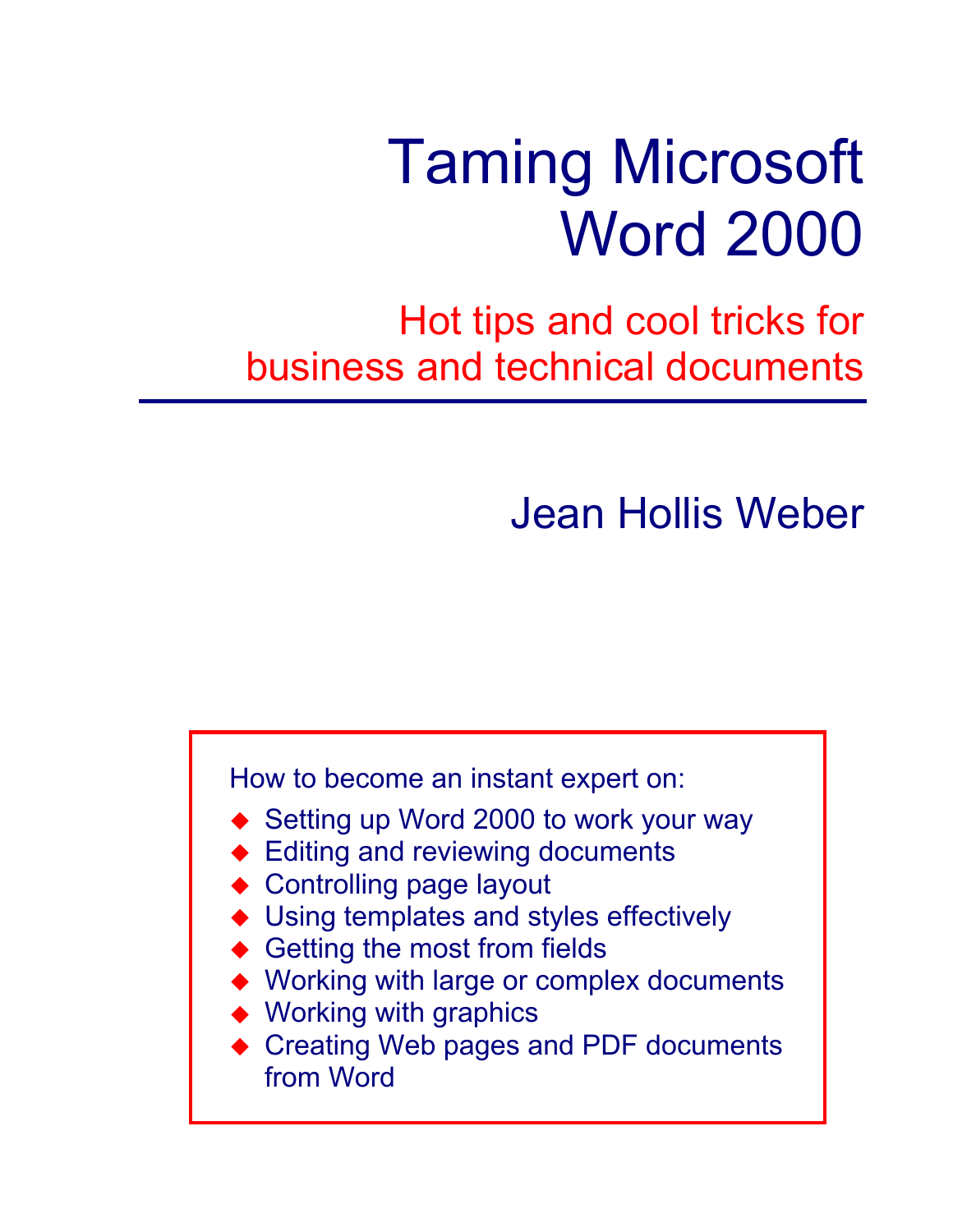# Taming Microsoft Word 2000

## Hot tips and cool tricks for business and technical documents

Jean Hollis Weber

How to become an instant expert on:

- Setting up Word 2000 to work your way
- Editing and reviewing documents
- Controlling page layout
- Using templates and styles effectively
- Getting the most from fields
- Working with large or complex documents
- Working with graphics
- Creating Web pages and PDF documents from Word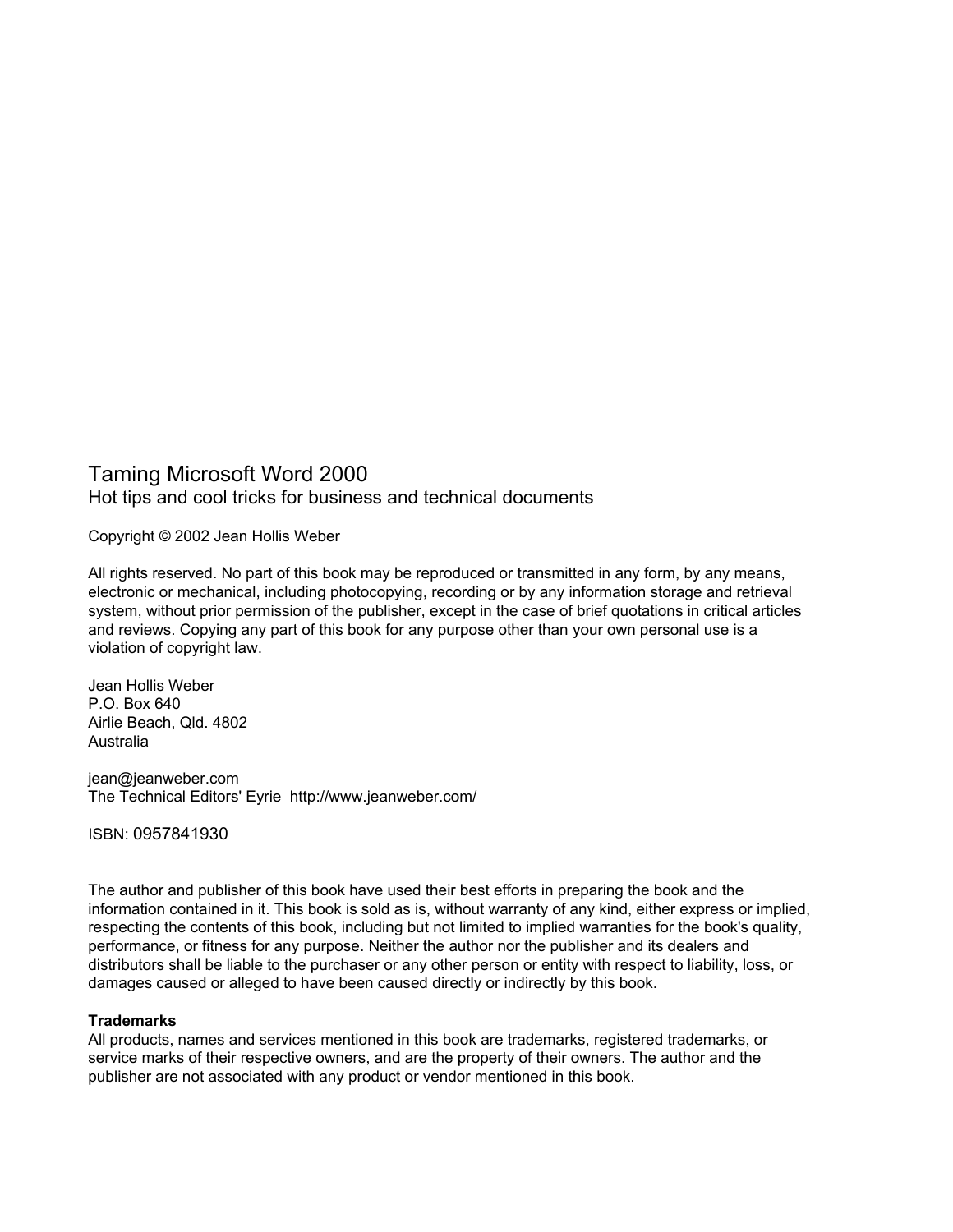Taming Microsoft Word 2000

Hot tips and cool tricks for business and technical documents

Copyright © 2002 Jean Hollis Weber

All rights reserved. No part of this book may be reproduced or transmitted in any form, by any means, electronic or mechanical, including photocopying, recording or by any information storage and retrieval system, without prior permission of the publisher, except in the case of brief quotations in critical articles and reviews. Copying any part of this book for any purpose other than your own personal use is a violation of copyright law.

Jean Hollis Weber  
P.O. Box 640  
Airlie Beach, Qld. 4802  
Australia

jean@jeanweber.com  
The Technical Editors' Eyrie http://www.jeanweber.com/

ISBN: 0957841930

The author and publisher of this book have used their best efforts in preparing the book and the information contained in it. This book is sold as is, without warranty of any kind, either express or implied, respecting the contents of this book, including but not limited to implied warranties for the book's quality, performance, or fitness for any purpose. Neither the author nor the publisher and its dealers and distributors shall be liable to the purchaser or any other person or entity with respect to liability, loss, or damages caused or alleged to have been caused directly or indirectly by this book.

**Trademarks**

All products, names and services mentioned in this book are trademarks, registered trademarks, or service marks of their respective owners, and are the property of their owners. The author and the publisher are not associated with any product or vendor mentioned in this book.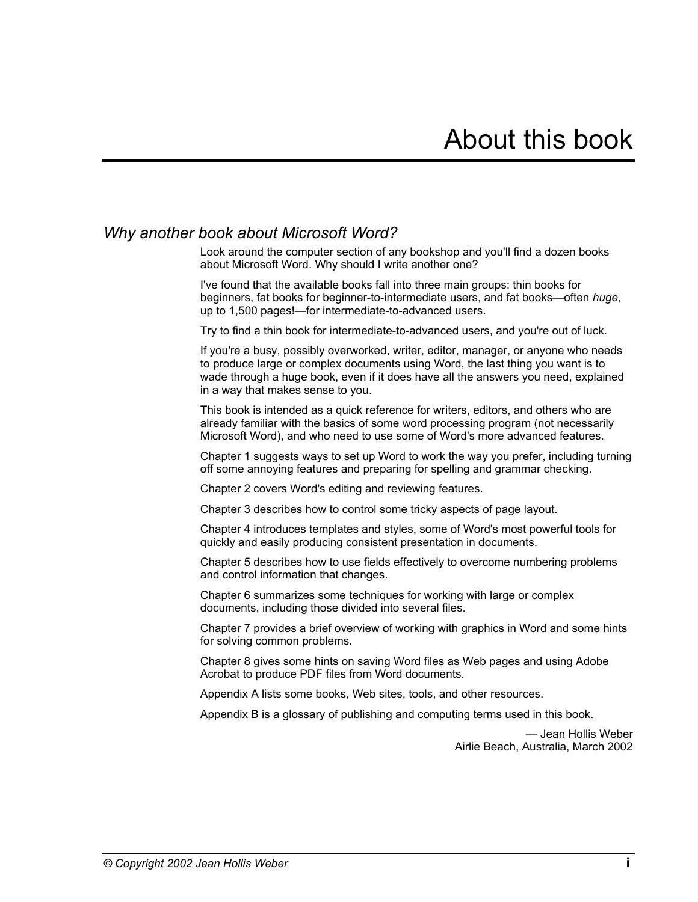# About this book

## *Why another book about Microsoft Word?*

Look around the computer section of any bookshop and you'll find a dozen books about Microsoft Word. Why should I write another one?

I've found that the available books fall into three main groups: thin books for beginners, fat books for beginner-to-intermediate users, and fat books—often *huge*, up to 1,500 pages!—for intermediate-to-advanced users.

Try to find a thin book for intermediate-to-advanced users, and you're out of luck.

If you're a busy, possibly overworked, writer, editor, manager, or anyone who needs to produce large or complex documents using Word, the last thing you want is to wade through a huge book, even if it does have all the answers you need, explained in a way that makes sense to you.

This book is intended as a quick reference for writers, editors, and others who are already familiar with the basics of some word processing program (not necessarily Microsoft Word), and who need to use some of Word's more advanced features.

Chapter 1 suggests ways to set up Word to work the way you prefer, including turning off some annoying features and preparing for spelling and grammar checking.

Chapter 2 covers Word's editing and reviewing features.

Chapter 3 describes how to control some tricky aspects of page layout.

Chapter 4 introduces templates and styles, some of Word's most powerful tools for quickly and easily producing consistent presentation in documents.

Chapter 5 describes how to use fields effectively to overcome numbering problems and control information that changes.

Chapter 6 summarizes some techniques for working with large or complex documents, including those divided into several files.

Chapter 7 provides a brief overview of working with graphics in Word and some hints for solving common problems.

Chapter 8 gives some hints on saving Word files as Web pages and using Adobe Acrobat to produce PDF files from Word documents.

Appendix A lists some books, Web sites, tools, and other resources.

Appendix B is a glossary of publishing and computing terms used in this book.

— Jean Hollis Weber
Airlie Beach, Australia, March 2002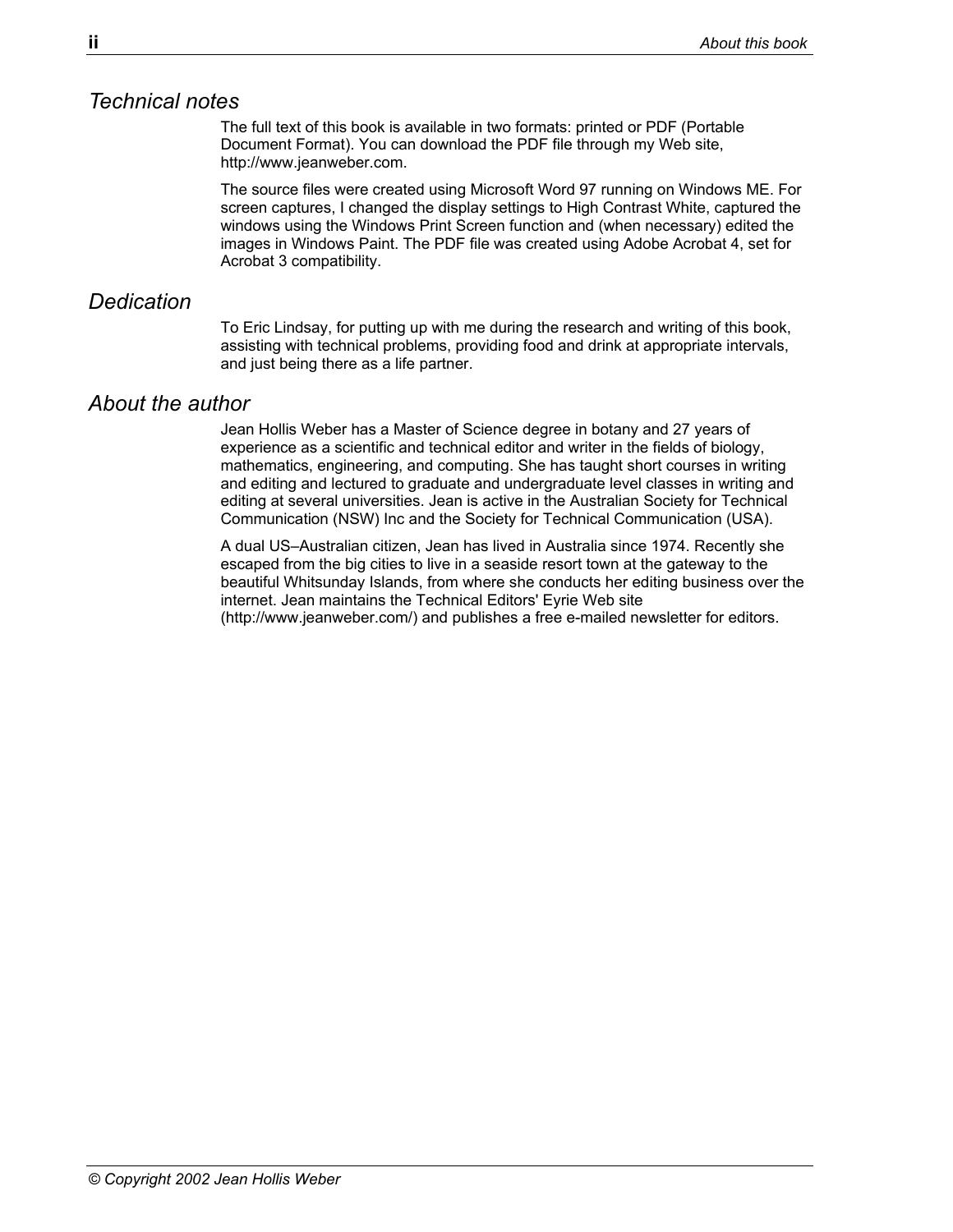## Technical notes

The full text of this book is available in two formats: printed or PDF (Portable Document Format). You can download the PDF file through my Web site, http://www.jeanweber.com.

The source files were created using Microsoft Word 97 running on Windows ME. For screen captures, I changed the display settings to High Contrast White, captured the windows using the Windows Print Screen function and (when necessary) edited the images in Windows Paint. The PDF file was created using Adobe Acrobat 4, set for Acrobat 3 compatibility.

## Dedication

To Eric Lindsay, for putting up with me during the research and writing of this book, assisting with technical problems, providing food and drink at appropriate intervals, and just being there as a life partner.

## About the author

Jean Hollis Weber has a Master of Science degree in botany and 27 years of experience as a scientific and technical editor and writer in the fields of biology, mathematics, engineering, and computing. She has taught short courses in writing and editing and lectured to graduate and undergraduate level classes in writing and editing at several universities. Jean is active in the Australian Society for Technical Communication (NSW) Inc and the Society for Technical Communication (USA).

A dual US–Australian citizen, Jean has lived in Australia since 1974. Recently she escaped from the big cities to live in a seaside resort town at the gateway to the beautiful Whitsunday Islands, from where she conducts her editing business over the internet. Jean maintains the Technical Editors' Eyrie Web site (http://www.jeanweber.com/) and publishes a free e-mailed newsletter for editors.

*© Copyright 2002 Jean Hollis Weber*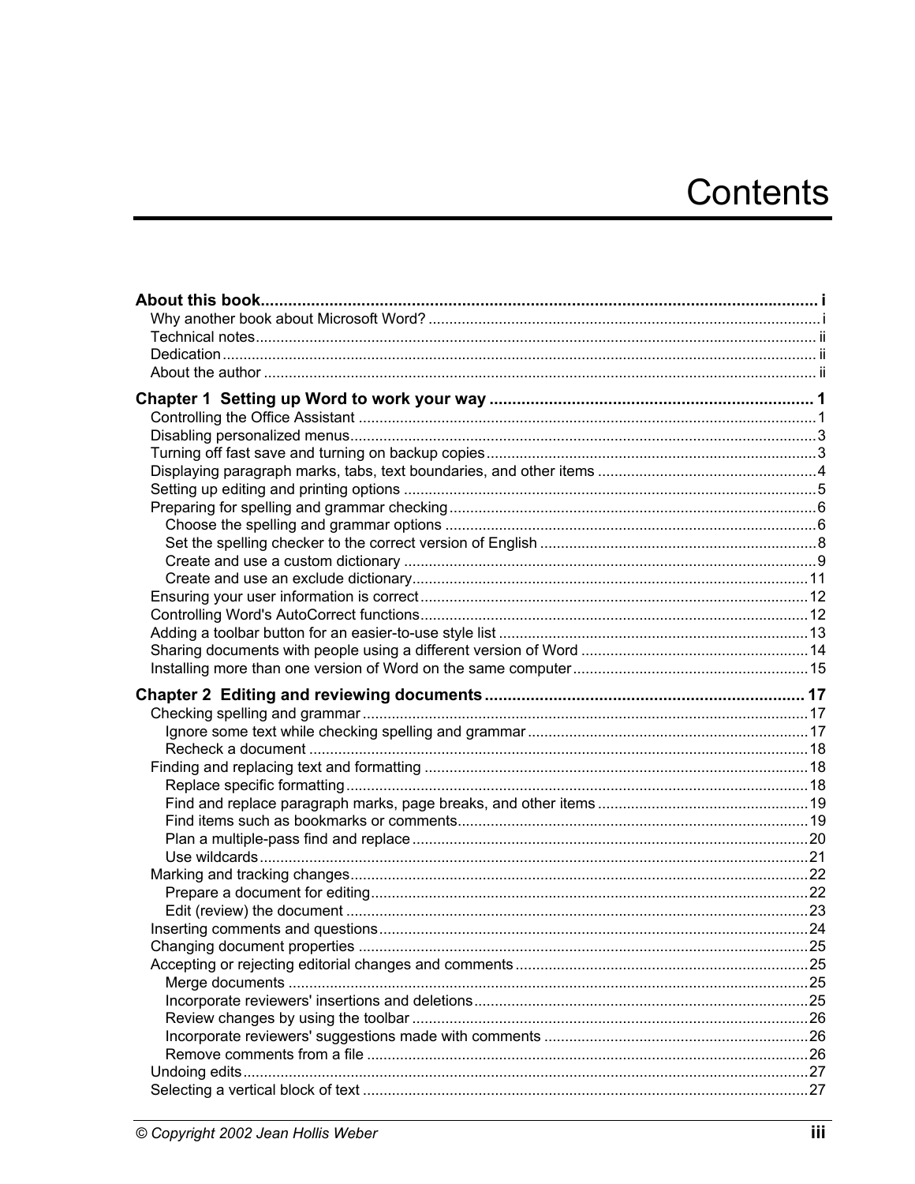# Contents

**About this book ............................................................ i**

Why another book about Microsoft Word? ............................................................ i

Technical notes ............................................................ ii

Dedication ............................................................ ii

About the author ............................................................ ii

**Chapter 1 Setting up Word to work your way ............................................................ 1**

Controlling the Office Assistant ............................................................ 1

Disabling personalized menus ............................................................ 3

Turning off fast save and turning on backup copies ............................................................ 3

Displaying paragraph marks, tabs, text boundaries, and other items ............................................................ 4

Setting up editing and printing options ............................................................ 5

Preparing for spelling and grammar checking ............................................................ 6

- Choose the spelling and grammar options ............................................................ 6
- Set the spelling checker to the correct version of English ............................................................ 8
- Create and use a custom dictionary ............................................................ 9
- Create and use an exclude dictionary ............................................................ 11

Ensuring your user information is correct ............................................................ 12

Controlling Word's AutoCorrect functions ............................................................ 12

Adding a toolbar button for an easier-to-use style list ............................................................ 13

Sharing documents with people using a different version of Word ............................................................ 14

Installing more than one version of Word on the same computer ............................................................ 15

**Chapter 2 Editing and reviewing documents ............................................................ 17**

Checking spelling and grammar ............................................................ 17

- Ignore some text while checking spelling and grammar ............................................................ 17
- Recheck a document ............................................................ 18

Finding and replacing text and formatting ............................................................ 18

- Replace specific formatting ............................................................ 18
- Find and replace paragraph marks, page breaks, and other items ............................................................ 19
- Find items such as bookmarks or comments ............................................................ 19
- Plan a multiple-pass find and replace ............................................................ 20
- Use wildcards ............................................................ 21

Marking and tracking changes ............................................................ 22

- Prepare a document for editing ............................................................ 22
- Edit (review) the document ............................................................ 23

Inserting comments and questions ............................................................ 24

Changing document properties ............................................................ 25

Accepting or rejecting editorial changes and comments ............................................................ 25

- Merge documents ............................................................ 25
- Incorporate reviewers' insertions and deletions ............................................................ 25
- Review changes by using the toolbar ............................................................ 26
- Incorporate reviewers' suggestions made with comments ............................................................ 26
- Remove comments from a file ............................................................ 26

Undoing edits ............................................................ 27

Selecting a vertical block of text ............................................................ 27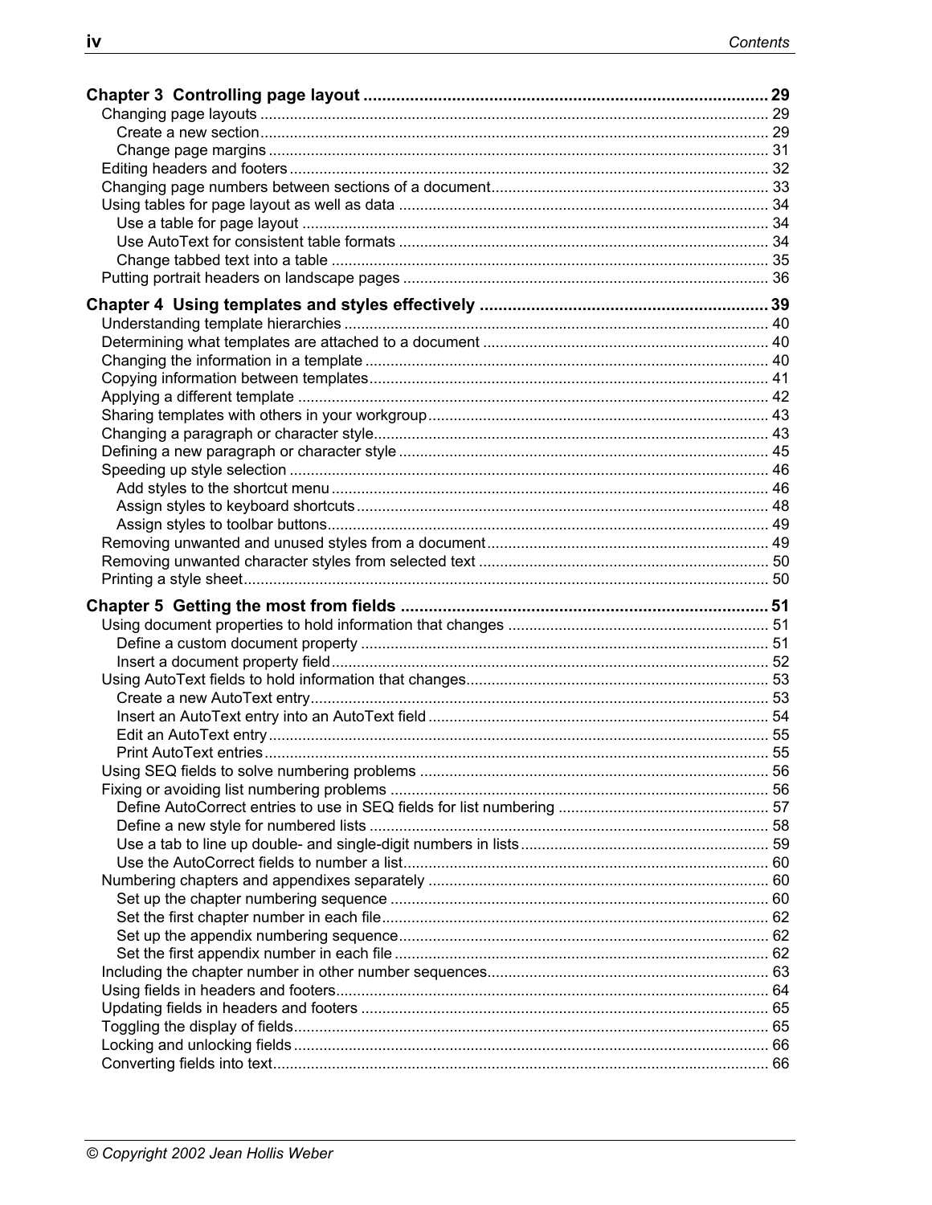**Chapter 3 Controlling page layout** ........ 29

- Changing page layouts ........ 29
  - Create a new section ........ 29
  - Change page margins ........ 31
- Editing headers and footers ........ 32
- Changing page numbers between sections of a document ........ 33
- Using tables for page layout as well as data ........ 34
  - Use a table for page layout ........ 34
  - Use AutoText for consistent table formats ........ 34
  - Change tabbed text into a table ........ 35
- Putting portrait headers on landscape pages ........ 36

**Chapter 4 Using templates and styles effectively** ........ 39

- Understanding template hierarchies ........ 40
- Determining what templates are attached to a document ........ 40
- Changing the information in a template ........ 40
- Copying information between templates ........ 41
- Applying a different template ........ 42
- Sharing templates with others in your workgroup ........ 43
- Changing a paragraph or character style ........ 43
- Defining a new paragraph or character style ........ 45
- Speeding up style selection ........ 46
  - Add styles to the shortcut menu ........ 46
  - Assign styles to keyboard shortcuts ........ 48
  - Assign styles to toolbar buttons ........ 49
- Removing unwanted and unused styles from a document ........ 49
- Removing unwanted character styles from selected text ........ 50
- Printing a style sheet ........ 50

**Chapter 5 Getting the most from fields** ........ 51

- Using document properties to hold information that changes ........ 51
  - Define a custom document property ........ 51
  - Insert a document property field ........ 52
- Using AutoText fields to hold information that changes ........ 53
  - Create a new AutoText entry ........ 53
  - Insert an AutoText entry into an AutoText field ........ 54
  - Edit an AutoText entry ........ 55
  - Print AutoText entries ........ 55
- Using SEQ fields to solve numbering problems ........ 56
- Fixing or avoiding list numbering problems ........ 56
  - Define AutoCorrect entries to use in SEQ fields for list numbering ........ 57
  - Define a new style for numbered lists ........ 58
  - Use a tab to line up double- and single-digit numbers in lists ........ 59
  - Use the AutoCorrect fields to number a list ........ 60
- Numbering chapters and appendixes separately ........ 60
  - Set up the chapter numbering sequence ........ 60
  - Set the first chapter number in each file ........ 62
  - Set up the appendix numbering sequence ........ 62
  - Set the first appendix number in each file ........ 62
- Including the chapter number in other number sequences ........ 63
- Using fields in headers and footers ........ 64
- Updating fields in headers and footers ........ 65
- Toggling the display of fields ........ 65
- Locking and unlocking fields ........ 66
- Converting fields into text ........ 66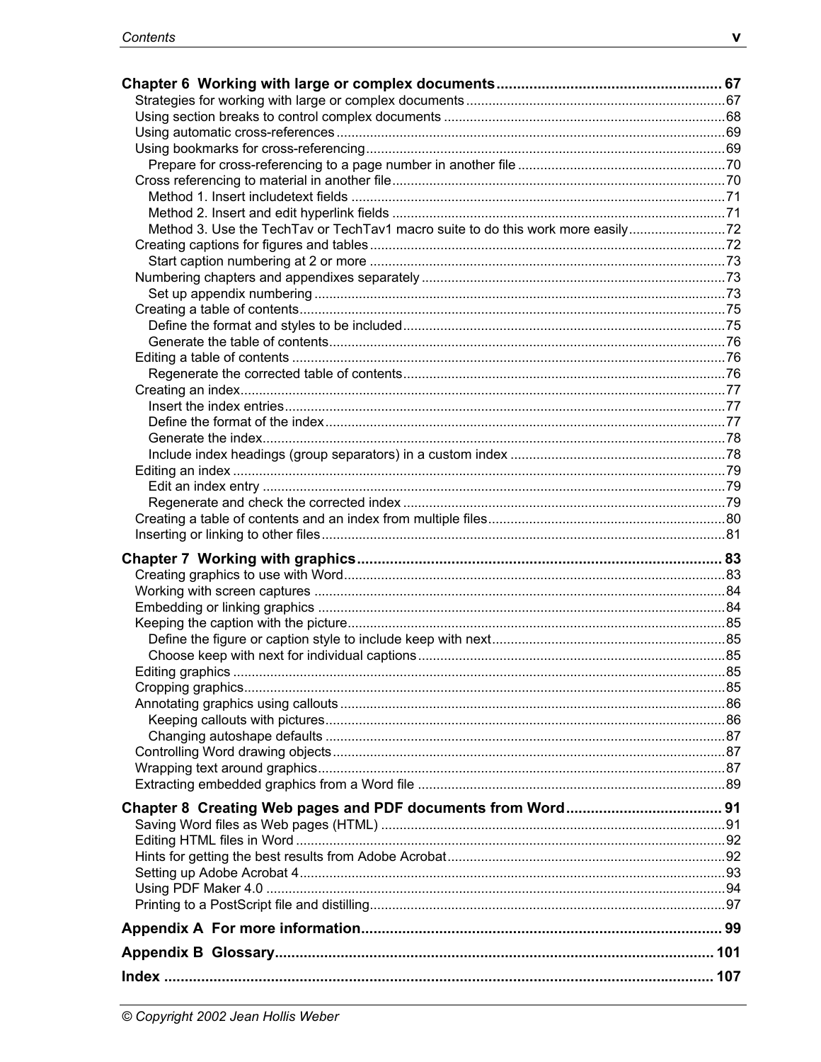**Chapter 6 Working with large or complex documents** ....... 67

- Strategies for working with large or complex documents ....... 67
- Using section breaks to control complex documents ....... 68
- Using automatic cross-references ....... 69
- Using bookmarks for cross-referencing ....... 69
  - Prepare for cross-referencing to a page number in another file ....... 70
- Cross referencing to material in another file ....... 70
  - Method 1. Insert includetext fields ....... 71
  - Method 2. Insert and edit hyperlink fields ....... 71
  - Method 3. Use the TechTav or TechTav1 macro suite to do this work more easily ....... 72
- Creating captions for figures and tables ....... 72
  - Start caption numbering at 2 or more ....... 73
- Numbering chapters and appendixes separately ....... 73
  - Set up appendix numbering ....... 73
- Creating a table of contents ....... 75
  - Define the format and styles to be included ....... 75
  - Generate the table of contents ....... 76
- Editing a table of contents ....... 76
  - Regenerate the corrected table of contents ....... 76
- Creating an index ....... 77
  - Insert the index entries ....... 77
  - Define the format of the index ....... 77
  - Generate the index ....... 78
  - Include index headings (group separators) in a custom index ....... 78
- Editing an index ....... 79
  - Edit an index entry ....... 79
  - Regenerate and check the corrected index ....... 79
- Creating a table of contents and an index from multiple files ....... 80
- Inserting or linking to other files ....... 81

**Chapter 7 Working with graphics** ....... 83

- Creating graphics to use with Word ....... 83
- Working with screen captures ....... 84
- Embedding or linking graphics ....... 84
- Keeping the caption with the picture ....... 85
  - Define the figure or caption style to include keep with next ....... 85
  - Choose keep with next for individual captions ....... 85
- Editing graphics ....... 85
- Cropping graphics ....... 85
- Annotating graphics using callouts ....... 86
  - Keeping callouts with pictures ....... 86
  - Changing autoshape defaults ....... 87
- Controlling Word drawing objects ....... 87
- Wrapping text around graphics ....... 87
- Extracting embedded graphics from a Word file ....... 89

**Chapter 8 Creating Web pages and PDF documents from Word** ....... 91

- Saving Word files as Web pages (HTML) ....... 91
- Editing HTML files in Word ....... 92
- Hints for getting the best results from Adobe Acrobat ....... 92
- Setting up Adobe Acrobat 4 ....... 93
- Using PDF Maker 4.0 ....... 94
- Printing to a PostScript file and distilling ....... 97

**Appendix A For more information** ....... 99

**Appendix B Glossary** ....... 101

**Index** ....... 107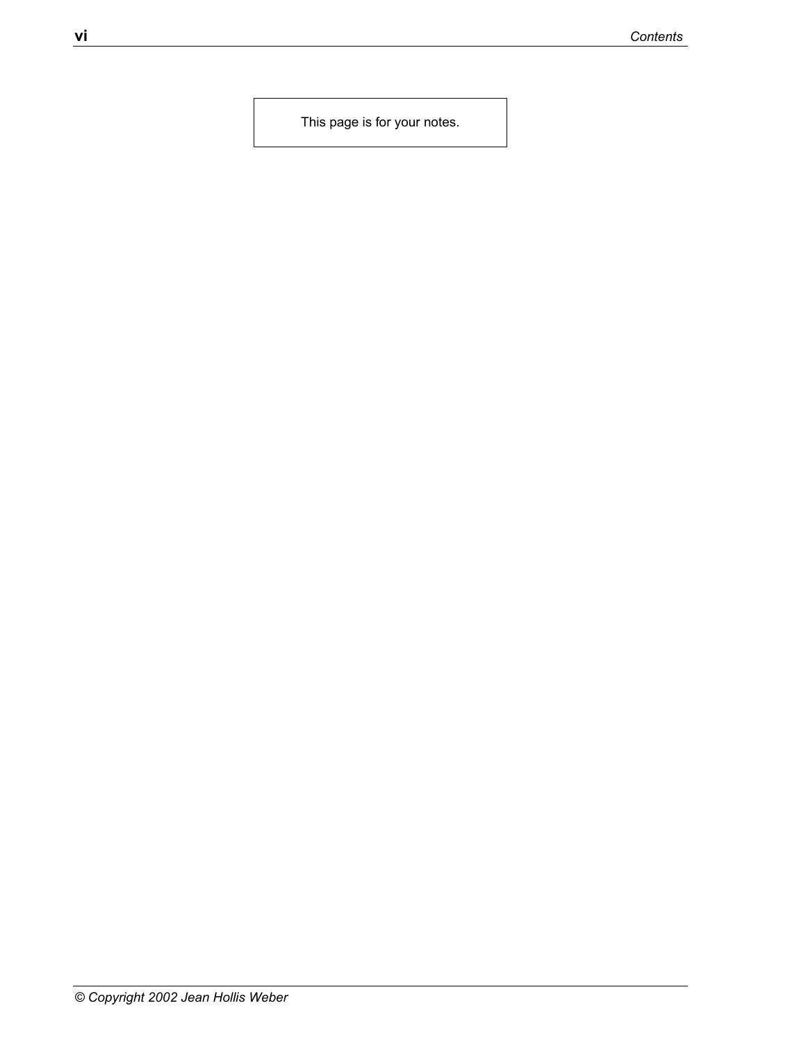This page is for your notes.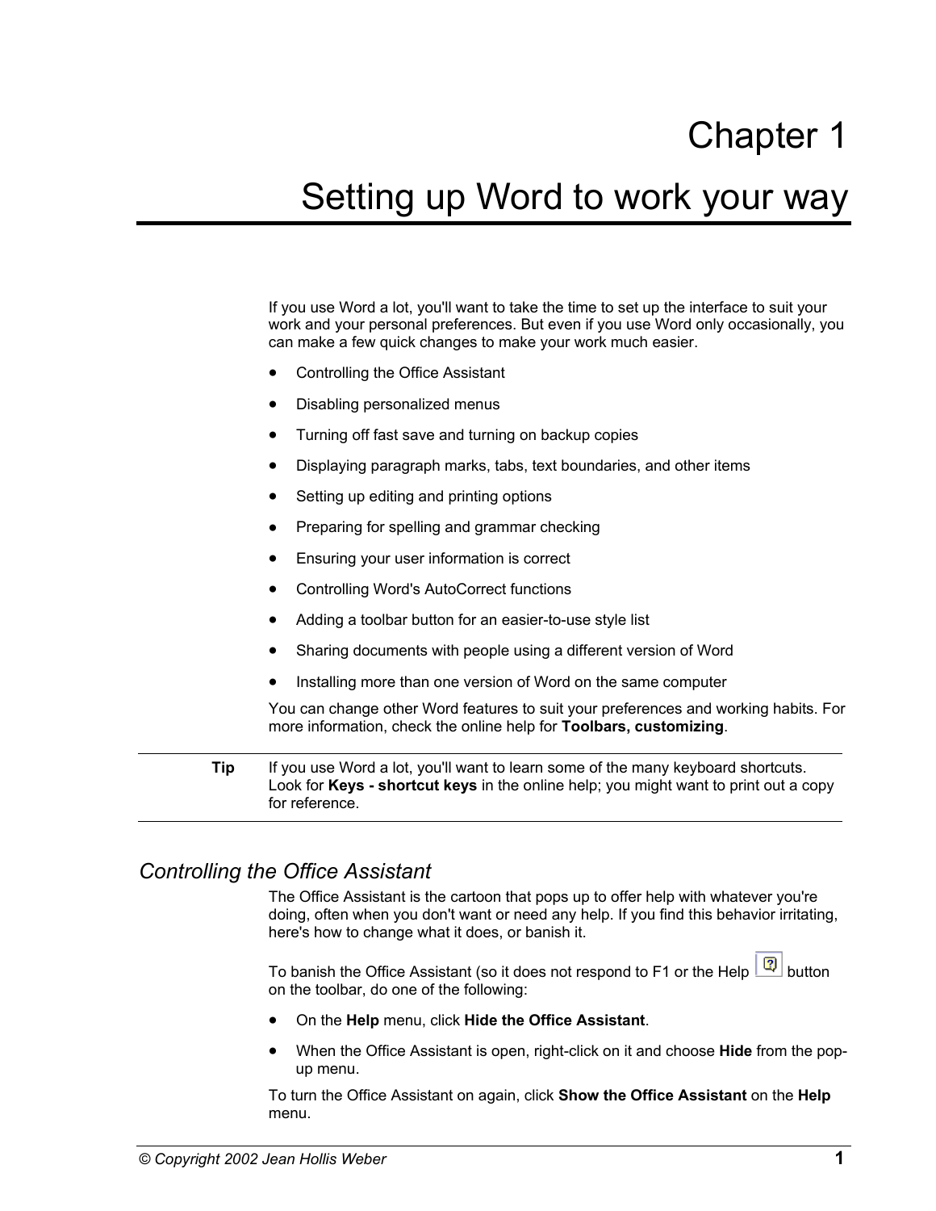# Chapter 1

# Setting up Word to work your way

If you use Word a lot, you'll want to take the time to set up the interface to suit your work and your personal preferences. But even if you use Word only occasionally, you can make a few quick changes to make your work much easier.

- Controlling the Office Assistant
- Disabling personalized menus
- Turning off fast save and turning on backup copies
- Displaying paragraph marks, tabs, text boundaries, and other items
- Setting up editing and printing options
- Preparing for spelling and grammar checking
- Ensuring your user information is correct
- Controlling Word's AutoCorrect functions
- Adding a toolbar button for an easier-to-use style list
- Sharing documents with people using a different version of Word
- Installing more than one version of Word on the same computer

You can change other Word features to suit your preferences and working habits. For more information, check the online help for **Toolbars, customizing**.

**Tip** If you use Word a lot, you'll want to learn some of the many keyboard shortcuts. Look for **Keys - shortcut keys** in the online help; you might want to print out a copy for reference.

## *Controlling the Office Assistant*

The Office Assistant is the cartoon that pops up to offer help with whatever you're doing, often when you don't want or need any help. If you find this behavior irritating, here's how to change what it does, or banish it.

To banish the Office Assistant (so it does not respond to F1 or the Help button on the toolbar, do one of the following:

- On the **Help** menu, click **Hide the Office Assistant**.
- When the Office Assistant is open, right-click on it and choose **Hide** from the pop-up menu.

To turn the Office Assistant on again, click **Show the Office Assistant** on the **Help** menu.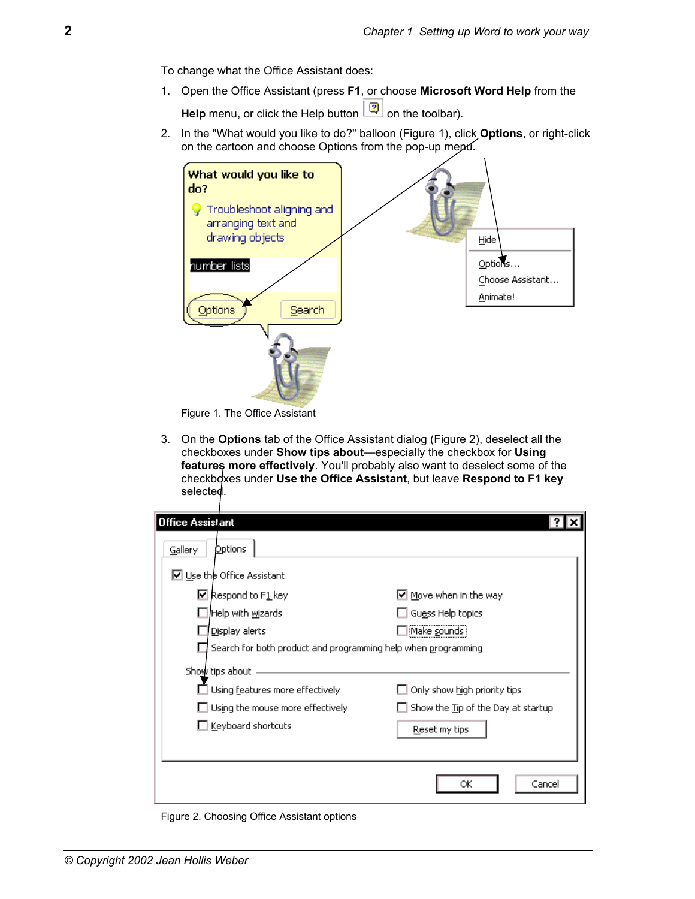To change what the Office Assistant does:

1. Open the Office Assistant (press **F1**, or choose **Microsoft Word Help** from the **Help** menu, or click the Help button on the toolbar).
2. In the "What would you like to do?" balloon (Figure 1), click **Options**, or right-click on the cartoon and choose Options from the pop-up menu.

Figure 1. The Office Assistant

3. On the **Options** tab of the Office Assistant dialog (Figure 2), deselect all the checkboxes under **Show tips about**—especially the checkbox for **Using features more effectively**. You'll probably also want to deselect some of the checkboxes under **Use the Office Assistant**, but leave **Respond to F1 key** selected.

Figure 2. Choosing Office Assistant options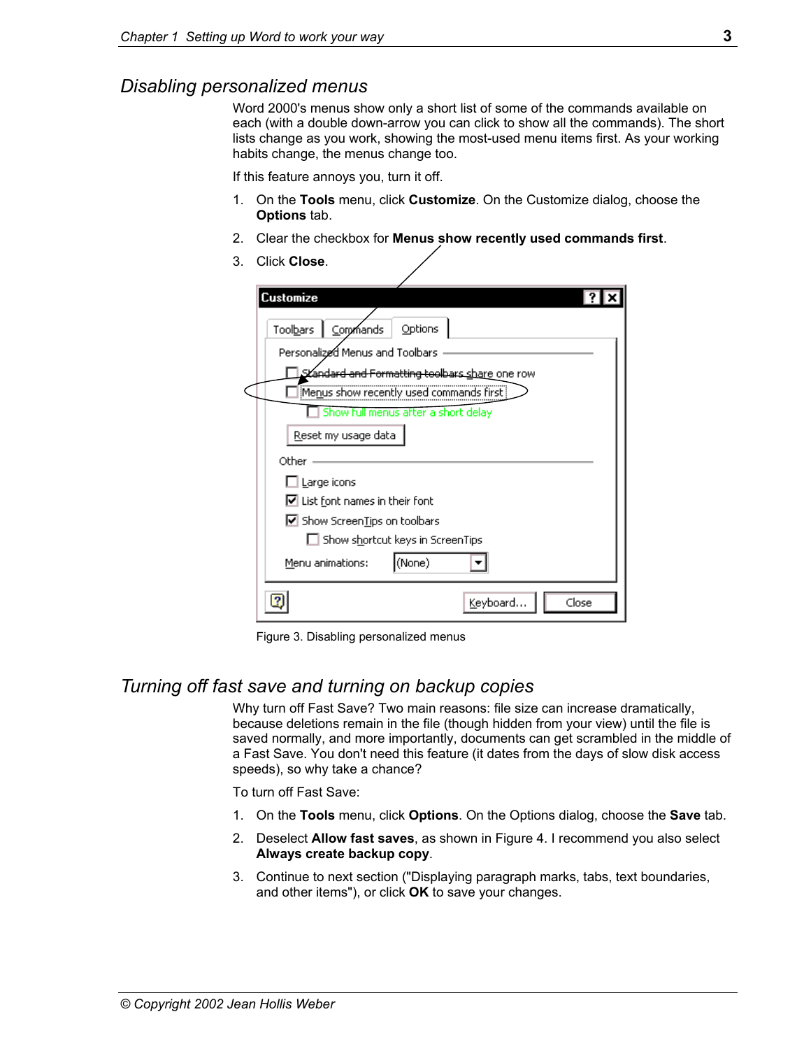## Disabling personalized menus

Word 2000's menus show only a short list of some of the commands available on each (with a double down-arrow you can click to show all the commands). The short lists change as you work, showing the most-used menu items first. As your working habits change, the menus change too.

If this feature annoys you, turn it off.

1. On the **Tools** menu, click **Customize**. On the Customize dialog, choose the **Options** tab.
2. Clear the checkbox for **Menus show recently used commands first**.
3. Click **Close**.

Figure 3. Disabling personalized menus

## Turning off fast save and turning on backup copies

Why turn off Fast Save? Two main reasons: file size can increase dramatically, because deletions remain in the file (though hidden from your view) until the file is saved normally, and more importantly, documents can get scrambled in the middle of a Fast Save. You don't need this feature (it dates from the days of slow disk access speeds), so why take a chance?

To turn off Fast Save:

1. On the **Tools** menu, click **Options**. On the Options dialog, choose the **Save** tab.
2. Deselect **Allow fast saves**, as shown in Figure 4. I recommend you also select **Always create backup copy**.
3. Continue to next section ("Displaying paragraph marks, tabs, text boundaries, and other items"), or click **OK** to save your changes.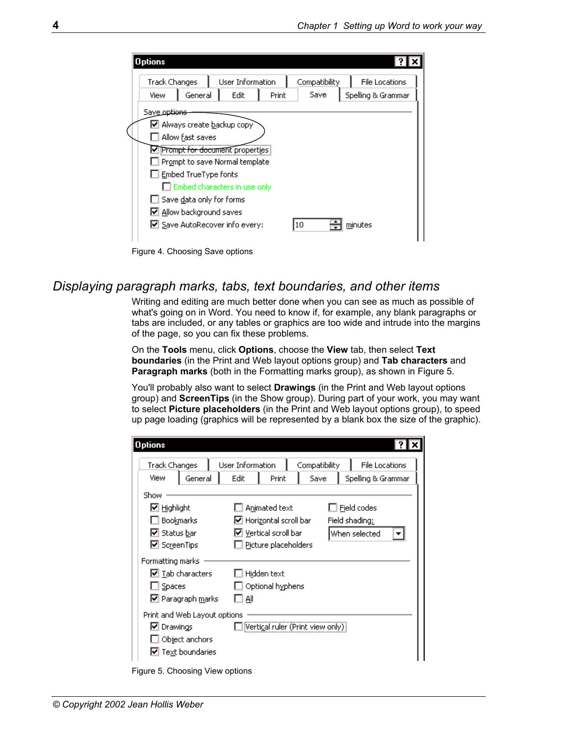Figure 4. Choosing Save options

## *Displaying paragraph marks, tabs, text boundaries, and other items*

Writing and editing are much better done when you can see as much as possible of what's going on in Word. You need to know if, for example, any blank paragraphs or tabs are included, or any tables or graphics are too wide and intrude into the margins of the page, so you can fix these problems.

On the **Tools** menu, click **Options**, choose the **View** tab, then select **Text boundaries** (in the Print and Web layout options group) and **Tab characters** and **Paragraph marks** (both in the Formatting marks group), as shown in Figure 5.

You'll probably also want to select **Drawings** (in the Print and Web layout options group) and **ScreenTips** (in the Show group). During part of your work, you may want to select **Picture placeholders** (in the Print and Web layout options group), to speed up page loading (graphics will be represented by a blank box the size of the graphic).

Figure 5. Choosing View options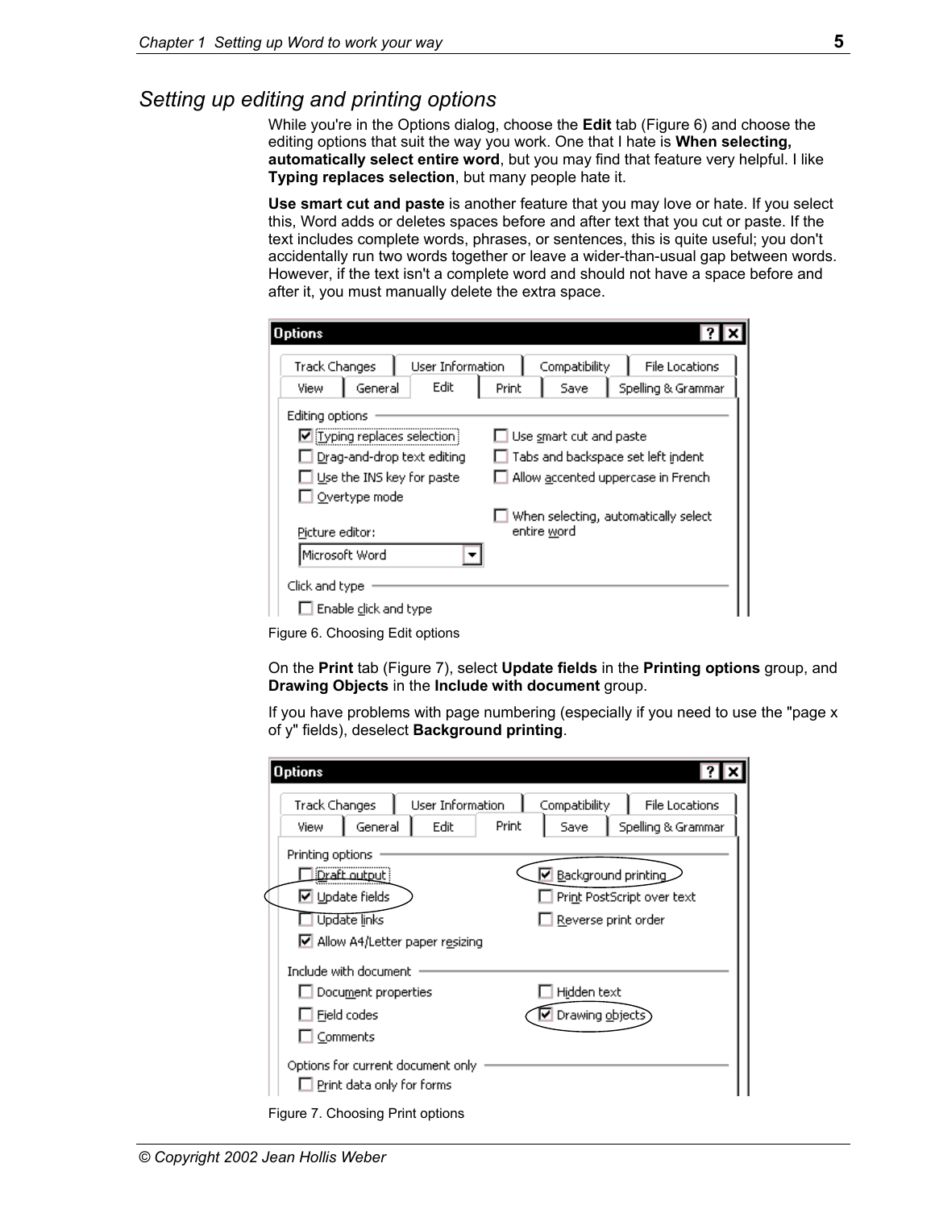## Setting up editing and printing options

While you're in the Options dialog, choose the **Edit** tab (Figure 6) and choose the editing options that suit the way you work. One that I hate is **When selecting, automatically select entire word**, but you may find that feature very helpful. I like **Typing replaces selection**, but many people hate it.

**Use smart cut and paste** is another feature that you may love or hate. If you select this, Word adds or deletes spaces before and after text that you cut or paste. If the text includes complete words, phrases, or sentences, this is quite useful; you don't accidentally run two words together or leave a wider-than-usual gap between words. However, if the text isn't a complete word and should not have a space before and after it, you must manually delete the extra space.

Figure 6. Choosing Edit options

On the **Print** tab (Figure 7), select **Update fields** in the **Printing options** group, and **Drawing Objects** in the **Include with document** group.

If you have problems with page numbering (especially if you need to use the "page x of y" fields), deselect **Background printing**.

Figure 7. Choosing Print options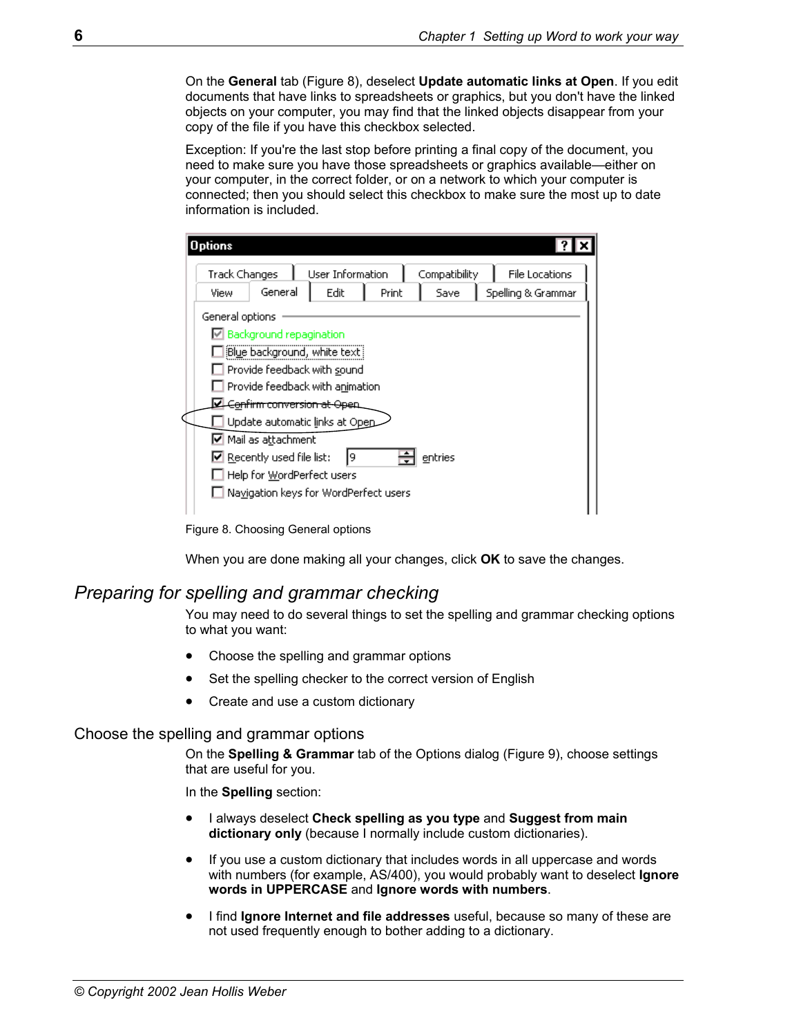On the **General** tab (Figure 8), deselect **Update automatic links at Open**. If you edit documents that have links to spreadsheets or graphics, but you don't have the linked objects on your computer, you may find that the linked objects disappear from your copy of the file if you have this checkbox selected.

Exception: If you're the last stop before printing a final copy of the document, you need to make sure you have those spreadsheets or graphics available—either on your computer, in the correct folder, or on a network to which your computer is connected; then you should select this checkbox to make sure the most up to date information is included.

Figure 8. Choosing General options

When you are done making all your changes, click **OK** to save the changes.

## *Preparing for spelling and grammar checking*

You may need to do several things to set the spelling and grammar checking options to what you want:

- Choose the spelling and grammar options
- Set the spelling checker to the correct version of English
- Create and use a custom dictionary

### Choose the spelling and grammar options

On the **Spelling & Grammar** tab of the Options dialog (Figure 9), choose settings that are useful for you.

In the **Spelling** section:

- I always deselect **Check spelling as you type** and **Suggest from main dictionary only** (because I normally include custom dictionaries).
- If you use a custom dictionary that includes words in all uppercase and words with numbers (for example, AS/400), you would probably want to deselect **Ignore words in UPPERCASE** and **Ignore words with numbers**.
- I find **Ignore Internet and file addresses** useful, because so many of these are not used frequently enough to bother adding to a dictionary.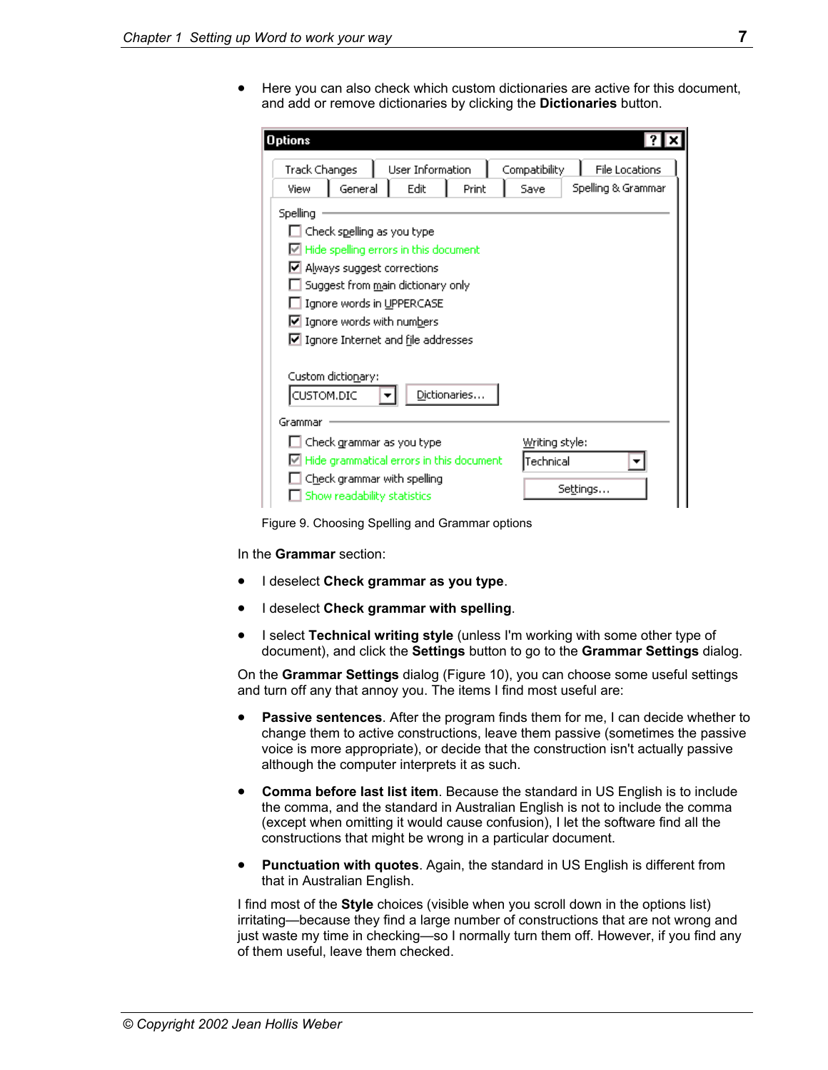- Here you can also check which custom dictionaries are active for this document, and add or remove dictionaries by clicking the **Dictionaries** button.

Figure 9. Choosing Spelling and Grammar options

In the **Grammar** section:

- I deselect **Check grammar as you type**.
- I deselect **Check grammar with spelling**.
- I select **Technical writing style** (unless I'm working with some other type of document), and click the **Settings** button to go to the **Grammar Settings** dialog.

On the **Grammar Settings** dialog (Figure 10), you can choose some useful settings and turn off any that annoy you. The items I find most useful are:

- **Passive sentences**. After the program finds them for me, I can decide whether to change them to active constructions, leave them passive (sometimes the passive voice is more appropriate), or decide that the construction isn't actually passive although the computer interprets it as such.
- **Comma before last list item**. Because the standard in US English is to include the comma, and the standard in Australian English is not to include the comma (except when omitting it would cause confusion), I let the software find all the constructions that might be wrong in a particular document.
- **Punctuation with quotes**. Again, the standard in US English is different from that in Australian English.

I find most of the **Style** choices (visible when you scroll down in the options list) irritating—because they find a large number of constructions that are not wrong and just waste my time in checking—so I normally turn them off. However, if you find any of them useful, leave them checked.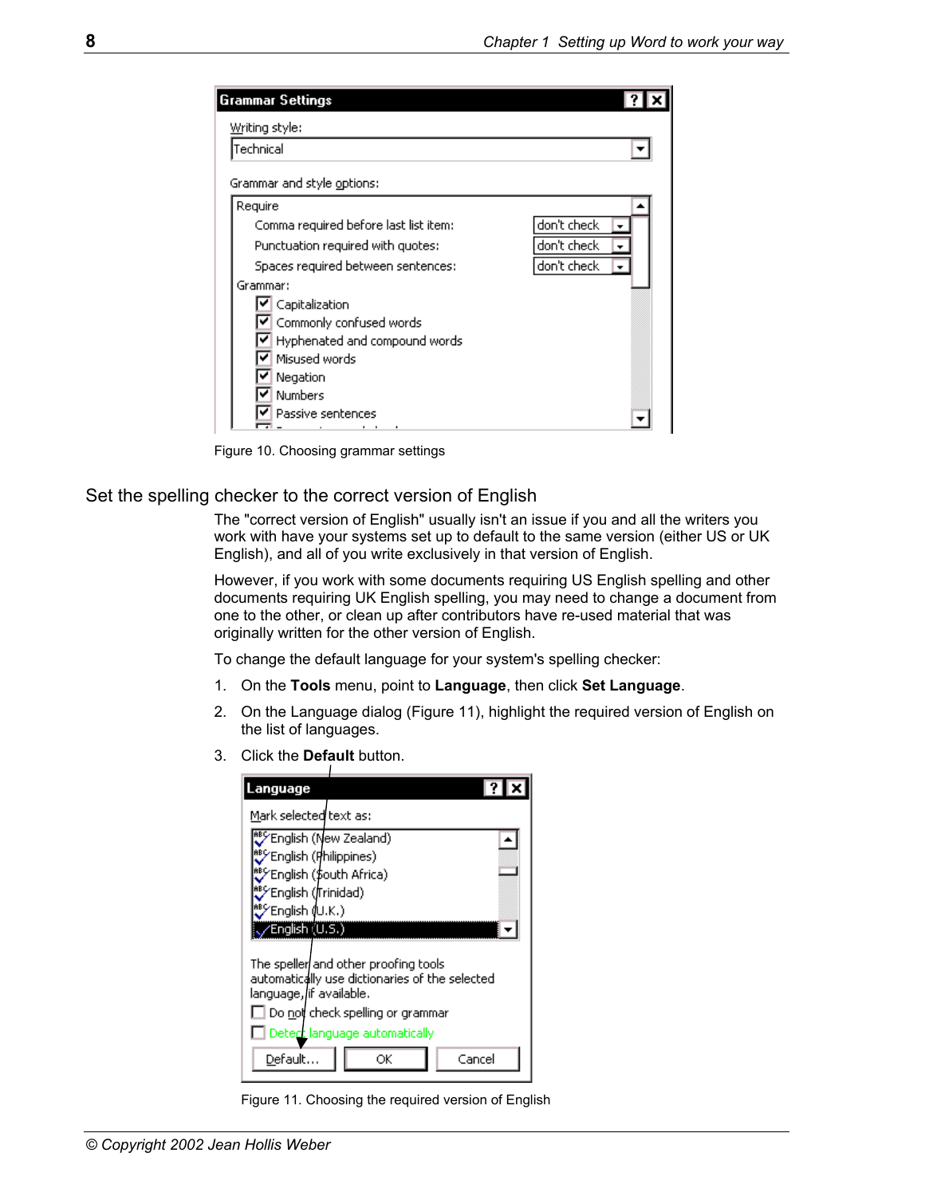Figure 10. Choosing grammar settings

## Set the spelling checker to the correct version of English

The "correct version of English" usually isn't an issue if you and all the writers you work with have your systems set up to default to the same version (either US or UK English), and all of you write exclusively in that version of English.

However, if you work with some documents requiring US English spelling and other documents requiring UK English spelling, you may need to change a document from one to the other, or clean up after contributors have re-used material that was originally written for the other version of English.

To change the default language for your system's spelling checker:

1. On the **Tools** menu, point to **Language**, then click **Set Language**.
2. On the Language dialog (Figure 11), highlight the required version of English on the list of languages.
3. Click the **Default** button.

Figure 11. Choosing the required version of English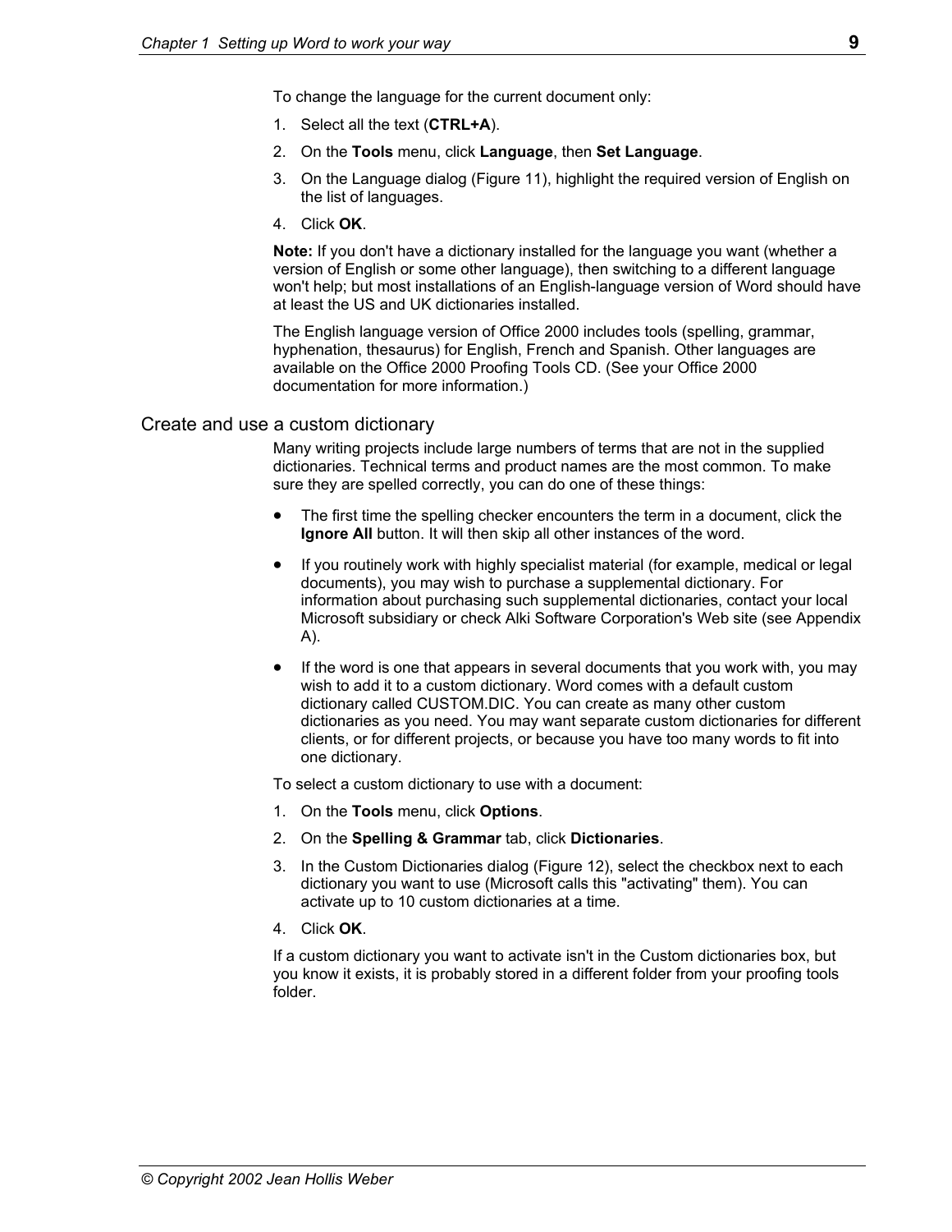To change the language for the current document only:

1. Select all the text (**CTRL+A**).
2. On the **Tools** menu, click **Language**, then **Set Language**.
3. On the Language dialog (Figure 11), highlight the required version of English on the list of languages.
4. Click **OK**.

**Note:** If you don't have a dictionary installed for the language you want (whether a version of English or some other language), then switching to a different language won't help; but most installations of an English-language version of Word should have at least the US and UK dictionaries installed.

The English language version of Office 2000 includes tools (spelling, grammar, hyphenation, thesaurus) for English, French and Spanish. Other languages are available on the Office 2000 Proofing Tools CD. (See your Office 2000 documentation for more information.)

## Create and use a custom dictionary

Many writing projects include large numbers of terms that are not in the supplied dictionaries. Technical terms and product names are the most common. To make sure they are spelled correctly, you can do one of these things:

- The first time the spelling checker encounters the term in a document, click the **Ignore All** button. It will then skip all other instances of the word.
- If you routinely work with highly specialist material (for example, medical or legal documents), you may wish to purchase a supplemental dictionary. For information about purchasing such supplemental dictionaries, contact your local Microsoft subsidiary or check Alki Software Corporation's Web site (see Appendix A).
- If the word is one that appears in several documents that you work with, you may wish to add it to a custom dictionary. Word comes with a default custom dictionary called CUSTOM.DIC. You can create as many other custom dictionaries as you need. You may want separate custom dictionaries for different clients, or for different projects, or because you have too many words to fit into one dictionary.

To select a custom dictionary to use with a document:

1. On the **Tools** menu, click **Options**.
2. On the **Spelling & Grammar** tab, click **Dictionaries**.
3. In the Custom Dictionaries dialog (Figure 12), select the checkbox next to each dictionary you want to use (Microsoft calls this "activating" them). You can activate up to 10 custom dictionaries at a time.
4. Click **OK**.

If a custom dictionary you want to activate isn't in the Custom dictionaries box, but you know it exists, it is probably stored in a different folder from your proofing tools folder.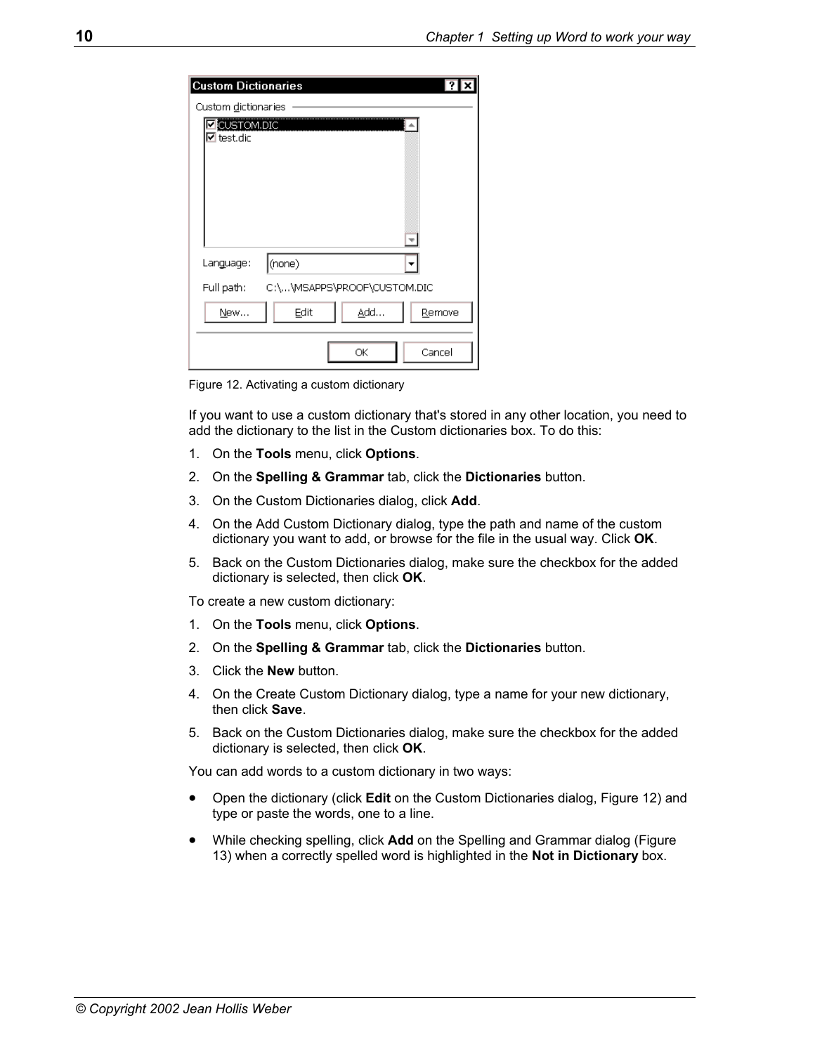Figure 12. Activating a custom dictionary

If you want to use a custom dictionary that's stored in any other location, you need to add the dictionary to the list in the Custom dictionaries box. To do this:

1. On the **Tools** menu, click **Options**.
2. On the **Spelling & Grammar** tab, click the **Dictionaries** button.
3. On the Custom Dictionaries dialog, click **Add**.
4. On the Add Custom Dictionary dialog, type the path and name of the custom dictionary you want to add, or browse for the file in the usual way. Click **OK**.
5. Back on the Custom Dictionaries dialog, make sure the checkbox for the added dictionary is selected, then click **OK**.

To create a new custom dictionary:

1. On the **Tools** menu, click **Options**.
2. On the **Spelling & Grammar** tab, click the **Dictionaries** button.
3. Click the **New** button.
4. On the Create Custom Dictionary dialog, type a name for your new dictionary, then click **Save**.
5. Back on the Custom Dictionaries dialog, make sure the checkbox for the added dictionary is selected, then click **OK**.

You can add words to a custom dictionary in two ways:

- Open the dictionary (click **Edit** on the Custom Dictionaries dialog, Figure 12) and type or paste the words, one to a line.
- While checking spelling, click **Add** on the Spelling and Grammar dialog (Figure 13) when a correctly spelled word is highlighted in the **Not in Dictionary** box.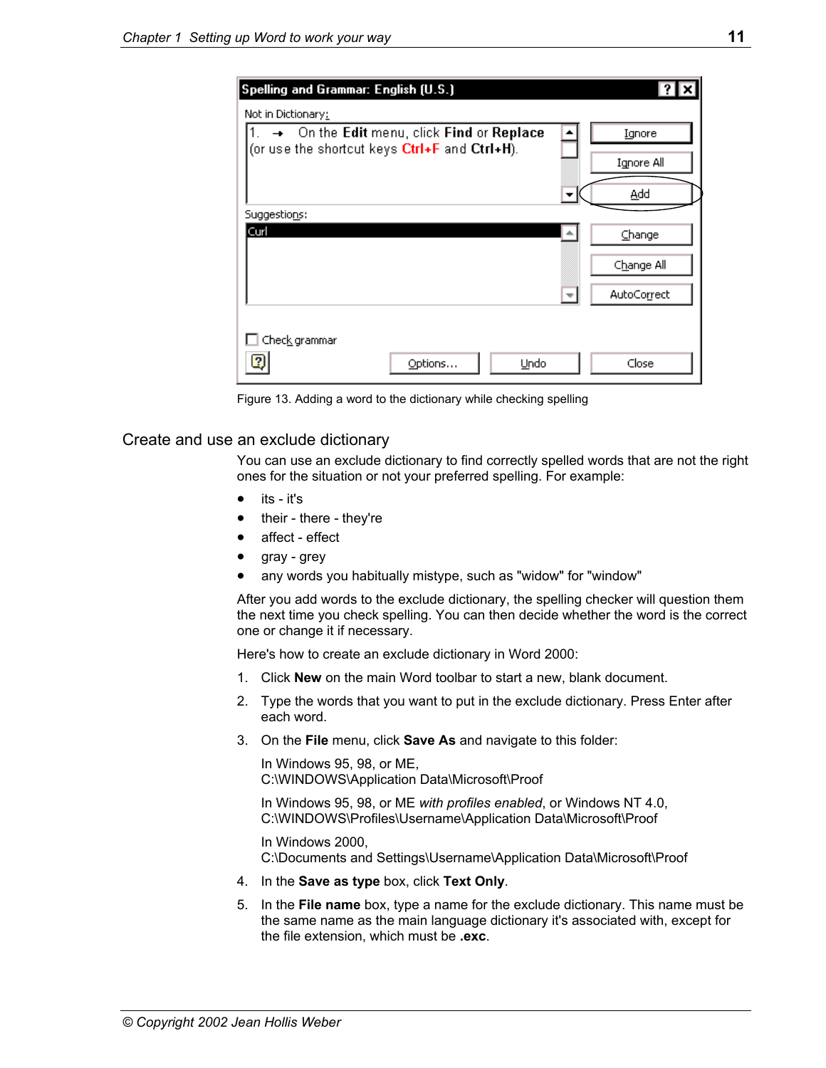Figure 13. Adding a word to the dictionary while checking spelling

## Create and use an exclude dictionary

You can use an exclude dictionary to find correctly spelled words that are not the right ones for the situation or not your preferred spelling. For example:

- its - it's
- their - there - they're
- affect - effect
- gray - grey
- any words you habitually mistype, such as "widow" for "window"

After you add words to the exclude dictionary, the spelling checker will question them the next time you check spelling. You can then decide whether the word is the correct one or change it if necessary.

Here's how to create an exclude dictionary in Word 2000:

1. Click **New** on the main Word toolbar to start a new, blank document.
2. Type the words that you want to put in the exclude dictionary. Press Enter after each word.
3. On the **File** menu, click **Save As** and navigate to this folder:

   In Windows 95, 98, or ME,
   C:\WINDOWS\Application Data\Microsoft\Proof

   In Windows 95, 98, or ME *with profiles enabled*, or Windows NT 4.0,
   C:\WINDOWS\Profiles\Username\Application Data\Microsoft\Proof

   In Windows 2000,
   C:\Documents and Settings\Username\Application Data\Microsoft\Proof

4. In the **Save as type** box, click **Text Only**.
5. In the **File name** box, type a name for the exclude dictionary. This name must be the same name as the main language dictionary it's associated with, except for the file extension, which must be **.exc**.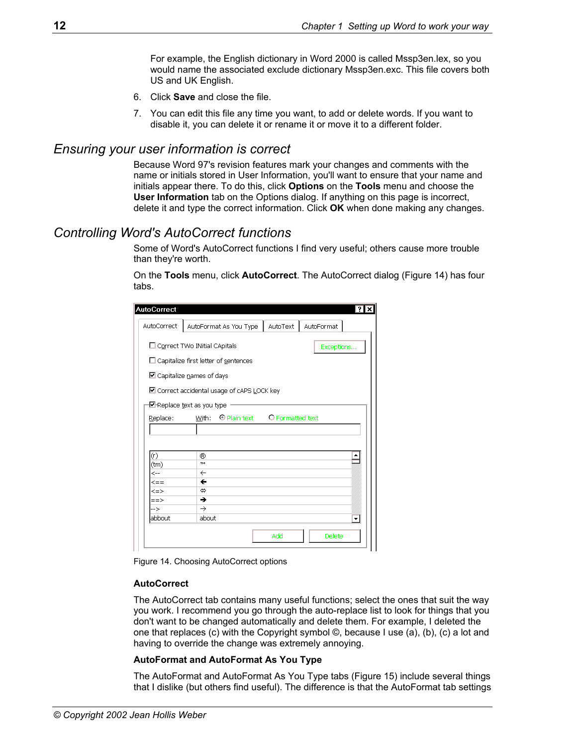For example, the English dictionary in Word 2000 is called Mssp3en.lex, so you would name the associated exclude dictionary Mssp3en.exc. This file covers both US and UK English.

6. Click **Save** and close the file.
7. You can edit this file any time you want, to add or delete words. If you want to disable it, you can delete it or rename it or move it to a different folder.

## *Ensuring your user information is correct*

Because Word 97's revision features mark your changes and comments with the name or initials stored in User Information, you'll want to ensure that your name and initials appear there. To do this, click **Options** on the **Tools** menu and choose the **User Information** tab on the Options dialog. If anything on this page is incorrect, delete it and type the correct information. Click **OK** when done making any changes.

## *Controlling Word's AutoCorrect functions*

Some of Word's AutoCorrect functions I find very useful; others cause more trouble than they're worth.

On the **Tools** menu, click **AutoCorrect**. The AutoCorrect dialog (Figure 14) has four tabs.

Figure 14. Choosing AutoCorrect options

**AutoCorrect**

The AutoCorrect tab contains many useful functions; select the ones that suit the way you work. I recommend you go through the auto-replace list to look for things that you don't want to be changed automatically and delete them. For example, I deleted the one that replaces (c) with the Copyright symbol ©, because I use (a), (b), (c) a lot and having to override the change was extremely annoying.

**AutoFormat and AutoFormat As You Type**

The AutoFormat and AutoFormat As You Type tabs (Figure 15) include several things that I dislike (but others find useful). The difference is that the AutoFormat tab settings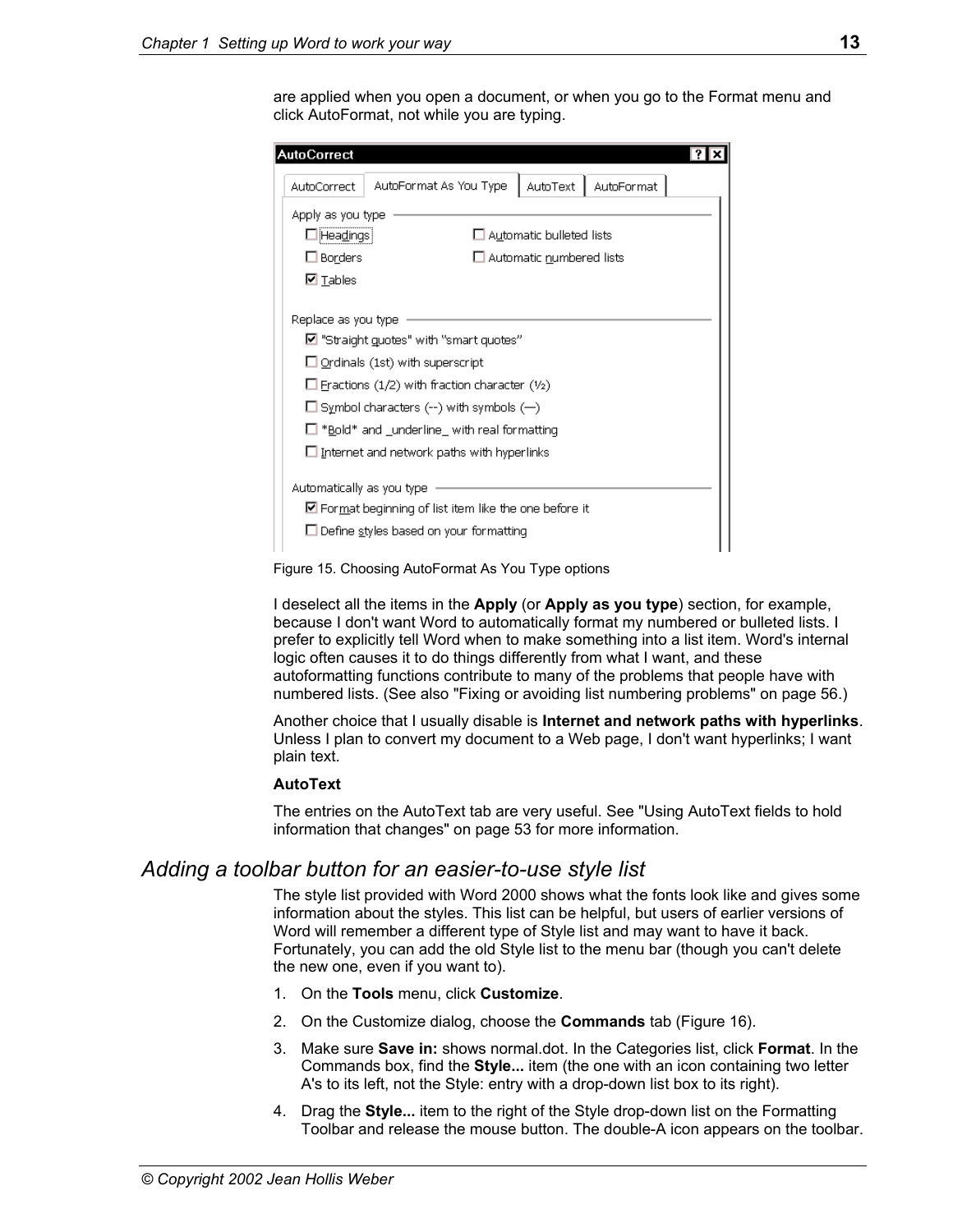are applied when you open a document, or when you go to the Format menu and click AutoFormat, not while you are typing.

Figure 15. Choosing AutoFormat As You Type options

I deselect all the items in the **Apply** (or **Apply as you type**) section, for example, because I don't want Word to automatically format my numbered or bulleted lists. I prefer to explicitly tell Word when to make something into a list item. Word's internal logic often causes it to do things differently from what I want, and these autoformatting functions contribute to many of the problems that people have with numbered lists. (See also "Fixing or avoiding list numbering problems" on page 56.)

Another choice that I usually disable is **Internet and network paths with hyperlinks**. Unless I plan to convert my document to a Web page, I don't want hyperlinks; I want plain text.

**AutoText**

The entries on the AutoText tab are very useful. See "Using AutoText fields to hold information that changes" on page 53 for more information.

## *Adding a toolbar button for an easier-to-use style list*

The style list provided with Word 2000 shows what the fonts look like and gives some information about the styles. This list can be helpful, but users of earlier versions of Word will remember a different type of Style list and may want to have it back. Fortunately, you can add the old Style list to the menu bar (though you can't delete the new one, even if you want to).

1. On the **Tools** menu, click **Customize**.
2. On the Customize dialog, choose the **Commands** tab (Figure 16).
3. Make sure **Save in:** shows normal.dot. In the Categories list, click **Format**. In the Commands box, find the **Style...** item (the one with an icon containing two letter A's to its left, not the Style: entry with a drop-down list box to its right).
4. Drag the **Style...** item to the right of the Style drop-down list on the Formatting Toolbar and release the mouse button. The double-A icon appears on the toolbar.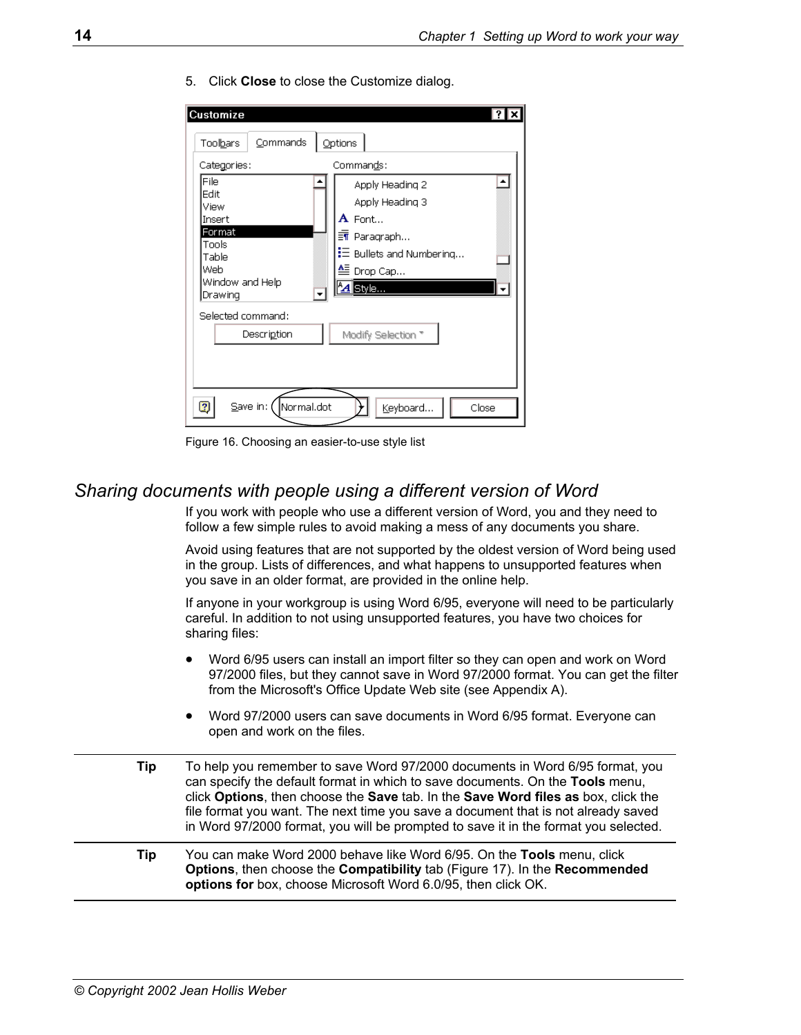5. Click **Close** to close the Customize dialog.

Figure 16. Choosing an easier-to-use style list

## *Sharing documents with people using a different version of Word*

If you work with people who use a different version of Word, you and they need to follow a few simple rules to avoid making a mess of any documents you share.

Avoid using features that are not supported by the oldest version of Word being used in the group. Lists of differences, and what happens to unsupported features when you save in an older format, are provided in the online help.

If anyone in your workgroup is using Word 6/95, everyone will need to be particularly careful. In addition to not using unsupported features, you have two choices for sharing files:

- Word 6/95 users can install an import filter so they can open and work on Word 97/2000 files, but they cannot save in Word 97/2000 format. You can get the filter from the Microsoft's Office Update Web site (see Appendix A).
- Word 97/2000 users can save documents in Word 6/95 format. Everyone can open and work on the files.

**Tip** To help you remember to save Word 97/2000 documents in Word 6/95 format, you can specify the default format in which to save documents. On the **Tools** menu, click **Options**, then choose the **Save** tab. In the **Save Word files as** box, click the file format you want. The next time you save a document that is not already saved in Word 97/2000 format, you will be prompted to save it in the format you selected.

**Tip** You can make Word 2000 behave like Word 6/95. On the **Tools** menu, click **Options**, then choose the **Compatibility** tab (Figure 17). In the **Recommended options for** box, choose Microsoft Word 6.0/95, then click OK.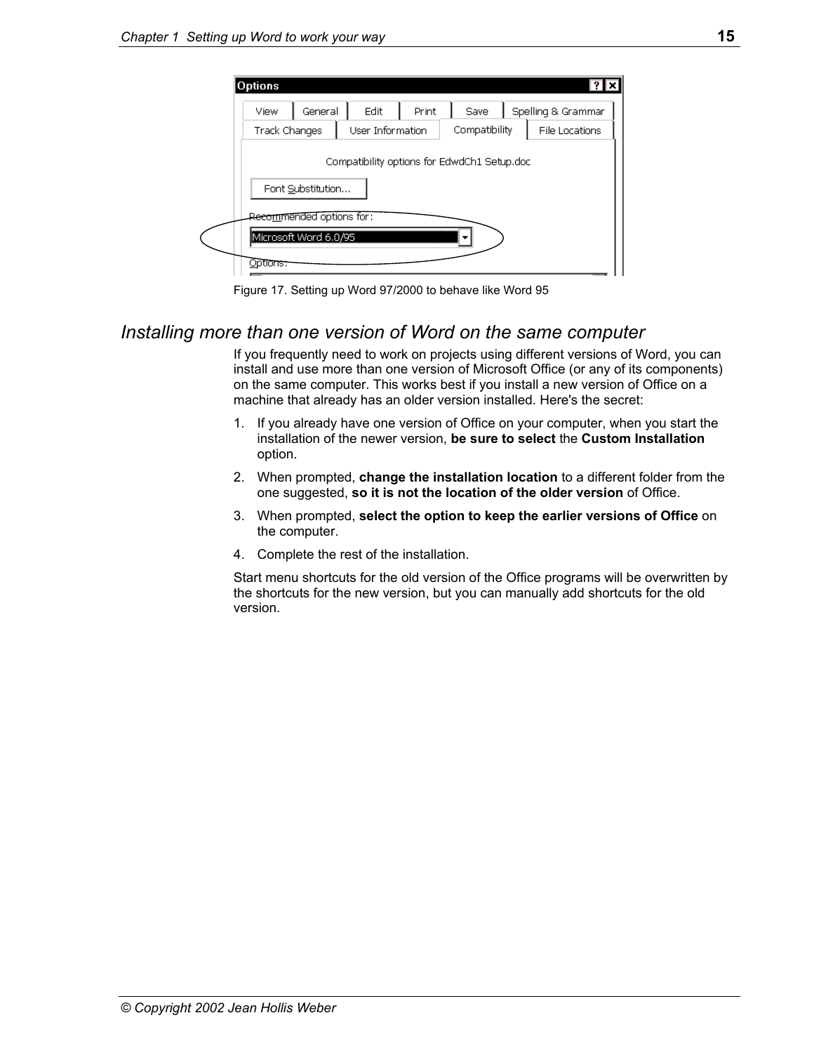Figure 17. Setting up Word 97/2000 to behave like Word 95

## *Installing more than one version of Word on the same computer*

If you frequently need to work on projects using different versions of Word, you can install and use more than one version of Microsoft Office (or any of its components) on the same computer. This works best if you install a new version of Office on a machine that already has an older version installed. Here's the secret:

1. If you already have one version of Office on your computer, when you start the installation of the newer version, **be sure to select** the **Custom Installation** option.
2. When prompted, **change the installation location** to a different folder from the one suggested, **so it is not the location of the older version** of Office.
3. When prompted, **select the option to keep the earlier versions of Office** on the computer.
4. Complete the rest of the installation.

Start menu shortcuts for the old version of the Office programs will be overwritten by the shortcuts for the new version, but you can manually add shortcuts for the old version.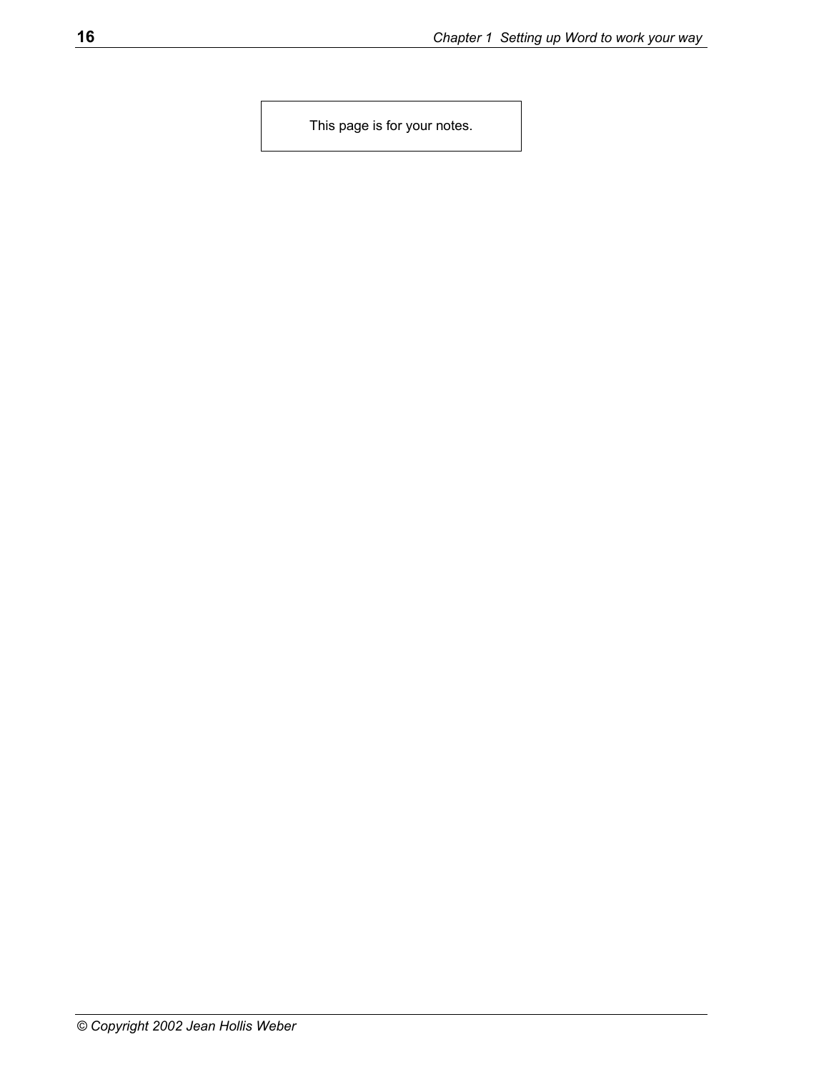This page is for your notes.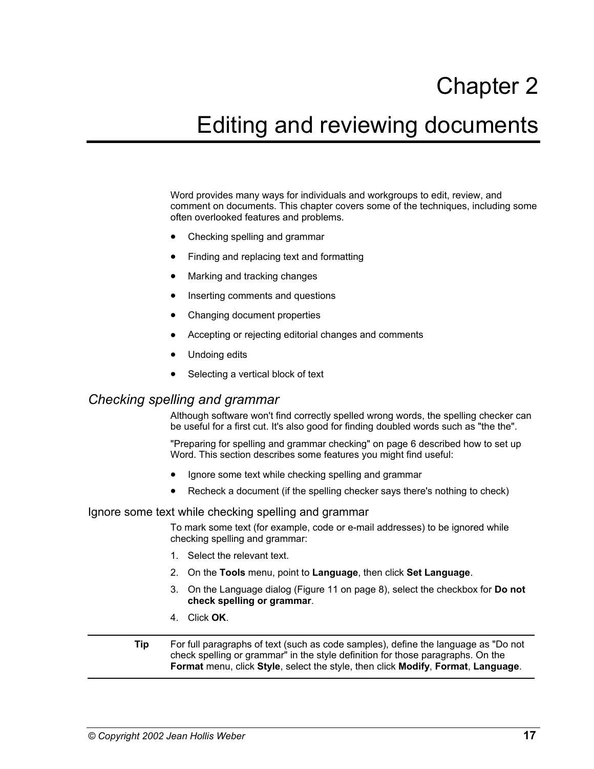# Chapter 2

# Editing and reviewing documents

Word provides many ways for individuals and workgroups to edit, review, and comment on documents. This chapter covers some of the techniques, including some often overlooked features and problems.

- Checking spelling and grammar
- Finding and replacing text and formatting
- Marking and tracking changes
- Inserting comments and questions
- Changing document properties
- Accepting or rejecting editorial changes and comments
- Undoing edits
- Selecting a vertical block of text

## *Checking spelling and grammar*

Although software won't find correctly spelled wrong words, the spelling checker can be useful for a first cut. It's also good for finding doubled words such as "the the".

"Preparing for spelling and grammar checking" on page 6 described how to set up Word. This section describes some features you might find useful:

- Ignore some text while checking spelling and grammar
- Recheck a document (if the spelling checker says there's nothing to check)

### Ignore some text while checking spelling and grammar

To mark some text (for example, code or e-mail addresses) to be ignored while checking spelling and grammar:

1. Select the relevant text.
2. On the **Tools** menu, point to **Language**, then click **Set Language**.
3. On the Language dialog (Figure 11 on page 8), select the checkbox for **Do not check spelling or grammar**.
4. Click **OK**.

---

**Tip** For full paragraphs of text (such as code samples), define the language as "Do not check spelling or grammar" in the style definition for those paragraphs. On the **Format** menu, click **Style**, select the style, then click **Modify**, **Format**, **Language**.

---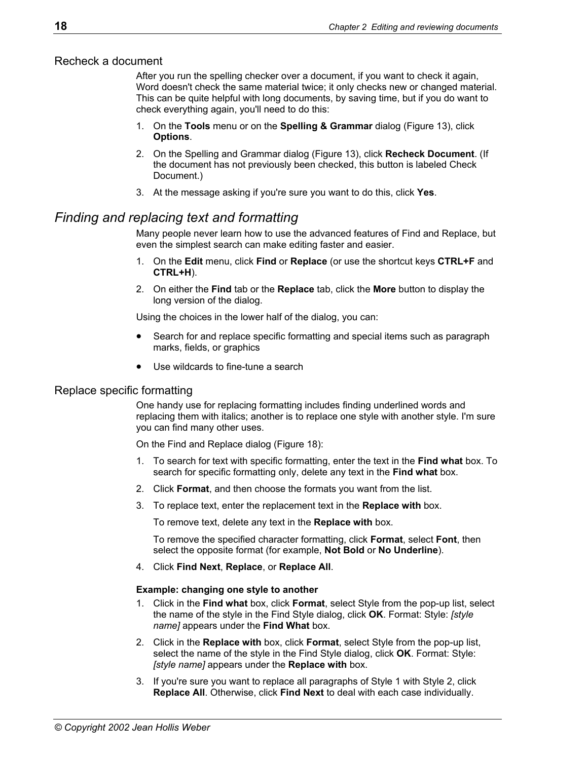### Recheck a document

After you run the spelling checker over a document, if you want to check it again, Word doesn't check the same material twice; it only checks new or changed material. This can be quite helpful with long documents, by saving time, but if you do want to check everything again, you'll need to do this:

1. On the **Tools** menu or on the **Spelling & Grammar** dialog (Figure 13), click **Options**.
2. On the Spelling and Grammar dialog (Figure 13), click **Recheck Document**. (If the document has not previously been checked, this button is labeled Check Document.)
3. At the message asking if you're sure you want to do this, click **Yes**.

## *Finding and replacing text and formatting*

Many people never learn how to use the advanced features of Find and Replace, but even the simplest search can make editing faster and easier.

1. On the **Edit** menu, click **Find** or **Replace** (or use the shortcut keys **CTRL+F** and **CTRL+H**).
2. On either the **Find** tab or the **Replace** tab, click the **More** button to display the long version of the dialog.

Using the choices in the lower half of the dialog, you can:

- Search for and replace specific formatting and special items such as paragraph marks, fields, or graphics
- Use wildcards to fine-tune a search

### Replace specific formatting

One handy use for replacing formatting includes finding underlined words and replacing them with italics; another is to replace one style with another style. I'm sure you can find many other uses.

On the Find and Replace dialog (Figure 18):

1. To search for text with specific formatting, enter the text in the **Find what** box. To search for specific formatting only, delete any text in the **Find what** box.
2. Click **Format**, and then choose the formats you want from the list.
3. To replace text, enter the replacement text in the **Replace with** box.

   To remove text, delete any text in the **Replace with** box.

   To remove the specified character formatting, click **Format**, select **Font**, then select the opposite format (for example, **Not Bold** or **No Underline**).
4. Click **Find Next**, **Replace**, or **Replace All**.

**Example: changing one style to another**

1. Click in the **Find what** box, click **Format**, select Style from the pop-up list, select the name of the style in the Find Style dialog, click **OK**. Format: Style: *[style name]* appears under the **Find What** box.
2. Click in the **Replace with** box, click **Format**, select Style from the pop-up list, select the name of the style in the Find Style dialog, click **OK**. Format: Style: *[style name]* appears under the **Replace with** box.
3. If you're sure you want to replace all paragraphs of Style 1 with Style 2, click **Replace All**. Otherwise, click **Find Next** to deal with each case individually.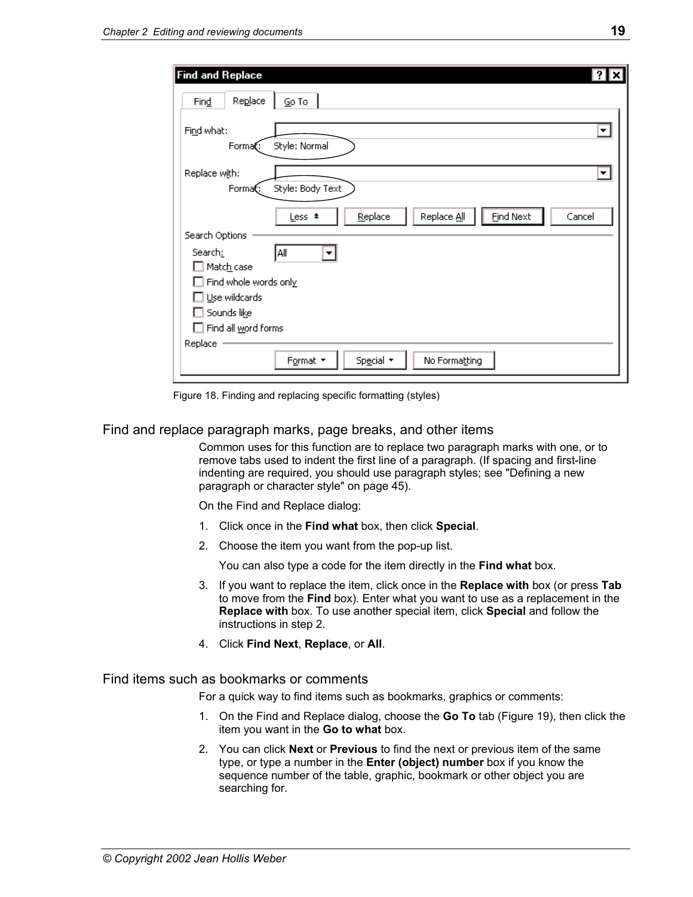Figure 18. Finding and replacing specific formatting (styles)

## Find and replace paragraph marks, page breaks, and other items

Common uses for this function are to replace two paragraph marks with one, or to remove tabs used to indent the first line of a paragraph. (If spacing and first-line indenting are required, you should use paragraph styles; see "Defining a new paragraph or character style" on page 45).

On the Find and Replace dialog:

1. Click once in the **Find what** box, then click **Special**.
2. Choose the item you want from the pop-up list.

   You can also type a code for the item directly in the **Find what** box.
3. If you want to replace the item, click once in the **Replace with** box (or press **Tab** to move from the **Find** box). Enter what you want to use as a replacement in the **Replace with** box. To use another special item, click **Special** and follow the instructions in step 2.
4. Click **Find Next**, **Replace**, or **All**.

## Find items such as bookmarks or comments

For a quick way to find items such as bookmarks, graphics or comments:

1. On the Find and Replace dialog, choose the **Go To** tab (Figure 19), then click the item you want in the **Go to what** box.
2. You can click **Next** or **Previous** to find the next or previous item of the same type, or type a number in the **Enter (object) number** box if you know the sequence number of the table, graphic, bookmark or other object you are searching for.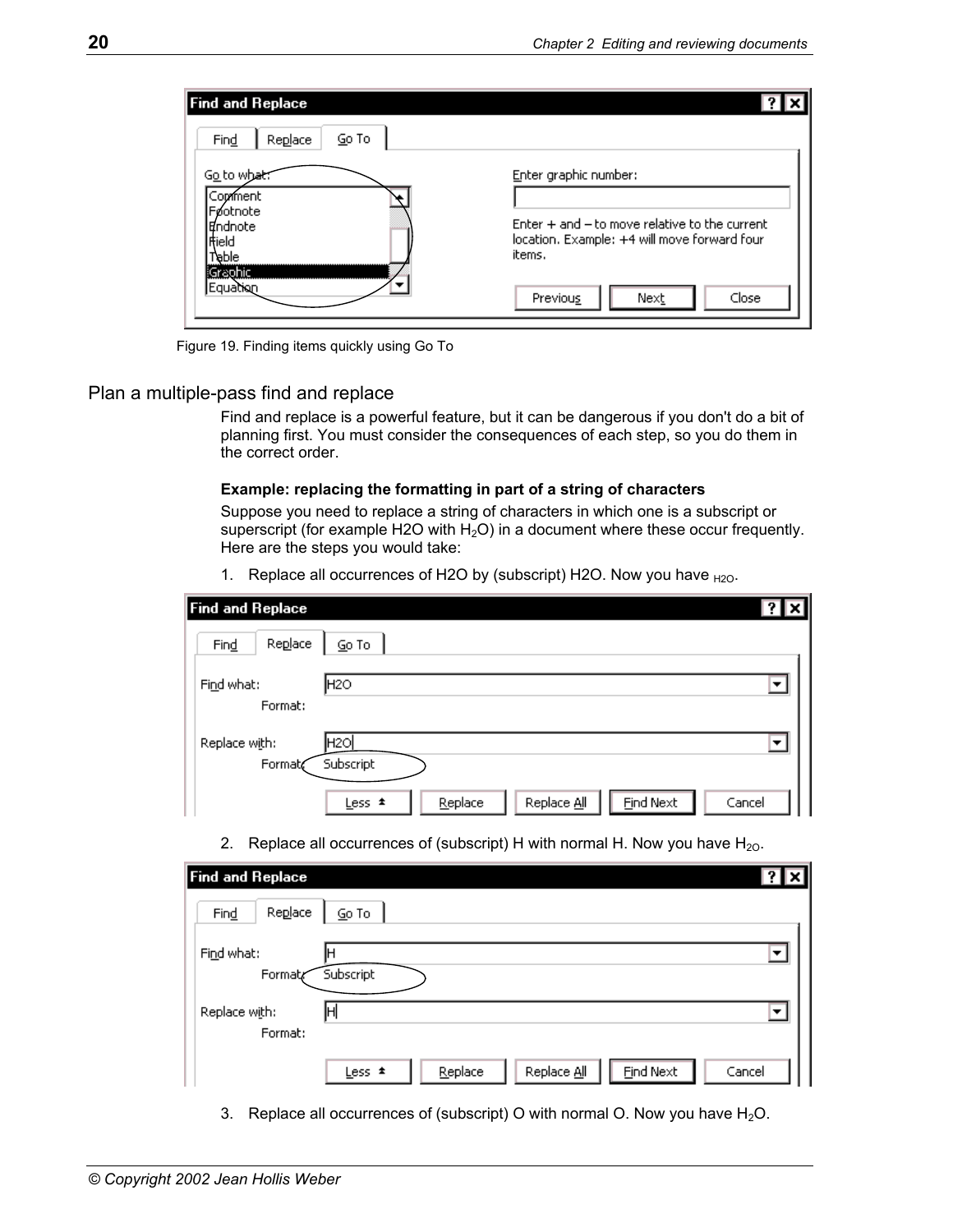Figure 19. Finding items quickly using Go To

## Plan a multiple-pass find and replace

Find and replace is a powerful feature, but it can be dangerous if you don't do a bit of planning first. You must consider the consequences of each step, so you do them in the correct order.

**Example: replacing the formatting in part of a string of characters**

Suppose you need to replace a string of characters in which one is a subscript or superscript (for example H2O with $H_2O$) in a document where these occur frequently. Here are the steps you would take:

1. Replace all occurrences of H2O by (subscript) H2O. Now you have $_{H2O}$.

2. Replace all occurrences of (subscript) H with normal H. Now you have $H_{2O}$.

3. Replace all occurrences of (subscript) O with normal O. Now you have $H_2O$.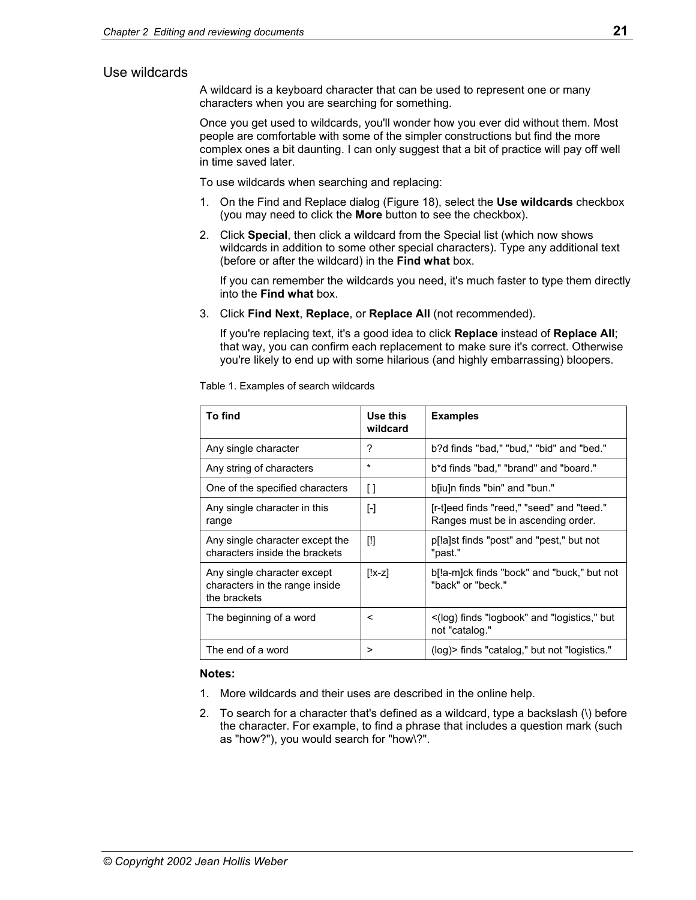## Use wildcards

A wildcard is a keyboard character that can be used to represent one or many characters when you are searching for something.

Once you get used to wildcards, you'll wonder how you ever did without them. Most people are comfortable with some of the simpler constructions but find the more complex ones a bit daunting. I can only suggest that a bit of practice will pay off well in time saved later.

To use wildcards when searching and replacing:

1. On the Find and Replace dialog (Figure 18), select the **Use wildcards** checkbox (you may need to click the **More** button to see the checkbox).
2. Click **Special**, then click a wildcard from the Special list (which now shows wildcards in addition to some other special characters). Type any additional text (before or after the wildcard) in the **Find what** box.

   If you can remember the wildcards you need, it's much faster to type them directly into the **Find what** box.
3. Click **Find Next**, **Replace**, or **Replace All** (not recommended).

   If you're replacing text, it's a good idea to click **Replace** instead of **Replace All**; that way, you can confirm each replacement to make sure it's correct. Otherwise you're likely to end up with some hilarious (and highly embarrassing) bloopers.

Table 1. Examples of search wildcards

| To find | Use this wildcard | Examples |
|---|---|---|
| Any single character | ? | b?d finds "bad," "bud," "bid" and "bed." |
| Any string of characters | * | b*d finds "bad," "brand" and "board." |
| One of the specified characters | [ ] | b[iu]n finds "bin" and "bun." |
| Any single character in this range | [-] | [r-t]eed finds "reed," "seed" and "teed." Ranges must be in ascending order. |
| Any single character except the characters inside the brackets | [!] | p[!a]st finds "post" and "pest," but not "past." |
| Any single character except characters in the range inside the brackets | [!x-z] | b[!a-m]ck finds "bock" and "buck," but not "back" or "beck." |
| The beginning of a word | < | <(log) finds "logbook" and "logistics," but not "catalog." |
| The end of a word | > | (log)> finds "catalog," but not "logistics." |

**Notes:**

1. More wildcards and their uses are described in the online help.
2. To search for a character that's defined as a wildcard, type a backslash (\) before the character. For example, to find a phrase that includes a question mark (such as "how?"), you would search for "how\?".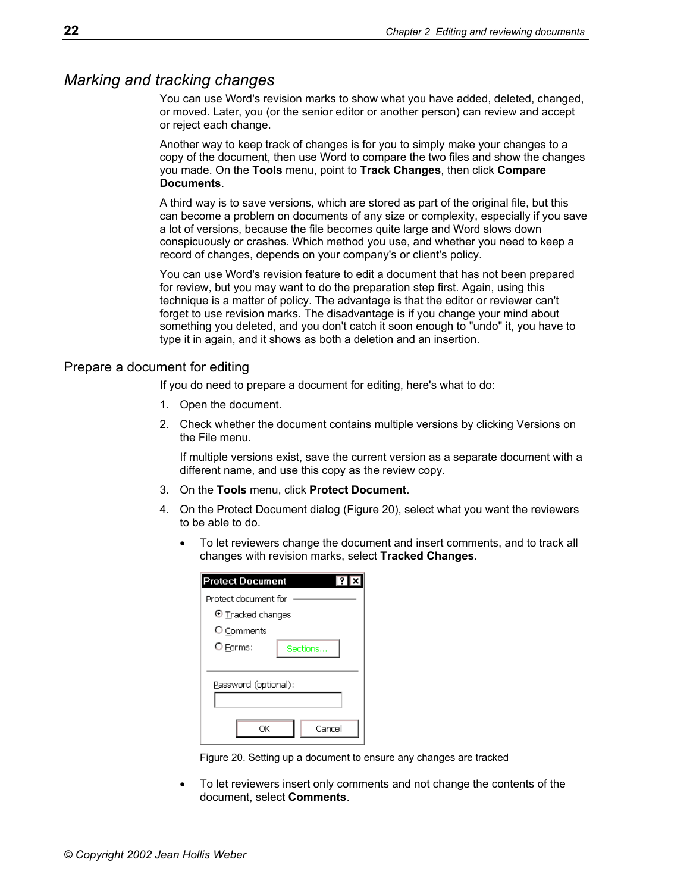## Marking and tracking changes

You can use Word's revision marks to show what you have added, deleted, changed, or moved. Later, you (or the senior editor or another person) can review and accept or reject each change.

Another way to keep track of changes is for you to simply make your changes to a copy of the document, then use Word to compare the two files and show the changes you made. On the **Tools** menu, point to **Track Changes**, then click **Compare Documents**.

A third way is to save versions, which are stored as part of the original file, but this can become a problem on documents of any size or complexity, especially if you save a lot of versions, because the file becomes quite large and Word slows down conspicuously or crashes. Which method you use, and whether you need to keep a record of changes, depends on your company's or client's policy.

You can use Word's revision feature to edit a document that has not been prepared for review, but you may want to do the preparation step first. Again, using this technique is a matter of policy. The advantage is that the editor or reviewer can't forget to use revision marks. The disadvantage is if you change your mind about something you deleted, and you don't catch it soon enough to "undo" it, you have to type it in again, and it shows as both a deletion and an insertion.

### Prepare a document for editing

If you do need to prepare a document for editing, here's what to do:

1. Open the document.
2. Check whether the document contains multiple versions by clicking Versions on the File menu.

   If multiple versions exist, save the current version as a separate document with a different name, and use this copy as the review copy.
3. On the **Tools** menu, click **Protect Document**.
4. On the Protect Document dialog (Figure 20), select what you want the reviewers to be able to do.
   - To let reviewers change the document and insert comments, and to track all changes with revision marks, select **Tracked Changes**.

     Figure 20. Setting up a document to ensure any changes are tracked
   - To let reviewers insert only comments and not change the contents of the document, select **Comments**.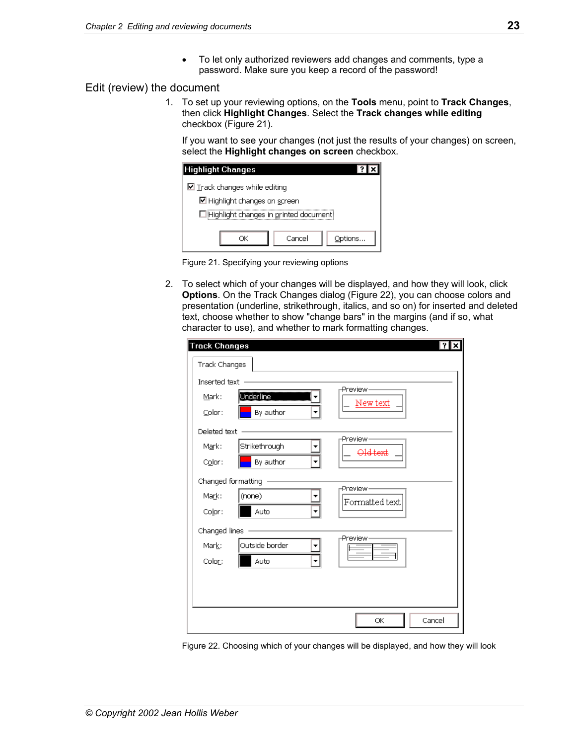- To let only authorized reviewers add changes and comments, type a password. Make sure you keep a record of the password!

## Edit (review) the document

1. To set up your reviewing options, on the **Tools** menu, point to **Track Changes**, then click **Highlight Changes**. Select the **Track changes while editing** checkbox (Figure 21).

   If you want to see your changes (not just the results of your changes) on screen, select the **Highlight changes on screen** checkbox.

   Figure 21. Specifying your reviewing options

2. To select which of your changes will be displayed, and how they will look, click **Options**. On the Track Changes dialog (Figure 22), you can choose colors and presentation (underline, strikethrough, italics, and so on) for inserted and deleted text, choose whether to show "change bars" in the margins (and if so, what character to use), and whether to mark formatting changes.

   Figure 22. Choosing which of your changes will be displayed, and how they will look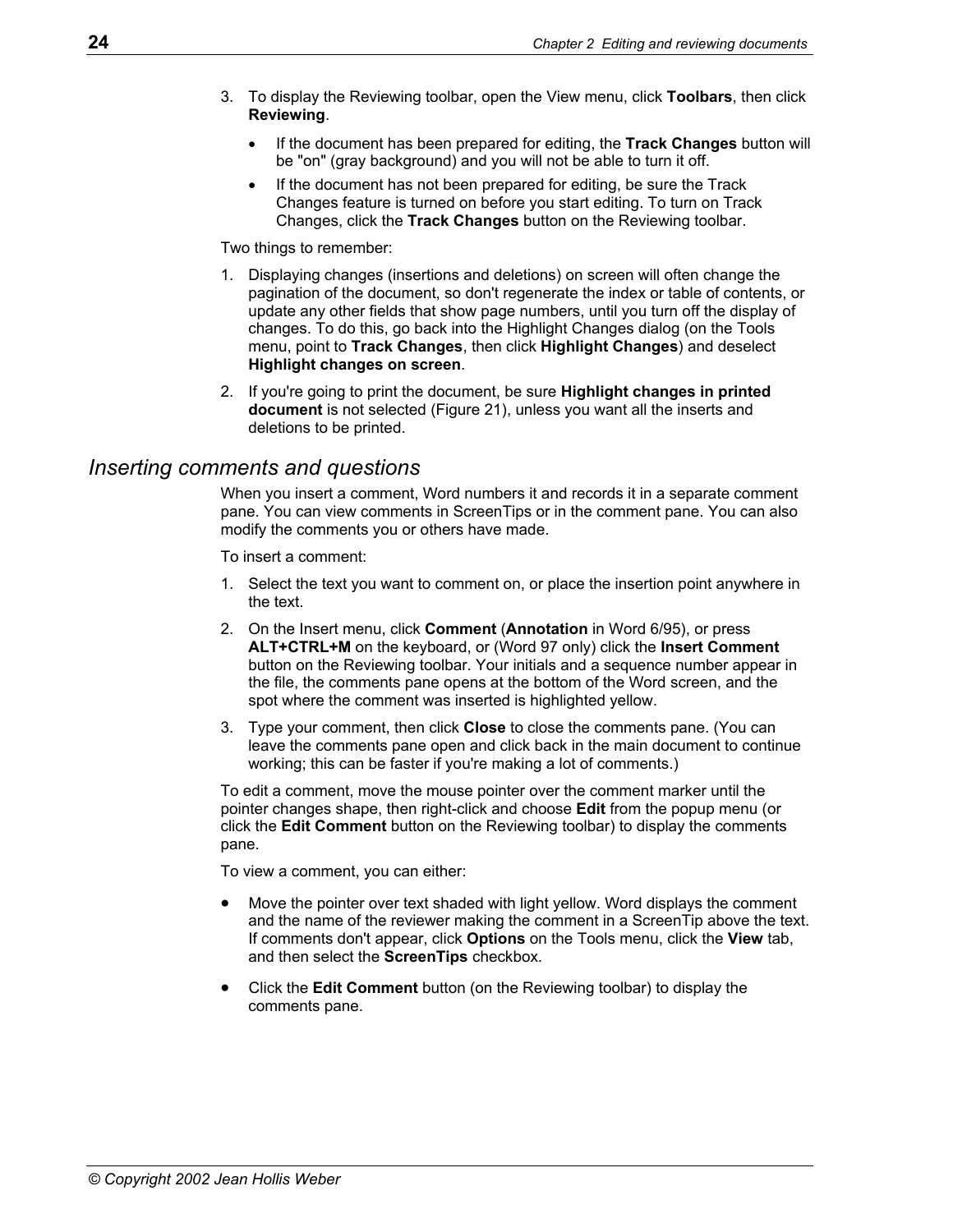3. To display the Reviewing toolbar, open the View menu, click **Toolbars**, then click **Reviewing**.
   - If the document has been prepared for editing, the **Track Changes** button will be "on" (gray background) and you will not be able to turn it off.
   - If the document has not been prepared for editing, be sure the Track Changes feature is turned on before you start editing. To turn on Track Changes, click the **Track Changes** button on the Reviewing toolbar.

Two things to remember:

1. Displaying changes (insertions and deletions) on screen will often change the pagination of the document, so don't regenerate the index or table of contents, or update any other fields that show page numbers, until you turn off the display of changes. To do this, go back into the Highlight Changes dialog (on the Tools menu, point to **Track Changes**, then click **Highlight Changes**) and deselect **Highlight changes on screen**.
2. If you're going to print the document, be sure **Highlight changes in printed document** is not selected (Figure 21), unless you want all the inserts and deletions to be printed.

## *Inserting comments and questions*

When you insert a comment, Word numbers it and records it in a separate comment pane. You can view comments in ScreenTips or in the comment pane. You can also modify the comments you or others have made.

To insert a comment:

1. Select the text you want to comment on, or place the insertion point anywhere in the text.
2. On the Insert menu, click **Comment** (**Annotation** in Word 6/95), or press **ALT+CTRL+M** on the keyboard, or (Word 97 only) click the **Insert Comment** button on the Reviewing toolbar. Your initials and a sequence number appear in the file, the comments pane opens at the bottom of the Word screen, and the spot where the comment was inserted is highlighted yellow.
3. Type your comment, then click **Close** to close the comments pane. (You can leave the comments pane open and click back in the main document to continue working; this can be faster if you're making a lot of comments.)

To edit a comment, move the mouse pointer over the comment marker until the pointer changes shape, then right-click and choose **Edit** from the popup menu (or click the **Edit Comment** button on the Reviewing toolbar) to display the comments pane.

To view a comment, you can either:

- Move the pointer over text shaded with light yellow. Word displays the comment and the name of the reviewer making the comment in a ScreenTip above the text. If comments don't appear, click **Options** on the Tools menu, click the **View** tab, and then select the **ScreenTips** checkbox.
- Click the **Edit Comment** button (on the Reviewing toolbar) to display the comments pane.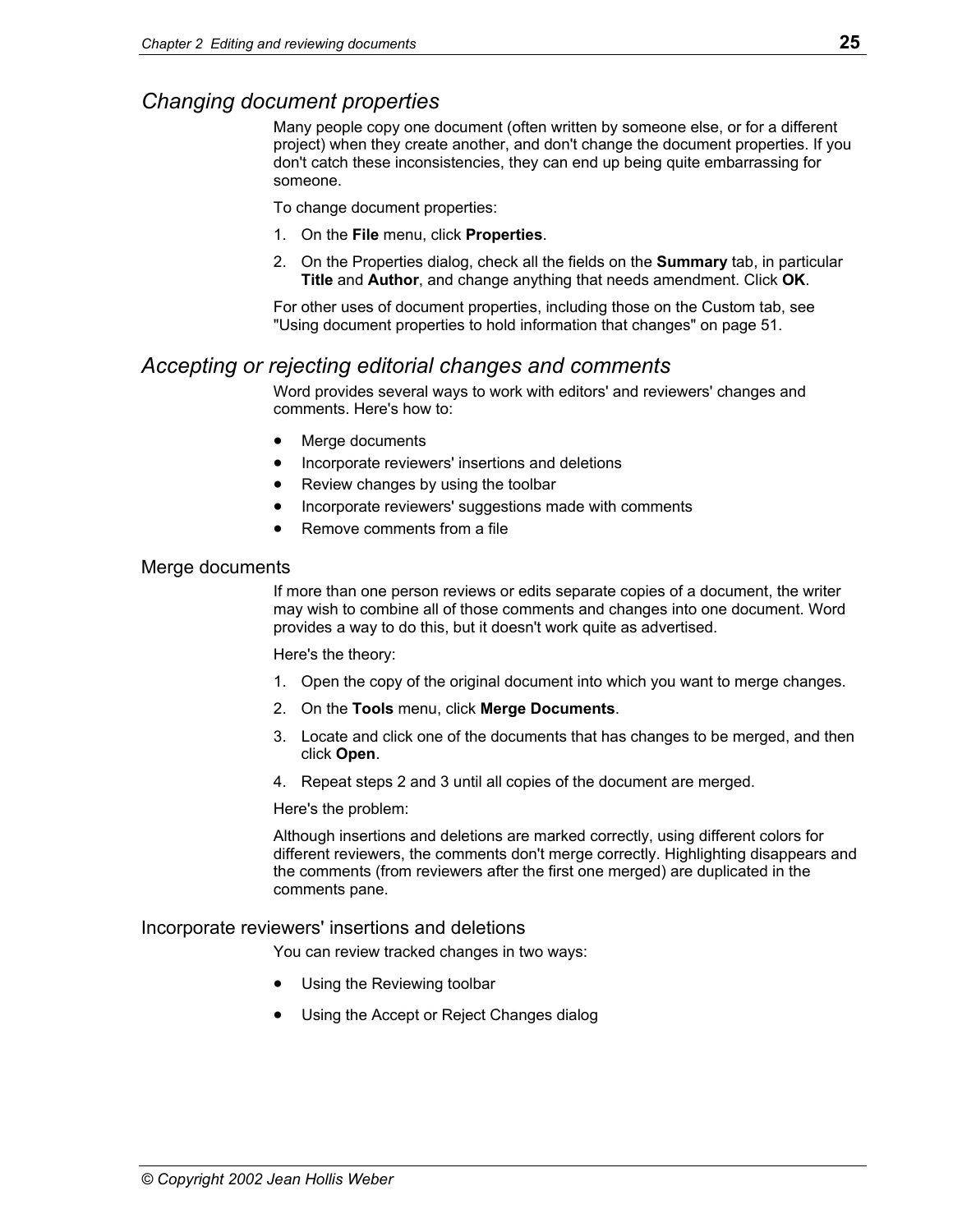## *Changing document properties*

Many people copy one document (often written by someone else, or for a different project) when they create another, and don't change the document properties. If you don't catch these inconsistencies, they can end up being quite embarrassing for someone.

To change document properties:

1. On the **File** menu, click **Properties**.
2. On the Properties dialog, check all the fields on the **Summary** tab, in particular **Title** and **Author**, and change anything that needs amendment. Click **OK**.

For other uses of document properties, including those on the Custom tab, see "Using document properties to hold information that changes" on page 51.

## *Accepting or rejecting editorial changes and comments*

Word provides several ways to work with editors' and reviewers' changes and comments. Here's how to:

- Merge documents
- Incorporate reviewers' insertions and deletions
- Review changes by using the toolbar
- Incorporate reviewers' suggestions made with comments
- Remove comments from a file

### Merge documents

If more than one person reviews or edits separate copies of a document, the writer may wish to combine all of those comments and changes into one document. Word provides a way to do this, but it doesn't work quite as advertised.

Here's the theory:

1. Open the copy of the original document into which you want to merge changes.
2. On the **Tools** menu, click **Merge Documents**.
3. Locate and click one of the documents that has changes to be merged, and then click **Open**.
4. Repeat steps 2 and 3 until all copies of the document are merged.

Here's the problem:

Although insertions and deletions are marked correctly, using different colors for different reviewers, the comments don't merge correctly. Highlighting disappears and the comments (from reviewers after the first one merged) are duplicated in the comments pane.

### Incorporate reviewers' insertions and deletions

You can review tracked changes in two ways:

- Using the Reviewing toolbar
- Using the Accept or Reject Changes dialog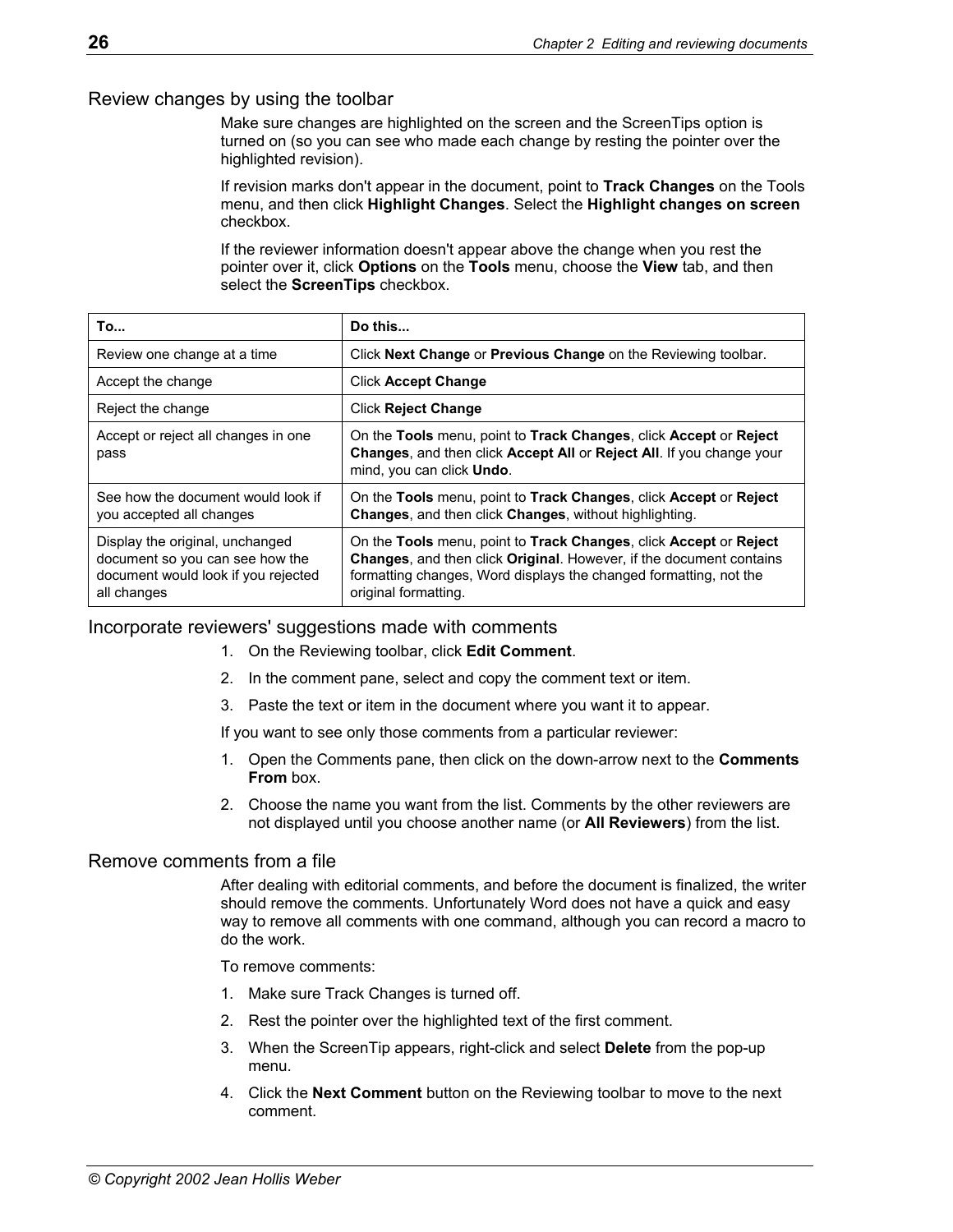## Review changes by using the toolbar

Make sure changes are highlighted on the screen and the ScreenTips option is turned on (so you can see who made each change by resting the pointer over the highlighted revision).

If revision marks don't appear in the document, point to **Track Changes** on the Tools menu, and then click **Highlight Changes**. Select the **Highlight changes on screen** checkbox.

If the reviewer information doesn't appear above the change when you rest the pointer over it, click **Options** on the **Tools** menu, choose the **View** tab, and then select the **ScreenTips** checkbox.

| To... | Do this... |
|---|---|
| Review one change at a time | Click **Next Change** or **Previous Change** on the Reviewing toolbar. |
| Accept the change | Click **Accept Change** |
| Reject the change | Click **Reject Change** |
| Accept or reject all changes in one pass | On the **Tools** menu, point to **Track Changes**, click **Accept** or **Reject Changes**, and then click **Accept All** or **Reject All**. If you change your mind, you can click **Undo**. |
| See how the document would look if you accepted all changes | On the **Tools** menu, point to **Track Changes**, click **Accept** or **Reject Changes**, and then click **Changes**, without highlighting. |
| Display the original, unchanged document so you can see how the document would look if you rejected all changes | On the **Tools** menu, point to **Track Changes**, click **Accept** or **Reject Changes**, and then click **Original**. However, if the document contains formatting changes, Word displays the changed formatting, not the original formatting. |

## Incorporate reviewers' suggestions made with comments

1. On the Reviewing toolbar, click **Edit Comment**.
2. In the comment pane, select and copy the comment text or item.
3. Paste the text or item in the document where you want it to appear.

If you want to see only those comments from a particular reviewer:

1. Open the Comments pane, then click on the down-arrow next to the **Comments From** box.
2. Choose the name you want from the list. Comments by the other reviewers are not displayed until you choose another name (or **All Reviewers**) from the list.

## Remove comments from a file

After dealing with editorial comments, and before the document is finalized, the writer should remove the comments. Unfortunately Word does not have a quick and easy way to remove all comments with one command, although you can record a macro to do the work.

To remove comments:

1. Make sure Track Changes is turned off.
2. Rest the pointer over the highlighted text of the first comment.
3. When the ScreenTip appears, right-click and select **Delete** from the pop-up menu.
4. Click the **Next Comment** button on the Reviewing toolbar to move to the next comment.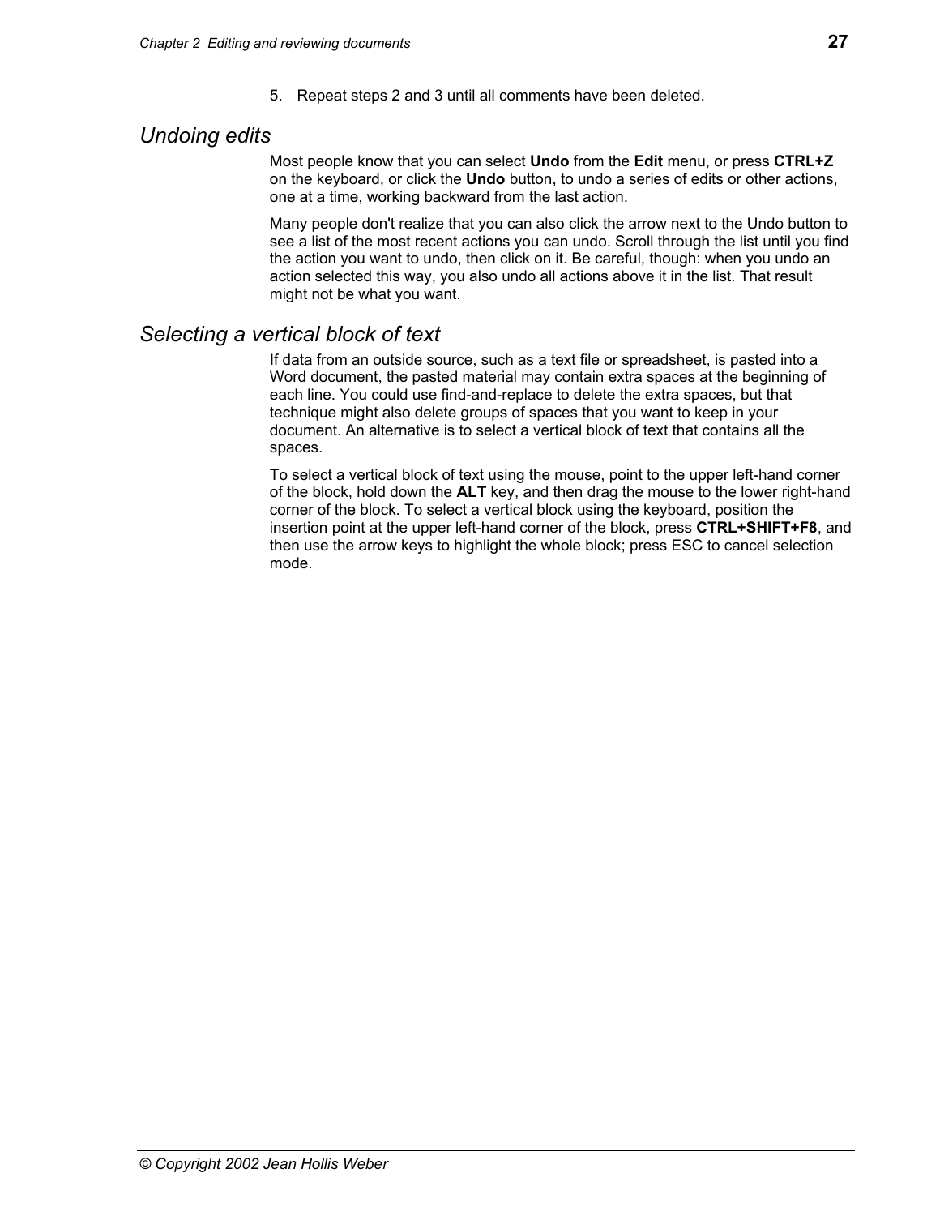5. Repeat steps 2 and 3 until all comments have been deleted.

## *Undoing edits*

Most people know that you can select **Undo** from the **Edit** menu, or press **CTRL+Z** on the keyboard, or click the **Undo** button, to undo a series of edits or other actions, one at a time, working backward from the last action.

Many people don't realize that you can also click the arrow next to the Undo button to see a list of the most recent actions you can undo. Scroll through the list until you find the action you want to undo, then click on it. Be careful, though: when you undo an action selected this way, you also undo all actions above it in the list. That result might not be what you want.

## *Selecting a vertical block of text*

If data from an outside source, such as a text file or spreadsheet, is pasted into a Word document, the pasted material may contain extra spaces at the beginning of each line. You could use find-and-replace to delete the extra spaces, but that technique might also delete groups of spaces that you want to keep in your document. An alternative is to select a vertical block of text that contains all the spaces.

To select a vertical block of text using the mouse, point to the upper left-hand corner of the block, hold down the **ALT** key, and then drag the mouse to the lower right-hand corner of the block. To select a vertical block using the keyboard, position the insertion point at the upper left-hand corner of the block, press **CTRL+SHIFT+F8**, and then use the arrow keys to highlight the whole block; press ESC to cancel selection mode.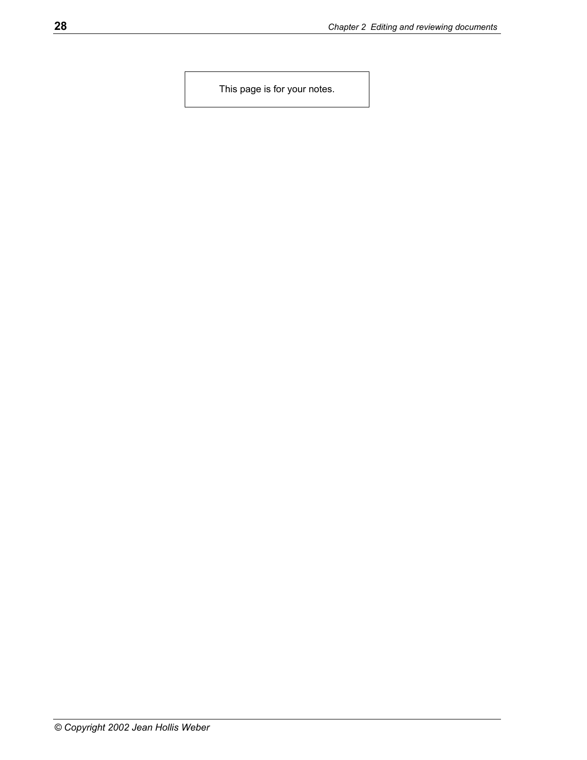This page is for your notes.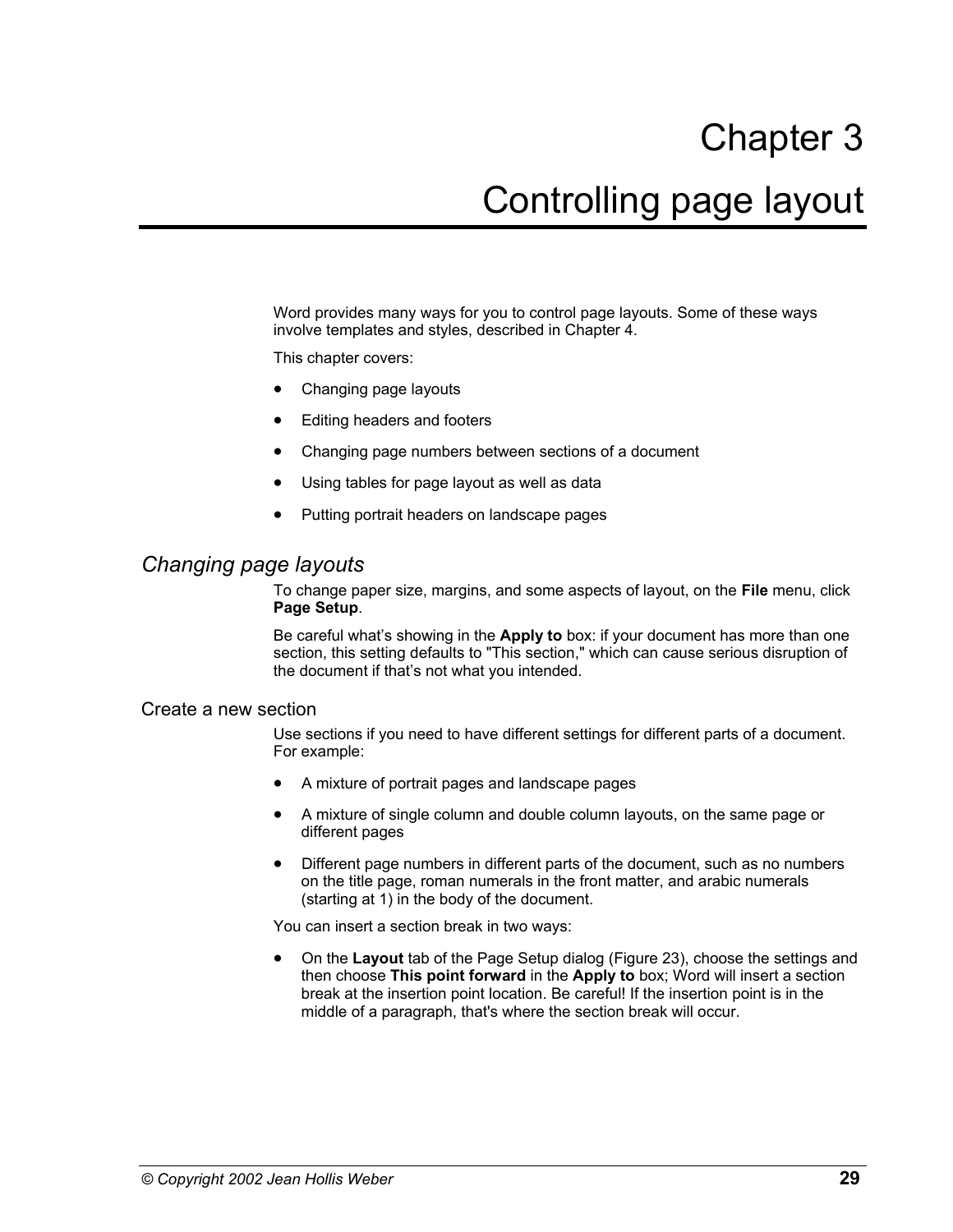# Chapter 3

# Controlling page layout

Word provides many ways for you to control page layouts. Some of these ways involve templates and styles, described in Chapter 4.

This chapter covers:

- Changing page layouts
- Editing headers and footers
- Changing page numbers between sections of a document
- Using tables for page layout as well as data
- Putting portrait headers on landscape pages

## *Changing page layouts*

To change paper size, margins, and some aspects of layout, on the **File** menu, click **Page Setup**.

Be careful what's showing in the **Apply to** box: if your document has more than one section, this setting defaults to "This section," which can cause serious disruption of the document if that's not what you intended.

### Create a new section

Use sections if you need to have different settings for different parts of a document. For example:

- A mixture of portrait pages and landscape pages
- A mixture of single column and double column layouts, on the same page or different pages
- Different page numbers in different parts of the document, such as no numbers on the title page, roman numerals in the front matter, and arabic numerals (starting at 1) in the body of the document.

You can insert a section break in two ways:

- On the **Layout** tab of the Page Setup dialog (Figure 23), choose the settings and then choose **This point forward** in the **Apply to** box; Word will insert a section break at the insertion point location. Be careful! If the insertion point is in the middle of a paragraph, that's where the section break will occur.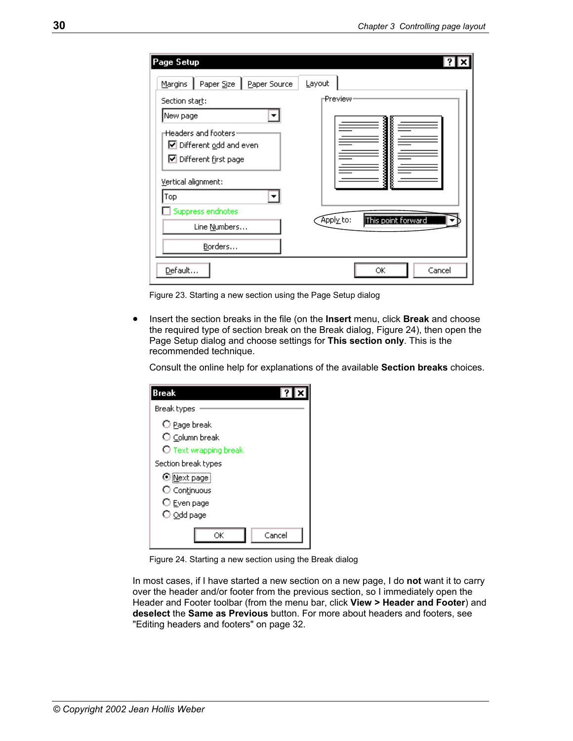Figure 23. Starting a new section using the Page Setup dialog

- Insert the section breaks in the file (on the **Insert** menu, click **Break** and choose the required type of section break on the Break dialog, Figure 24), then open the Page Setup dialog and choose settings for **This section only**. This is the recommended technique.

  Consult the online help for explanations of the available **Section breaks** choices.

Figure 24. Starting a new section using the Break dialog

In most cases, if I have started a new section on a new page, I do **not** want it to carry over the header and/or footer from the previous section, so I immediately open the Header and Footer toolbar (from the menu bar, click **View > Header and Footer**) and **deselect** the **Same as Previous** button. For more about headers and footers, see "Editing headers and footers" on page 32.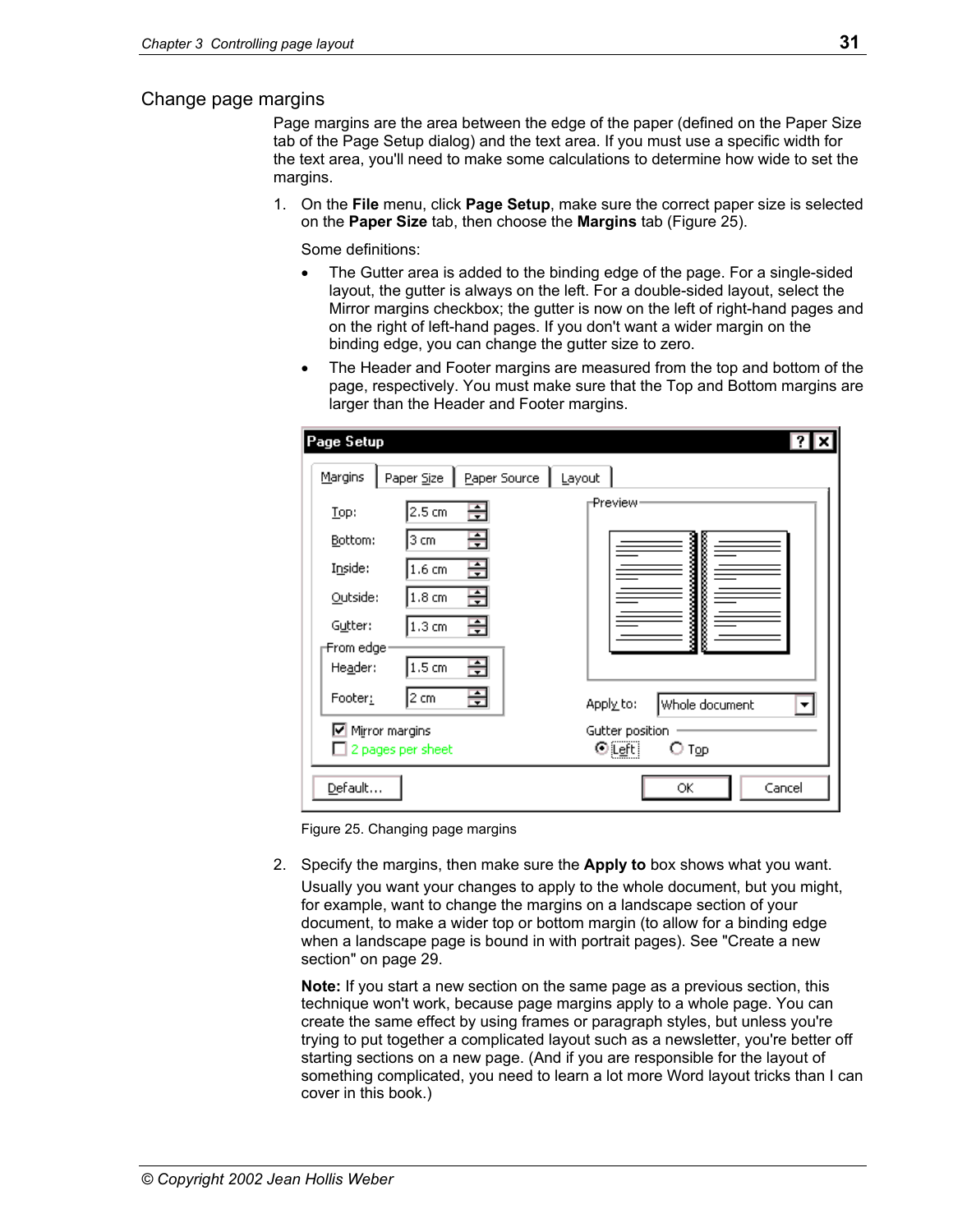## Change page margins

Page margins are the area between the edge of the paper (defined on the Paper Size tab of the Page Setup dialog) and the text area. If you must use a specific width for the text area, you'll need to make some calculations to determine how wide to set the margins.

1. On the **File** menu, click **Page Setup**, make sure the correct paper size is selected on the **Paper Size** tab, then choose the **Margins** tab (Figure 25).

   Some definitions:

   - The Gutter area is added to the binding edge of the page. For a single-sided layout, the gutter is always on the left. For a double-sided layout, select the Mirror margins checkbox; the gutter is now on the left of right-hand pages and on the right of left-hand pages. If you don't want a wider margin on the binding edge, you can change the gutter size to zero.
   - The Header and Footer margins are measured from the top and bottom of the page, respectively. You must make sure that the Top and Bottom margins are larger than the Header and Footer margins.

   Figure 25. Changing page margins

2. Specify the margins, then make sure the **Apply to** box shows what you want.

   Usually you want your changes to apply to the whole document, but you might, for example, want to change the margins on a landscape section of your document, to make a wider top or bottom margin (to allow for a binding edge when a landscape page is bound in with portrait pages). See "Create a new section" on page 29.

   **Note:** If you start a new section on the same page as a previous section, this technique won't work, because page margins apply to a whole page. You can create the same effect by using frames or paragraph styles, but unless you're trying to put together a complicated layout such as a newsletter, you're better off starting sections on a new page. (And if you are responsible for the layout of something complicated, you need to learn a lot more Word layout tricks than I can cover in this book.)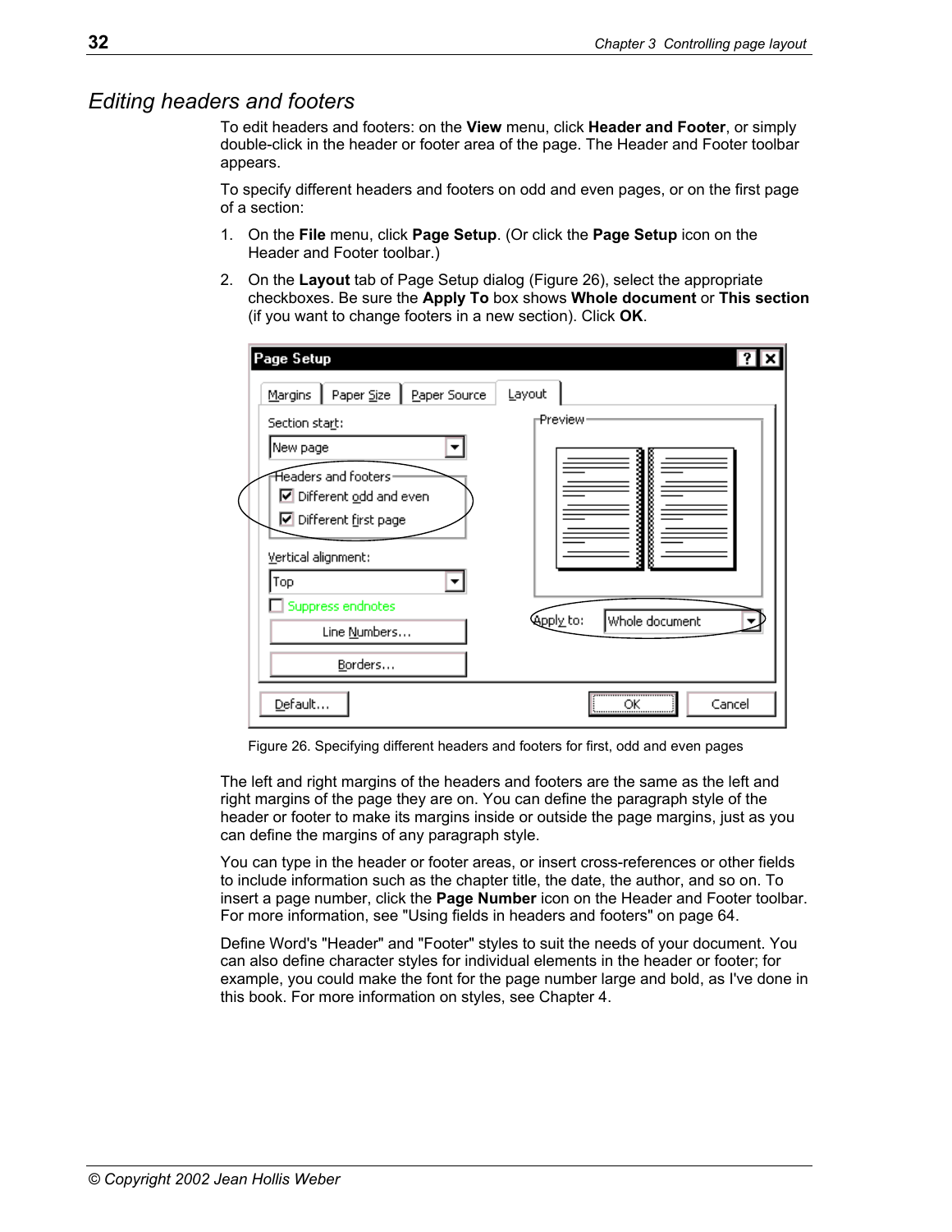## Editing headers and footers

To edit headers and footers: on the **View** menu, click **Header and Footer**, or simply double-click in the header or footer area of the page. The Header and Footer toolbar appears.

To specify different headers and footers on odd and even pages, or on the first page of a section:

1. On the **File** menu, click **Page Setup**. (Or click the **Page Setup** icon on the Header and Footer toolbar.)
2. On the **Layout** tab of Page Setup dialog (Figure 26), select the appropriate checkboxes. Be sure the **Apply To** box shows **Whole document** or **This section** (if you want to change footers in a new section). Click **OK**.

Figure 26. Specifying different headers and footers for first, odd and even pages

The left and right margins of the headers and footers are the same as the left and right margins of the page they are on. You can define the paragraph style of the header or footer to make its margins inside or outside the page margins, just as you can define the margins of any paragraph style.

You can type in the header or footer areas, or insert cross-references or other fields to include information such as the chapter title, the date, the author, and so on. To insert a page number, click the **Page Number** icon on the Header and Footer toolbar. For more information, see "Using fields in headers and footers" on page 64.

Define Word's "Header" and "Footer" styles to suit the needs of your document. You can also define character styles for individual elements in the header or footer; for example, you could make the font for the page number large and bold, as I've done in this book. For more information on styles, see Chapter 4.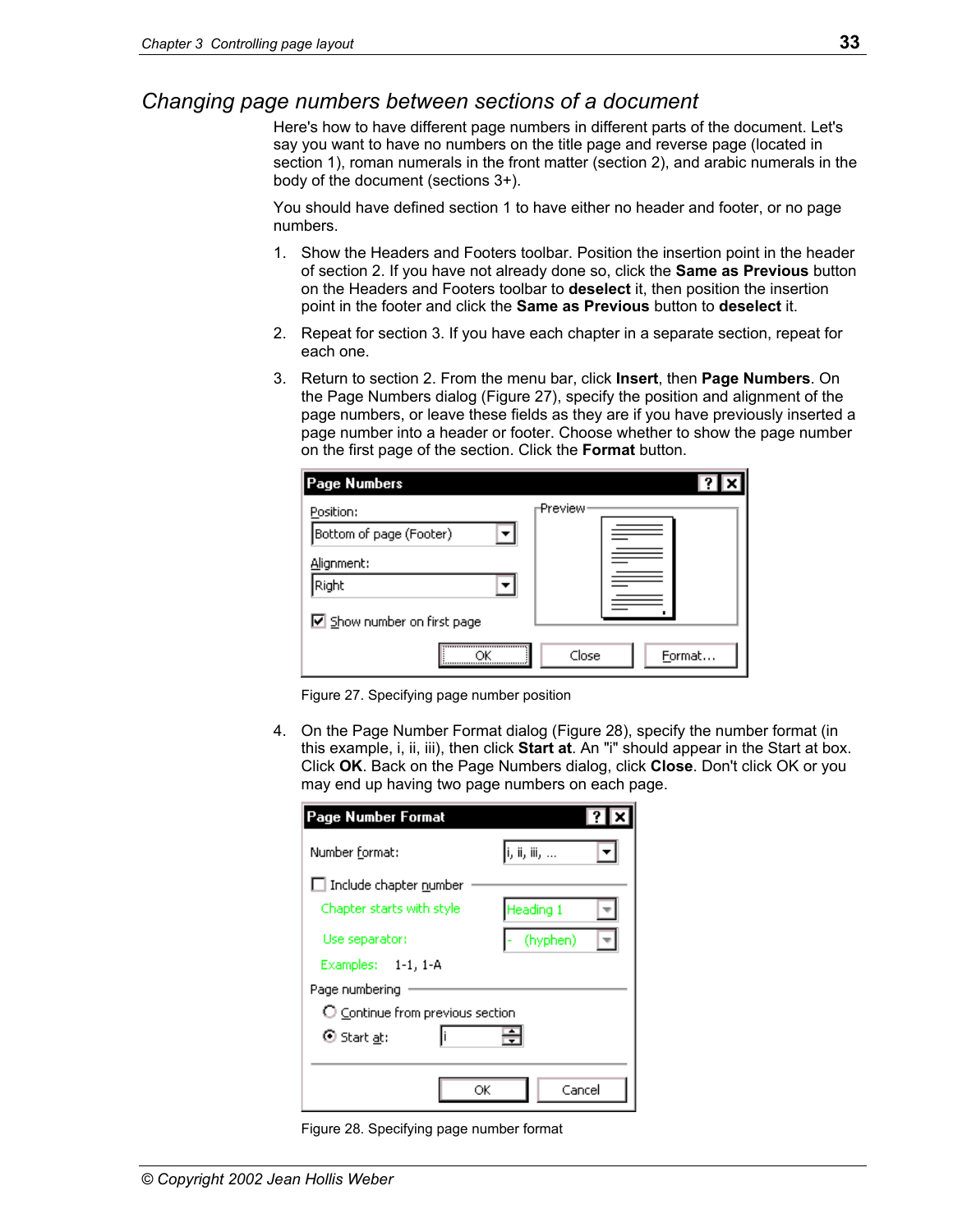## Changing page numbers between sections of a document

Here's how to have different page numbers in different parts of the document. Let's say you want to have no numbers on the title page and reverse page (located in section 1), roman numerals in the front matter (section 2), and arabic numerals in the body of the document (sections 3+).

You should have defined section 1 to have either no header and footer, or no page numbers.

1. Show the Headers and Footers toolbar. Position the insertion point in the header of section 2. If you have not already done so, click the **Same as Previous** button on the Headers and Footers toolbar to **deselect** it, then position the insertion point in the footer and click the **Same as Previous** button to **deselect** it.
2. Repeat for section 3. If you have each chapter in a separate section, repeat for each one.
3. Return to section 2. From the menu bar, click **Insert**, then **Page Numbers**. On the Page Numbers dialog (Figure 27), specify the position and alignment of the page numbers, or leave these fields as they are if you have previously inserted a page number into a header or footer. Choose whether to show the page number on the first page of the section. Click the **Format** button.

Figure 27. Specifying page number position

4. On the Page Number Format dialog (Figure 28), specify the number format (in this example, i, ii, iii), then click **Start at**. An "i" should appear in the Start at box. Click **OK**. Back on the Page Numbers dialog, click **Close**. Don't click OK or you may end up having two page numbers on each page.

Figure 28. Specifying page number format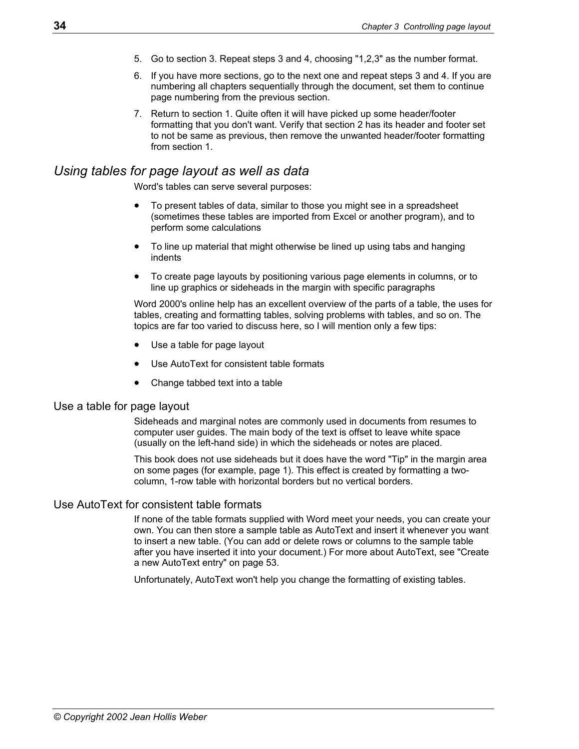5. Go to section 3. Repeat steps 3 and 4, choosing "1,2,3" as the number format.
6. If you have more sections, go to the next one and repeat steps 3 and 4. If you are numbering all chapters sequentially through the document, set them to continue page numbering from the previous section.
7. Return to section 1. Quite often it will have picked up some header/footer formatting that you don't want. Verify that section 2 has its header and footer set to not be same as previous, then remove the unwanted header/footer formatting from section 1.

## *Using tables for page layout as well as data*

Word's tables can serve several purposes:

- To present tables of data, similar to those you might see in a spreadsheet (sometimes these tables are imported from Excel or another program), and to perform some calculations
- To line up material that might otherwise be lined up using tabs and hanging indents
- To create page layouts by positioning various page elements in columns, or to line up graphics or sideheads in the margin with specific paragraphs

Word 2000's online help has an excellent overview of the parts of a table, the uses for tables, creating and formatting tables, solving problems with tables, and so on. The topics are far too varied to discuss here, so I will mention only a few tips:

- Use a table for page layout
- Use AutoText for consistent table formats
- Change tabbed text into a table

### Use a table for page layout

Sideheads and marginal notes are commonly used in documents from resumes to computer user guides. The main body of the text is offset to leave white space (usually on the left-hand side) in which the sideheads or notes are placed.

This book does not use sideheads but it does have the word "Tip" in the margin area on some pages (for example, page 1). This effect is created by formatting a two-column, 1-row table with horizontal borders but no vertical borders.

### Use AutoText for consistent table formats

If none of the table formats supplied with Word meet your needs, you can create your own. You can then store a sample table as AutoText and insert it whenever you want to insert a new table. (You can add or delete rows or columns to the sample table after you have inserted it into your document.) For more about AutoText, see "Create a new AutoText entry" on page 53.

Unfortunately, AutoText won't help you change the formatting of existing tables.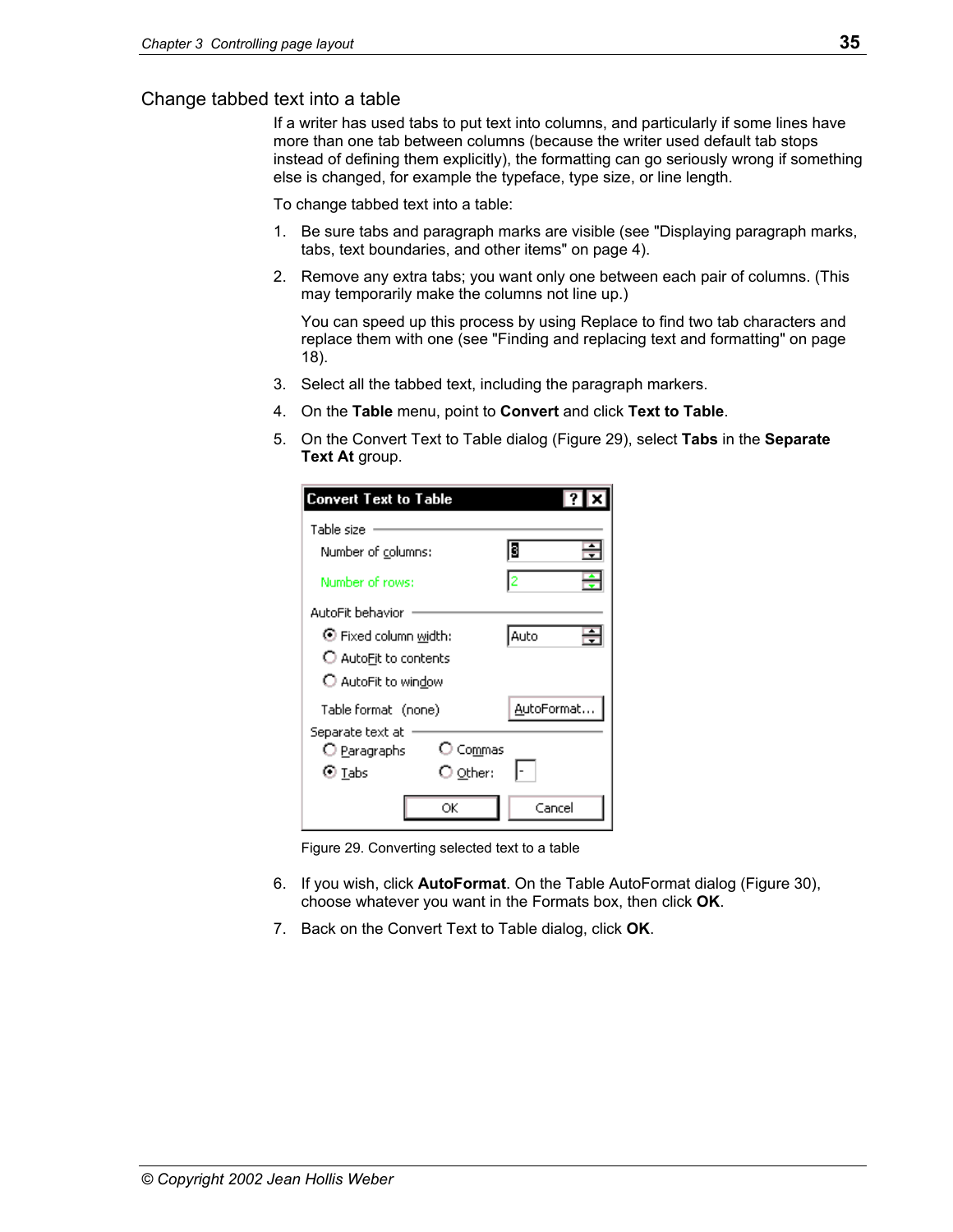## Change tabbed text into a table

If a writer has used tabs to put text into columns, and particularly if some lines have more than one tab between columns (because the writer used default tab stops instead of defining them explicitly), the formatting can go seriously wrong if something else is changed, for example the typeface, type size, or line length.

To change tabbed text into a table:

1. Be sure tabs and paragraph marks are visible (see "Displaying paragraph marks, tabs, text boundaries, and other items" on page 4).
2. Remove any extra tabs; you want only one between each pair of columns. (This may temporarily make the columns not line up.)

   You can speed up this process by using Replace to find two tab characters and replace them with one (see "Finding and replacing text and formatting" on page 18).
3. Select all the tabbed text, including the paragraph markers.
4. On the **Table** menu, point to **Convert** and click **Text to Table**.
5. On the Convert Text to Table dialog (Figure 29), select **Tabs** in the **Separate Text At** group.

Figure 29. Converting selected text to a table

6. If you wish, click **AutoFormat**. On the Table AutoFormat dialog (Figure 30), choose whatever you want in the Formats box, then click **OK**.
7. Back on the Convert Text to Table dialog, click **OK**.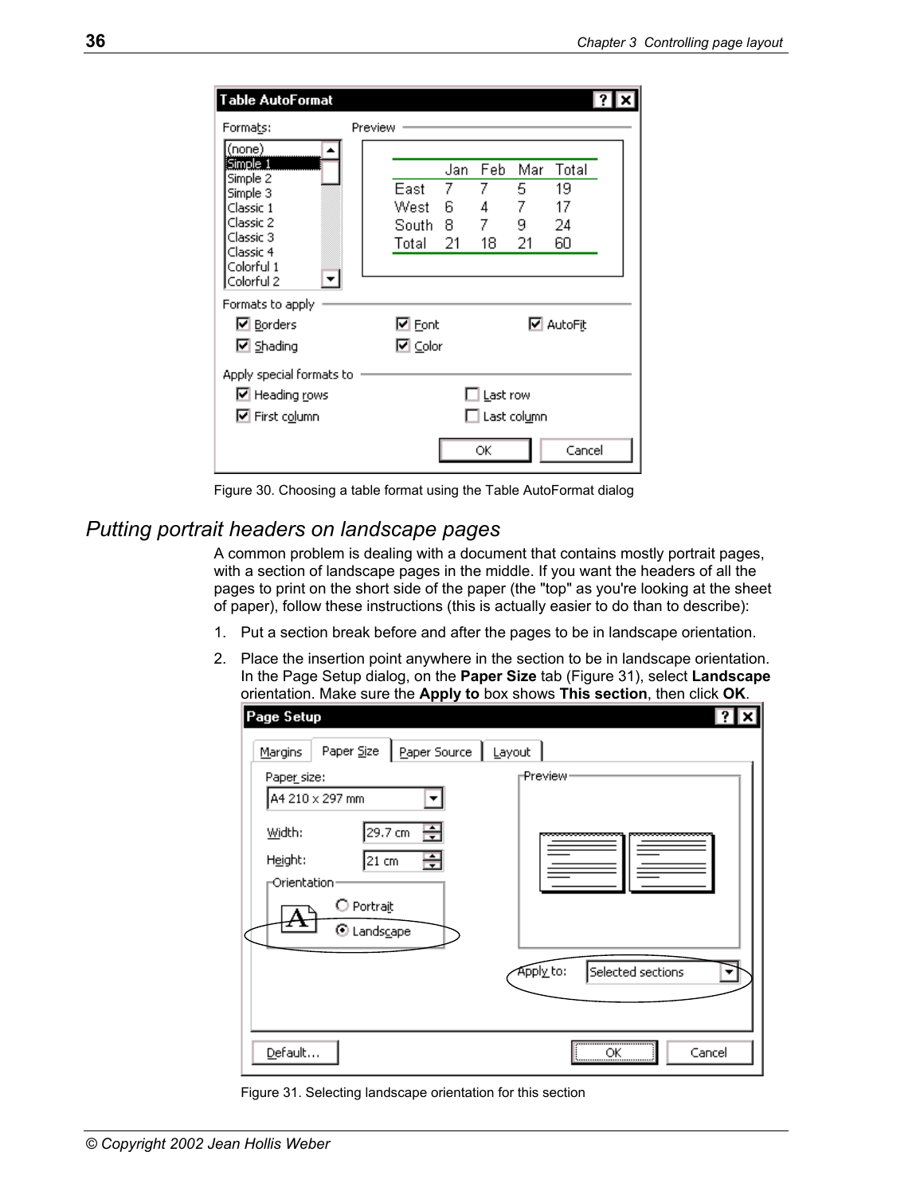Figure 30. Choosing a table format using the Table AutoFormat dialog

## *Putting portrait headers on landscape pages*

A common problem is dealing with a document that contains mostly portrait pages, with a section of landscape pages in the middle. If you want the headers of all the pages to print on the short side of the paper (the "top" as you're looking at the sheet of paper), follow these instructions (this is actually easier to do than to describe):

1. Put a section break before and after the pages to be in landscape orientation.
2. Place the insertion point anywhere in the section to be in landscape orientation. In the Page Setup dialog, on the **Paper Size** tab (Figure 31), select **Landscape** orientation. Make sure the **Apply to** box shows **This section**, then click **OK**.

Figure 31. Selecting landscape orientation for this section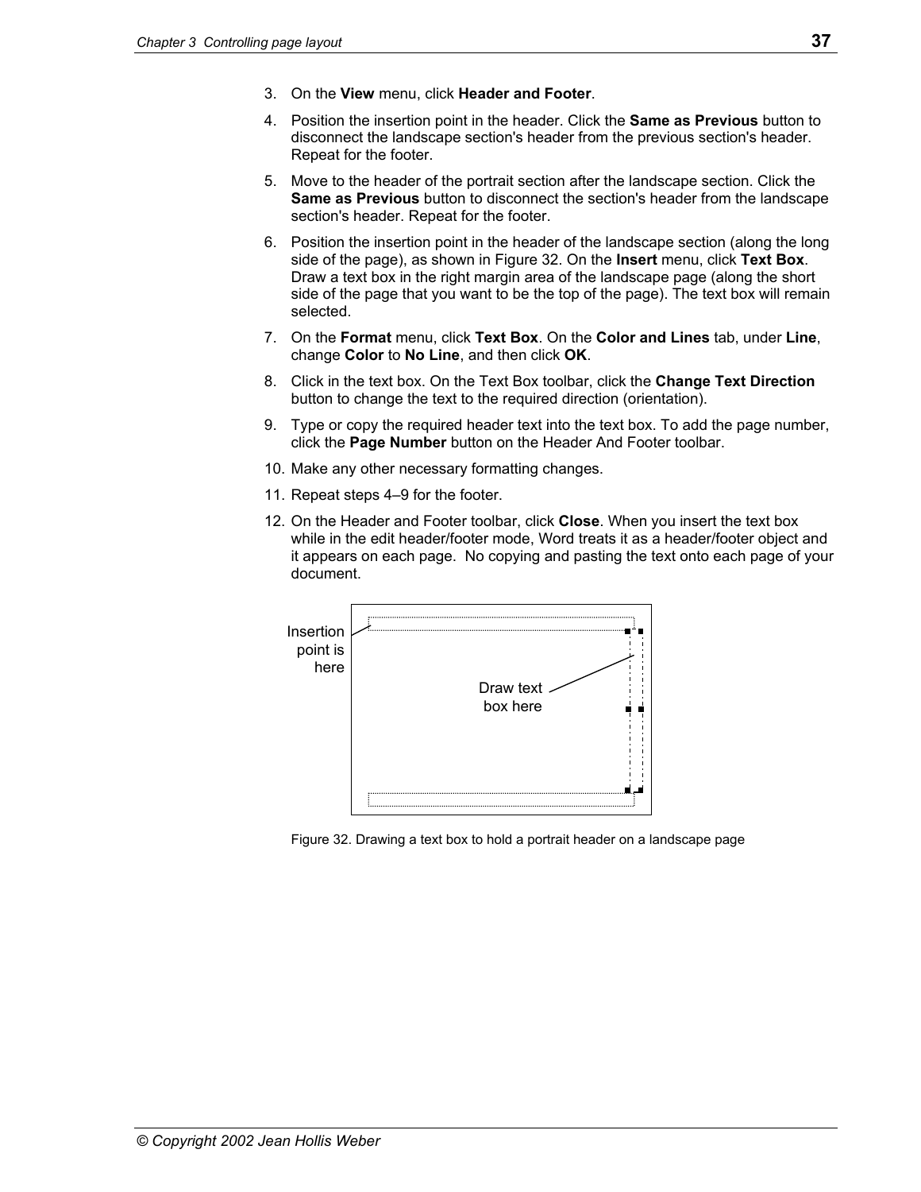3. On the **View** menu, click **Header and Footer**.
4. Position the insertion point in the header. Click the **Same as Previous** button to disconnect the landscape section's header from the previous section's header. Repeat for the footer.
5. Move to the header of the portrait section after the landscape section. Click the **Same as Previous** button to disconnect the section's header from the landscape section's header. Repeat for the footer.
6. Position the insertion point in the header of the landscape section (along the long side of the page), as shown in Figure 32. On the **Insert** menu, click **Text Box**. Draw a text box in the right margin area of the landscape page (along the short side of the page that you want to be the top of the page). The text box will remain selected.
7. On the **Format** menu, click **Text Box**. On the **Color and Lines** tab, under **Line**, change **Color** to **No Line**, and then click **OK**.
8. Click in the text box. On the Text Box toolbar, click the **Change Text Direction** button to change the text to the required direction (orientation).
9. Type or copy the required header text into the text box. To add the page number, click the **Page Number** button on the Header And Footer toolbar.
10. Make any other necessary formatting changes.
11. Repeat steps 4–9 for the footer.
12. On the Header and Footer toolbar, click **Close**. When you insert the text box while in the edit header/footer mode, Word treats it as a header/footer object and it appears on each page. No copying and pasting the text onto each page of your document.

Insertion point is here

Draw text box here

Figure 32. Drawing a text box to hold a portrait header on a landscape page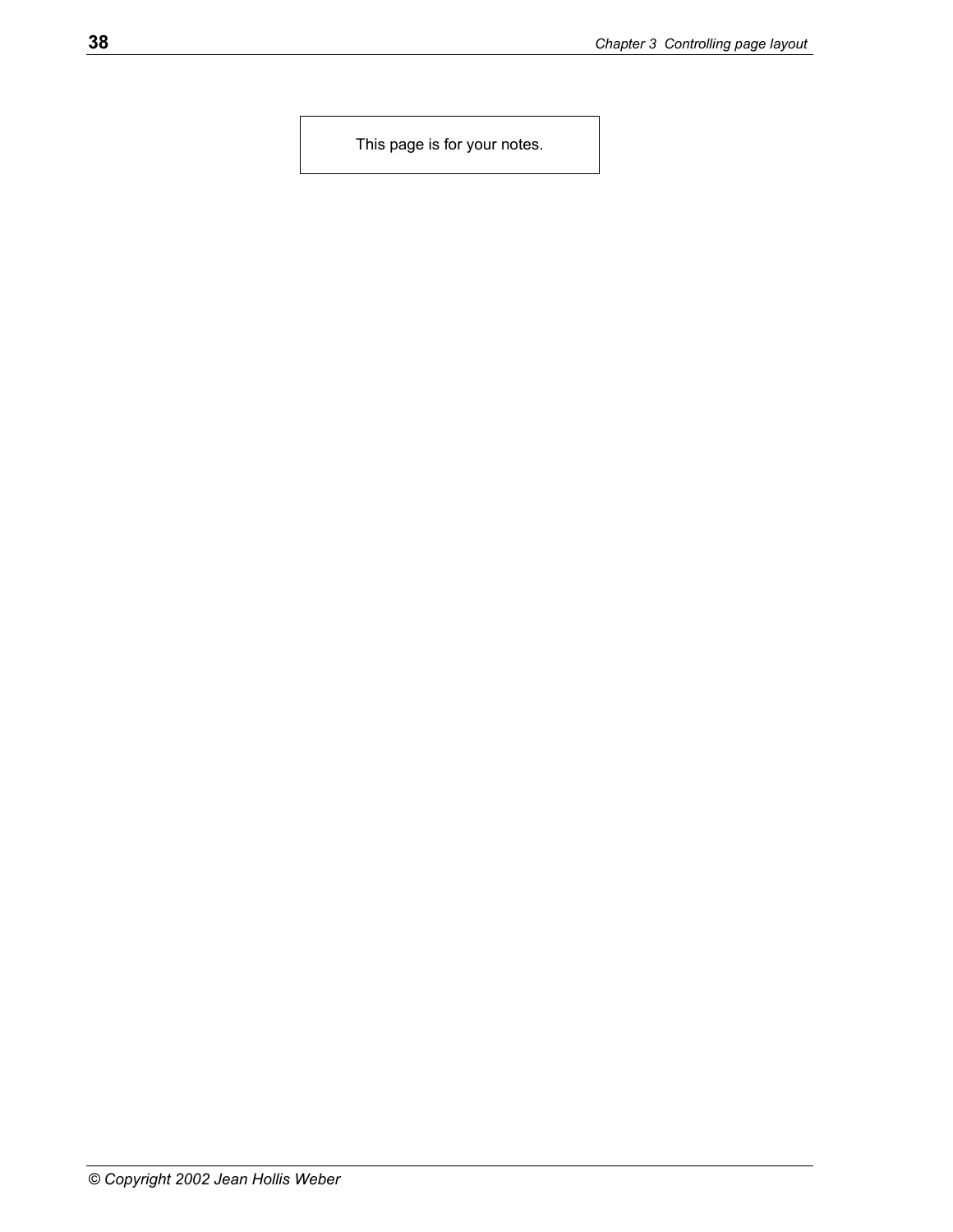This page is for your notes.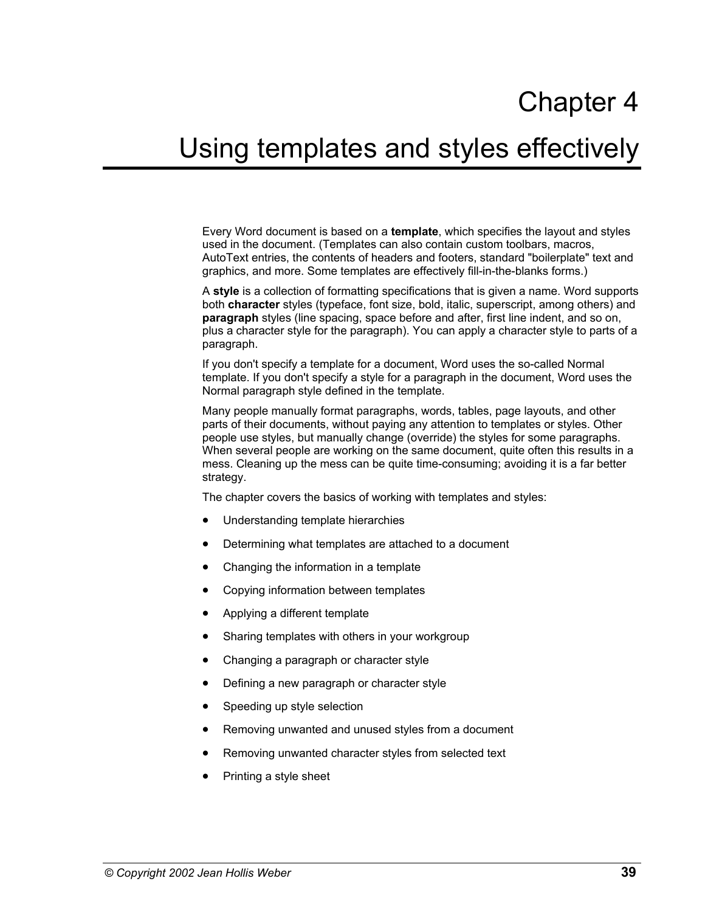# Chapter 4

# Using templates and styles effectively

Every Word document is based on a **template**, which specifies the layout and styles used in the document. (Templates can also contain custom toolbars, macros, AutoText entries, the contents of headers and footers, standard "boilerplate" text and graphics, and more. Some templates are effectively fill-in-the-blanks forms.)

A **style** is a collection of formatting specifications that is given a name. Word supports both **character** styles (typeface, font size, bold, italic, superscript, among others) and **paragraph** styles (line spacing, space before and after, first line indent, and so on, plus a character style for the paragraph). You can apply a character style to parts of a paragraph.

If you don't specify a template for a document, Word uses the so-called Normal template. If you don't specify a style for a paragraph in the document, Word uses the Normal paragraph style defined in the template.

Many people manually format paragraphs, words, tables, page layouts, and other parts of their documents, without paying any attention to templates or styles. Other people use styles, but manually change (override) the styles for some paragraphs. When several people are working on the same document, quite often this results in a mess. Cleaning up the mess can be quite time-consuming; avoiding it is a far better strategy.

The chapter covers the basics of working with templates and styles:

- Understanding template hierarchies
- Determining what templates are attached to a document
- Changing the information in a template
- Copying information between templates
- Applying a different template
- Sharing templates with others in your workgroup
- Changing a paragraph or character style
- Defining a new paragraph or character style
- Speeding up style selection
- Removing unwanted and unused styles from a document
- Removing unwanted character styles from selected text
- Printing a style sheet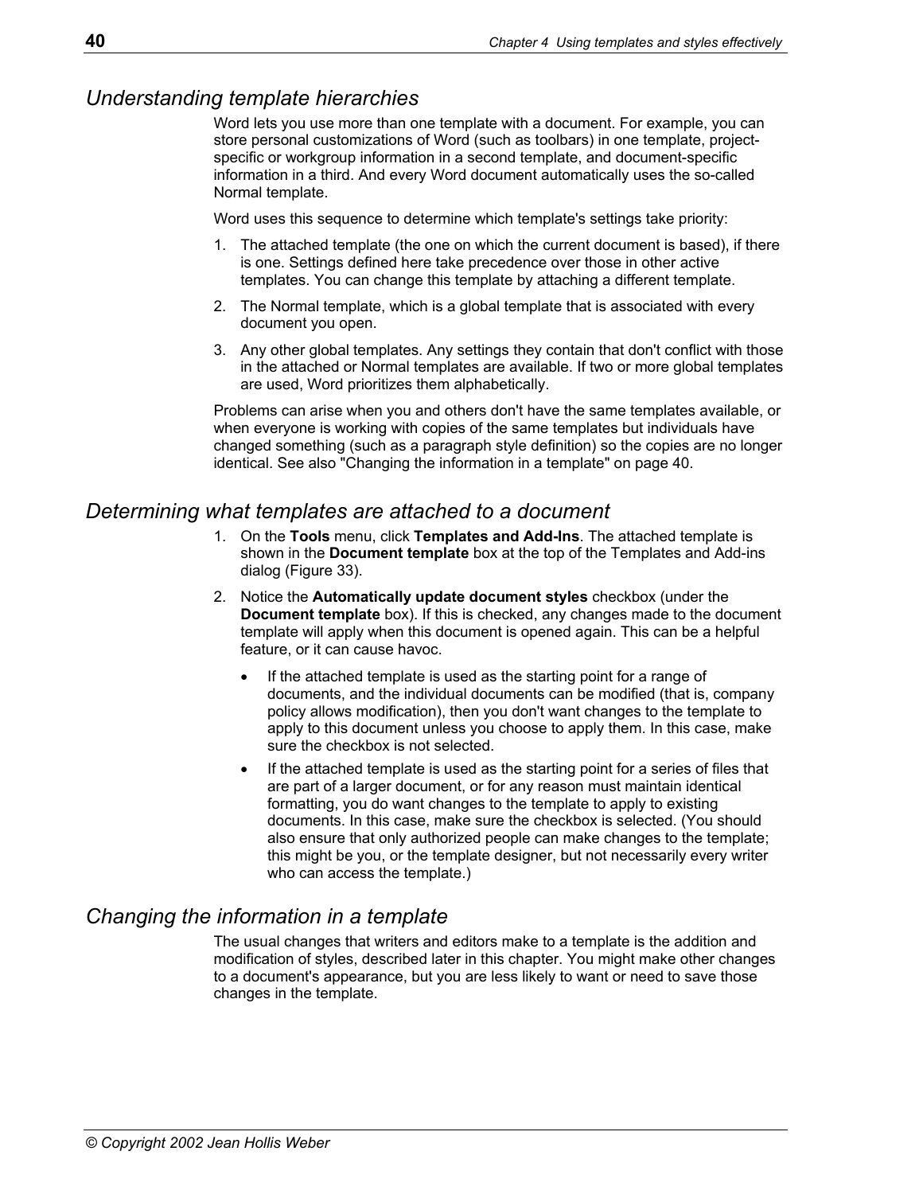## *Understanding template hierarchies*

Word lets you use more than one template with a document. For example, you can store personal customizations of Word (such as toolbars) in one template, project-specific or workgroup information in a second template, and document-specific information in a third. And every Word document automatically uses the so-called Normal template.

Word uses this sequence to determine which template's settings take priority:

1. The attached template (the one on which the current document is based), if there is one. Settings defined here take precedence over those in other active templates. You can change this template by attaching a different template.
2. The Normal template, which is a global template that is associated with every document you open.
3. Any other global templates. Any settings they contain that don't conflict with those in the attached or Normal templates are available. If two or more global templates are used, Word prioritizes them alphabetically.

Problems can arise when you and others don't have the same templates available, or when everyone is working with copies of the same templates but individuals have changed something (such as a paragraph style definition) so the copies are no longer identical. See also "Changing the information in a template" on page 40.

## *Determining what templates are attached to a document*

1. On the **Tools** menu, click **Templates and Add-Ins**. The attached template is shown in the **Document template** box at the top of the Templates and Add-ins dialog (Figure 33).
2. Notice the **Automatically update document styles** checkbox (under the **Document template** box). If this is checked, any changes made to the document template will apply when this document is opened again. This can be a helpful feature, or it can cause havoc.
   - If the attached template is used as the starting point for a range of documents, and the individual documents can be modified (that is, company policy allows modification), then you don't want changes to the template to apply to this document unless you choose to apply them. In this case, make sure the checkbox is not selected.
   - If the attached template is used as the starting point for a series of files that are part of a larger document, or for any reason must maintain identical formatting, you do want changes to the template to apply to existing documents. In this case, make sure the checkbox is selected. (You should also ensure that only authorized people can make changes to the template; this might be you, or the template designer, but not necessarily every writer who can access the template.)

## *Changing the information in a template*

The usual changes that writers and editors make to a template is the addition and modification of styles, described later in this chapter. You might make other changes to a document's appearance, but you are less likely to want or need to save those changes in the template.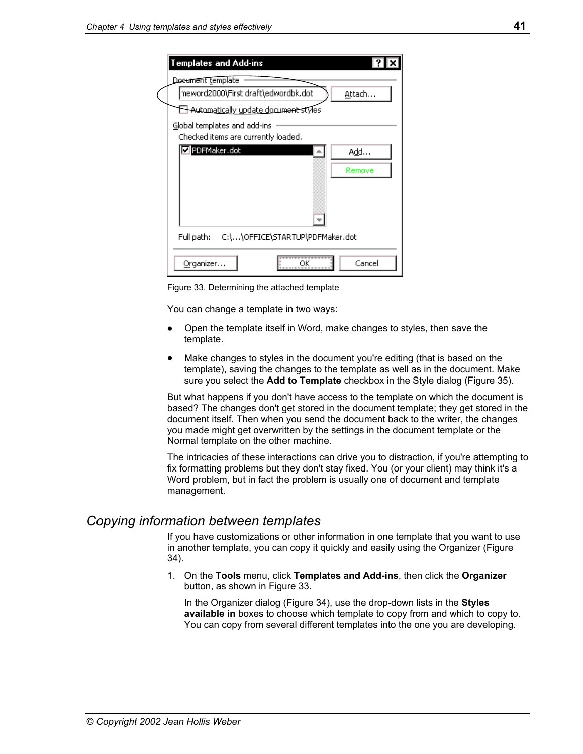Figure 33. Determining the attached template

You can change a template in two ways:

- Open the template itself in Word, make changes to styles, then save the template.
- Make changes to styles in the document you're editing (that is based on the template), saving the changes to the template as well as in the document. Make sure you select the **Add to Template** checkbox in the Style dialog (Figure 35).

But what happens if you don't have access to the template on which the document is based? The changes don't get stored in the document template; they get stored in the document itself. Then when you send the document back to the writer, the changes you made might get overwritten by the settings in the document template or the Normal template on the other machine.

The intricacies of these interactions can drive you to distraction, if you're attempting to fix formatting problems but they don't stay fixed. You (or your client) may think it's a Word problem, but in fact the problem is usually one of document and template management.

## *Copying information between templates*

If you have customizations or other information in one template that you want to use in another template, you can copy it quickly and easily using the Organizer (Figure 34).

1. On the **Tools** menu, click **Templates and Add-ins**, then click the **Organizer** button, as shown in Figure 33.

   In the Organizer dialog (Figure 34), use the drop-down lists in the **Styles available in** boxes to choose which template to copy from and which to copy to. You can copy from several different templates into the one you are developing.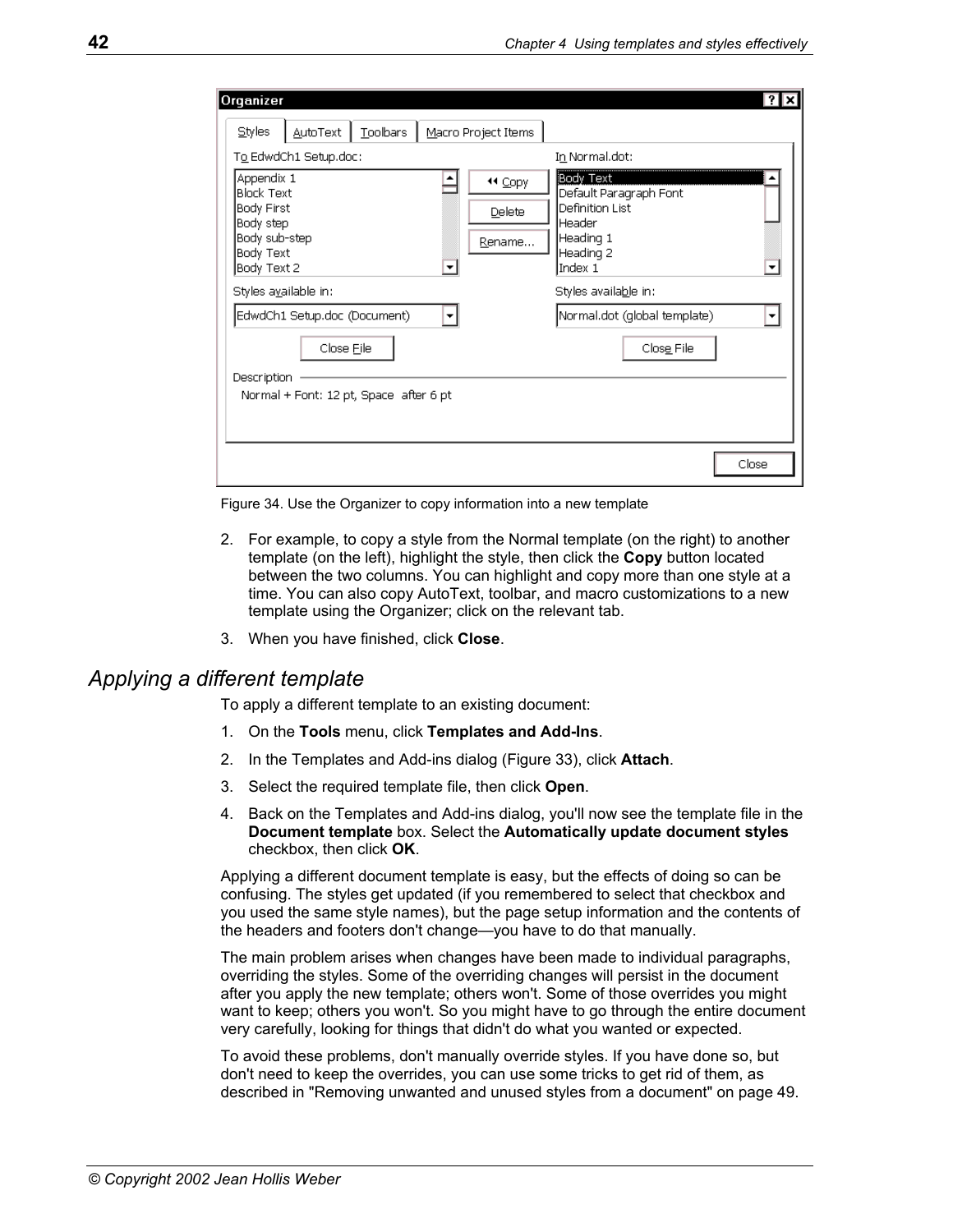Figure 34. Use the Organizer to copy information into a new template

2. For example, to copy a style from the Normal template (on the right) to another template (on the left), highlight the style, then click the **Copy** button located between the two columns. You can highlight and copy more than one style at a time. You can also copy AutoText, toolbar, and macro customizations to a new template using the Organizer; click on the relevant tab.
3. When you have finished, click **Close**.

## *Applying a different template*

To apply a different template to an existing document:

1. On the **Tools** menu, click **Templates and Add-Ins**.
2. In the Templates and Add-ins dialog (Figure 33), click **Attach**.
3. Select the required template file, then click **Open**.
4. Back on the Templates and Add-ins dialog, you'll now see the template file in the **Document template** box. Select the **Automatically update document styles** checkbox, then click **OK**.

Applying a different document template is easy, but the effects of doing so can be confusing. The styles get updated (if you remembered to select that checkbox and you used the same style names), but the page setup information and the contents of the headers and footers don't change—you have to do that manually.

The main problem arises when changes have been made to individual paragraphs, overriding the styles. Some of the overriding changes will persist in the document after you apply the new template; others won't. Some of those overrides you might want to keep; others you won't. So you might have to go through the entire document very carefully, looking for things that didn't do what you wanted or expected.

To avoid these problems, don't manually override styles. If you have done so, but don't need to keep the overrides, you can use some tricks to get rid of them, as described in "Removing unwanted and unused styles from a document" on page 49.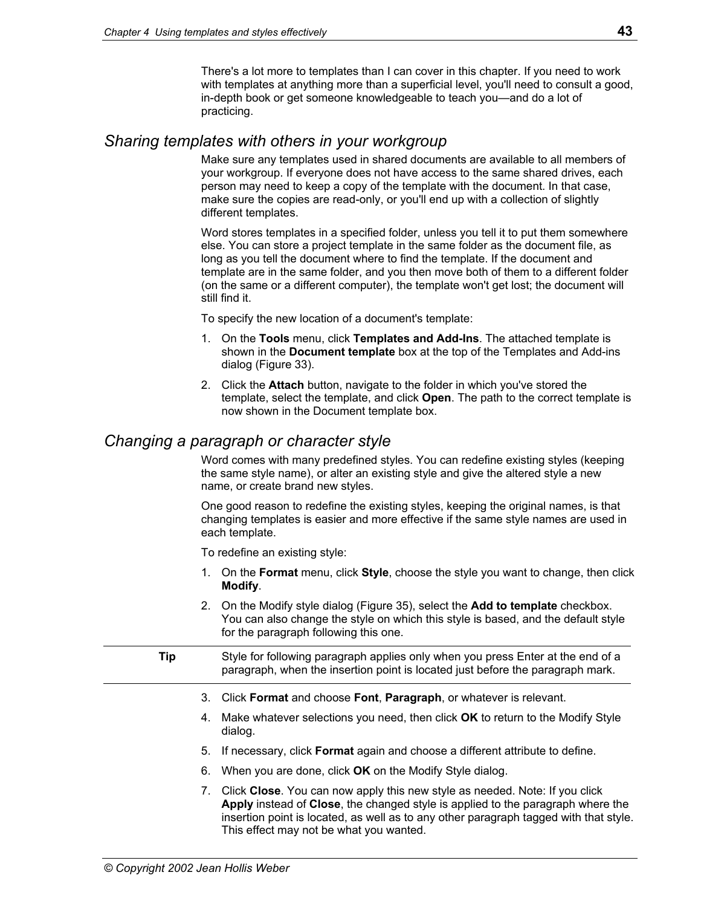There's a lot more to templates than I can cover in this chapter. If you need to work with templates at anything more than a superficial level, you'll need to consult a good, in-depth book or get someone knowledgeable to teach you—and do a lot of practicing.

## *Sharing templates with others in your workgroup*

Make sure any templates used in shared documents are available to all members of your workgroup. If everyone does not have access to the same shared drives, each person may need to keep a copy of the template with the document. In that case, make sure the copies are read-only, or you'll end up with a collection of slightly different templates.

Word stores templates in a specified folder, unless you tell it to put them somewhere else. You can store a project template in the same folder as the document file, as long as you tell the document where to find the template. If the document and template are in the same folder, and you then move both of them to a different folder (on the same or a different computer), the template won't get lost; the document will still find it.

To specify the new location of a document's template:

1. On the **Tools** menu, click **Templates and Add-Ins**. The attached template is shown in the **Document template** box at the top of the Templates and Add-ins dialog (Figure 33).
2. Click the **Attach** button, navigate to the folder in which you've stored the template, select the template, and click **Open**. The path to the correct template is now shown in the Document template box.

## *Changing a paragraph or character style*

Word comes with many predefined styles. You can redefine existing styles (keeping the same style name), or alter an existing style and give the altered style a new name, or create brand new styles.

One good reason to redefine the existing styles, keeping the original names, is that changing templates is easier and more effective if the same style names are used in each template.

To redefine an existing style:

1. On the **Format** menu, click **Style**, choose the style you want to change, then click **Modify**.
2. On the Modify style dialog (Figure 35), select the **Add to template** checkbox. You can also change the style on which this style is based, and the default style for the paragraph following this one.

**Tip** Style for following paragraph applies only when you press Enter at the end of a paragraph, when the insertion point is located just before the paragraph mark.

3. Click **Format** and choose **Font**, **Paragraph**, or whatever is relevant.
4. Make whatever selections you need, then click **OK** to return to the Modify Style dialog.
5. If necessary, click **Format** again and choose a different attribute to define.
6. When you are done, click **OK** on the Modify Style dialog.
7. Click **Close**. You can now apply this new style as needed. Note: If you click **Apply** instead of **Close**, the changed style is applied to the paragraph where the insertion point is located, as well as to any other paragraph tagged with that style. This effect may not be what you wanted.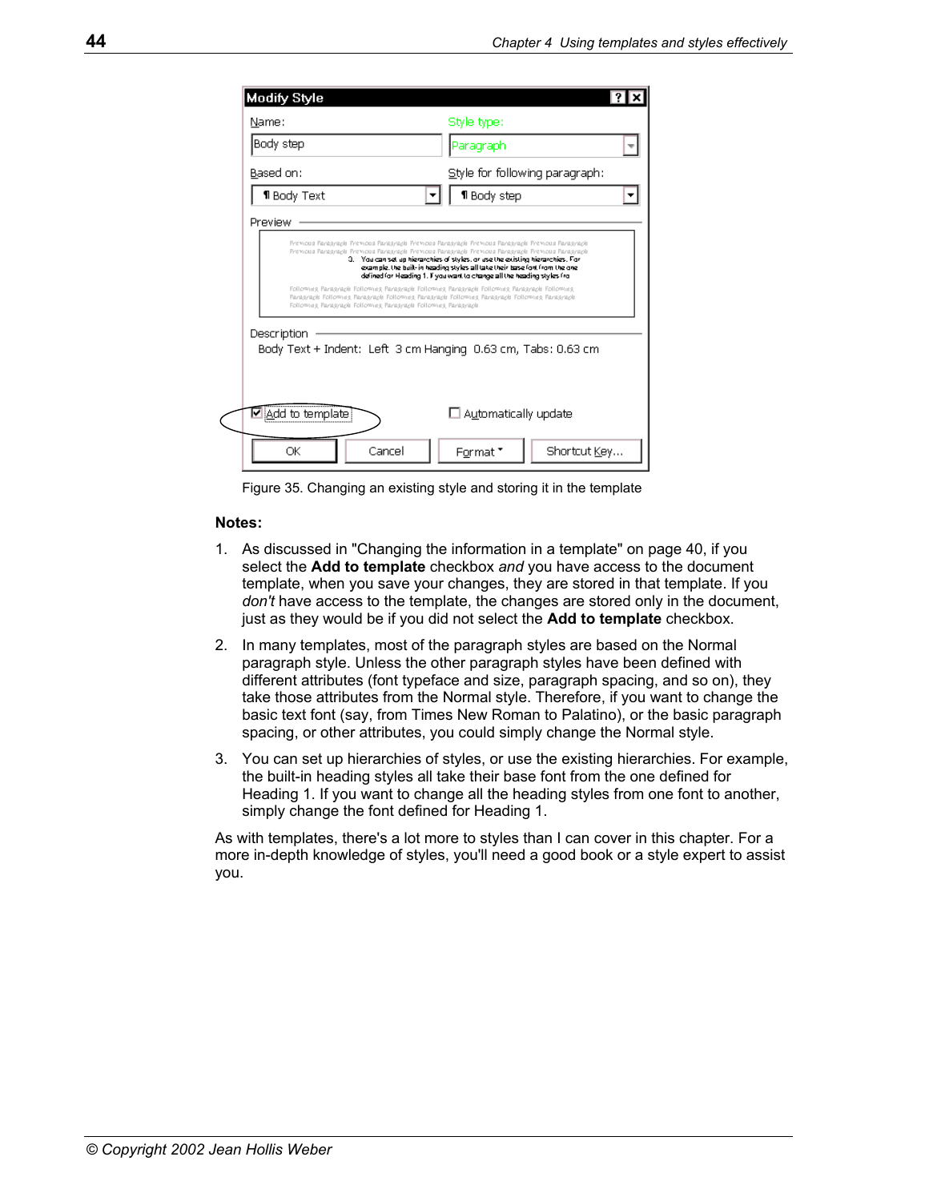Figure 35. Changing an existing style and storing it in the template

**Notes:**

1. As discussed in "Changing the information in a template" on page 40, if you select the **Add to template** checkbox *and* you have access to the document template, when you save your changes, they are stored in that template. If you *don't* have access to the template, the changes are stored only in the document, just as they would be if you did not select the **Add to template** checkbox.
2. In many templates, most of the paragraph styles are based on the Normal paragraph style. Unless the other paragraph styles have been defined with different attributes (font typeface and size, paragraph spacing, and so on), they take those attributes from the Normal style. Therefore, if you want to change the basic text font (say, from Times New Roman to Palatino), or the basic paragraph spacing, or other attributes, you could simply change the Normal style.
3. You can set up hierarchies of styles, or use the existing hierarchies. For example, the built-in heading styles all take their base font from the one defined for Heading 1. If you want to change all the heading styles from one font to another, simply change the font defined for Heading 1.

As with templates, there's a lot more to styles than I can cover in this chapter. For a more in-depth knowledge of styles, you'll need a good book or a style expert to assist you.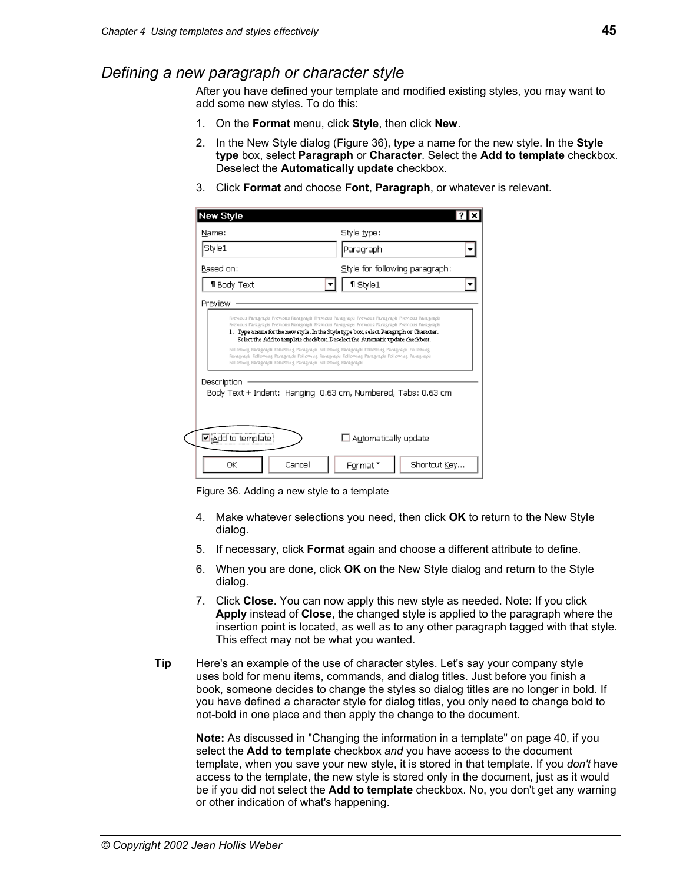## *Defining a new paragraph or character style*

After you have defined your template and modified existing styles, you may want to add some new styles. To do this:

1. On the **Format** menu, click **Style**, then click **New**.
2. In the New Style dialog (Figure 36), type a name for the new style. In the **Style type** box, select **Paragraph** or **Character**. Select the **Add to template** checkbox. Deselect the **Automatically update** checkbox.
3. Click **Format** and choose **Font**, **Paragraph**, or whatever is relevant.

Figure 36. Adding a new style to a template

4. Make whatever selections you need, then click **OK** to return to the New Style dialog.
5. If necessary, click **Format** again and choose a different attribute to define.
6. When you are done, click **OK** on the New Style dialog and return to the Style dialog.
7. Click **Close**. You can now apply this new style as needed. Note: If you click **Apply** instead of **Close**, the changed style is applied to the paragraph where the insertion point is located, as well as to any other paragraph tagged with that style. This effect may not be what you wanted.

---

**Tip** Here's an example of the use of character styles. Let's say your company style uses bold for menu items, commands, and dialog titles. Just before you finish a book, someone decides to change the styles so dialog titles are no longer in bold. If you have defined a character style for dialog titles, you only need to change bold to not-bold in one place and then apply the change to the document.

---

**Note:** As discussed in "Changing the information in a template" on page 40, if you select the **Add to template** checkbox *and* you have access to the document template, when you save your new style, it is stored in that template. If you *don't* have access to the template, the new style is stored only in the document, just as it would be if you did not select the **Add to template** checkbox. No, you don't get any warning or other indication of what's happening.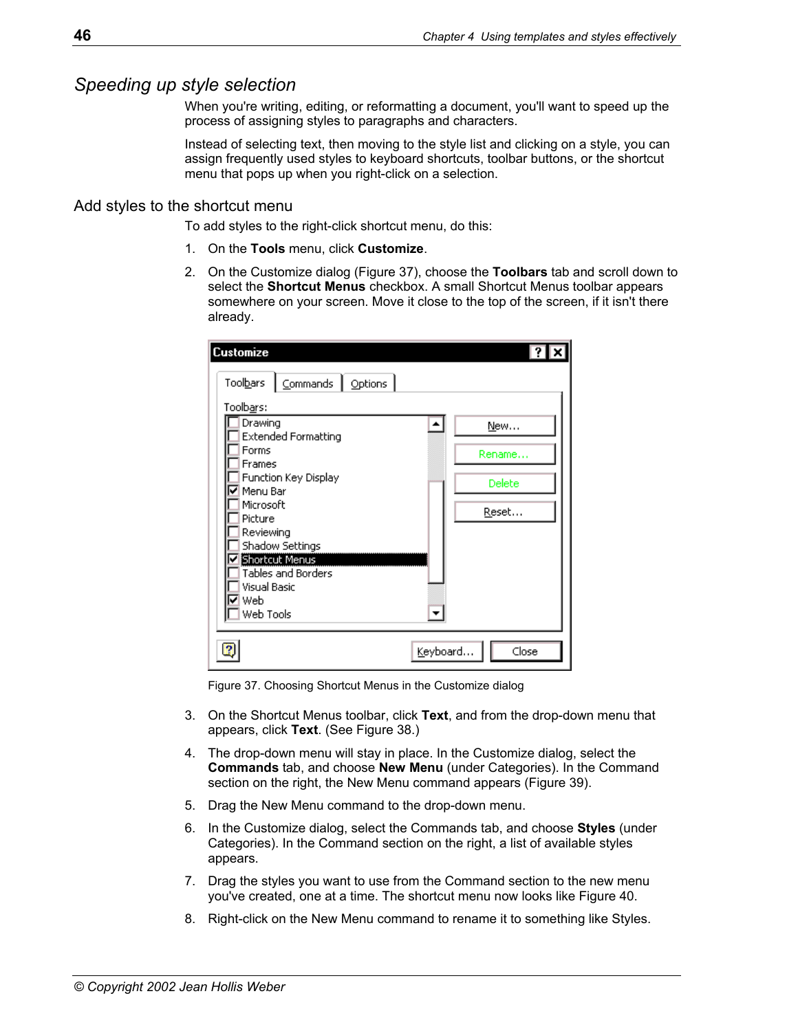## *Speeding up style selection*

When you're writing, editing, or reformatting a document, you'll want to speed up the process of assigning styles to paragraphs and characters.

Instead of selecting text, then moving to the style list and clicking on a style, you can assign frequently used styles to keyboard shortcuts, toolbar buttons, or the shortcut menu that pops up when you right-click on a selection.

### Add styles to the shortcut menu

To add styles to the right-click shortcut menu, do this:

1. On the **Tools** menu, click **Customize**.
2. On the Customize dialog (Figure 37), choose the **Toolbars** tab and scroll down to select the **Shortcut Menus** checkbox. A small Shortcut Menus toolbar appears somewhere on your screen. Move it close to the top of the screen, if it isn't there already.

Figure 37. Choosing Shortcut Menus in the Customize dialog

3. On the Shortcut Menus toolbar, click **Text**, and from the drop-down menu that appears, click **Text**. (See Figure 38.)
4. The drop-down menu will stay in place. In the Customize dialog, select the **Commands** tab, and choose **New Menu** (under Categories). In the Command section on the right, the New Menu command appears (Figure 39).
5. Drag the New Menu command to the drop-down menu.
6. In the Customize dialog, select the Commands tab, and choose **Styles** (under Categories). In the Command section on the right, a list of available styles appears.
7. Drag the styles you want to use from the Command section to the new menu you've created, one at a time. The shortcut menu now looks like Figure 40.
8. Right-click on the New Menu command to rename it to something like Styles.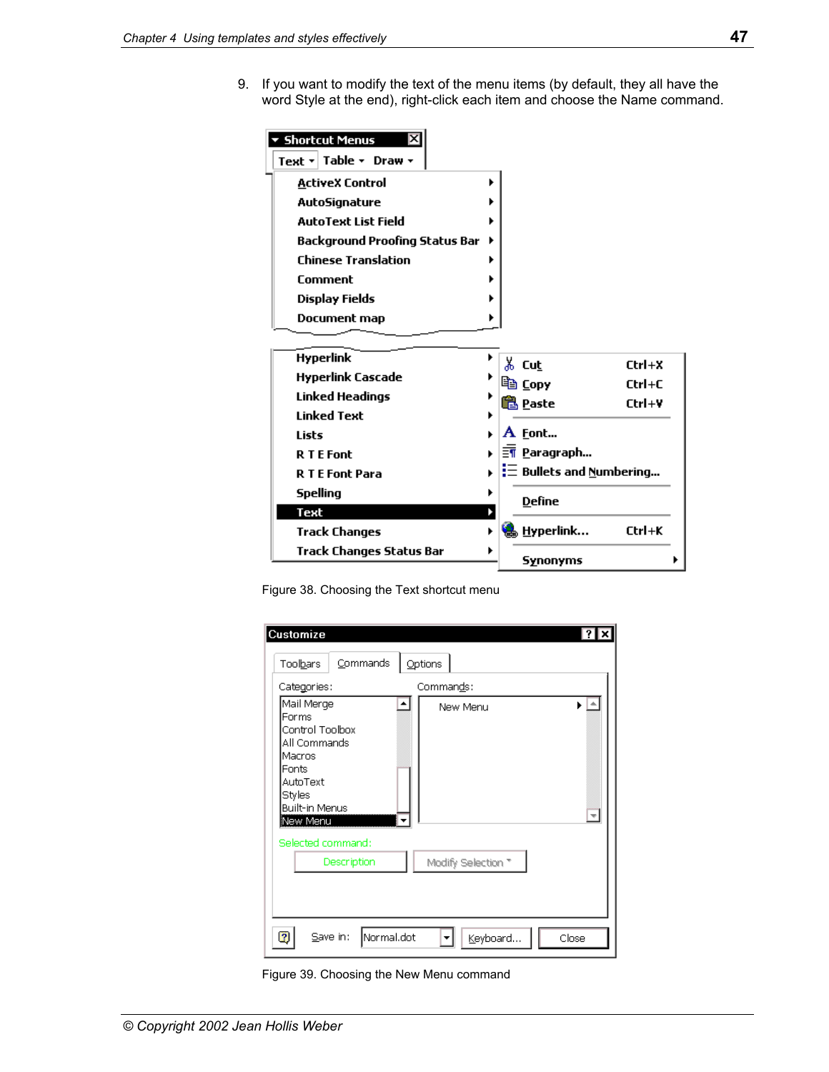9. If you want to modify the text of the menu items (by default, they all have the word Style at the end), right-click each item and choose the Name command.

Figure 38. Choosing the Text shortcut menu

Figure 39. Choosing the New Menu command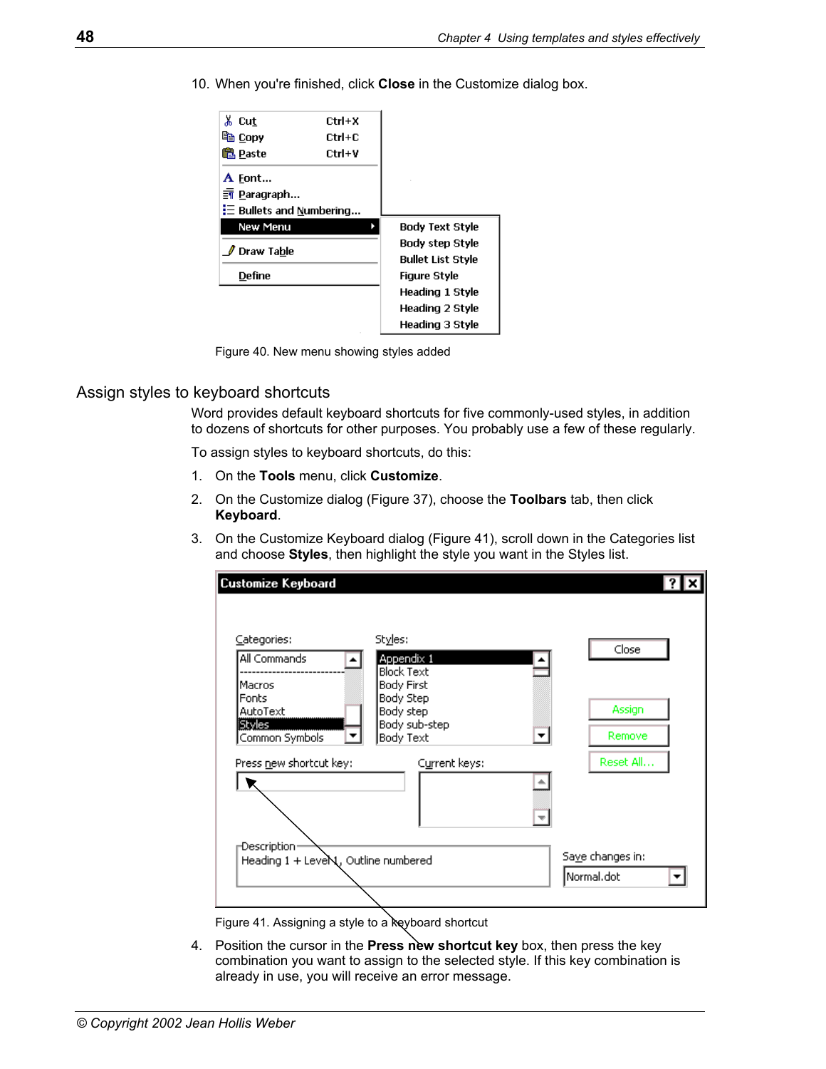10. When you're finished, click **Close** in the Customize dialog box.

Figure 40. New menu showing styles added

## Assign styles to keyboard shortcuts

Word provides default keyboard shortcuts for five commonly-used styles, in addition to dozens of shortcuts for other purposes. You probably use a few of these regularly.

To assign styles to keyboard shortcuts, do this:

1. On the **Tools** menu, click **Customize**.
2. On the Customize dialog (Figure 37), choose the **Toolbars** tab, then click **Keyboard**.
3. On the Customize Keyboard dialog (Figure 41), scroll down in the Categories list and choose **Styles**, then highlight the style you want in the Styles list.

Figure 41. Assigning a style to a keyboard shortcut

4. Position the cursor in the **Press new shortcut key** box, then press the key combination you want to assign to the selected style. If this key combination is already in use, you will receive an error message.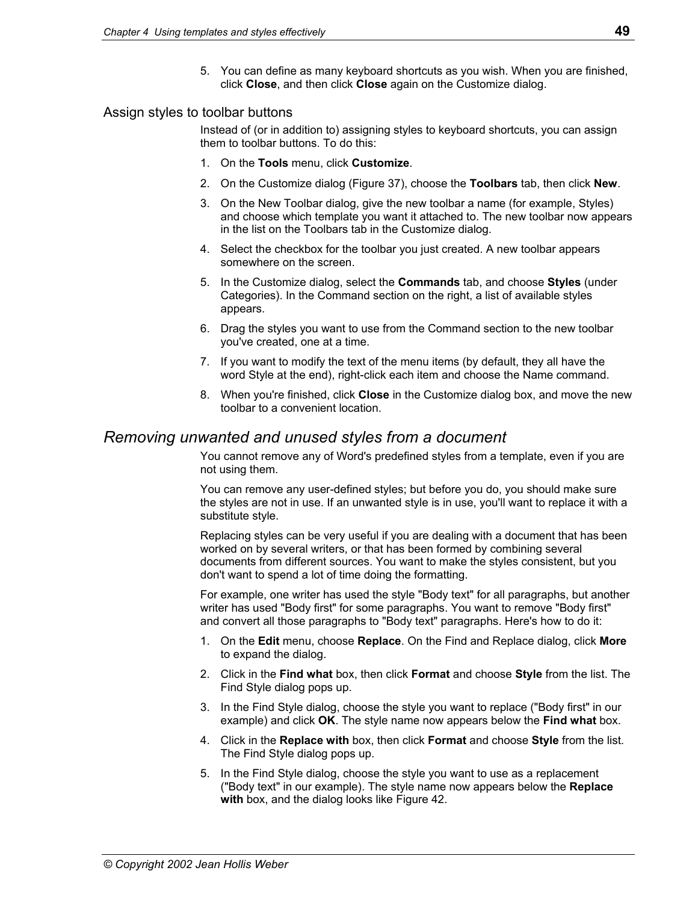5. You can define as many keyboard shortcuts as you wish. When you are finished, click **Close**, and then click **Close** again on the Customize dialog.

### Assign styles to toolbar buttons

Instead of (or in addition to) assigning styles to keyboard shortcuts, you can assign them to toolbar buttons. To do this:

1. On the **Tools** menu, click **Customize**.
2. On the Customize dialog (Figure 37), choose the **Toolbars** tab, then click **New**.
3. On the New Toolbar dialog, give the new toolbar a name (for example, Styles) and choose which template you want it attached to. The new toolbar now appears in the list on the Toolbars tab in the Customize dialog.
4. Select the checkbox for the toolbar you just created. A new toolbar appears somewhere on the screen.
5. In the Customize dialog, select the **Commands** tab, and choose **Styles** (under Categories). In the Command section on the right, a list of available styles appears.
6. Drag the styles you want to use from the Command section to the new toolbar you've created, one at a time.
7. If you want to modify the text of the menu items (by default, they all have the word Style at the end), right-click each item and choose the Name command.
8. When you're finished, click **Close** in the Customize dialog box, and move the new toolbar to a convenient location.

## *Removing unwanted and unused styles from a document*

You cannot remove any of Word's predefined styles from a template, even if you are not using them.

You can remove any user-defined styles; but before you do, you should make sure the styles are not in use. If an unwanted style is in use, you'll want to replace it with a substitute style.

Replacing styles can be very useful if you are dealing with a document that has been worked on by several writers, or that has been formed by combining several documents from different sources. You want to make the styles consistent, but you don't want to spend a lot of time doing the formatting.

For example, one writer has used the style "Body text" for all paragraphs, but another writer has used "Body first" for some paragraphs. You want to remove "Body first" and convert all those paragraphs to "Body text" paragraphs. Here's how to do it:

1. On the **Edit** menu, choose **Replace**. On the Find and Replace dialog, click **More** to expand the dialog.
2. Click in the **Find what** box, then click **Format** and choose **Style** from the list. The Find Style dialog pops up.
3. In the Find Style dialog, choose the style you want to replace ("Body first" in our example) and click **OK**. The style name now appears below the **Find what** box.
4. Click in the **Replace with** box, then click **Format** and choose **Style** from the list. The Find Style dialog pops up.
5. In the Find Style dialog, choose the style you want to use as a replacement ("Body text" in our example). The style name now appears below the **Replace with** box, and the dialog looks like Figure 42.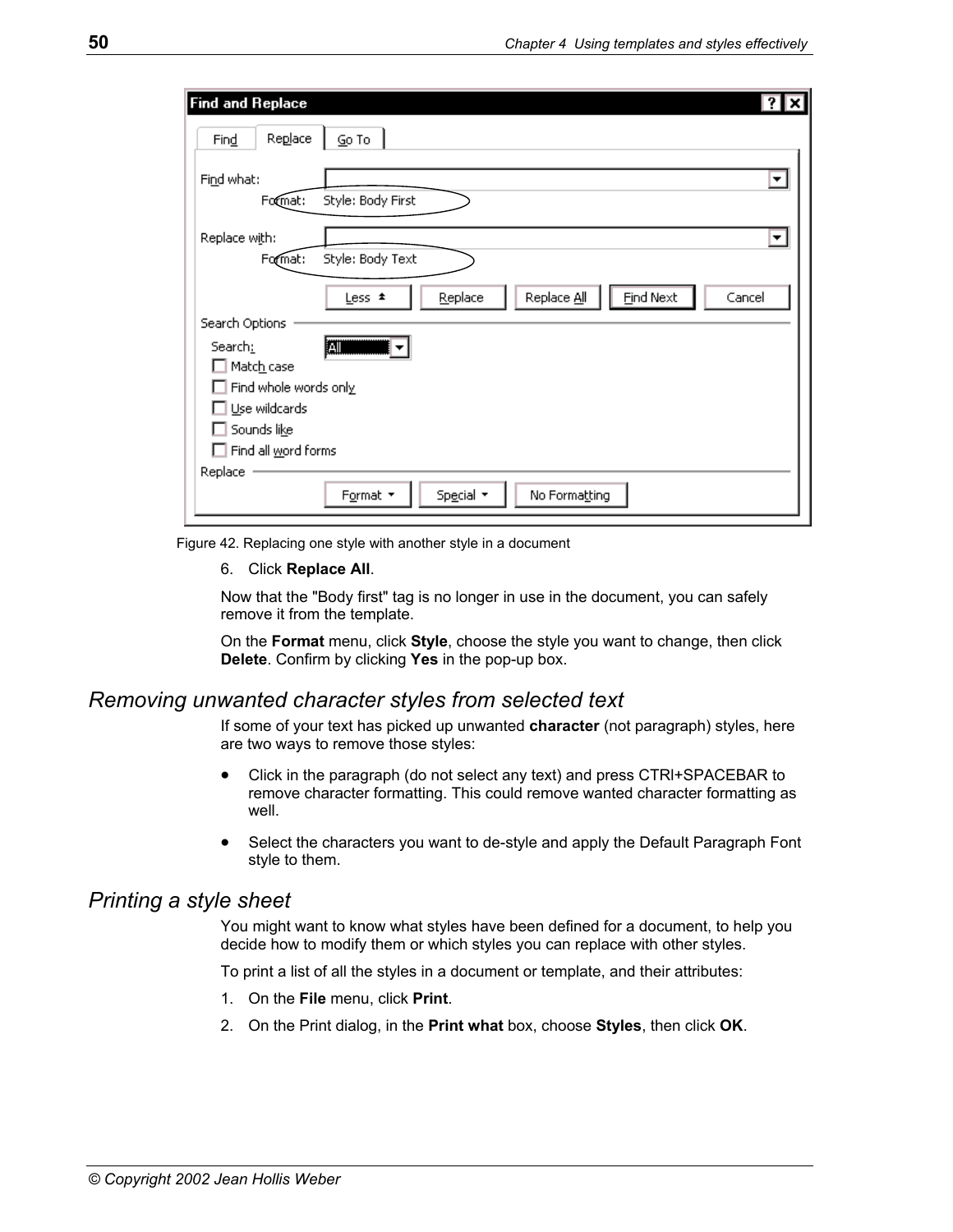Figure 42. Replacing one style with another style in a document

6. Click **Replace All**.

Now that the "Body first" tag is no longer in use in the document, you can safely remove it from the template.

On the **Format** menu, click **Style**, choose the style you want to change, then click **Delete**. Confirm by clicking **Yes** in the pop-up box.

## *Removing unwanted character styles from selected text*

If some of your text has picked up unwanted **character** (not paragraph) styles, here are two ways to remove those styles:

- Click in the paragraph (do not select any text) and press CTRl+SPACEBAR to remove character formatting. This could remove wanted character formatting as well.
- Select the characters you want to de-style and apply the Default Paragraph Font style to them.

## *Printing a style sheet*

You might want to know what styles have been defined for a document, to help you decide how to modify them or which styles you can replace with other styles.

To print a list of all the styles in a document or template, and their attributes:

1. On the **File** menu, click **Print**.
2. On the Print dialog, in the **Print what** box, choose **Styles**, then click **OK**.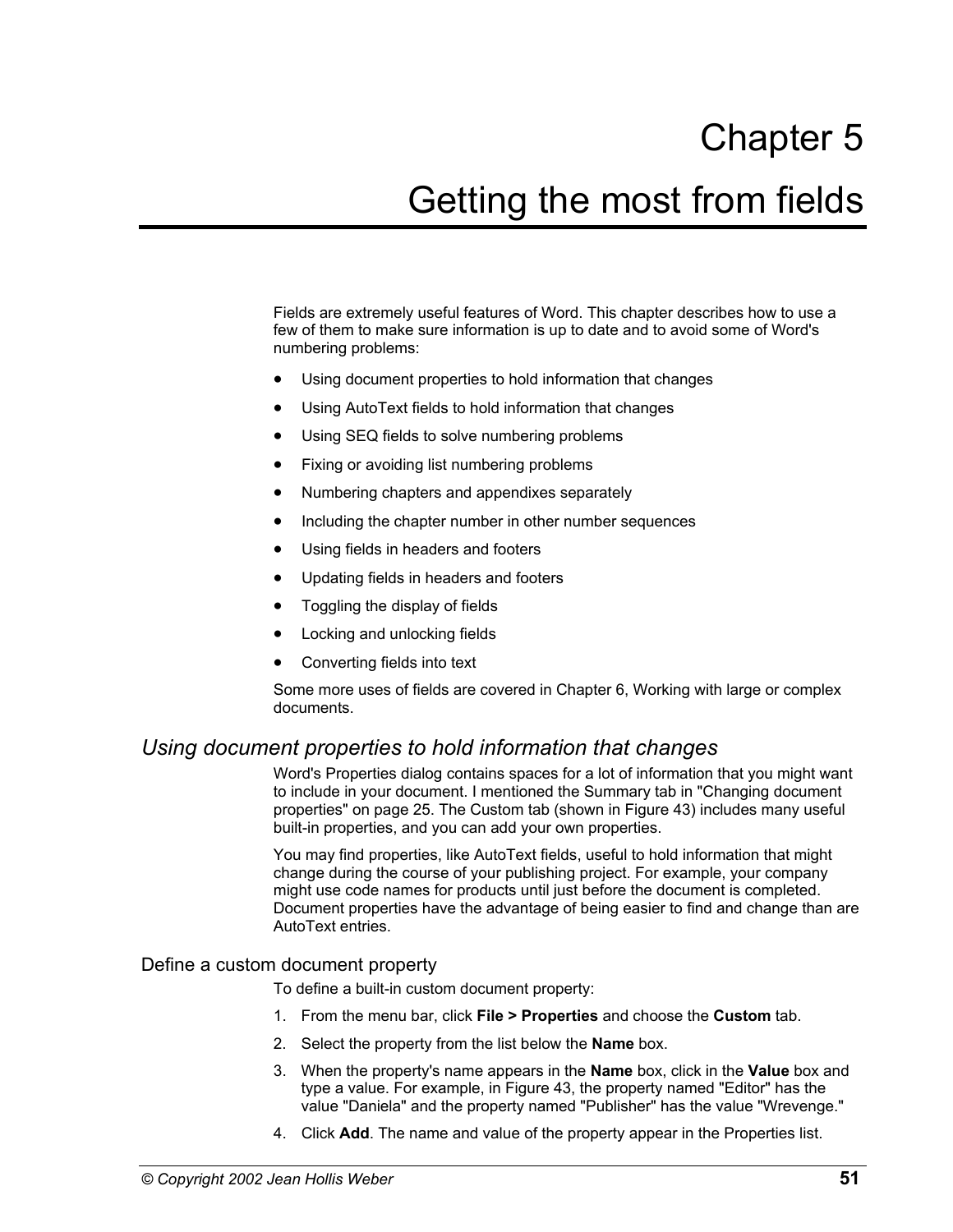# Chapter 5

# Getting the most from fields

Fields are extremely useful features of Word. This chapter describes how to use a few of them to make sure information is up to date and to avoid some of Word's numbering problems:

- Using document properties to hold information that changes
- Using AutoText fields to hold information that changes
- Using SEQ fields to solve numbering problems
- Fixing or avoiding list numbering problems
- Numbering chapters and appendixes separately
- Including the chapter number in other number sequences
- Using fields in headers and footers
- Updating fields in headers and footers
- Toggling the display of fields
- Locking and unlocking fields
- Converting fields into text

Some more uses of fields are covered in Chapter 6, Working with large or complex documents.

## *Using document properties to hold information that changes*

Word's Properties dialog contains spaces for a lot of information that you might want to include in your document. I mentioned the Summary tab in "Changing document properties" on page 25. The Custom tab (shown in Figure 43) includes many useful built-in properties, and you can add your own properties.

You may find properties, like AutoText fields, useful to hold information that might change during the course of your publishing project. For example, your company might use code names for products until just before the document is completed. Document properties have the advantage of being easier to find and change than are AutoText entries.

### Define a custom document property

To define a built-in custom document property:

1. From the menu bar, click **File > Properties** and choose the **Custom** tab.
2. Select the property from the list below the **Name** box.
3. When the property's name appears in the **Name** box, click in the **Value** box and type a value. For example, in Figure 43, the property named "Editor" has the value "Daniela" and the property named "Publisher" has the value "Wrevenge."
4. Click **Add**. The name and value of the property appear in the Properties list.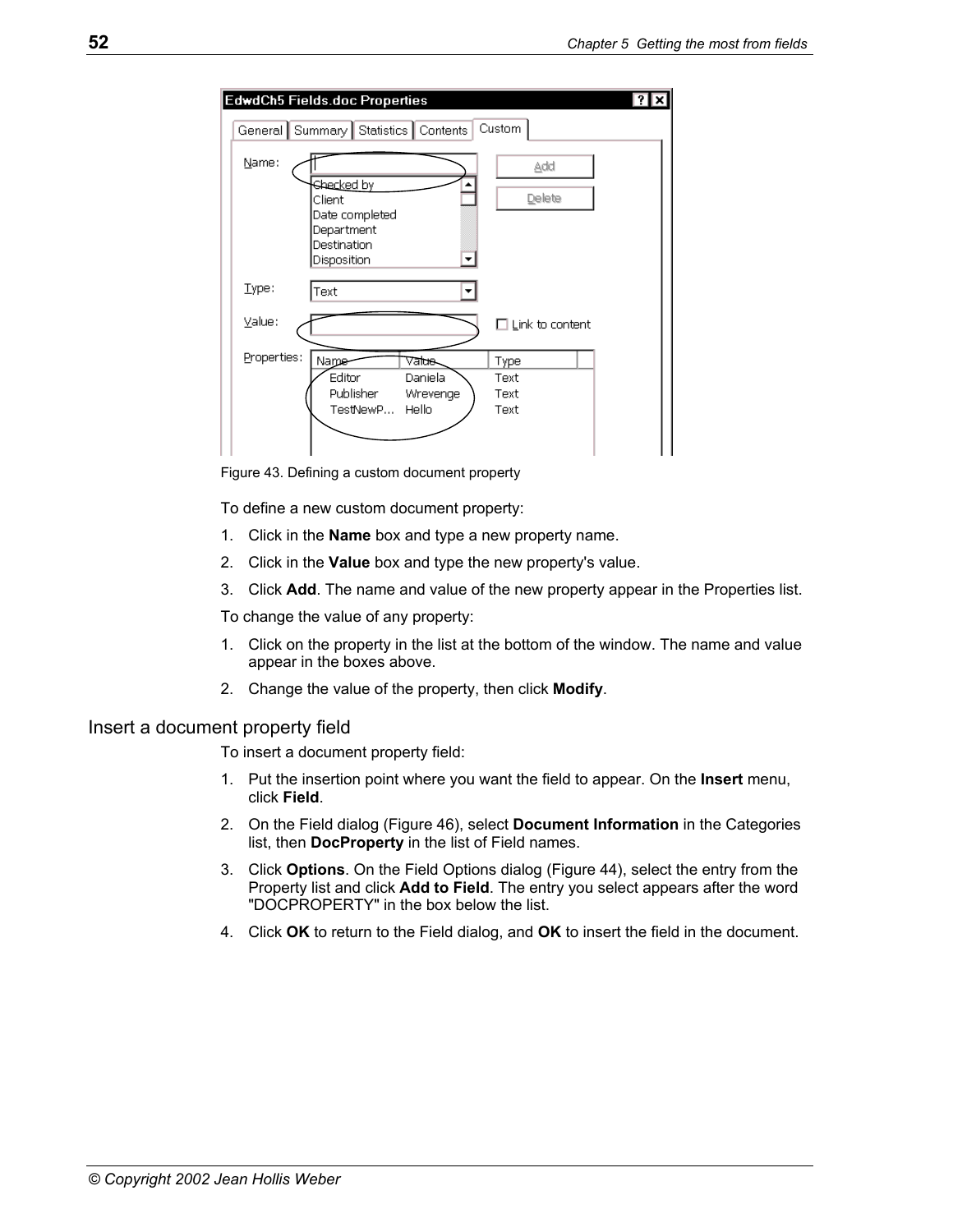Figure 43. Defining a custom document property

To define a new custom document property:

1. Click in the **Name** box and type a new property name.
2. Click in the **Value** box and type the new property's value.
3. Click **Add**. The name and value of the new property appear in the Properties list.

To change the value of any property:

1. Click on the property in the list at the bottom of the window. The name and value appear in the boxes above.
2. Change the value of the property, then click **Modify**.

## Insert a document property field

To insert a document property field:

1. Put the insertion point where you want the field to appear. On the **Insert** menu, click **Field**.
2. On the Field dialog (Figure 46), select **Document Information** in the Categories list, then **DocProperty** in the list of Field names.
3. Click **Options**. On the Field Options dialog (Figure 44), select the entry from the Property list and click **Add to Field**. The entry you select appears after the word "DOCPROPERTY" in the box below the list.
4. Click **OK** to return to the Field dialog, and **OK** to insert the field in the document.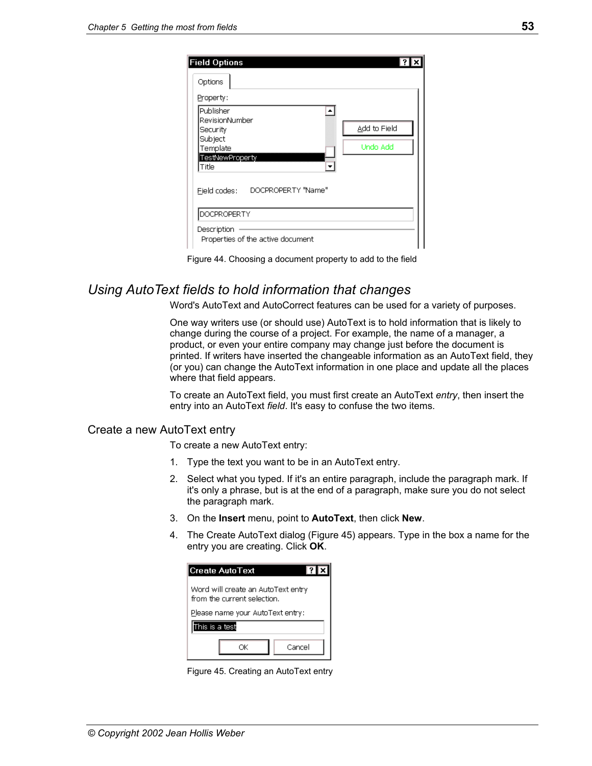Figure 44. Choosing a document property to add to the field

## Using AutoText fields to hold information that changes

Word's AutoText and AutoCorrect features can be used for a variety of purposes.

One way writers use (or should use) AutoText is to hold information that is likely to change during the course of a project. For example, the name of a manager, a product, or even your entire company may change just before the document is printed. If writers have inserted the changeable information as an AutoText field, they (or you) can change the AutoText information in one place and update all the places where that field appears.

To create an AutoText field, you must first create an AutoText *entry*, then insert the entry into an AutoText *field*. It's easy to confuse the two items.

### Create a new AutoText entry

To create a new AutoText entry:

1. Type the text you want to be in an AutoText entry.
2. Select what you typed. If it's an entire paragraph, include the paragraph mark. If it's only a phrase, but is at the end of a paragraph, make sure you do not select the paragraph mark.
3. On the **Insert** menu, point to **AutoText**, then click **New**.
4. The Create AutoText dialog (Figure 45) appears. Type in the box a name for the entry you are creating. Click **OK**.

Figure 45. Creating an AutoText entry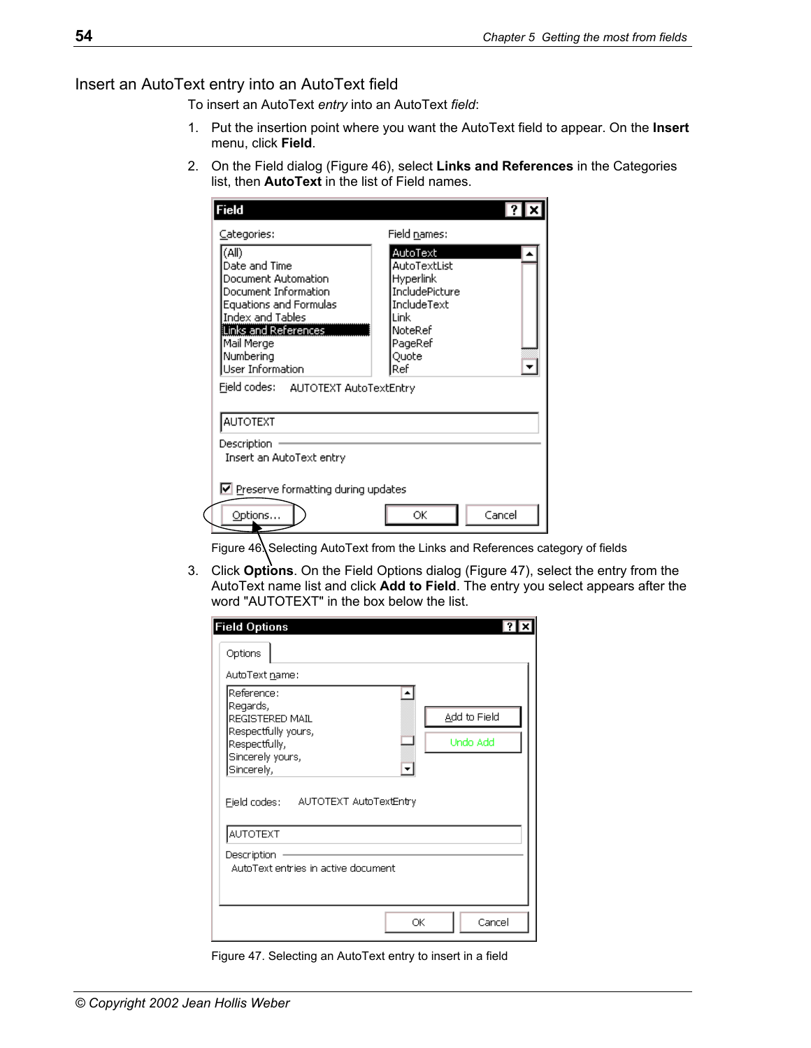## Insert an AutoText entry into an AutoText field

To insert an AutoText *entry* into an AutoText *field*:

1. Put the insertion point where you want the AutoText field to appear. On the **Insert** menu, click **Field**.
2. On the Field dialog (Figure 46), select **Links and References** in the Categories list, then **AutoText** in the list of Field names.

Figure 46. Selecting AutoText from the Links and References category of fields

3. Click **Options**. On the Field Options dialog (Figure 47), select the entry from the AutoText name list and click **Add to Field**. The entry you select appears after the word "AUTOTEXT" in the box below the list.

Figure 47. Selecting an AutoText entry to insert in a field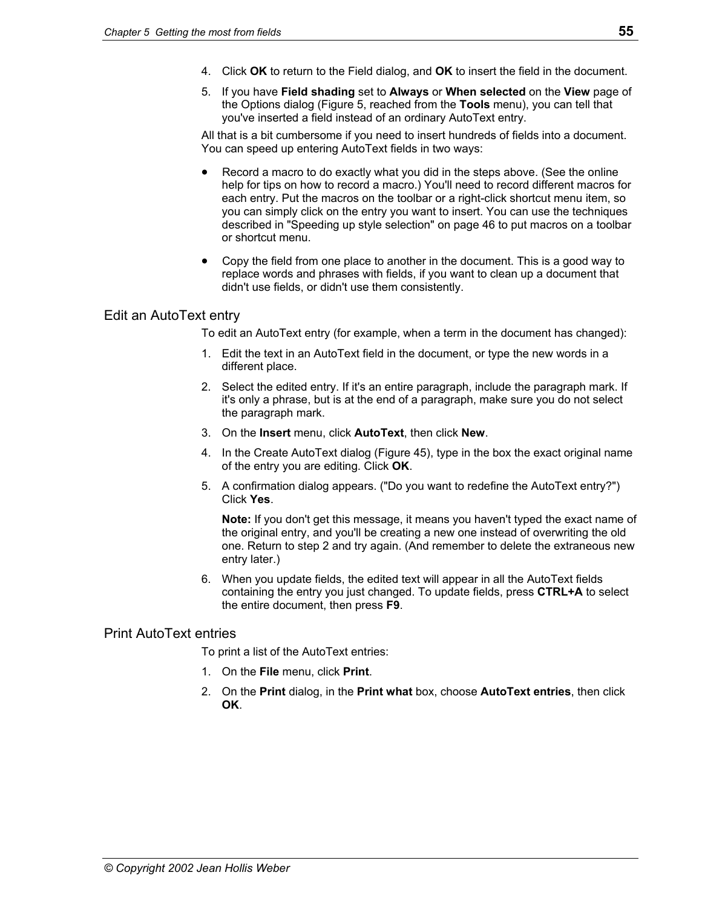4. Click **OK** to return to the Field dialog, and **OK** to insert the field in the document.
5. If you have **Field shading** set to **Always** or **When selected** on the **View** page of the Options dialog (Figure 5, reached from the **Tools** menu), you can tell that you've inserted a field instead of an ordinary AutoText entry.

All that is a bit cumbersome if you need to insert hundreds of fields into a document. You can speed up entering AutoText fields in two ways:

- Record a macro to do exactly what you did in the steps above. (See the online help for tips on how to record a macro.) You'll need to record different macros for each entry. Put the macros on the toolbar or a right-click shortcut menu item, so you can simply click on the entry you want to insert. You can use the techniques described in "Speeding up style selection" on page 46 to put macros on a toolbar or shortcut menu.
- Copy the field from one place to another in the document. This is a good way to replace words and phrases with fields, if you want to clean up a document that didn't use fields, or didn't use them consistently.

## Edit an AutoText entry

To edit an AutoText entry (for example, when a term in the document has changed):

1. Edit the text in an AutoText field in the document, or type the new words in a different place.
2. Select the edited entry. If it's an entire paragraph, include the paragraph mark. If it's only a phrase, but is at the end of a paragraph, make sure you do not select the paragraph mark.
3. On the **Insert** menu, click **AutoText**, then click **New**.
4. In the Create AutoText dialog (Figure 45), type in the box the exact original name of the entry you are editing. Click **OK**.
5. A confirmation dialog appears. ("Do you want to redefine the AutoText entry?") Click **Yes**.

   **Note:** If you don't get this message, it means you haven't typed the exact name of the original entry, and you'll be creating a new one instead of overwriting the old one. Return to step 2 and try again. (And remember to delete the extraneous new entry later.)
6. When you update fields, the edited text will appear in all the AutoText fields containing the entry you just changed. To update fields, press **CTRL+A** to select the entire document, then press **F9**.

## Print AutoText entries

To print a list of the AutoText entries:

1. On the **File** menu, click **Print**.
2. On the **Print** dialog, in the **Print what** box, choose **AutoText entries**, then click **OK**.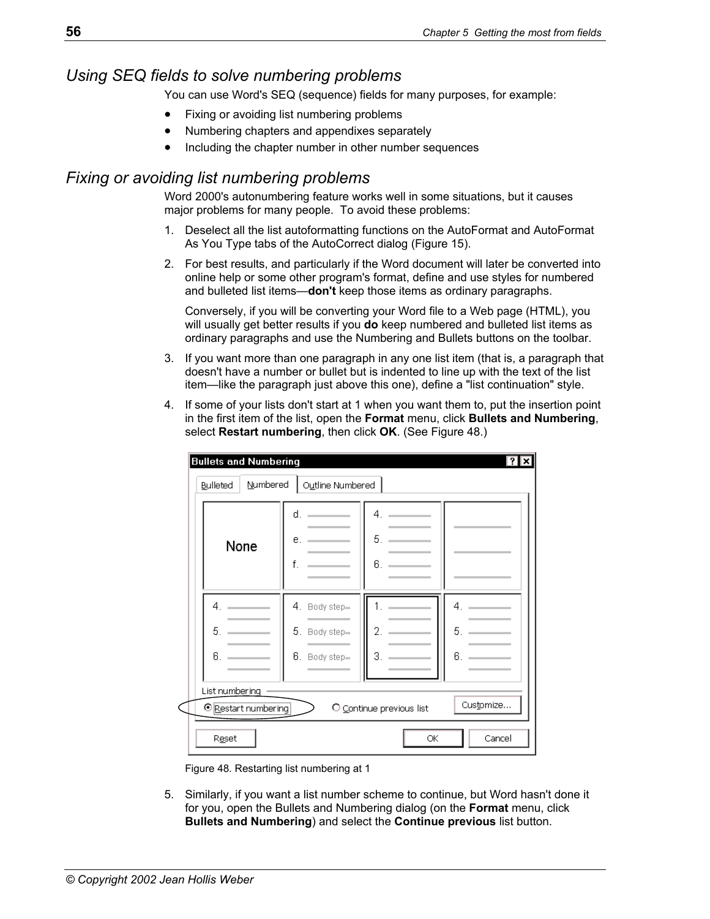## Using SEQ fields to solve numbering problems

You can use Word's SEQ (sequence) fields for many purposes, for example:

- Fixing or avoiding list numbering problems
- Numbering chapters and appendixes separately
- Including the chapter number in other number sequences

## Fixing or avoiding list numbering problems

Word 2000's autonumbering feature works well in some situations, but it causes major problems for many people. To avoid these problems:

1. Deselect all the list autoformatting functions on the AutoFormat and AutoFormat As You Type tabs of the AutoCorrect dialog (Figure 15).
2. For best results, and particularly if the Word document will later be converted into online help or some other program's format, define and use styles for numbered and bulleted list items—**don't** keep those items as ordinary paragraphs.

   Conversely, if you will be converting your Word file to a Web page (HTML), you will usually get better results if you **do** keep numbered and bulleted list items as ordinary paragraphs and use the Numbering and Bullets buttons on the toolbar.
3. If you want more than one paragraph in any one list item (that is, a paragraph that doesn't have a number or bullet but is indented to line up with the text of the list item—like the paragraph just above this one), define a "list continuation" style.
4. If some of your lists don't start at 1 when you want them to, put the insertion point in the first item of the list, open the **Format** menu, click **Bullets and Numbering**, select **Restart numbering**, then click **OK**. (See Figure 48.)

Figure 48. Restarting list numbering at 1

5. Similarly, if you want a list number scheme to continue, but Word hasn't done it for you, open the Bullets and Numbering dialog (on the **Format** menu, click **Bullets and Numbering**) and select the **Continue previous** list button.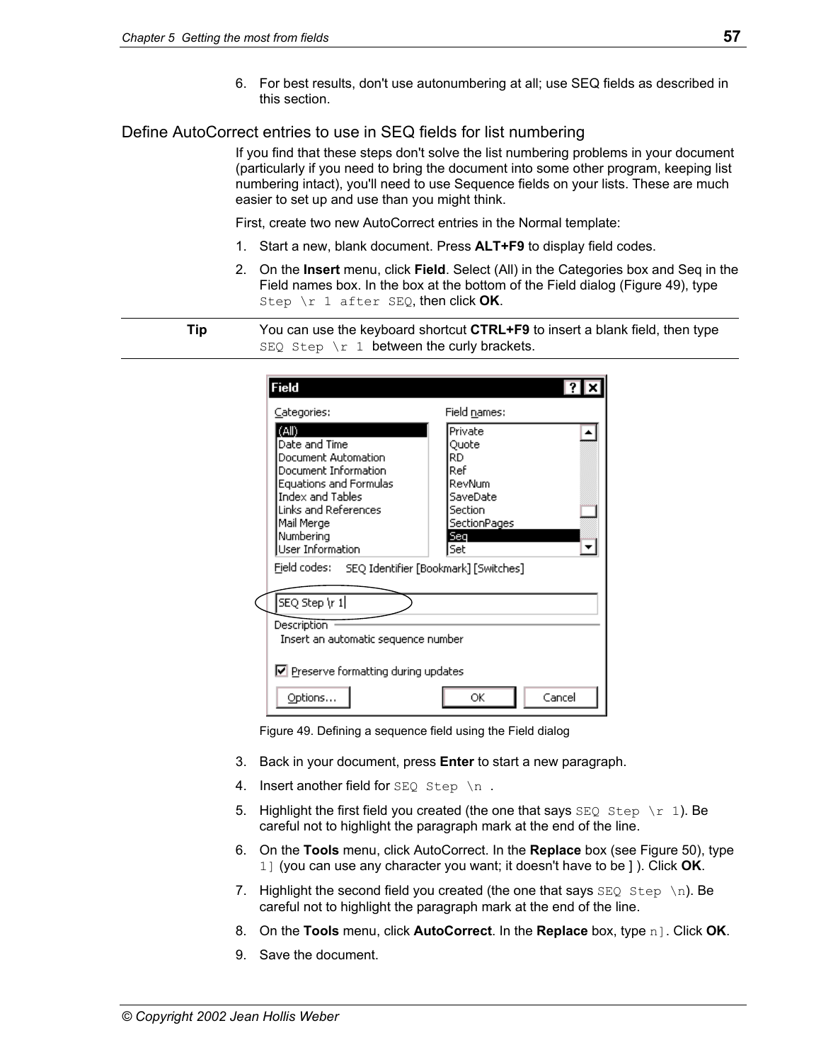6. For best results, don't use autonumbering at all; use SEQ fields as described in this section.

## Define AutoCorrect entries to use in SEQ fields for list numbering

If you find that these steps don't solve the list numbering problems in your document (particularly if you need to bring the document into some other program, keeping list numbering intact), you'll need to use Sequence fields on your lists. These are much easier to set up and use than you might think.

First, create two new AutoCorrect entries in the Normal template:

1. Start a new, blank document. Press **ALT+F9** to display field codes.
2. On the **Insert** menu, click **Field**. Select (All) in the Categories box and Seq in the Field names box. In the box at the bottom of the Field dialog (Figure 49), type `Step \r 1 after SEQ`, then click **OK**.

**Tip** You can use the keyboard shortcut **CTRL+F9** to insert a blank field, then type `SEQ Step \r 1` between the curly brackets.

Figure 49. Defining a sequence field using the Field dialog

3. Back in your document, press **Enter** to start a new paragraph.
4. Insert another field for `SEQ Step \n` .
5. Highlight the first field you created (the one that says `SEQ Step \r 1`). Be careful not to highlight the paragraph mark at the end of the line.
6. On the **Tools** menu, click AutoCorrect. In the **Replace** box (see Figure 50), type `1]` (you can use any character you want; it doesn't have to be ] ). Click **OK**.
7. Highlight the second field you created (the one that says `SEQ Step \n`). Be careful not to highlight the paragraph mark at the end of the line.
8. On the **Tools** menu, click **AutoCorrect**. In the **Replace** box, type `n]`. Click **OK**.
9. Save the document.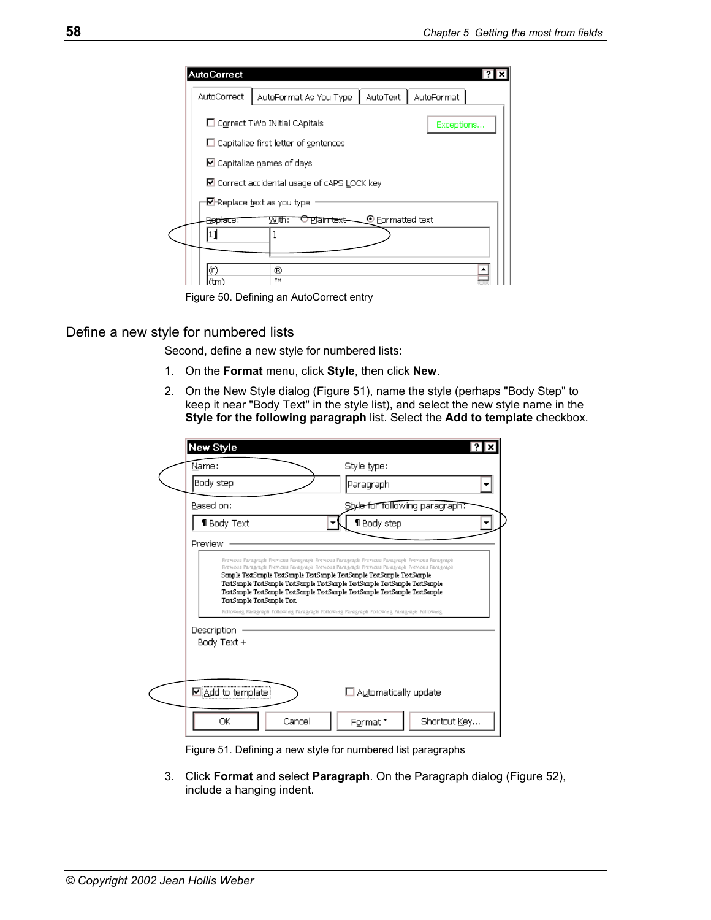Figure 50. Defining an AutoCorrect entry

## Define a new style for numbered lists

Second, define a new style for numbered lists:

1. On the **Format** menu, click **Style**, then click **New**.
2. On the New Style dialog (Figure 51), name the style (perhaps "Body Step" to keep it near "Body Text" in the style list), and select the new style name in the **Style for the following paragraph** list. Select the **Add to template** checkbox.

Figure 51. Defining a new style for numbered list paragraphs

3. Click **Format** and select **Paragraph**. On the Paragraph dialog (Figure 52), include a hanging indent.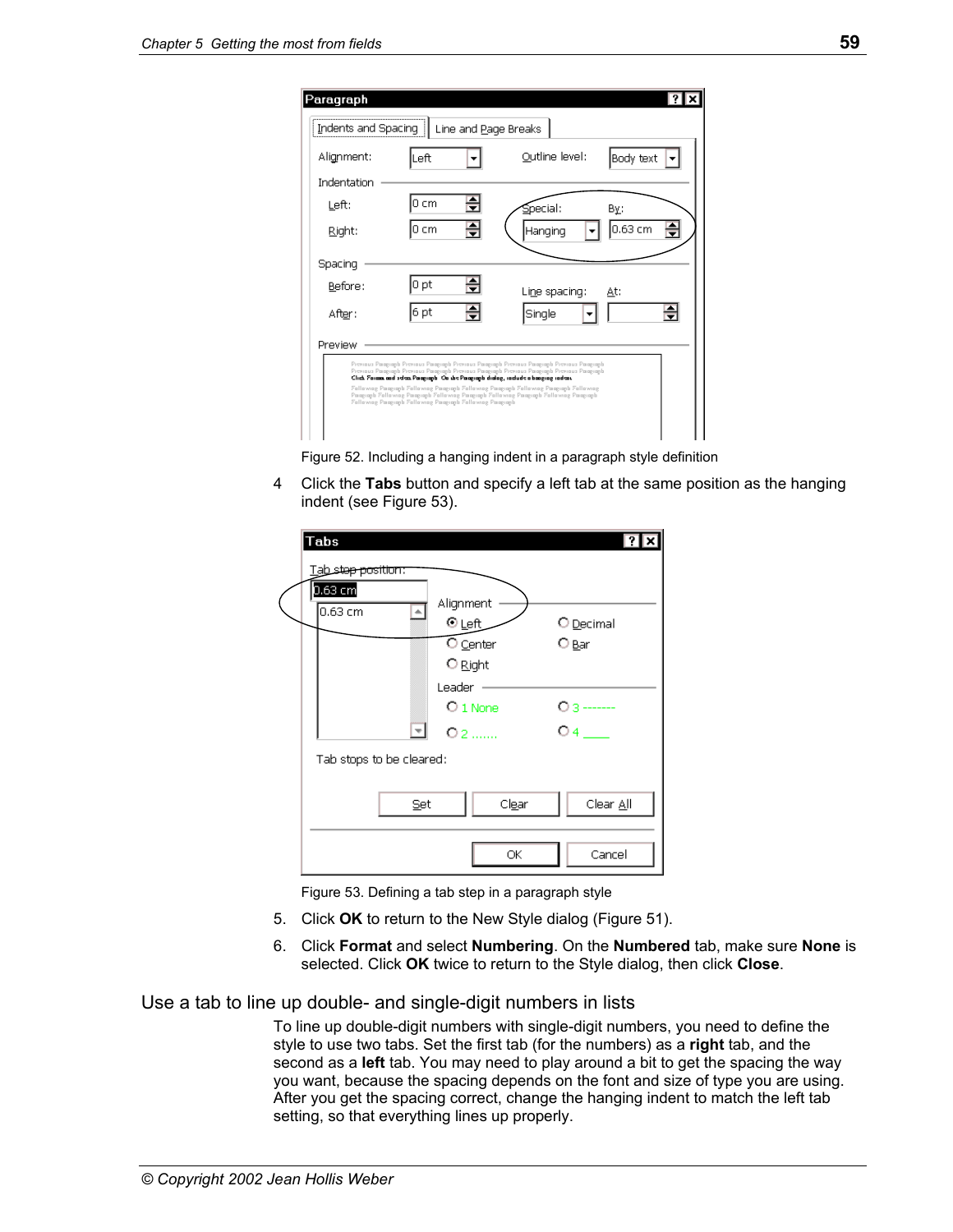Figure 52. Including a hanging indent in a paragraph style definition

4 Click the **Tabs** button and specify a left tab at the same position as the hanging indent (see Figure 53).

Figure 53. Defining a tab step in a paragraph style

5. Click **OK** to return to the New Style dialog (Figure 51).

6. Click **Format** and select **Numbering**. On the **Numbered** tab, make sure **None** is selected. Click **OK** twice to return to the Style dialog, then click **Close**.

## Use a tab to line up double- and single-digit numbers in lists

To line up double-digit numbers with single-digit numbers, you need to define the style to use two tabs. Set the first tab (for the numbers) as a **right** tab, and the second as a **left** tab. You may need to play around a bit to get the spacing the way you want, because the spacing depends on the font and size of type you are using. After you get the spacing correct, change the hanging indent to match the left tab setting, so that everything lines up properly.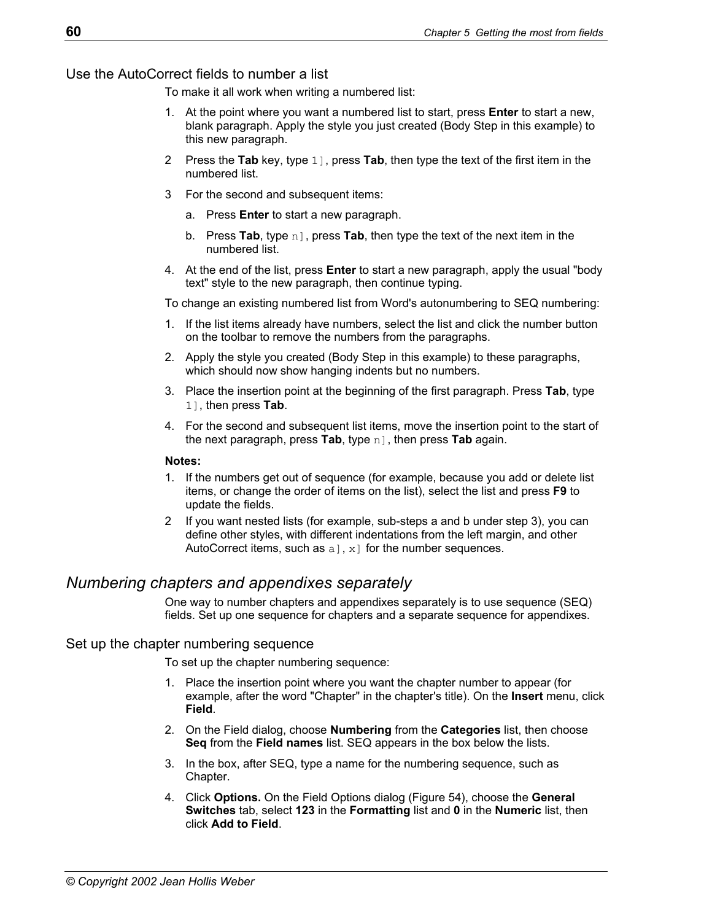### Use the AutoCorrect fields to number a list

To make it all work when writing a numbered list:

1. At the point where you want a numbered list to start, press **Enter** to start a new, blank paragraph. Apply the style you just created (Body Step in this example) to this new paragraph.
2. Press the **Tab** key, type `1]`, press **Tab**, then type the text of the first item in the numbered list.
3. For the second and subsequent items:
    a. Press **Enter** to start a new paragraph.
    b. Press **Tab**, type `n]`, press **Tab**, then type the text of the next item in the numbered list.
4. At the end of the list, press **Enter** to start a new paragraph, apply the usual "body text" style to the new paragraph, then continue typing.

To change an existing numbered list from Word's autonumbering to SEQ numbering:

1. If the list items already have numbers, select the list and click the number button on the toolbar to remove the numbers from the paragraphs.
2. Apply the style you created (Body Step in this example) to these paragraphs, which should now show hanging indents but no numbers.
3. Place the insertion point at the beginning of the first paragraph. Press **Tab**, type `1]`, then press **Tab**.
4. For the second and subsequent list items, move the insertion point to the start of the next paragraph, press **Tab**, type `n]`, then press **Tab** again.

**Notes:**

1. If the numbers get out of sequence (for example, because you add or delete list items, or change the order of items on the list), select the list and press **F9** to update the fields.
2. If you want nested lists (for example, sub-steps a and b under step 3), you can define other styles, with different indentations from the left margin, and other AutoCorrect items, such as `a]`, `x]` for the number sequences.

## *Numbering chapters and appendixes separately*

One way to number chapters and appendixes separately is to use sequence (SEQ) fields. Set up one sequence for chapters and a separate sequence for appendixes.

### Set up the chapter numbering sequence

To set up the chapter numbering sequence:

1. Place the insertion point where you want the chapter number to appear (for example, after the word "Chapter" in the chapter's title). On the **Insert** menu, click **Field**.
2. On the Field dialog, choose **Numbering** from the **Categories** list, then choose **Seq** from the **Field names** list. SEQ appears in the box below the lists.
3. In the box, after SEQ, type a name for the numbering sequence, such as Chapter.
4. Click **Options.** On the Field Options dialog (Figure 54), choose the **General Switches** tab, select **123** in the **Formatting** list and **0** in the **Numeric** list, then click **Add to Field**.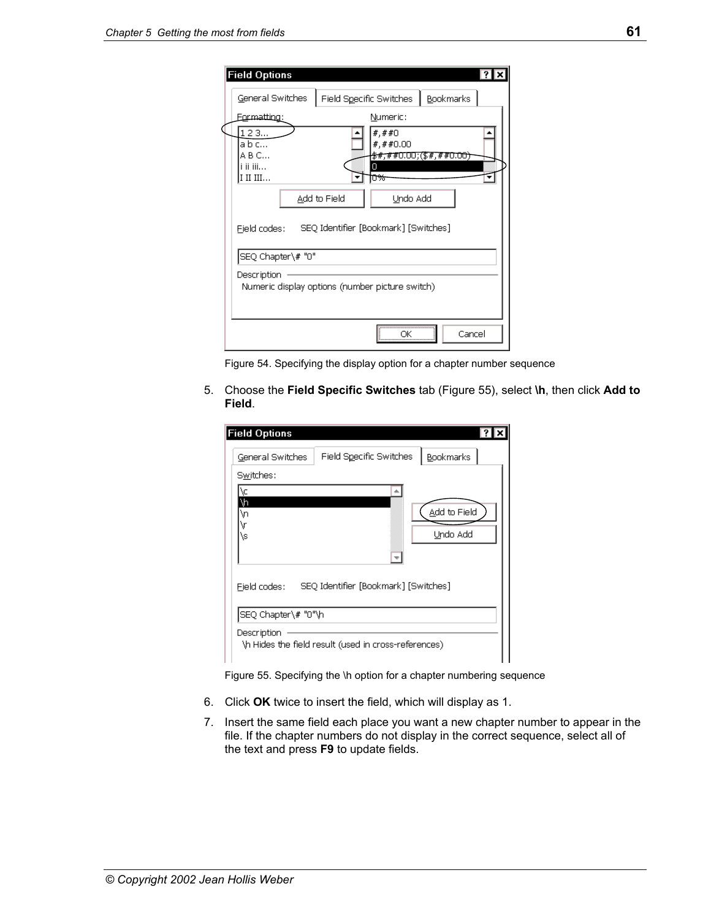Figure 54. Specifying the display option for a chapter number sequence

5. Choose the **Field Specific Switches** tab (Figure 55), select **\h**, then click **Add to Field**.

Figure 55. Specifying the \h option for a chapter numbering sequence

6. Click **OK** twice to insert the field, which will display as 1.
7. Insert the same field each place you want a new chapter number to appear in the file. If the chapter numbers do not display in the correct sequence, select all of the text and press **F9** to update fields.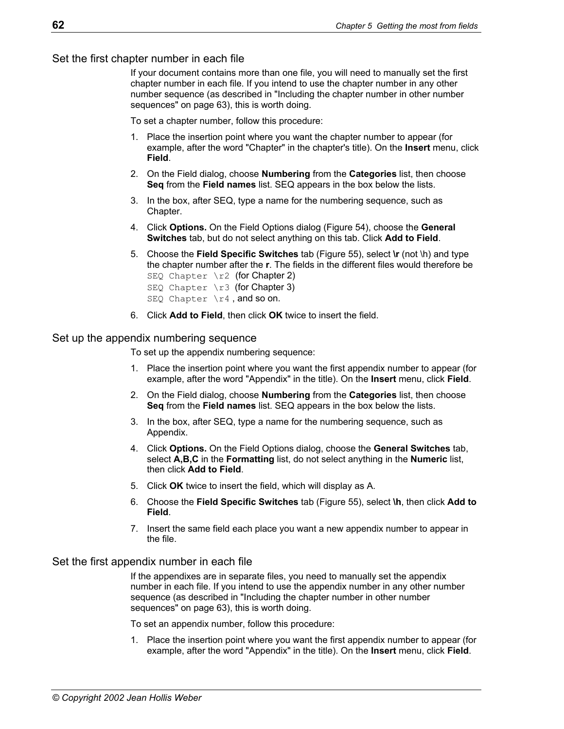## Set the first chapter number in each file

If your document contains more than one file, you will need to manually set the first chapter number in each file. If you intend to use the chapter number in any other number sequence (as described in "Including the chapter number in other number sequences" on page 63), this is worth doing.

To set a chapter number, follow this procedure:

1. Place the insertion point where you want the chapter number to appear (for example, after the word "Chapter" in the chapter's title). On the **Insert** menu, click **Field**.
2. On the Field dialog, choose **Numbering** from the **Categories** list, then choose **Seq** from the **Field names** list. SEQ appears in the box below the lists.
3. In the box, after SEQ, type a name for the numbering sequence, such as Chapter.
4. Click **Options.** On the Field Options dialog (Figure 54), choose the **General Switches** tab, but do not select anything on this tab. Click **Add to Field**.
5. Choose the **Field Specific Switches** tab (Figure 55), select **\r** (not \h) and type the chapter number after the **r**. The fields in the different files would therefore be
   `SEQ Chapter \r2` (for Chapter 2)
   `SEQ Chapter \r3` (for Chapter 3)
   `SEQ Chapter \r4` , and so on.
6. Click **Add to Field**, then click **OK** twice to insert the field.

## Set up the appendix numbering sequence

To set up the appendix numbering sequence:

1. Place the insertion point where you want the first appendix number to appear (for example, after the word "Appendix" in the title). On the **Insert** menu, click **Field**.
2. On the Field dialog, choose **Numbering** from the **Categories** list, then choose **Seq** from the **Field names** list. SEQ appears in the box below the lists.
3. In the box, after SEQ, type a name for the numbering sequence, such as Appendix.
4. Click **Options.** On the Field Options dialog, choose the **General Switches** tab, select **A,B,C** in the **Formatting** list, do not select anything in the **Numeric** list, then click **Add to Field**.
5. Click **OK** twice to insert the field, which will display as A.
6. Choose the **Field Specific Switches** tab (Figure 55), select **\h**, then click **Add to Field**.
7. Insert the same field each place you want a new appendix number to appear in the file.

## Set the first appendix number in each file

If the appendixes are in separate files, you need to manually set the appendix number in each file. If you intend to use the appendix number in any other number sequence (as described in "Including the chapter number in other number sequences" on page 63), this is worth doing.

To set an appendix number, follow this procedure:

1. Place the insertion point where you want the first appendix number to appear (for example, after the word "Appendix" in the title). On the **Insert** menu, click **Field**.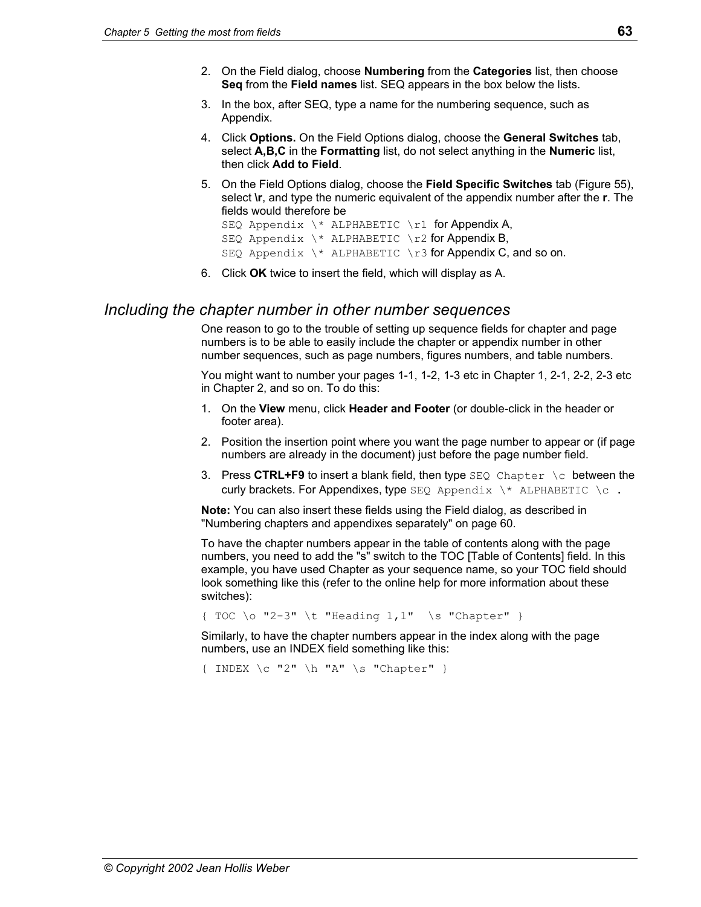2. On the Field dialog, choose **Numbering** from the **Categories** list, then choose **Seq** from the **Field names** list. SEQ appears in the box below the lists.
3. In the box, after SEQ, type a name for the numbering sequence, such as Appendix.
4. Click **Options.** On the Field Options dialog, choose the **General Switches** tab, select **A,B,C** in the **Formatting** list, do not select anything in the **Numeric** list, then click **Add to Field**.
5. On the Field Options dialog, choose the **Field Specific Switches** tab (Figure 55), select **\r**, and type the numeric equivalent of the appendix number after the **r**. The fields would therefore be
   `SEQ Appendix \* ALPHABETIC \r1` for Appendix A,
   `SEQ Appendix \* ALPHABETIC \r2` for Appendix B,
   `SEQ Appendix \* ALPHABETIC \r3` for Appendix C, and so on.
6. Click **OK** twice to insert the field, which will display as A.

## *Including the chapter number in other number sequences*

One reason to go to the trouble of setting up sequence fields for chapter and page numbers is to be able to easily include the chapter or appendix number in other number sequences, such as page numbers, figures numbers, and table numbers.

You might want to number your pages 1-1, 1-2, 1-3 etc in Chapter 1, 2-1, 2-2, 2-3 etc in Chapter 2, and so on. To do this:

1. On the **View** menu, click **Header and Footer** (or double-click in the header or footer area).
2. Position the insertion point where you want the page number to appear or (if page numbers are already in the document) just before the page number field.
3. Press **CTRL+F9** to insert a blank field, then type `SEQ Chapter \c` between the curly brackets. For Appendixes, type `SEQ Appendix \* ALPHABETIC \c` **.**

**Note:** You can also insert these fields using the Field dialog, as described in "Numbering chapters and appendixes separately" on page 60.

To have the chapter numbers appear in the table of contents along with the page numbers, you need to add the "s" switch to the TOC [Table of Contents] field. In this example, you have used Chapter as your sequence name, so your TOC field should look something like this (refer to the online help for more information about these switches):

```
{ TOC \o "2-3" \t "Heading 1,1"  \s "Chapter" }
```

Similarly, to have the chapter numbers appear in the index along with the page numbers, use an INDEX field something like this:

```
{ INDEX \c "2" \h "A" \s "Chapter" }
```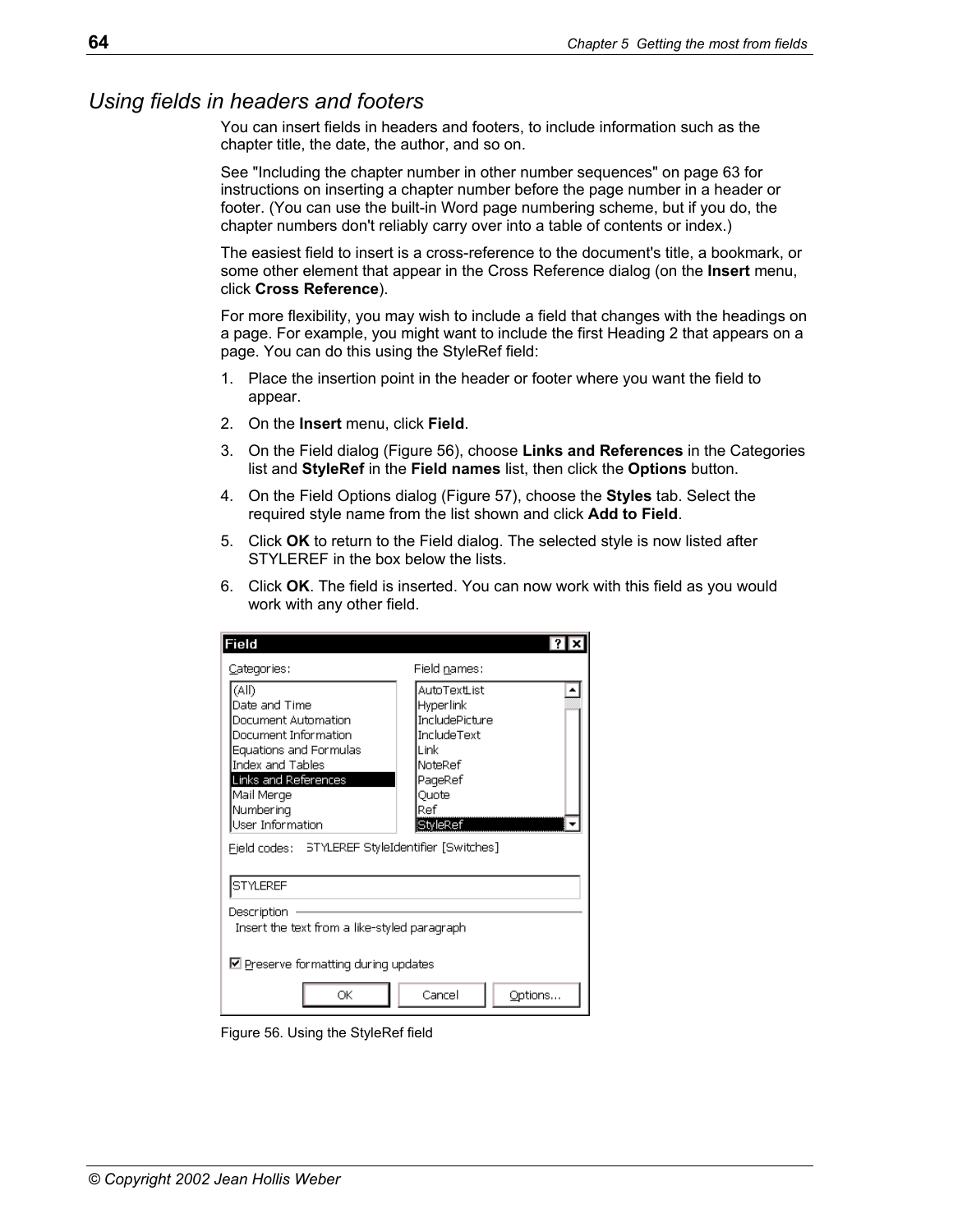## *Using fields in headers and footers*

You can insert fields in headers and footers, to include information such as the chapter title, the date, the author, and so on.

See "Including the chapter number in other number sequences" on page 63 for instructions on inserting a chapter number before the page number in a header or footer. (You can use the built-in Word page numbering scheme, but if you do, the chapter numbers don't reliably carry over into a table of contents or index.)

The easiest field to insert is a cross-reference to the document's title, a bookmark, or some other element that appear in the Cross Reference dialog (on the **Insert** menu, click **Cross Reference**).

For more flexibility, you may wish to include a field that changes with the headings on a page. For example, you might want to include the first Heading 2 that appears on a page. You can do this using the StyleRef field:

1. Place the insertion point in the header or footer where you want the field to appear.
2. On the **Insert** menu, click **Field**.
3. On the Field dialog (Figure 56), choose **Links and References** in the Categories list and **StyleRef** in the **Field names** list, then click the **Options** button.
4. On the Field Options dialog (Figure 57), choose the **Styles** tab. Select the required style name from the list shown and click **Add to Field**.
5. Click **OK** to return to the Field dialog. The selected style is now listed after STYLEREF in the box below the lists.
6. Click **OK**. The field is inserted. You can now work with this field as you would work with any other field.

Figure 56. Using the StyleRef field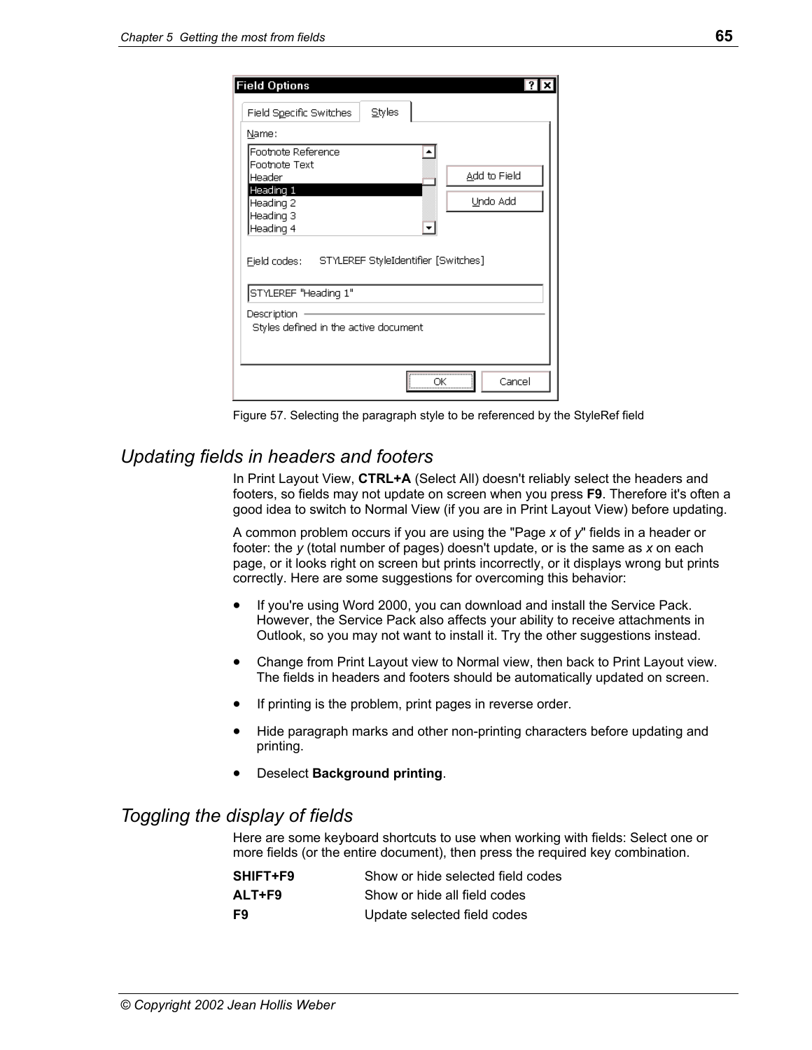Figure 57. Selecting the paragraph style to be referenced by the StyleRef field

## *Updating fields in headers and footers*

In Print Layout View, **CTRL+A** (Select All) doesn't reliably select the headers and footers, so fields may not update on screen when you press **F9**. Therefore it's often a good idea to switch to Normal View (if you are in Print Layout View) before updating.

A common problem occurs if you are using the "Page *x* of *y*" fields in a header or footer: the *y* (total number of pages) doesn't update, or is the same as *x* on each page, or it looks right on screen but prints incorrectly, or it displays wrong but prints correctly. Here are some suggestions for overcoming this behavior:

- If you're using Word 2000, you can download and install the Service Pack. However, the Service Pack also affects your ability to receive attachments in Outlook, so you may not want to install it. Try the other suggestions instead.
- Change from Print Layout view to Normal view, then back to Print Layout view. The fields in headers and footers should be automatically updated on screen.
- If printing is the problem, print pages in reverse order.
- Hide paragraph marks and other non-printing characters before updating and printing.
- Deselect **Background printing**.

## *Toggling the display of fields*

Here are some keyboard shortcuts to use when working with fields: Select one or more fields (or the entire document), then press the required key combination.

| | |
|---|---|
| **SHIFT+F9** | Show or hide selected field codes |
| **ALT+F9** | Show or hide all field codes |
| **F9** | Update selected field codes |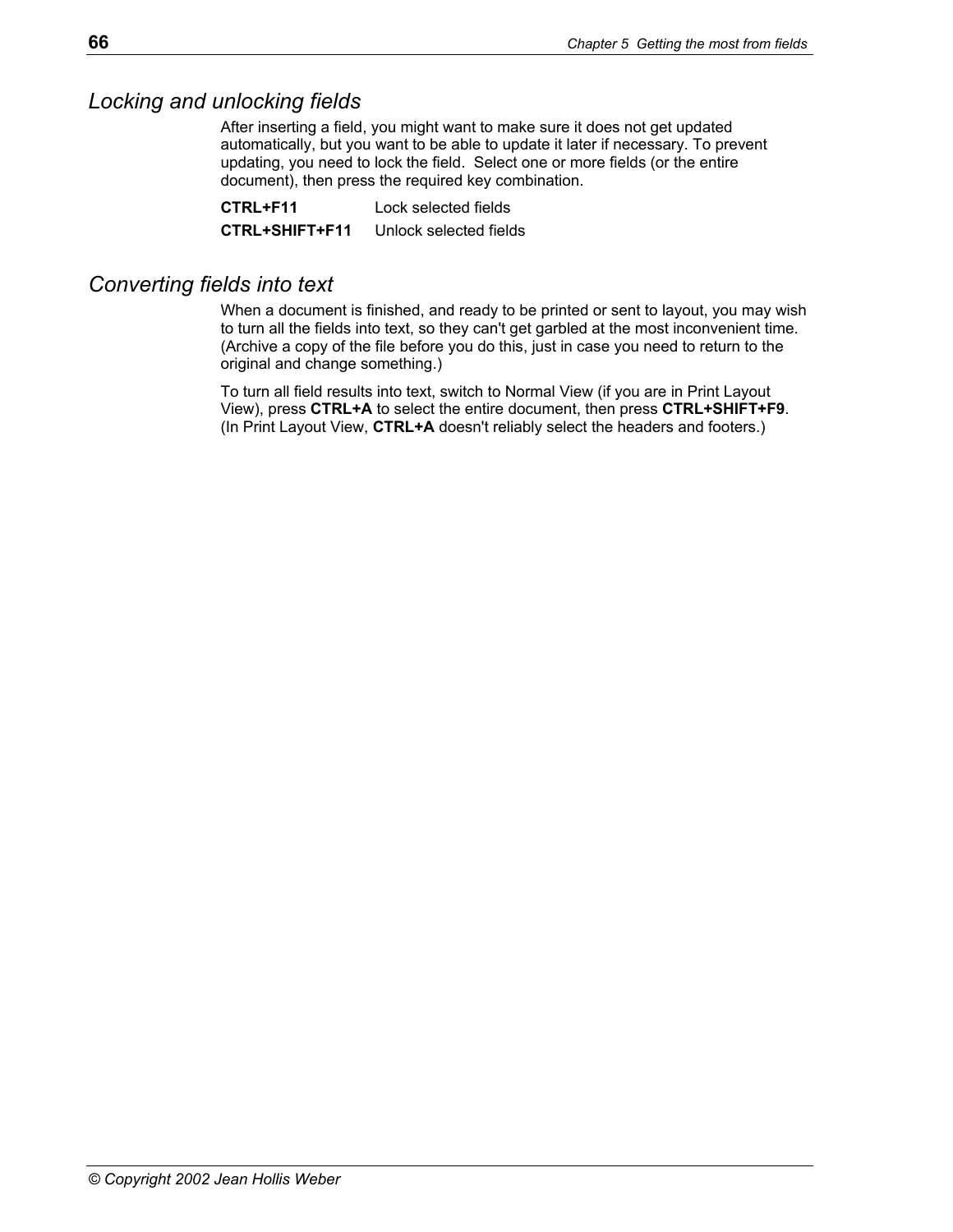## *Locking and unlocking fields*

After inserting a field, you might want to make sure it does not get updated automatically, but you want to be able to update it later if necessary. To prevent updating, you need to lock the field. Select one or more fields (or the entire document), then press the required key combination.

| | |
|---|---|
| **CTRL+F11** | Lock selected fields |
| **CTRL+SHIFT+F11** | Unlock selected fields |

## *Converting fields into text*

When a document is finished, and ready to be printed or sent to layout, you may wish to turn all the fields into text, so they can't get garbled at the most inconvenient time. (Archive a copy of the file before you do this, just in case you need to return to the original and change something.)

To turn all field results into text, switch to Normal View (if you are in Print Layout View), press **CTRL+A** to select the entire document, then press **CTRL+SHIFT+F9**. (In Print Layout View, **CTRL+A** doesn't reliably select the headers and footers.)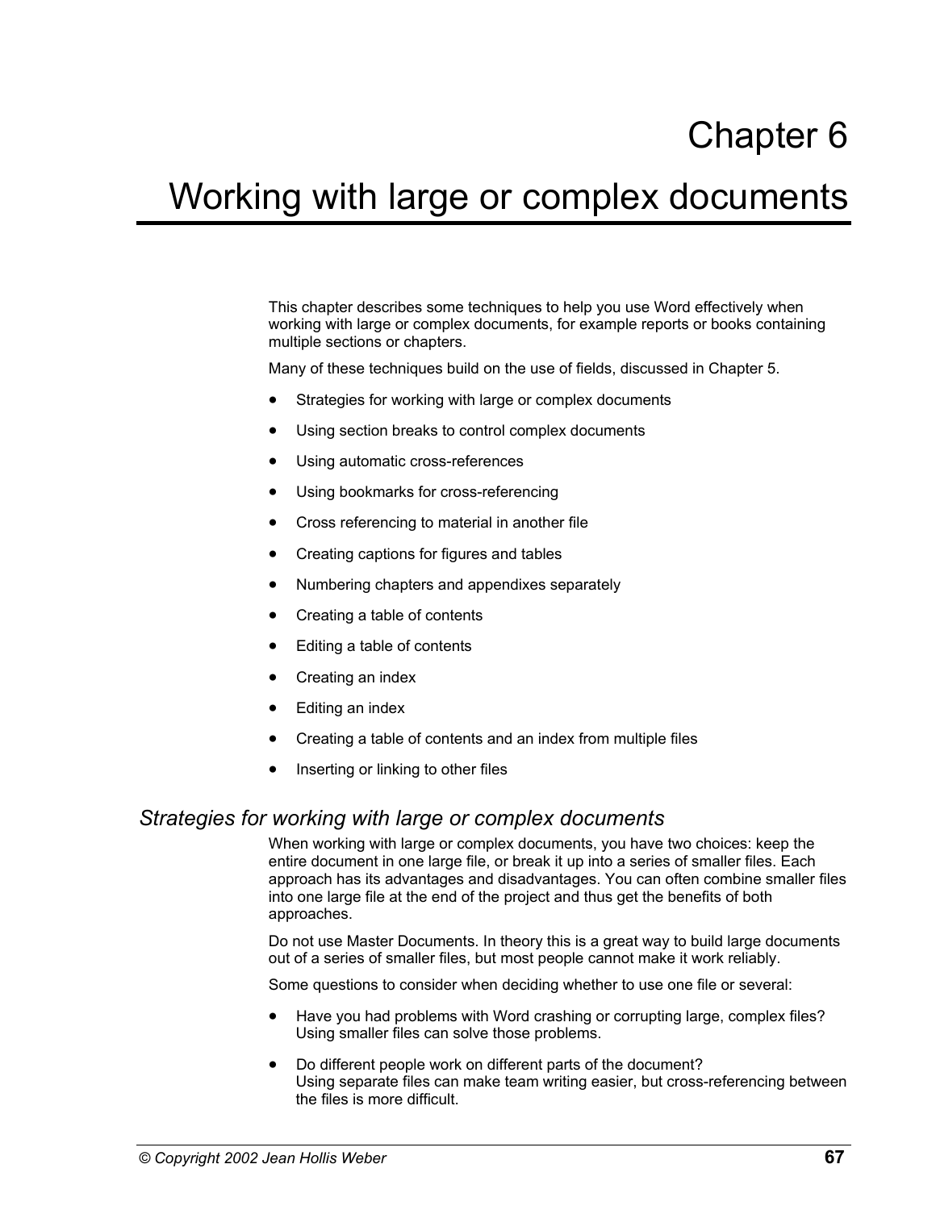# Chapter 6

# Working with large or complex documents

This chapter describes some techniques to help you use Word effectively when working with large or complex documents, for example reports or books containing multiple sections or chapters.

Many of these techniques build on the use of fields, discussed in Chapter 5.

- Strategies for working with large or complex documents
- Using section breaks to control complex documents
- Using automatic cross-references
- Using bookmarks for cross-referencing
- Cross referencing to material in another file
- Creating captions for figures and tables
- Numbering chapters and appendixes separately
- Creating a table of contents
- Editing a table of contents
- Creating an index
- Editing an index
- Creating a table of contents and an index from multiple files
- Inserting or linking to other files

## *Strategies for working with large or complex documents*

When working with large or complex documents, you have two choices: keep the entire document in one large file, or break it up into a series of smaller files. Each approach has its advantages and disadvantages. You can often combine smaller files into one large file at the end of the project and thus get the benefits of both approaches.

Do not use Master Documents. In theory this is a great way to build large documents out of a series of smaller files, but most people cannot make it work reliably.

Some questions to consider when deciding whether to use one file or several:

- Have you had problems with Word crashing or corrupting large, complex files? Using smaller files can solve those problems.
- Do different people work on different parts of the document? Using separate files can make team writing easier, but cross-referencing between the files is more difficult.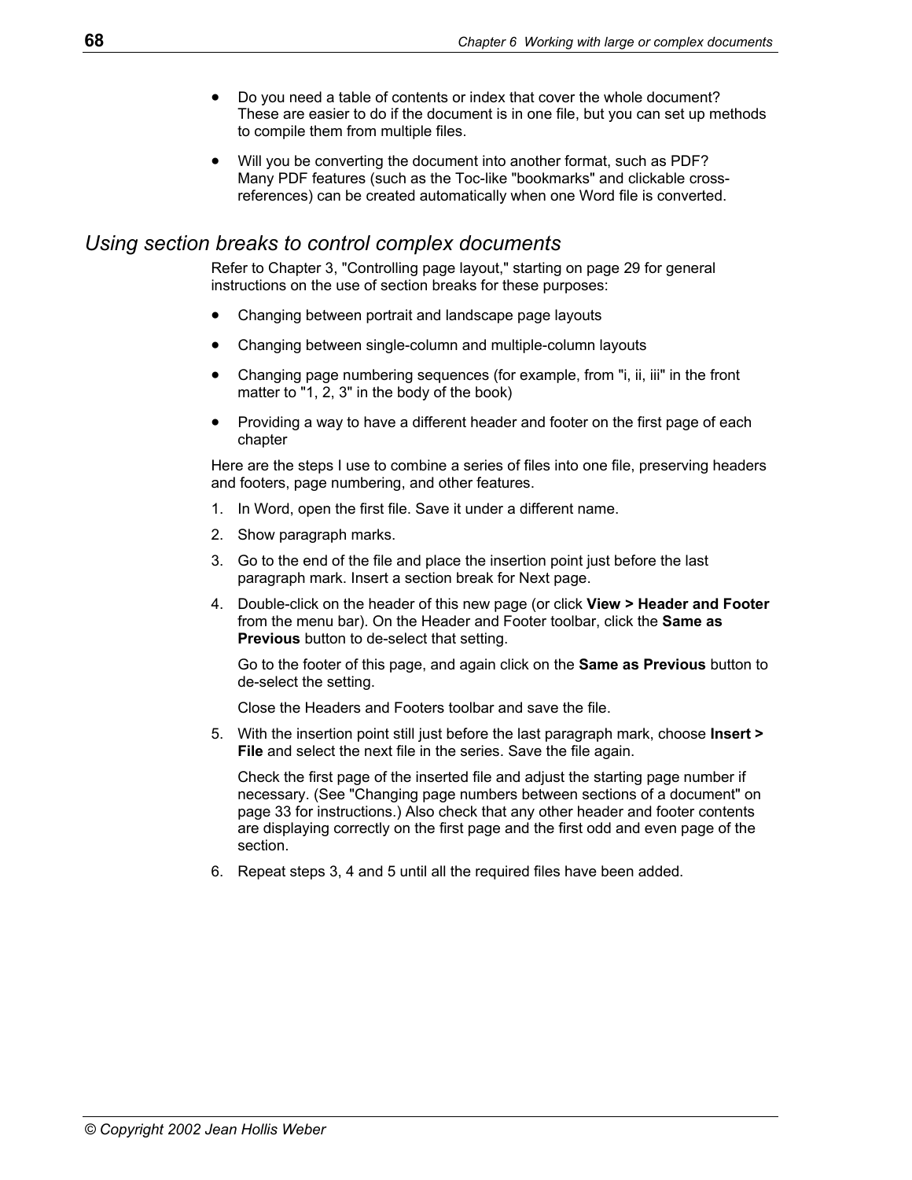- Do you need a table of contents or index that cover the whole document? These are easier to do if the document is in one file, but you can set up methods to compile them from multiple files.
- Will you be converting the document into another format, such as PDF? Many PDF features (such as the Toc-like "bookmarks" and clickable cross-references) can be created automatically when one Word file is converted.

## *Using section breaks to control complex documents*

Refer to Chapter 3, "Controlling page layout," starting on page 29 for general instructions on the use of section breaks for these purposes:

- Changing between portrait and landscape page layouts
- Changing between single-column and multiple-column layouts
- Changing page numbering sequences (for example, from "i, ii, iii" in the front matter to "1, 2, 3" in the body of the book)
- Providing a way to have a different header and footer on the first page of each chapter

Here are the steps I use to combine a series of files into one file, preserving headers and footers, page numbering, and other features.

1. In Word, open the first file. Save it under a different name.
2. Show paragraph marks.
3. Go to the end of the file and place the insertion point just before the last paragraph mark. Insert a section break for Next page.
4. Double-click on the header of this new page (or click **View > Header and Footer** from the menu bar). On the Header and Footer toolbar, click the **Same as Previous** button to de-select that setting.

   Go to the footer of this page, and again click on the **Same as Previous** button to de-select the setting.

   Close the Headers and Footers toolbar and save the file.
5. With the insertion point still just before the last paragraph mark, choose **Insert > File** and select the next file in the series. Save the file again.

   Check the first page of the inserted file and adjust the starting page number if necessary. (See "Changing page numbers between sections of a document" on page 33 for instructions.) Also check that any other header and footer contents are displaying correctly on the first page and the first odd and even page of the section.
6. Repeat steps 3, 4 and 5 until all the required files have been added.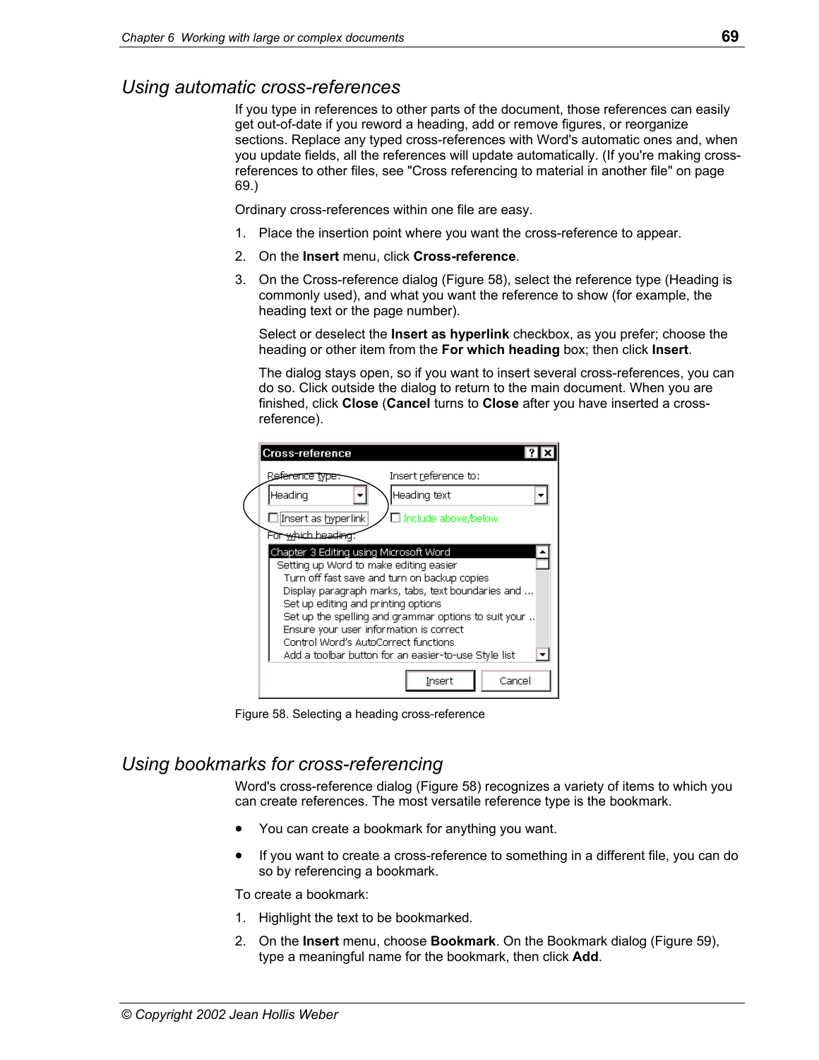## Using automatic cross-references

If you type in references to other parts of the document, those references can easily get out-of-date if you reword a heading, add or remove figures, or reorganize sections. Replace any typed cross-references with Word's automatic ones and, when you update fields, all the references will update automatically. (If you're making cross-references to other files, see "Cross referencing to material in another file" on page 69.)

Ordinary cross-references within one file are easy.

1. Place the insertion point where you want the cross-reference to appear.
2. On the **Insert** menu, click **Cross-reference**.
3. On the Cross-reference dialog (Figure 58), select the reference type (Heading is commonly used), and what you want the reference to show (for example, the heading text or the page number).

   Select or deselect the **Insert as hyperlink** checkbox, as you prefer; choose the heading or other item from the **For which heading** box; then click **Insert**.

   The dialog stays open, so if you want to insert several cross-references, you can do so. Click outside the dialog to return to the main document. When you are finished, click **Close** (**Cancel** turns to **Close** after you have inserted a cross-reference).

Figure 58. Selecting a heading cross-reference

## Using bookmarks for cross-referencing

Word's cross-reference dialog (Figure 58) recognizes a variety of items to which you can create references. The most versatile reference type is the bookmark.

- You can create a bookmark for anything you want.
- If you want to create a cross-reference to something in a different file, you can do so by referencing a bookmark.

To create a bookmark:

1. Highlight the text to be bookmarked.
2. On the **Insert** menu, choose **Bookmark**. On the Bookmark dialog (Figure 59), type a meaningful name for the bookmark, then click **Add**.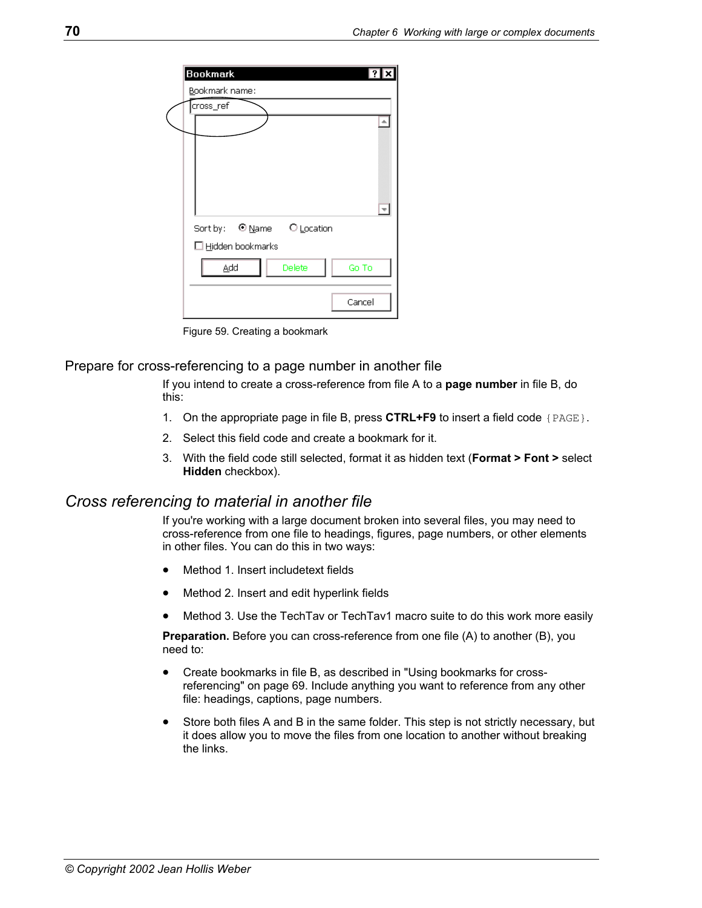Figure 59. Creating a bookmark

## Prepare for cross-referencing to a page number in another file

If you intend to create a cross-reference from file A to a **page number** in file B, do this:

1. On the appropriate page in file B, press **CTRL+F9** to insert a field code `{PAGE}`.
2. Select this field code and create a bookmark for it.
3. With the field code still selected, format it as hidden text (**Format > Font >** select **Hidden** checkbox).

# *Cross referencing to material in another file*

If you're working with a large document broken into several files, you may need to cross-reference from one file to headings, figures, page numbers, or other elements in other files. You can do this in two ways:

- Method 1. Insert includetext fields
- Method 2. Insert and edit hyperlink fields
- Method 3. Use the TechTav or TechTav1 macro suite to do this work more easily

**Preparation.** Before you can cross-reference from one file (A) to another (B), you need to:

- Create bookmarks in file B, as described in "Using bookmarks for cross-referencing" on page 69. Include anything you want to reference from any other file: headings, captions, page numbers.
- Store both files A and B in the same folder. This step is not strictly necessary, but it does allow you to move the files from one location to another without breaking the links.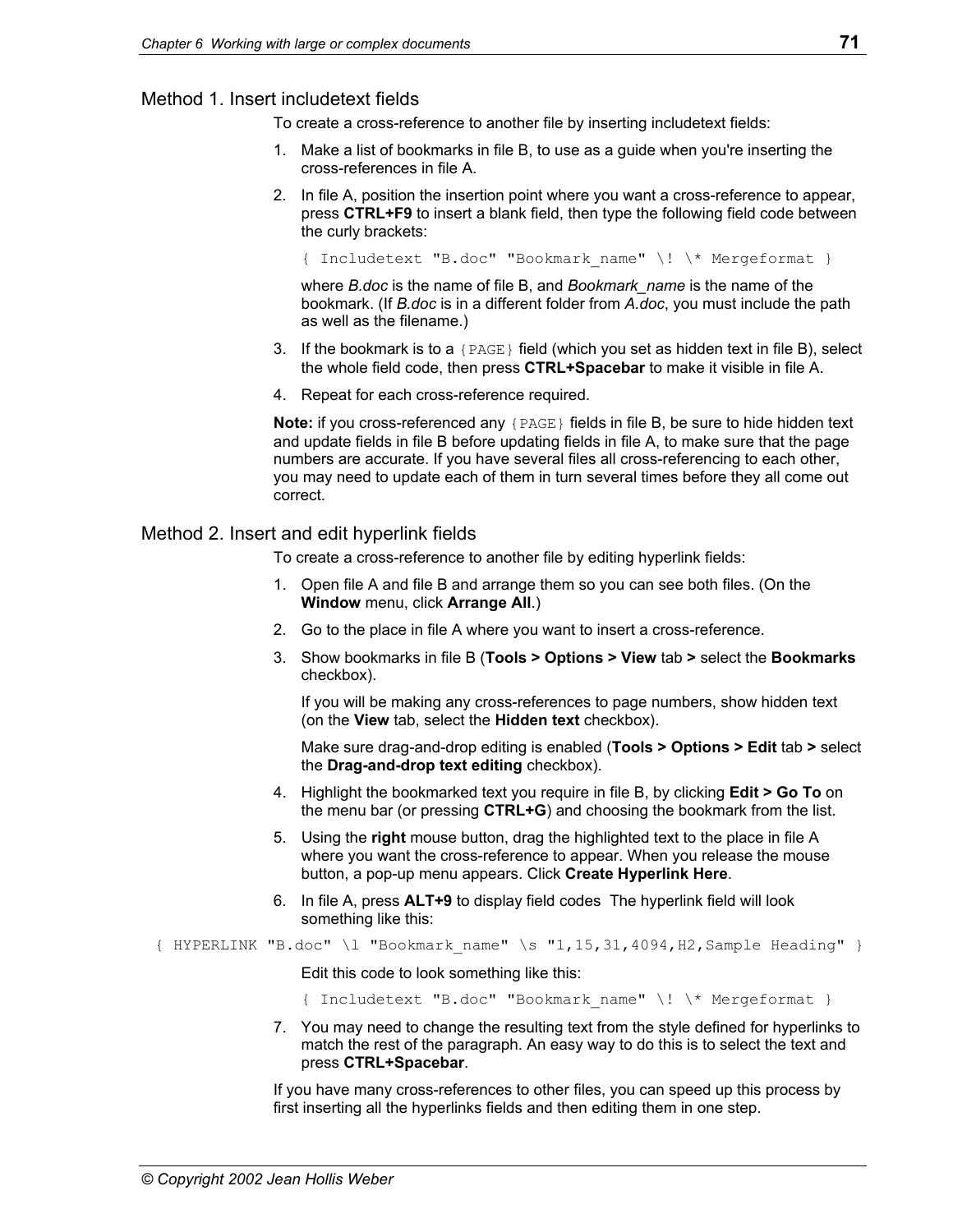## Method 1. Insert includetext fields

To create a cross-reference to another file by inserting includetext fields:

1. Make a list of bookmarks in file B, to use as a guide when you're inserting the cross-references in file A.
2. In file A, position the insertion point where you want a cross-reference to appear, press **CTRL+F9** to insert a blank field, then type the following field code between the curly brackets:

   ```
   { Includetext "B.doc" "Bookmark_name" \! \* Mergeformat }
   ```

   where *B.doc* is the name of file B, and *Bookmark_name* is the name of the bookmark. (If *B.doc* is in a different folder from *A.doc*, you must include the path as well as the filename.)
3. If the bookmark is to a `{PAGE}` field (which you set as hidden text in file B), select the whole field code, then press **CTRL+Spacebar** to make it visible in file A.
4. Repeat for each cross-reference required.

**Note:** if you cross-referenced any `{PAGE}` fields in file B, be sure to hide hidden text and update fields in file B before updating fields in file A, to make sure that the page numbers are accurate. If you have several files all cross-referencing to each other, you may need to update each of them in turn several times before they all come out correct.

## Method 2. Insert and edit hyperlink fields

To create a cross-reference to another file by editing hyperlink fields:

1. Open file A and file B and arrange them so you can see both files. (On the **Window** menu, click **Arrange All**.)
2. Go to the place in file A where you want to insert a cross-reference.
3. Show bookmarks in file B (**Tools > Options > View** tab **>** select the **Bookmarks** checkbox).

   If you will be making any cross-references to page numbers, show hidden text (on the **View** tab, select the **Hidden text** checkbox).

   Make sure drag-and-drop editing is enabled (**Tools > Options > Edit** tab **>** select the **Drag-and-drop text editing** checkbox).
4. Highlight the bookmarked text you require in file B, by clicking **Edit > Go To** on the menu bar (or pressing **CTRL+G**) and choosing the bookmark from the list.
5. Using the **right** mouse button, drag the highlighted text to the place in file A where you want the cross-reference to appear. When you release the mouse button, a pop-up menu appears. Click **Create Hyperlink Here**.
6. In file A, press **ALT+9** to display field codes The hyperlink field will look something like this:

   ```
   { HYPERLINK "B.doc" \l "Bookmark_name" \s "1,15,31,4094,H2,Sample Heading" }
   ```

   Edit this code to look something like this:

   ```
   { Includetext "B.doc" "Bookmark_name" \! \* Mergeformat }
   ```
7. You may need to change the resulting text from the style defined for hyperlinks to match the rest of the paragraph. An easy way to do this is to select the text and press **CTRL+Spacebar**.

If you have many cross-references to other files, you can speed up this process by first inserting all the hyperlinks fields and then editing them in one step.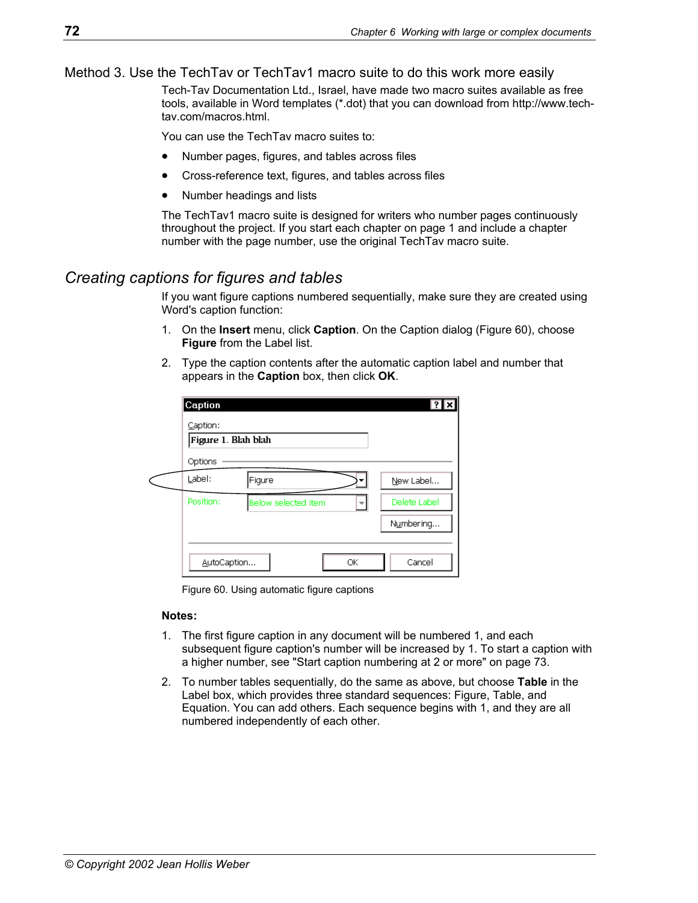### Method 3. Use the TechTav or TechTav1 macro suite to do this work more easily

Tech-Tav Documentation Ltd., Israel, have made two macro suites available as free tools, available in Word templates (*.dot) that you can download from http://www.tech-tav.com/macros.html.

You can use the TechTav macro suites to:

- Number pages, figures, and tables across files
- Cross-reference text, figures, and tables across files
- Number headings and lists

The TechTav1 macro suite is designed for writers who number pages continuously throughout the project. If you start each chapter on page 1 and include a chapter number with the page number, use the original TechTav macro suite.

## *Creating captions for figures and tables*

If you want figure captions numbered sequentially, make sure they are created using Word's caption function:

1. On the **Insert** menu, click **Caption**. On the Caption dialog (Figure 60), choose **Figure** from the Label list.
2. Type the caption contents after the automatic caption label and number that appears in the **Caption** box, then click **OK**.

Figure 60. Using automatic figure captions

**Notes:**

1. The first figure caption in any document will be numbered 1, and each subsequent figure caption's number will be increased by 1. To start a caption with a higher number, see "Start caption numbering at 2 or more" on page 73.
2. To number tables sequentially, do the same as above, but choose **Table** in the Label box, which provides three standard sequences: Figure, Table, and Equation. You can add others. Each sequence begins with 1, and they are all numbered independently of each other.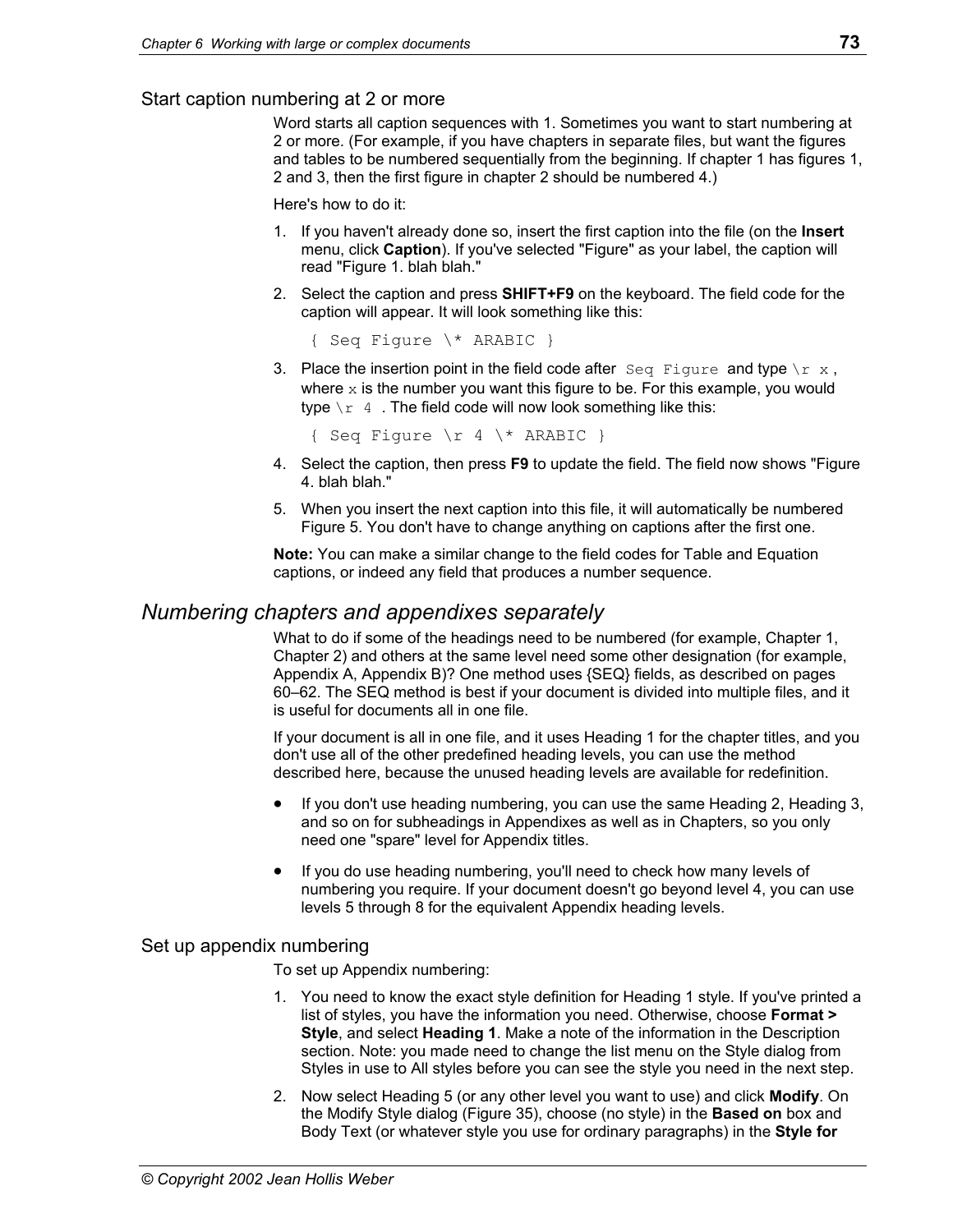### Start caption numbering at 2 or more

Word starts all caption sequences with 1. Sometimes you want to start numbering at 2 or more. (For example, if you have chapters in separate files, but want the figures and tables to be numbered sequentially from the beginning. If chapter 1 has figures 1, 2 and 3, then the first figure in chapter 2 should be numbered 4.)

Here's how to do it:

1. If you haven't already done so, insert the first caption into the file (on the **Insert** menu, click **Caption**). If you've selected "Figure" as your label, the caption will read "Figure 1. blah blah."
2. Select the caption and press **SHIFT+F9** on the keyboard. The field code for the caption will appear. It will look something like this:

   ```
   { Seq Figure \* ARABIC }
   ```

3. Place the insertion point in the field code after `Seq Figure` and type `\r x`, where `x` is the number you want this figure to be. For this example, you would type `\r 4` . The field code will now look something like this:

   ```
   { Seq Figure \r 4 \* ARABIC }
   ```

4. Select the caption, then press **F9** to update the field. The field now shows "Figure 4. blah blah."
5. When you insert the next caption into this file, it will automatically be numbered Figure 5. You don't have to change anything on captions after the first one.

**Note:** You can make a similar change to the field codes for Table and Equation captions, or indeed any field that produces a number sequence.

## *Numbering chapters and appendixes separately*

What to do if some of the headings need to be numbered (for example, Chapter 1, Chapter 2) and others at the same level need some other designation (for example, Appendix A, Appendix B)? One method uses {SEQ} fields, as described on pages 60–62. The SEQ method is best if your document is divided into multiple files, and it is useful for documents all in one file.

If your document is all in one file, and it uses Heading 1 for the chapter titles, and you don't use all of the other predefined heading levels, you can use the method described here, because the unused heading levels are available for redefinition.

- If you don't use heading numbering, you can use the same Heading 2, Heading 3, and so on for subheadings in Appendixes as well as in Chapters, so you only need one "spare" level for Appendix titles.
- If you do use heading numbering, you'll need to check how many levels of numbering you require. If your document doesn't go beyond level 4, you can use levels 5 through 8 for the equivalent Appendix heading levels.

### Set up appendix numbering

To set up Appendix numbering:

1. You need to know the exact style definition for Heading 1 style. If you've printed a list of styles, you have the information you need. Otherwise, choose **Format > Style**, and select **Heading 1**. Make a note of the information in the Description section. Note: you made need to change the list menu on the Style dialog from Styles in use to All styles before you can see the style you need in the next step.
2. Now select Heading 5 (or any other level you want to use) and click **Modify**. On the Modify Style dialog (Figure 35), choose (no style) in the **Based on** box and Body Text (or whatever style you use for ordinary paragraphs) in the **Style for**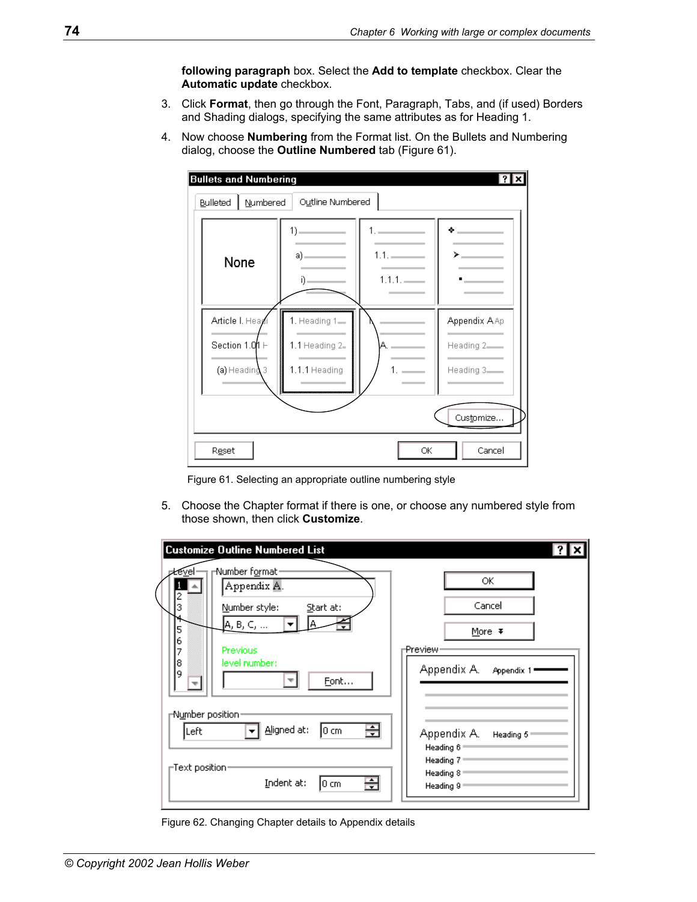following paragraph box. Select the **Add to template** checkbox. Clear the **Automatic update** checkbox.

3. Click **Format**, then go through the Font, Paragraph, Tabs, and (if used) Borders and Shading dialogs, specifying the same attributes as for Heading 1.
4. Now choose **Numbering** from the Format list. On the Bullets and Numbering dialog, choose the **Outline Numbered** tab (Figure 61).

Figure 61. Selecting an appropriate outline numbering style

5. Choose the Chapter format if there is one, or choose any numbered style from those shown, then click **Customize**.

Figure 62. Changing Chapter details to Appendix details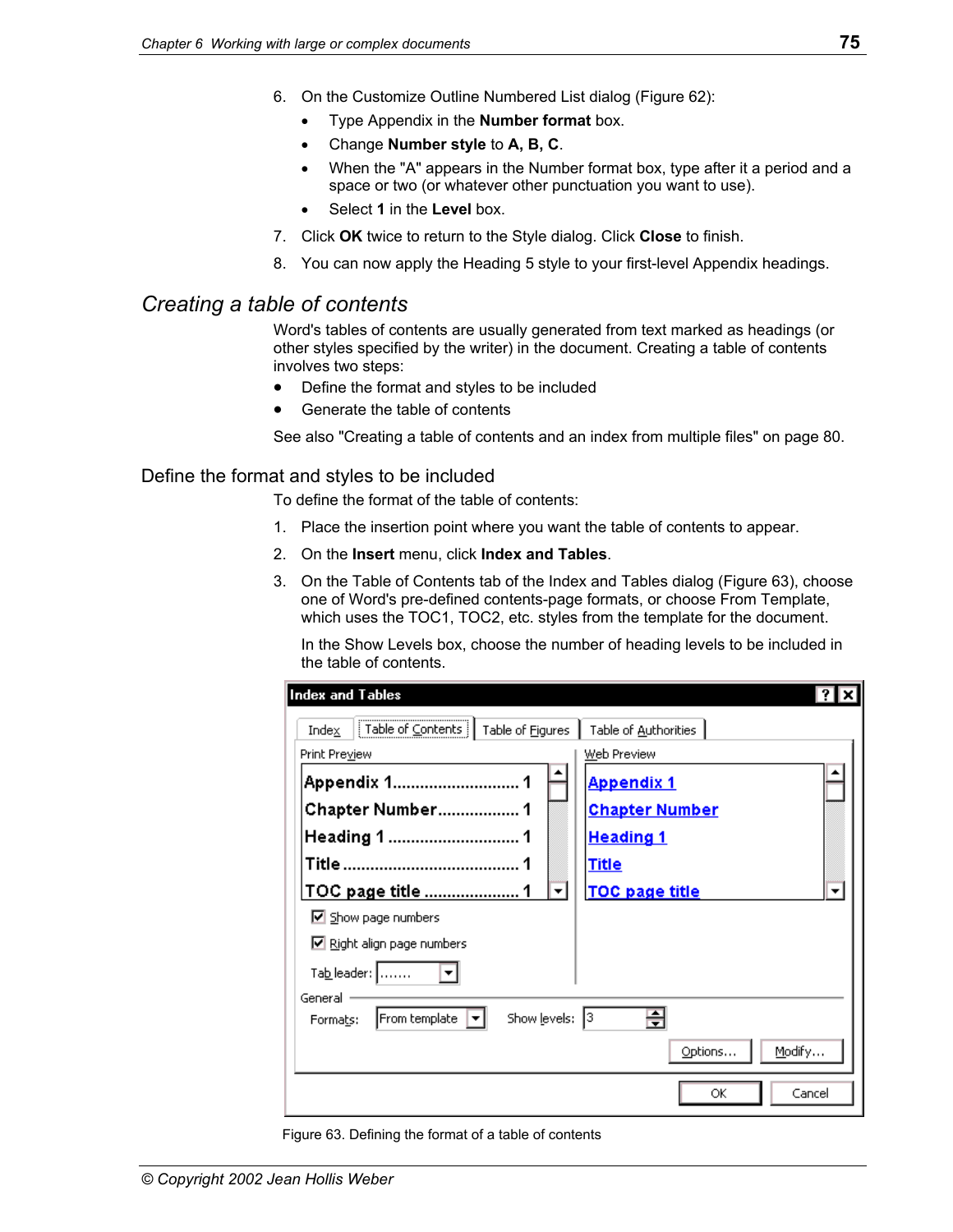6. On the Customize Outline Numbered List dialog (Figure 62):
   - Type Appendix in the **Number format** box.
   - Change **Number style** to **A, B, C**.
   - When the "A" appears in the Number format box, type after it a period and a space or two (or whatever other punctuation you want to use).
   - Select **1** in the **Level** box.
7. Click **OK** twice to return to the Style dialog. Click **Close** to finish.
8. You can now apply the Heading 5 style to your first-level Appendix headings.

## Creating a table of contents

Word's tables of contents are usually generated from text marked as headings (or other styles specified by the writer) in the document. Creating a table of contents involves two steps:

- Define the format and styles to be included
- Generate the table of contents

See also "Creating a table of contents and an index from multiple files" on page 80.

### Define the format and styles to be included

To define the format of the table of contents:

1. Place the insertion point where you want the table of contents to appear.
2. On the **Insert** menu, click **Index and Tables**.
3. On the Table of Contents tab of the Index and Tables dialog (Figure 63), choose one of Word's pre-defined contents-page formats, or choose From Template, which uses the TOC1, TOC2, etc. styles from the template for the document.

   In the Show Levels box, choose the number of heading levels to be included in the table of contents.

Figure 63. Defining the format of a table of contents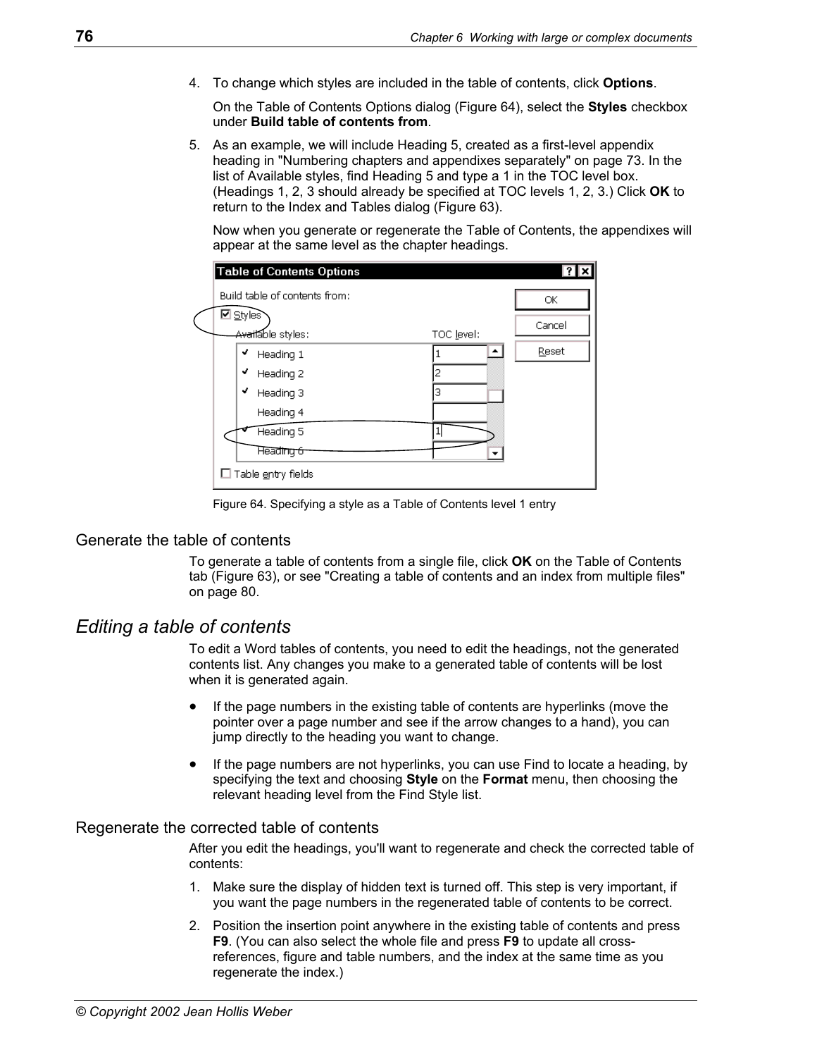4. To change which styles are included in the table of contents, click **Options**.

   On the Table of Contents Options dialog (Figure 64), select the **Styles** checkbox under **Build table of contents from**.

5. As an example, we will include Heading 5, created as a first-level appendix heading in "Numbering chapters and appendixes separately" on page 73. In the list of Available styles, find Heading 5 and type a 1 in the TOC level box. (Headings 1, 2, 3 should already be specified at TOC levels 1, 2, 3.) Click **OK** to return to the Index and Tables dialog (Figure 63).

   Now when you generate or regenerate the Table of Contents, the appendixes will appear at the same level as the chapter headings.

Figure 64. Specifying a style as a Table of Contents level 1 entry

### Generate the table of contents

To generate a table of contents from a single file, click **OK** on the Table of Contents tab (Figure 63), or see "Creating a table of contents and an index from multiple files" on page 80.

## *Editing a table of contents*

To edit a Word tables of contents, you need to edit the headings, not the generated contents list. Any changes you make to a generated table of contents will be lost when it is generated again.

- If the page numbers in the existing table of contents are hyperlinks (move the pointer over a page number and see if the arrow changes to a hand), you can jump directly to the heading you want to change.
- If the page numbers are not hyperlinks, you can use Find to locate a heading, by specifying the text and choosing **Style** on the **Format** menu, then choosing the relevant heading level from the Find Style list.

### Regenerate the corrected table of contents

After you edit the headings, you'll want to regenerate and check the corrected table of contents:

1. Make sure the display of hidden text is turned off. This step is very important, if you want the page numbers in the regenerated table of contents to be correct.
2. Position the insertion point anywhere in the existing table of contents and press **F9**. (You can also select the whole file and press **F9** to update all cross-references, figure and table numbers, and the index at the same time as you regenerate the index.)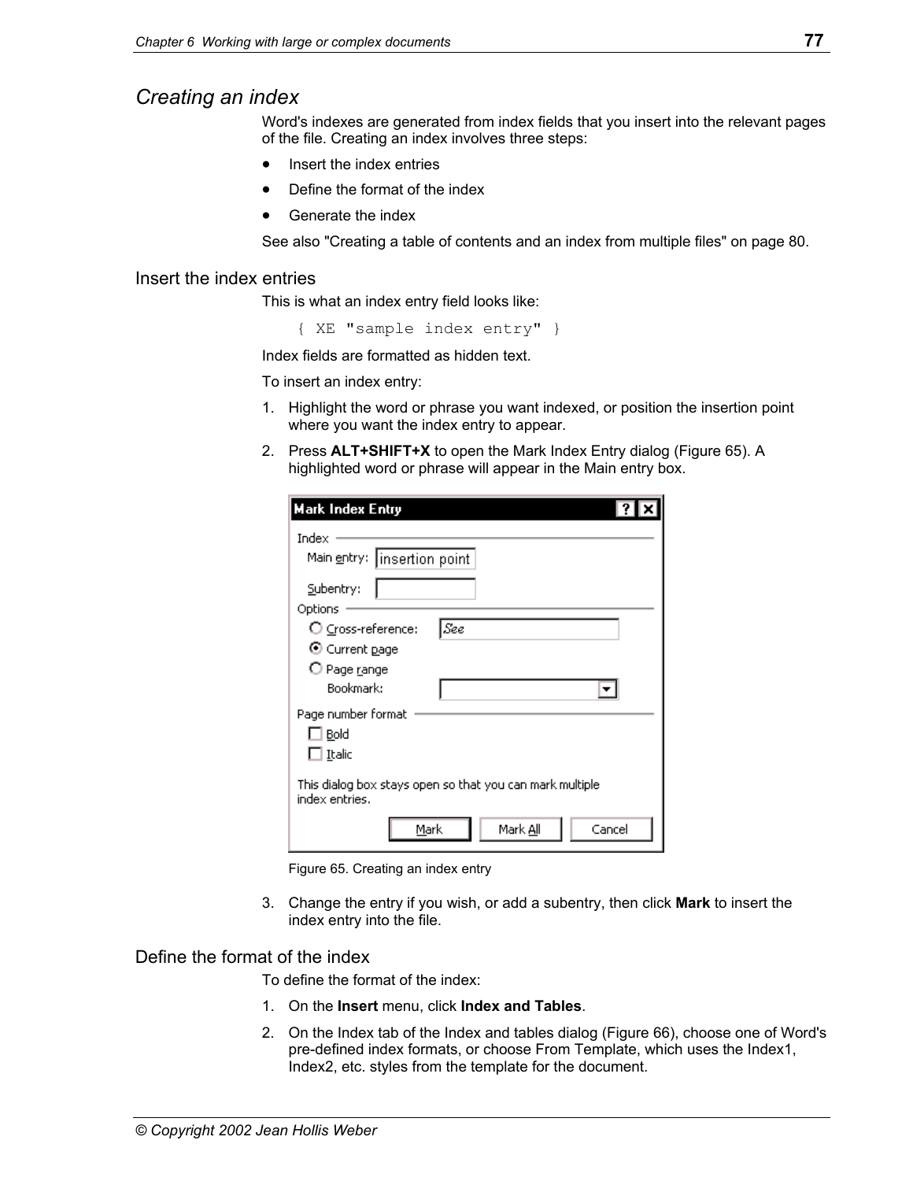## Creating an index

Word's indexes are generated from index fields that you insert into the relevant pages of the file. Creating an index involves three steps:

- Insert the index entries
- Define the format of the index
- Generate the index

See also "Creating a table of contents and an index from multiple files" on page 80.

### Insert the index entries

This is what an index entry field looks like:

```
{ XE "sample index entry" }
```

Index fields are formatted as hidden text.

To insert an index entry:

1. Highlight the word or phrase you want indexed, or position the insertion point where you want the index entry to appear.
2. Press **ALT+SHIFT+X** to open the Mark Index Entry dialog (Figure 65). A highlighted word or phrase will appear in the Main entry box.

Figure 65. Creating an index entry

3. Change the entry if you wish, or add a subentry, then click **Mark** to insert the index entry into the file.

### Define the format of the index

To define the format of the index:

1. On the **Insert** menu, click **Index and Tables**.
2. On the Index tab of the Index and tables dialog (Figure 66), choose one of Word's pre-defined index formats, or choose From Template, which uses the Index1, Index2, etc. styles from the template for the document.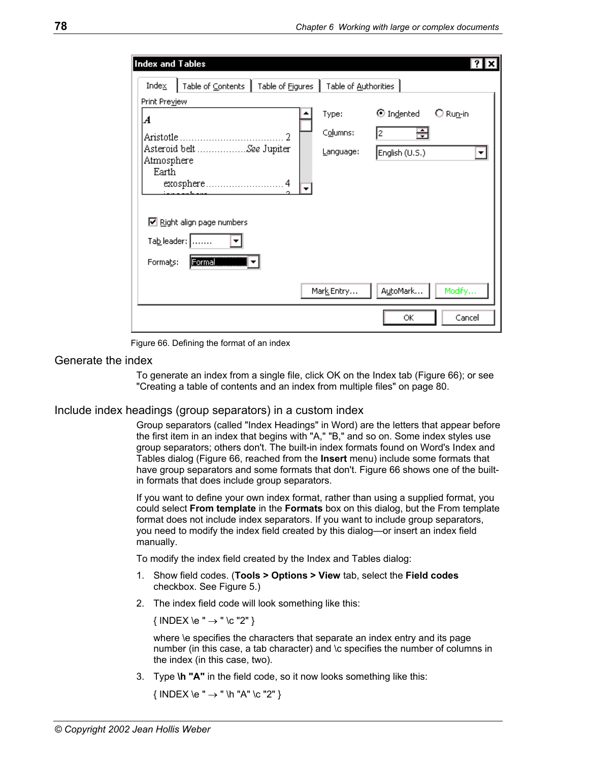Figure 66. Defining the format of an index

## Generate the index

To generate an index from a single file, click OK on the Index tab (Figure 66); or see "Creating a table of contents and an index from multiple files" on page 80.

## Include index headings (group separators) in a custom index

Group separators (called "Index Headings" in Word) are the letters that appear before the first item in an index that begins with "A," "B," and so on. Some index styles use group separators; others don't. The built-in index formats found on Word's Index and Tables dialog (Figure 66, reached from the **Insert** menu) include some formats that have group separators and some formats that don't. Figure 66 shows one of the built-in formats that does include group separators.

If you want to define your own index format, rather than using a supplied format, you could select **From template** in the **Formats** box on this dialog, but the From template format does not include index separators. If you want to include group separators, you need to modify the index field created by this dialog—or insert an index field manually.

To modify the index field created by the Index and Tables dialog:

1. Show field codes. (**Tools > Options > View** tab, select the **Field codes** checkbox. See Figure 5.)
2. The index field code will look something like this:

   { INDEX \e " → " \c "2" }

   where \e specifies the characters that separate an index entry and its page number (in this case, a tab character) and \c specifies the number of columns in the index (in this case, two).
3. Type **\h "A"** in the field code, so it now looks something like this:

   { INDEX \e " → " \h "A" \c "2" }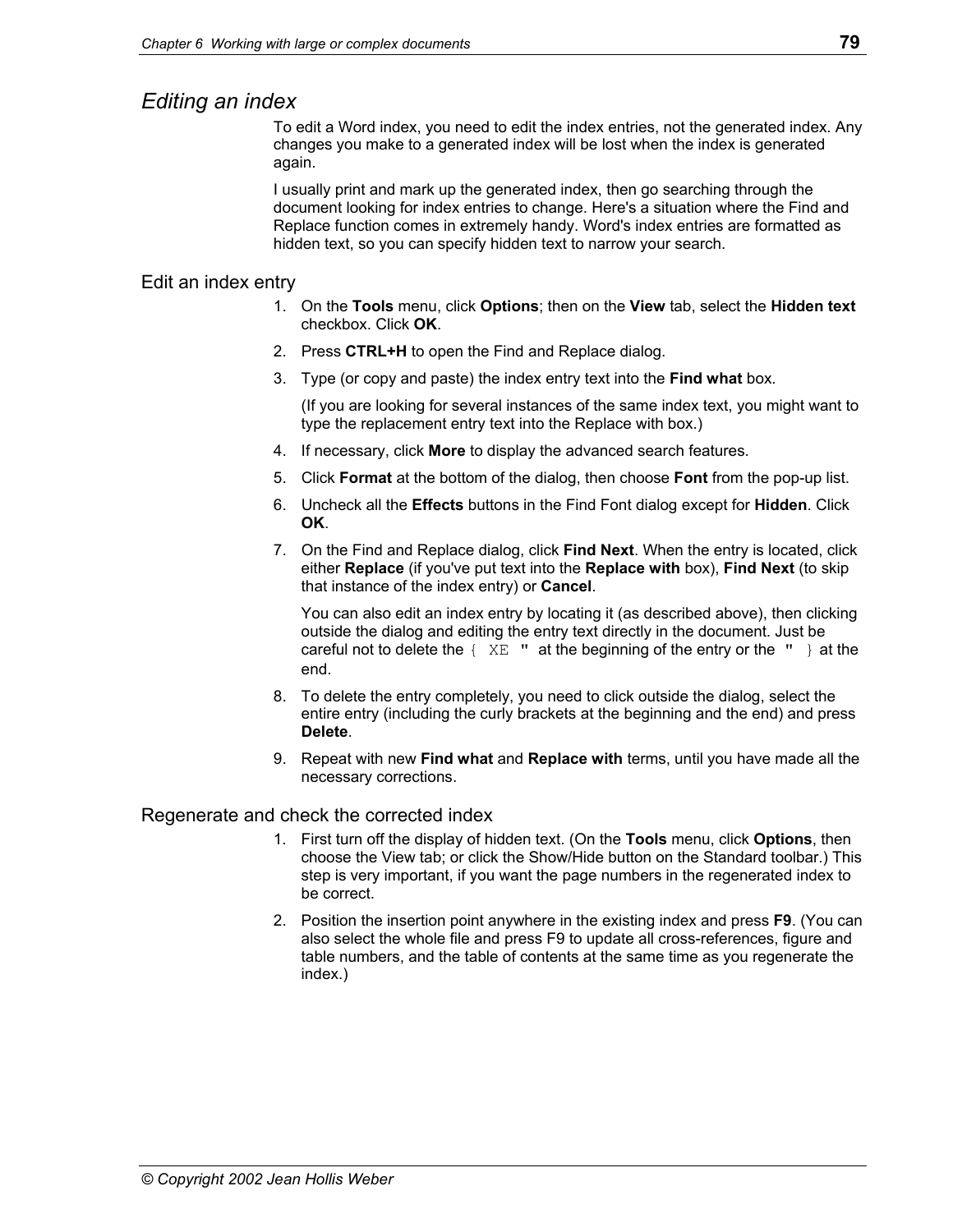## *Editing an index*

To edit a Word index, you need to edit the index entries, not the generated index. Any changes you make to a generated index will be lost when the index is generated again.

I usually print and mark up the generated index, then go searching through the document looking for index entries to change. Here's a situation where the Find and Replace function comes in extremely handy. Word's index entries are formatted as hidden text, so you can specify hidden text to narrow your search.

### Edit an index entry

1. On the **Tools** menu, click **Options**; then on the **View** tab, select the **Hidden text** checkbox. Click **OK**.
2. Press **CTRL+H** to open the Find and Replace dialog.
3. Type (or copy and paste) the index entry text into the **Find what** box.

   (If you are looking for several instances of the same index text, you might want to type the replacement entry text into the Replace with box.)
4. If necessary, click **More** to display the advanced search features.
5. Click **Format** at the bottom of the dialog, then choose **Font** from the pop-up list.
6. Uncheck all the **Effects** buttons in the Find Font dialog except for **Hidden**. Click **OK**.
7. On the Find and Replace dialog, click **Find Next**. When the entry is located, click either **Replace** (if you've put text into the **Replace with** box), **Find Next** (to skip that instance of the index entry) or **Cancel**.

   You can also edit an index entry by locating it (as described above), then clicking outside the dialog and editing the entry text directly in the document. Just be careful not to delete the `{ XE "` at the beginning of the entry or the `" }` at the end.
8. To delete the entry completely, you need to click outside the dialog, select the entire entry (including the curly brackets at the beginning and the end) and press **Delete**.
9. Repeat with new **Find what** and **Replace with** terms, until you have made all the necessary corrections.

### Regenerate and check the corrected index

1. First turn off the display of hidden text. (On the **Tools** menu, click **Options**, then choose the View tab; or click the Show/Hide button on the Standard toolbar.) This step is very important, if you want the page numbers in the regenerated index to be correct.
2. Position the insertion point anywhere in the existing index and press **F9**. (You can also select the whole file and press F9 to update all cross-references, figure and table numbers, and the table of contents at the same time as you regenerate the index.)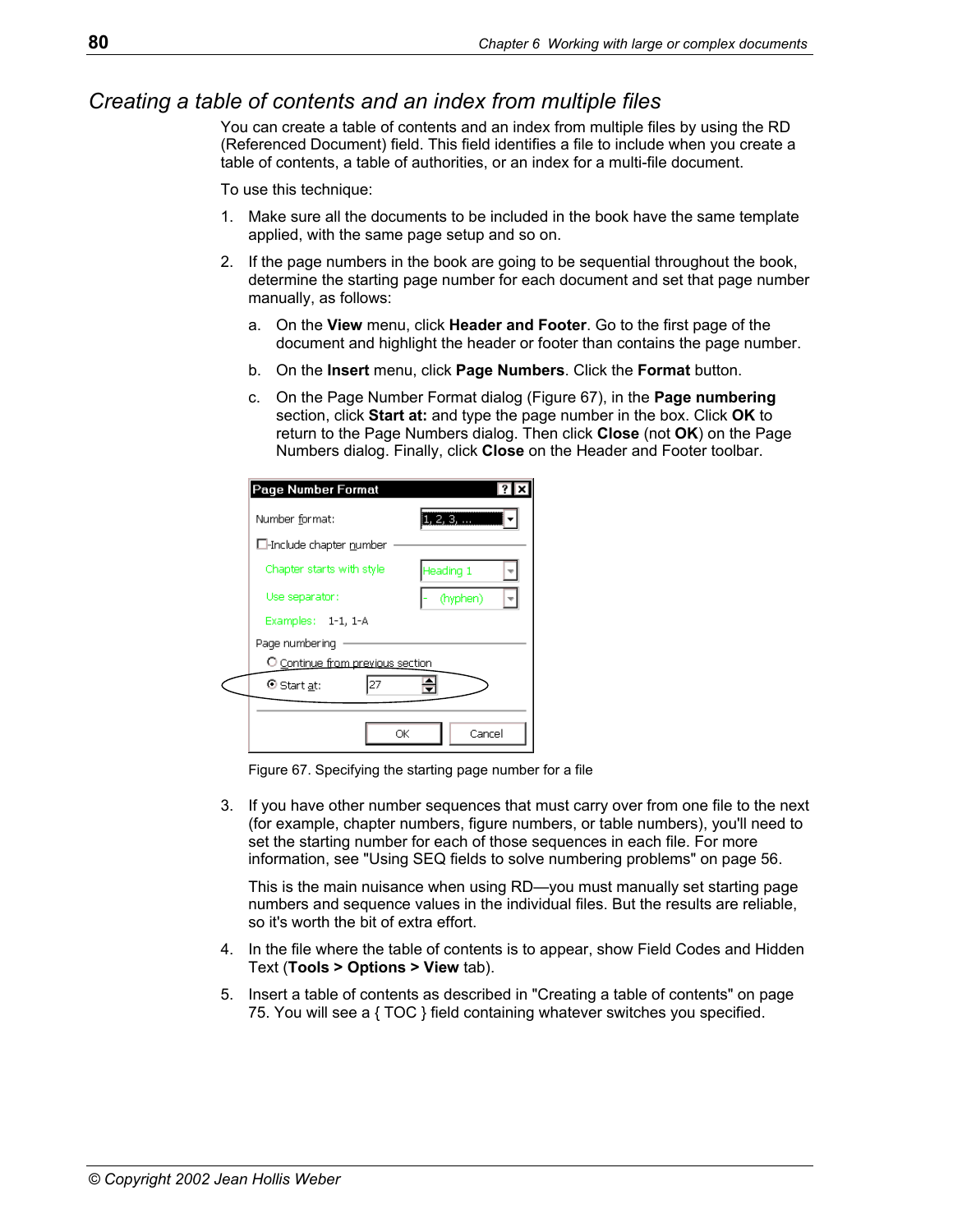## *Creating a table of contents and an index from multiple files*

You can create a table of contents and an index from multiple files by using the RD (Referenced Document) field. This field identifies a file to include when you create a table of contents, a table of authorities, or an index for a multi-file document.

To use this technique:

1. Make sure all the documents to be included in the book have the same template applied, with the same page setup and so on.
2. If the page numbers in the book are going to be sequential throughout the book, determine the starting page number for each document and set that page number manually, as follows:
   a. On the **View** menu, click **Header and Footer**. Go to the first page of the document and highlight the header or footer than contains the page number.
   b. On the **Insert** menu, click **Page Numbers**. Click the **Format** button.
   c. On the Page Number Format dialog (Figure 67), in the **Page numbering** section, click **Start at:** and type the page number in the box. Click **OK** to return to the Page Numbers dialog. Then click **Close** (not **OK**) on the Page Numbers dialog. Finally, click **Close** on the Header and Footer toolbar.

Figure 67. Specifying the starting page number for a file

3. If you have other number sequences that must carry over from one file to the next (for example, chapter numbers, figure numbers, or table numbers), you'll need to set the starting number for each of those sequences in each file. For more information, see "Using SEQ fields to solve numbering problems" on page 56.

   This is the main nuisance when using RD—you must manually set starting page numbers and sequence values in the individual files. But the results are reliable, so it's worth the bit of extra effort.

4. In the file where the table of contents is to appear, show Field Codes and Hidden Text (**Tools > Options > View** tab).
5. Insert a table of contents as described in "Creating a table of contents" on page 75. You will see a { TOC } field containing whatever switches you specified.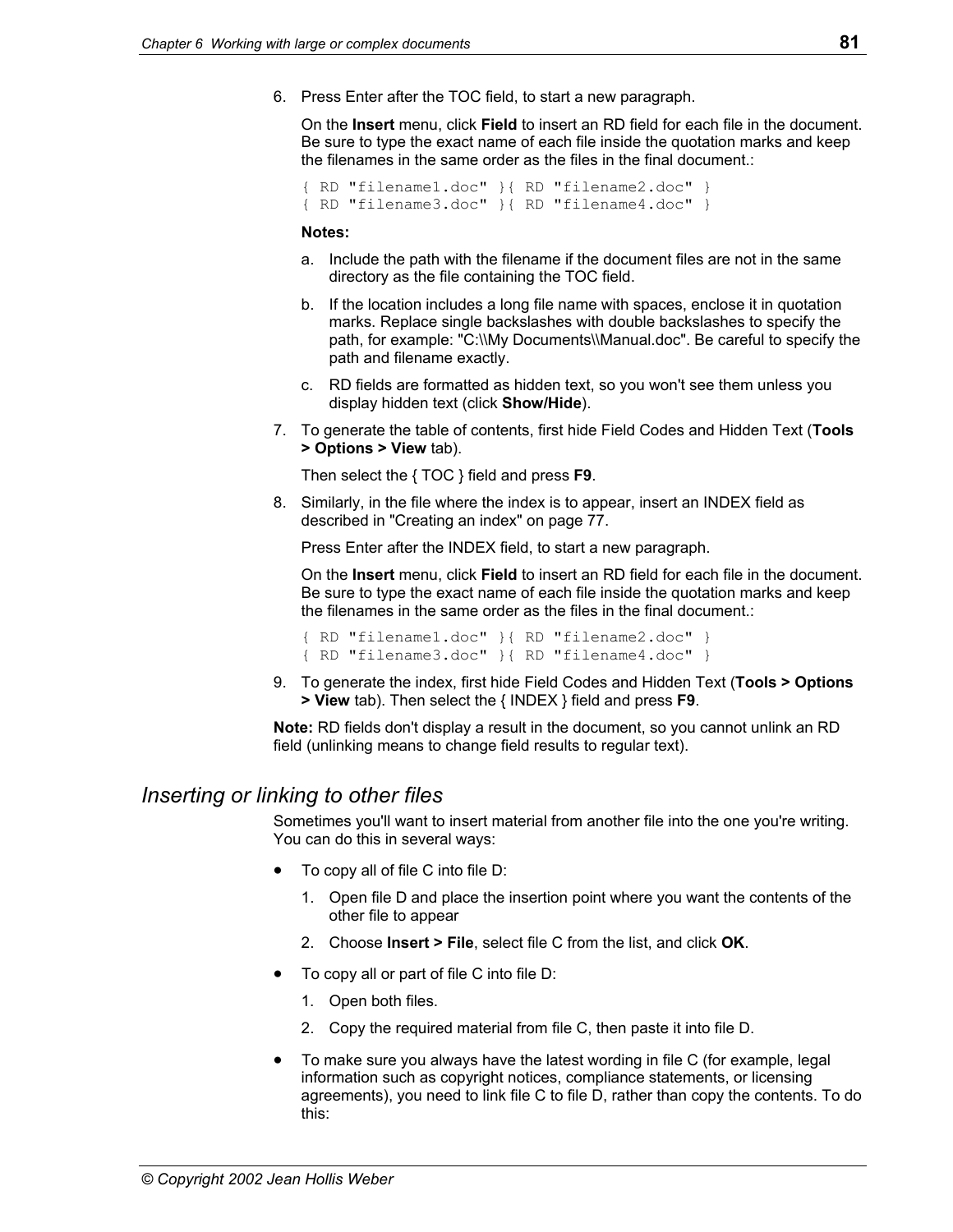6. Press Enter after the TOC field, to start a new paragraph.

   On the **Insert** menu, click **Field** to insert an RD field for each file in the document. Be sure to type the exact name of each file inside the quotation marks and keep the filenames in the same order as the files in the final document.:

   ```
   { RD "filename1.doc" }{ RD "filename2.doc" }
   { RD "filename3.doc" }{ RD "filename4.doc" }
   ```

   **Notes:**

   a. Include the path with the filename if the document files are not in the same directory as the file containing the TOC field.

   b. If the location includes a long file name with spaces, enclose it in quotation marks. Replace single backslashes with double backslashes to specify the path, for example: "C:\\My Documents\\Manual.doc". Be careful to specify the path and filename exactly.

   c. RD fields are formatted as hidden text, so you won't see them unless you display hidden text (click **Show/Hide**).

7. To generate the table of contents, first hide Field Codes and Hidden Text (**Tools > Options > View** tab).

   Then select the { TOC } field and press **F9**.

8. Similarly, in the file where the index is to appear, insert an INDEX field as described in "Creating an index" on page 77.

   Press Enter after the INDEX field, to start a new paragraph.

   On the **Insert** menu, click **Field** to insert an RD field for each file in the document. Be sure to type the exact name of each file inside the quotation marks and keep the filenames in the same order as the files in the final document.:

   ```
   { RD "filename1.doc" }{ RD "filename2.doc" }
   { RD "filename3.doc" }{ RD "filename4.doc" }
   ```

9. To generate the index, first hide Field Codes and Hidden Text (**Tools > Options > View** tab). Then select the { INDEX } field and press **F9**.

**Note:** RD fields don't display a result in the document, so you cannot unlink an RD field (unlinking means to change field results to regular text).

## *Inserting or linking to other files*

Sometimes you'll want to insert material from another file into the one you're writing. You can do this in several ways:

- To copy all of file C into file D:
  1. Open file D and place the insertion point where you want the contents of the other file to appear
  2. Choose **Insert > File**, select file C from the list, and click **OK**.
- To copy all or part of file C into file D:
  1. Open both files.
  2. Copy the required material from file C, then paste it into file D.
- To make sure you always have the latest wording in file C (for example, legal information such as copyright notices, compliance statements, or licensing agreements), you need to link file C to file D, rather than copy the contents. To do this: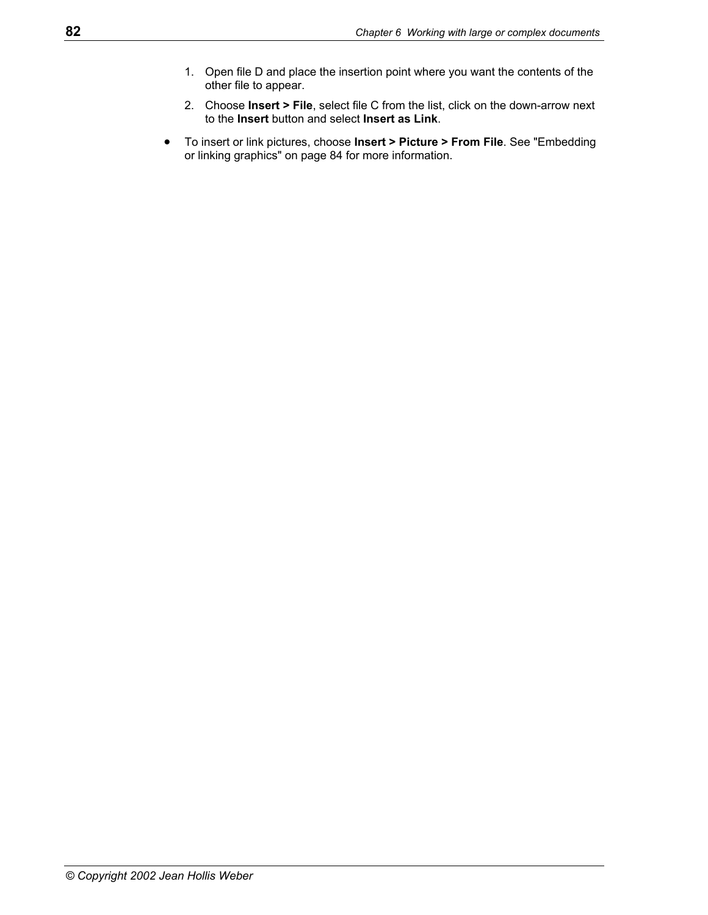1. Open file D and place the insertion point where you want the contents of the other file to appear.
2. Choose **Insert > File**, select file C from the list, click on the down-arrow next to the **Insert** button and select **Insert as Link**.

- To insert or link pictures, choose **Insert > Picture > From File**. See "Embedding or linking graphics" on page 84 for more information.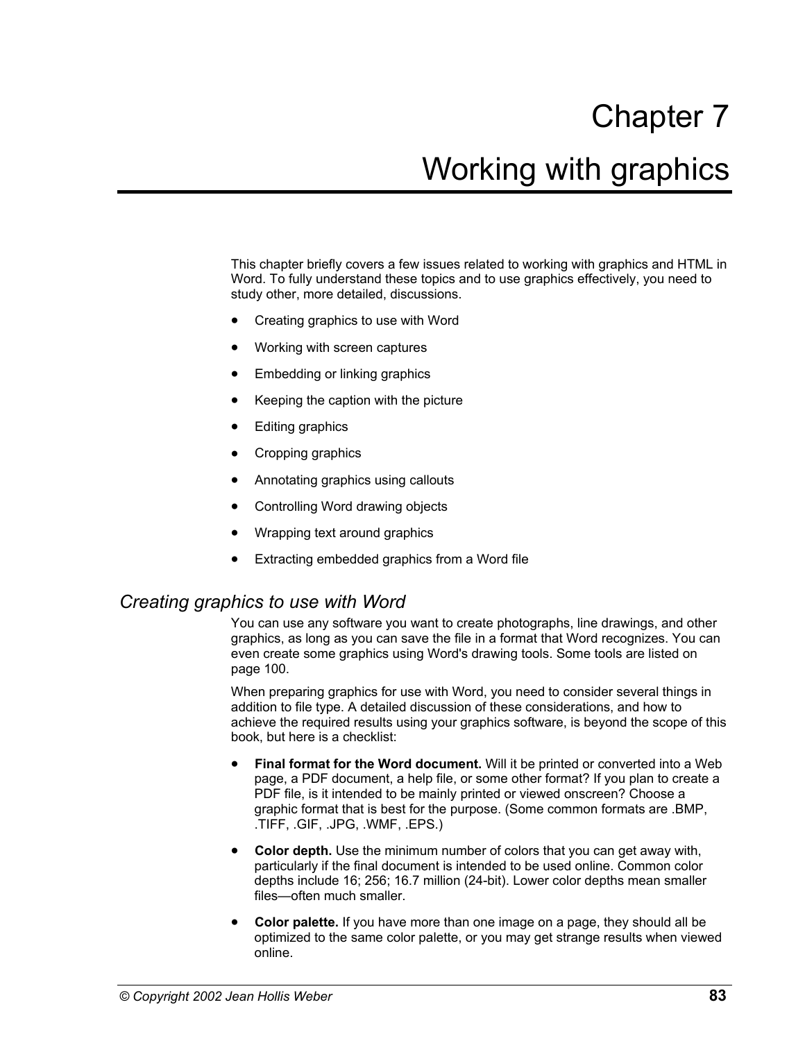# Chapter 7

# Working with graphics

This chapter briefly covers a few issues related to working with graphics and HTML in Word. To fully understand these topics and to use graphics effectively, you need to study other, more detailed, discussions.

- Creating graphics to use with Word
- Working with screen captures
- Embedding or linking graphics
- Keeping the caption with the picture
- Editing graphics
- Cropping graphics
- Annotating graphics using callouts
- Controlling Word drawing objects
- Wrapping text around graphics
- Extracting embedded graphics from a Word file

## *Creating graphics to use with Word*

You can use any software you want to create photographs, line drawings, and other graphics, as long as you can save the file in a format that Word recognizes. You can even create some graphics using Word's drawing tools. Some tools are listed on page 100.

When preparing graphics for use with Word, you need to consider several things in addition to file type. A detailed discussion of these considerations, and how to achieve the required results using your graphics software, is beyond the scope of this book, but here is a checklist:

- **Final format for the Word document.** Will it be printed or converted into a Web page, a PDF document, a help file, or some other format? If you plan to create a PDF file, is it intended to be mainly printed or viewed onscreen? Choose a graphic format that is best for the purpose. (Some common formats are .BMP, .TIFF, .GIF, .JPG, .WMF, .EPS.)
- **Color depth.** Use the minimum number of colors that you can get away with, particularly if the final document is intended to be used online. Common color depths include 16; 256; 16.7 million (24-bit). Lower color depths mean smaller files—often much smaller.
- **Color palette.** If you have more than one image on a page, they should all be optimized to the same color palette, or you may get strange results when viewed online.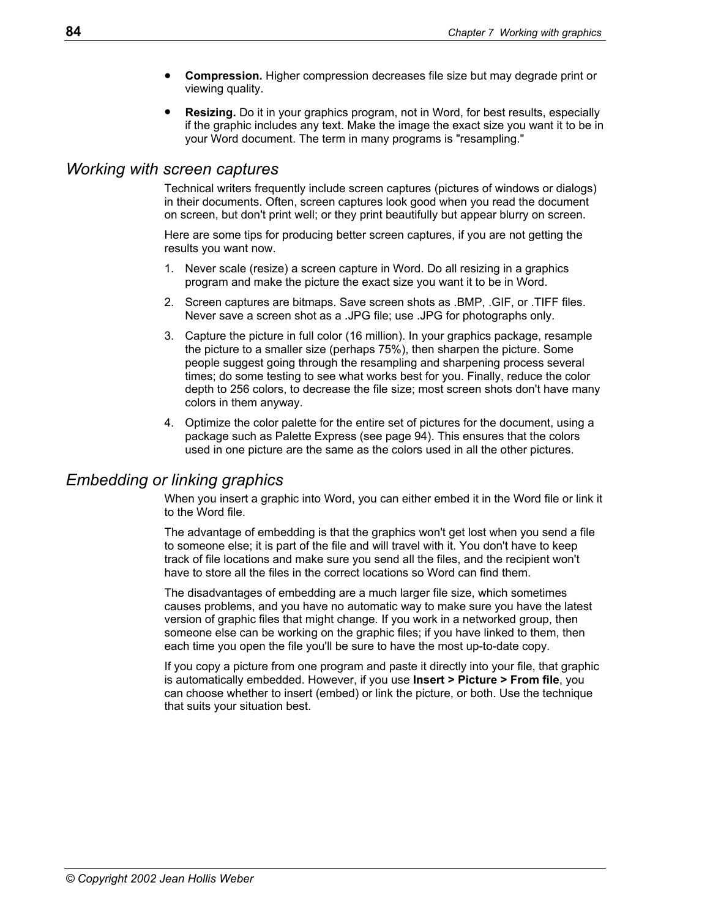- **Compression.** Higher compression decreases file size but may degrade print or viewing quality.
- **Resizing.** Do it in your graphics program, not in Word, for best results, especially if the graphic includes any text. Make the image the exact size you want it to be in your Word document. The term in many programs is "resampling."

## *Working with screen captures*

Technical writers frequently include screen captures (pictures of windows or dialogs) in their documents. Often, screen captures look good when you read the document on screen, but don't print well; or they print beautifully but appear blurry on screen.

Here are some tips for producing better screen captures, if you are not getting the results you want now.

1. Never scale (resize) a screen capture in Word. Do all resizing in a graphics program and make the picture the exact size you want it to be in Word.
2. Screen captures are bitmaps. Save screen shots as .BMP, .GIF, or .TIFF files. Never save a screen shot as a .JPG file; use .JPG for photographs only.
3. Capture the picture in full color (16 million). In your graphics package, resample the picture to a smaller size (perhaps 75%), then sharpen the picture. Some people suggest going through the resampling and sharpening process several times; do some testing to see what works best for you. Finally, reduce the color depth to 256 colors, to decrease the file size; most screen shots don't have many colors in them anyway.
4. Optimize the color palette for the entire set of pictures for the document, using a package such as Palette Express (see page 94). This ensures that the colors used in one picture are the same as the colors used in all the other pictures.

## *Embedding or linking graphics*

When you insert a graphic into Word, you can either embed it in the Word file or link it to the Word file.

The advantage of embedding is that the graphics won't get lost when you send a file to someone else; it is part of the file and will travel with it. You don't have to keep track of file locations and make sure you send all the files, and the recipient won't have to store all the files in the correct locations so Word can find them.

The disadvantages of embedding are a much larger file size, which sometimes causes problems, and you have no automatic way to make sure you have the latest version of graphic files that might change. If you work in a networked group, then someone else can be working on the graphic files; if you have linked to them, then each time you open the file you'll be sure to have the most up-to-date copy.

If you copy a picture from one program and paste it directly into your file, that graphic is automatically embedded. However, if you use **Insert > Picture > From file**, you can choose whether to insert (embed) or link the picture, or both. Use the technique that suits your situation best.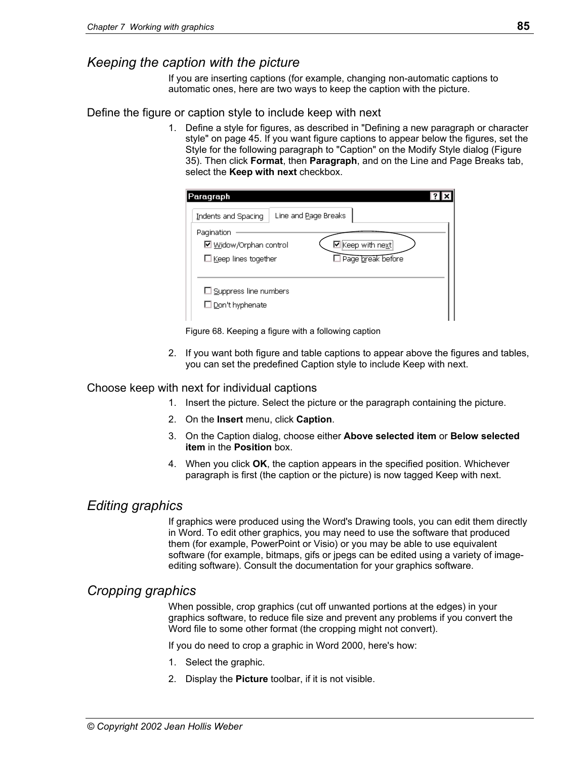## Keeping the caption with the picture

If you are inserting captions (for example, changing non-automatic captions to automatic ones, here are two ways to keep the caption with the picture.

### Define the figure or caption style to include keep with next

1. Define a style for figures, as described in "Defining a new paragraph or character style" on page 45. If you want figure captions to appear below the figures, set the Style for the following paragraph to "Caption" on the Modify Style dialog (Figure 35). Then click **Format**, then **Paragraph**, and on the Line and Page Breaks tab, select the **Keep with next** checkbox.

Figure 68. Keeping a figure with a following caption

2. If you want both figure and table captions to appear above the figures and tables, you can set the predefined Caption style to include Keep with next.

### Choose keep with next for individual captions

1. Insert the picture. Select the picture or the paragraph containing the picture.
2. On the **Insert** menu, click **Caption**.
3. On the Caption dialog, choose either **Above selected item** or **Below selected item** in the **Position** box.
4. When you click **OK**, the caption appears in the specified position. Whichever paragraph is first (the caption or the picture) is now tagged Keep with next.

## Editing graphics

If graphics were produced using the Word's Drawing tools, you can edit them directly in Word. To edit other graphics, you may need to use the software that produced them (for example, PowerPoint or Visio) or you may be able to use equivalent software (for example, bitmaps, gifs or jpegs can be edited using a variety of image-editing software). Consult the documentation for your graphics software.

## Cropping graphics

When possible, crop graphics (cut off unwanted portions at the edges) in your graphics software, to reduce file size and prevent any problems if you convert the Word file to some other format (the cropping might not convert).

If you do need to crop a graphic in Word 2000, here's how:

1. Select the graphic.
2. Display the **Picture** toolbar, if it is not visible.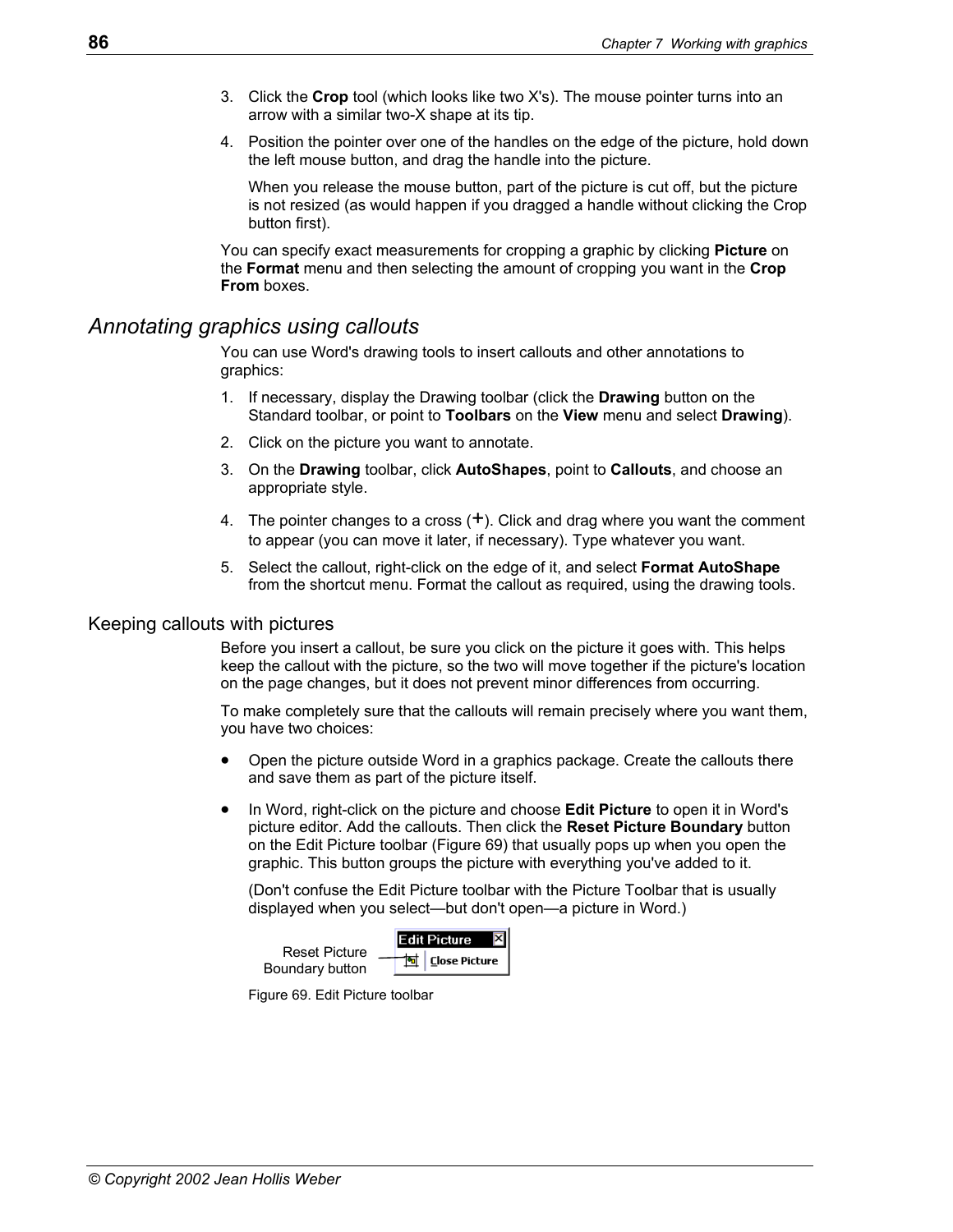3. Click the **Crop** tool (which looks like two X's). The mouse pointer turns into an arrow with a similar two-X shape at its tip.
4. Position the pointer over one of the handles on the edge of the picture, hold down the left mouse button, and drag the handle into the picture.

   When you release the mouse button, part of the picture is cut off, but the picture is not resized (as would happen if you dragged a handle without clicking the Crop button first).

You can specify exact measurements for cropping a graphic by clicking **Picture** on the **Format** menu and then selecting the amount of cropping you want in the **Crop From** boxes.

## *Annotating graphics using callouts*

You can use Word's drawing tools to insert callouts and other annotations to graphics:

1. If necessary, display the Drawing toolbar (click the **Drawing** button on the Standard toolbar, or point to **Toolbars** on the **View** menu and select **Drawing**).
2. Click on the picture you want to annotate.
3. On the **Drawing** toolbar, click **AutoShapes**, point to **Callouts**, and choose an appropriate style.
4. The pointer changes to a cross (+). Click and drag where you want the comment to appear (you can move it later, if necessary). Type whatever you want.
5. Select the callout, right-click on the edge of it, and select **Format AutoShape** from the shortcut menu. Format the callout as required, using the drawing tools.

### Keeping callouts with pictures

Before you insert a callout, be sure you click on the picture it goes with. This helps keep the callout with the picture, so the two will move together if the picture's location on the page changes, but it does not prevent minor differences from occurring.

To make completely sure that the callouts will remain precisely where you want them, you have two choices:

- Open the picture outside Word in a graphics package. Create the callouts there and save them as part of the picture itself.
- In Word, right-click on the picture and choose **Edit Picture** to open it in Word's picture editor. Add the callouts. Then click the **Reset Picture Boundary** button on the Edit Picture toolbar (Figure 69) that usually pops up when you open the graphic. This button groups the picture with everything you've added to it.

  (Don't confuse the Edit Picture toolbar with the Picture Toolbar that is usually displayed when you select—but don't open—a picture in Word.)

Reset Picture Boundary button

Edit Picture | Close Picture

Figure 69. Edit Picture toolbar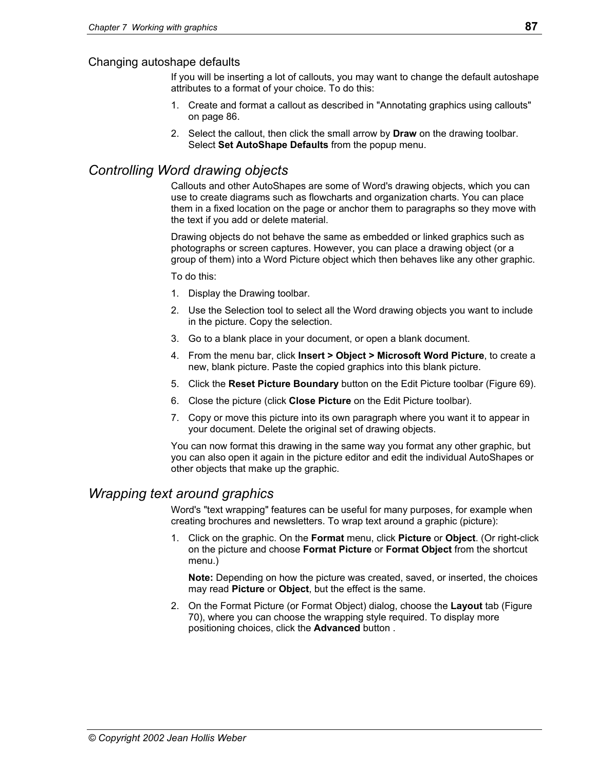### Changing autoshape defaults

If you will be inserting a lot of callouts, you may want to change the default autoshape attributes to a format of your choice. To do this:

1. Create and format a callout as described in "Annotating graphics using callouts" on page 86.
2. Select the callout, then click the small arrow by **Draw** on the drawing toolbar. Select **Set AutoShape Defaults** from the popup menu.

## *Controlling Word drawing objects*

Callouts and other AutoShapes are some of Word's drawing objects, which you can use to create diagrams such as flowcharts and organization charts. You can place them in a fixed location on the page or anchor them to paragraphs so they move with the text if you add or delete material.

Drawing objects do not behave the same as embedded or linked graphics such as photographs or screen captures. However, you can place a drawing object (or a group of them) into a Word Picture object which then behaves like any other graphic.

To do this:

1. Display the Drawing toolbar.
2. Use the Selection tool to select all the Word drawing objects you want to include in the picture. Copy the selection.
3. Go to a blank place in your document, or open a blank document.
4. From the menu bar, click **Insert > Object > Microsoft Word Picture**, to create a new, blank picture. Paste the copied graphics into this blank picture.
5. Click the **Reset Picture Boundary** button on the Edit Picture toolbar (Figure 69).
6. Close the picture (click **Close Picture** on the Edit Picture toolbar).
7. Copy or move this picture into its own paragraph where you want it to appear in your document. Delete the original set of drawing objects.

You can now format this drawing in the same way you format any other graphic, but you can also open it again in the picture editor and edit the individual AutoShapes or other objects that make up the graphic.

## *Wrapping text around graphics*

Word's "text wrapping" features can be useful for many purposes, for example when creating brochures and newsletters. To wrap text around a graphic (picture):

1. Click on the graphic. On the **Format** menu, click **Picture** or **Object**. (Or right-click on the picture and choose **Format Picture** or **Format Object** from the shortcut menu.)

   **Note:** Depending on how the picture was created, saved, or inserted, the choices may read **Picture** or **Object**, but the effect is the same.

2. On the Format Picture (or Format Object) dialog, choose the **Layout** tab (Figure 70), where you can choose the wrapping style required. To display more positioning choices, click the **Advanced** button .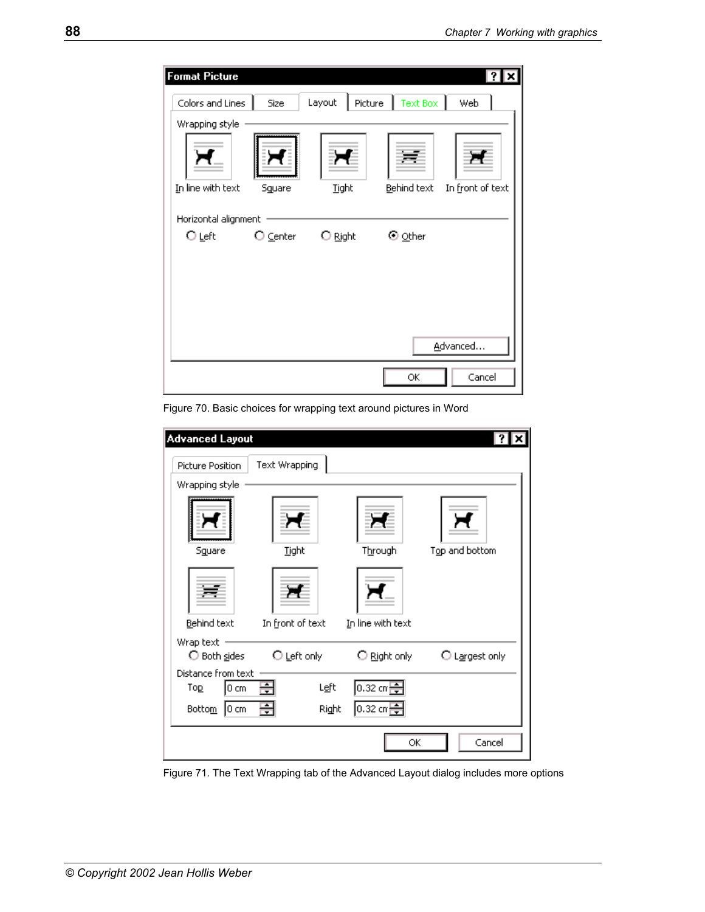Figure 70. Basic choices for wrapping text around pictures in Word

Figure 71. The Text Wrapping tab of the Advanced Layout dialog includes more options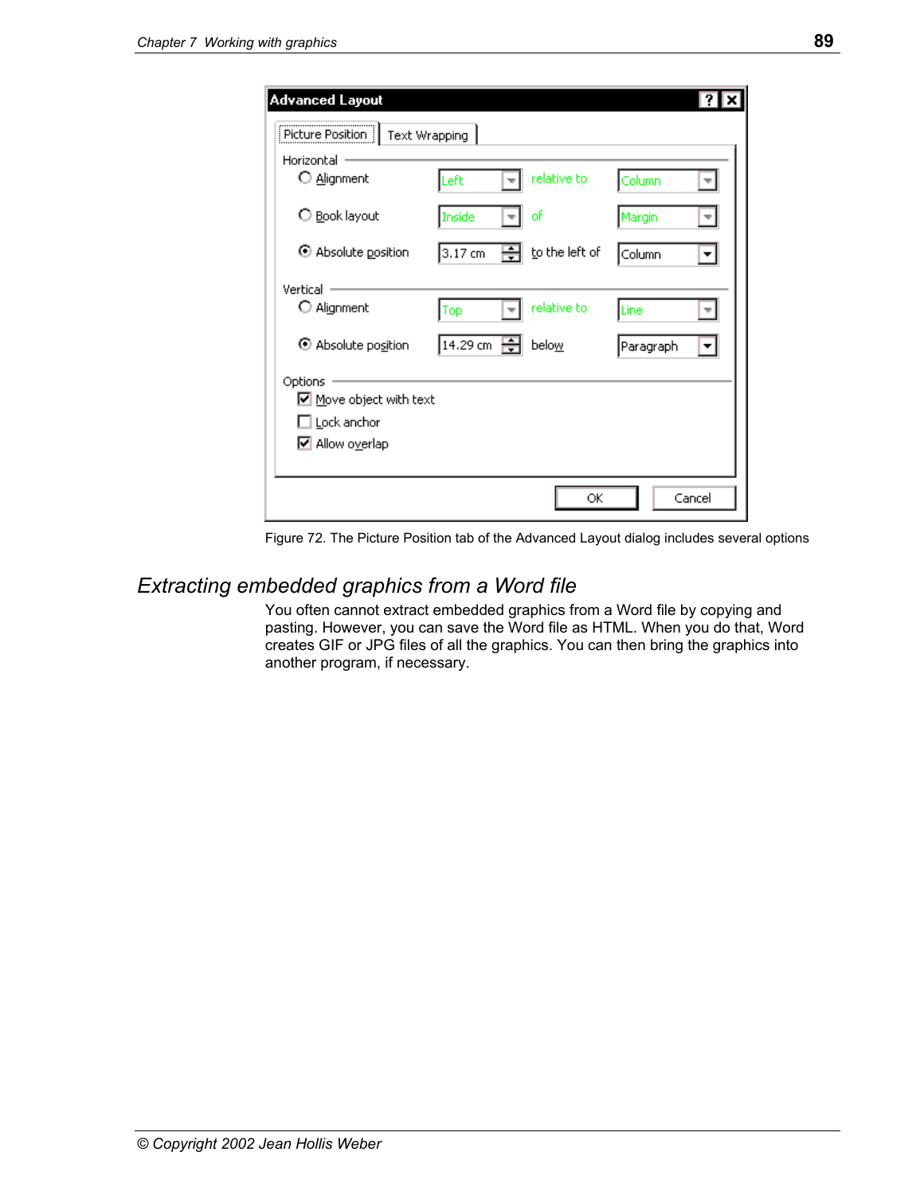Figure 72. The Picture Position tab of the Advanced Layout dialog includes several options

## Extracting embedded graphics from a Word file

You often cannot extract embedded graphics from a Word file by copying and pasting. However, you can save the Word file as HTML. When you do that, Word creates GIF or JPG files of all the graphics. You can then bring the graphics into another program, if necessary.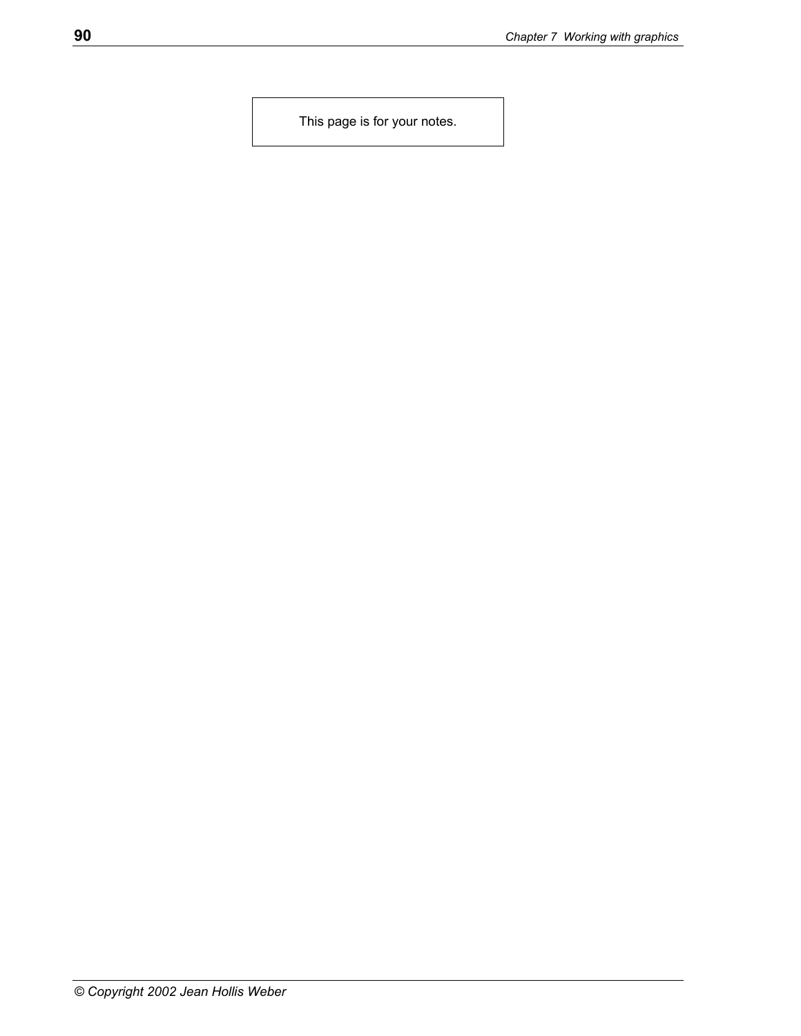This page is for your notes.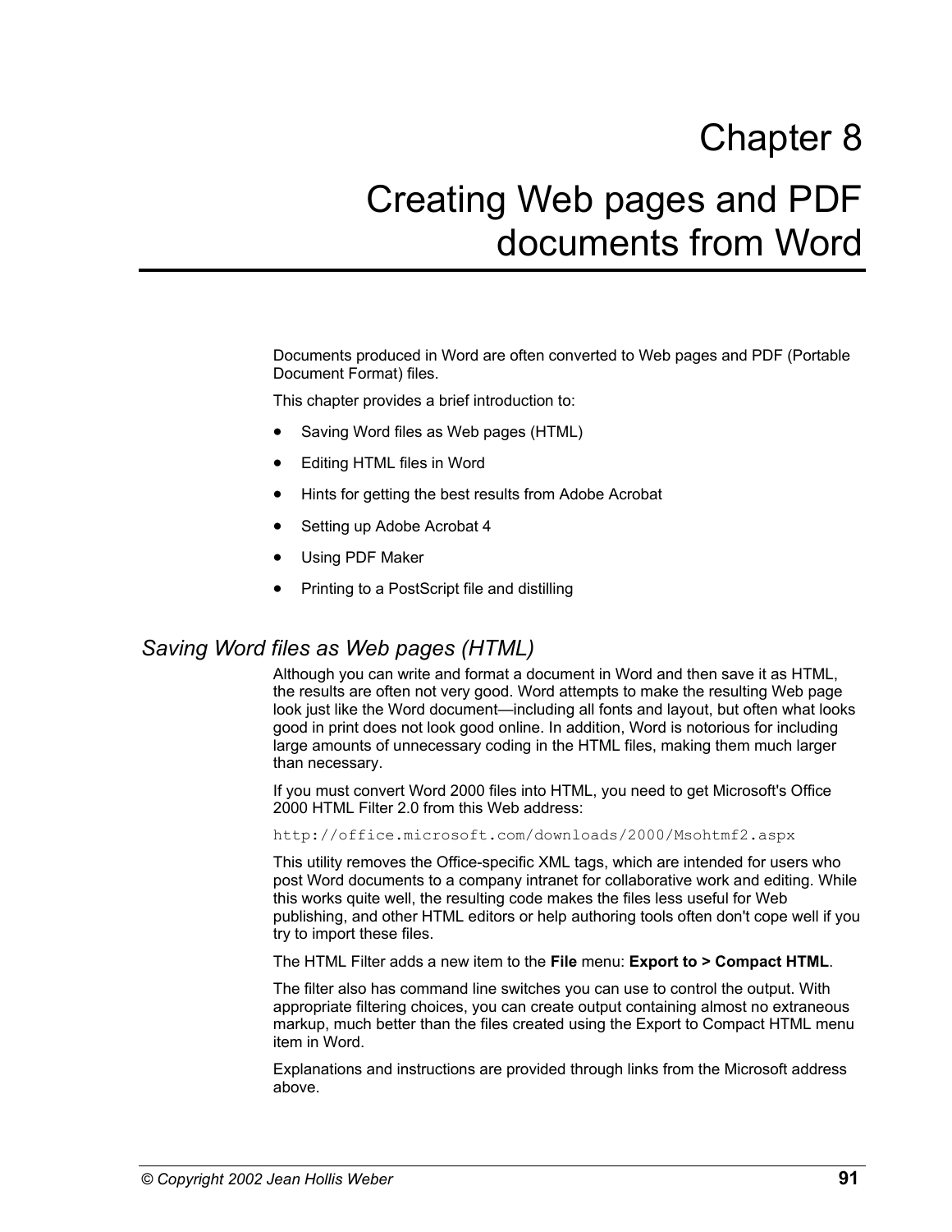# Chapter 8

# Creating Web pages and PDF documents from Word

Documents produced in Word are often converted to Web pages and PDF (Portable Document Format) files.

This chapter provides a brief introduction to:

- Saving Word files as Web pages (HTML)
- Editing HTML files in Word
- Hints for getting the best results from Adobe Acrobat
- Setting up Adobe Acrobat 4
- Using PDF Maker
- Printing to a PostScript file and distilling

## *Saving Word files as Web pages (HTML)*

Although you can write and format a document in Word and then save it as HTML, the results are often not very good. Word attempts to make the resulting Web page look just like the Word document—including all fonts and layout, but often what looks good in print does not look good online. In addition, Word is notorious for including large amounts of unnecessary coding in the HTML files, making them much larger than necessary.

If you must convert Word 2000 files into HTML, you need to get Microsoft's Office 2000 HTML Filter 2.0 from this Web address:

`http://office.microsoft.com/downloads/2000/Msohtmf2.aspx`

This utility removes the Office-specific XML tags, which are intended for users who post Word documents to a company intranet for collaborative work and editing. While this works quite well, the resulting code makes the files less useful for Web publishing, and other HTML editors or help authoring tools often don't cope well if you try to import these files.

The HTML Filter adds a new item to the **File** menu: **Export to > Compact HTML**.

The filter also has command line switches you can use to control the output. With appropriate filtering choices, you can create output containing almost no extraneous markup, much better than the files created using the Export to Compact HTML menu item in Word.

Explanations and instructions are provided through links from the Microsoft address above.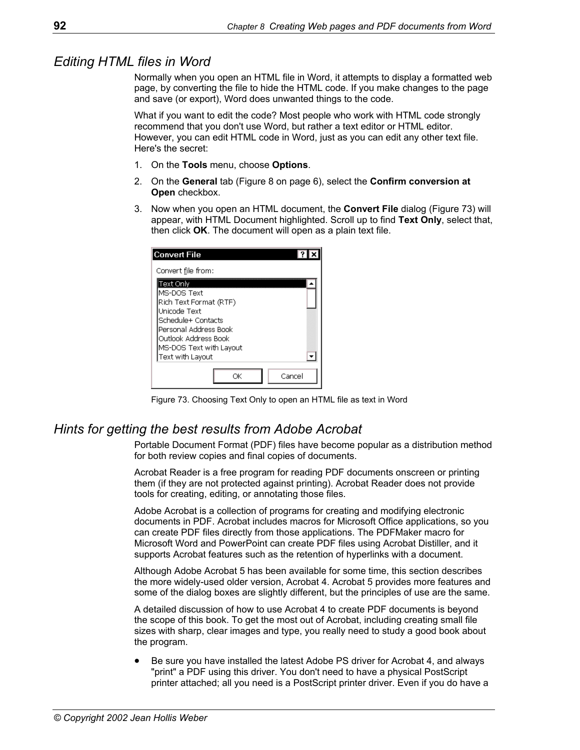## Editing HTML files in Word

Normally when you open an HTML file in Word, it attempts to display a formatted web page, by converting the file to hide the HTML code. If you make changes to the page and save (or export), Word does unwanted things to the code.

What if you want to edit the code? Most people who work with HTML code strongly recommend that you don't use Word, but rather a text editor or HTML editor. However, you can edit HTML code in Word, just as you can edit any other text file. Here's the secret:

1. On the **Tools** menu, choose **Options**.
2. On the **General** tab (Figure 8 on page 6), select the **Confirm conversion at Open** checkbox.
3. Now when you open an HTML document, the **Convert File** dialog (Figure 73) will appear, with HTML Document highlighted. Scroll up to find **Text Only**, select that, then click **OK**. The document will open as a plain text file.

Figure 73. Choosing Text Only to open an HTML file as text in Word

## Hints for getting the best results from Adobe Acrobat

Portable Document Format (PDF) files have become popular as a distribution method for both review copies and final copies of documents.

Acrobat Reader is a free program for reading PDF documents onscreen or printing them (if they are not protected against printing). Acrobat Reader does not provide tools for creating, editing, or annotating those files.

Adobe Acrobat is a collection of programs for creating and modifying electronic documents in PDF. Acrobat includes macros for Microsoft Office applications, so you can create PDF files directly from those applications. The PDFMaker macro for Microsoft Word and PowerPoint can create PDF files using Acrobat Distiller, and it supports Acrobat features such as the retention of hyperlinks with a document.

Although Adobe Acrobat 5 has been available for some time, this section describes the more widely-used older version, Acrobat 4. Acrobat 5 provides more features and some of the dialog boxes are slightly different, but the principles of use are the same.

A detailed discussion of how to use Acrobat 4 to create PDF documents is beyond the scope of this book. To get the most out of Acrobat, including creating small file sizes with sharp, clear images and type, you really need to study a good book about the program.

- Be sure you have installed the latest Adobe PS driver for Acrobat 4, and always "print" a PDF using this driver. You don't need to have a physical PostScript printer attached; all you need is a PostScript printer driver. Even if you do have a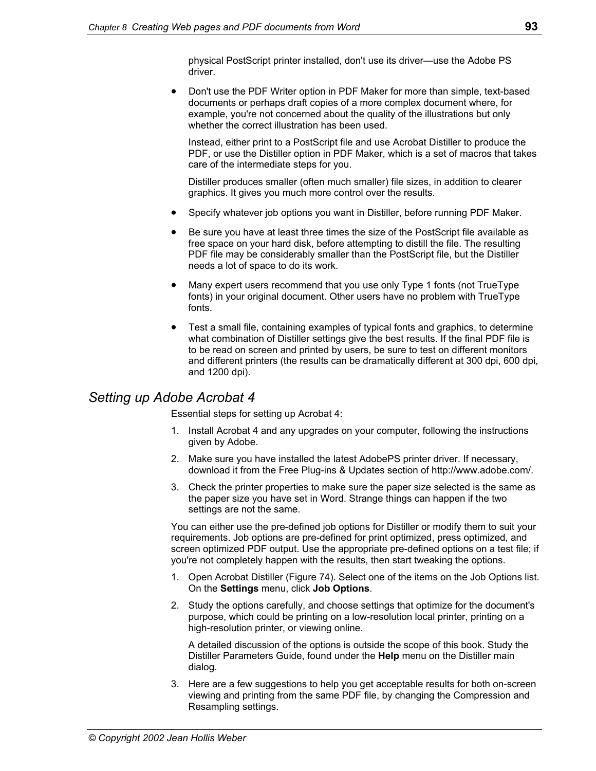physical PostScript printer installed, don't use its driver—use the Adobe PS driver.

- Don't use the PDF Writer option in PDF Maker for more than simple, text-based documents or perhaps draft copies of a more complex document where, for example, you're not concerned about the quality of the illustrations but only whether the correct illustration has been used.

  Instead, either print to a PostScript file and use Acrobat Distiller to produce the PDF, or use the Distiller option in PDF Maker, which is a set of macros that takes care of the intermediate steps for you.

  Distiller produces smaller (often much smaller) file sizes, in addition to clearer graphics. It gives you much more control over the results.

- Specify whatever job options you want in Distiller, before running PDF Maker.

- Be sure you have at least three times the size of the PostScript file available as free space on your hard disk, before attempting to distill the file. The resulting PDF file may be considerably smaller than the PostScript file, but the Distiller needs a lot of space to do its work.

- Many expert users recommend that you use only Type 1 fonts (not TrueType fonts) in your original document. Other users have no problem with TrueType fonts.

- Test a small file, containing examples of typical fonts and graphics, to determine what combination of Distiller settings give the best results. If the final PDF file is to be read on screen and printed by users, be sure to test on different monitors and different printers (the results can be dramatically different at 300 dpi, 600 dpi, and 1200 dpi).

## *Setting up Adobe Acrobat 4*

Essential steps for setting up Acrobat 4:

1. Install Acrobat 4 and any upgrades on your computer, following the instructions given by Adobe.
2. Make sure you have installed the latest AdobePS printer driver. If necessary, download it from the Free Plug-ins & Updates section of http://www.adobe.com/.
3. Check the printer properties to make sure the paper size selected is the same as the paper size you have set in Word. Strange things can happen if the two settings are not the same.

You can either use the pre-defined job options for Distiller or modify them to suit your requirements. Job options are pre-defined for print optimized, press optimized, and screen optimized PDF output. Use the appropriate pre-defined options on a test file; if you're not completely happen with the results, then start tweaking the options.

1. Open Acrobat Distiller (Figure 74). Select one of the items on the Job Options list. On the **Settings** menu, click **Job Options**.
2. Study the options carefully, and choose settings that optimize for the document's purpose, which could be printing on a low-resolution local printer, printing on a high-resolution printer, or viewing online.

   A detailed discussion of the options is outside the scope of this book. Study the Distiller Parameters Guide, found under the **Help** menu on the Distiller main dialog.
3. Here are a few suggestions to help you get acceptable results for both on-screen viewing and printing from the same PDF file, by changing the Compression and Resampling settings.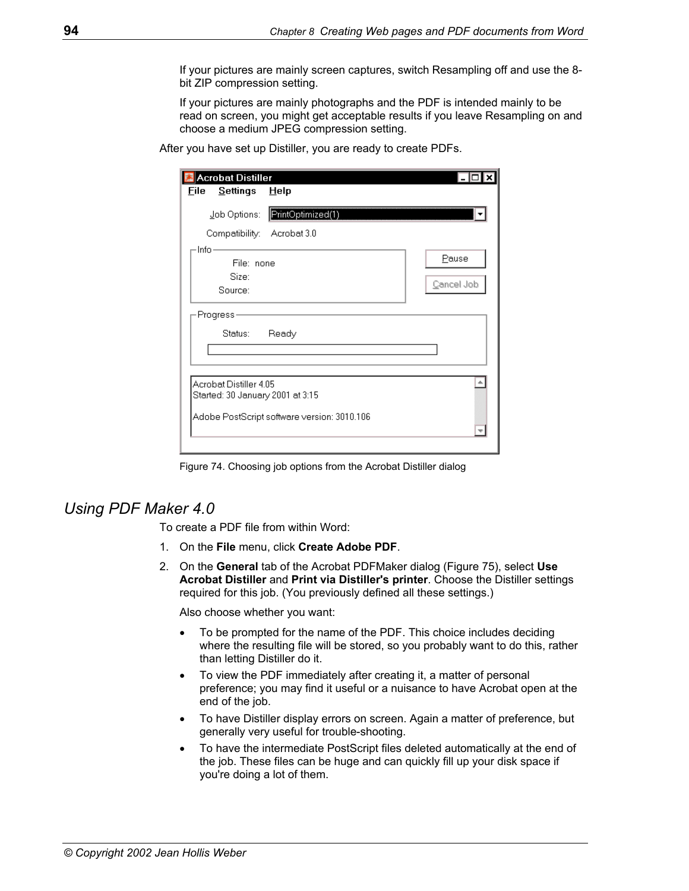If your pictures are mainly screen captures, switch Resampling off and use the 8-bit ZIP compression setting.

If your pictures are mainly photographs and the PDF is intended mainly to be read on screen, you might get acceptable results if you leave Resampling on and choose a medium JPEG compression setting.

After you have set up Distiller, you are ready to create PDFs.

Figure 74. Choosing job options from the Acrobat Distiller dialog

## Using PDF Maker 4.0

To create a PDF file from within Word:

1. On the **File** menu, click **Create Adobe PDF**.
2. On the **General** tab of the Acrobat PDFMaker dialog (Figure 75), select **Use Acrobat Distiller** and **Print via Distiller's printer**. Choose the Distiller settings required for this job. (You previously defined all these settings.)

   Also choose whether you want:

   - To be prompted for the name of the PDF. This choice includes deciding where the resulting file will be stored, so you probably want to do this, rather than letting Distiller do it.
   - To view the PDF immediately after creating it, a matter of personal preference; you may find it useful or a nuisance to have Acrobat open at the end of the job.
   - To have Distiller display errors on screen. Again a matter of preference, but generally very useful for trouble-shooting.
   - To have the intermediate PostScript files deleted automatically at the end of the job. These files can be huge and can quickly fill up your disk space if you're doing a lot of them.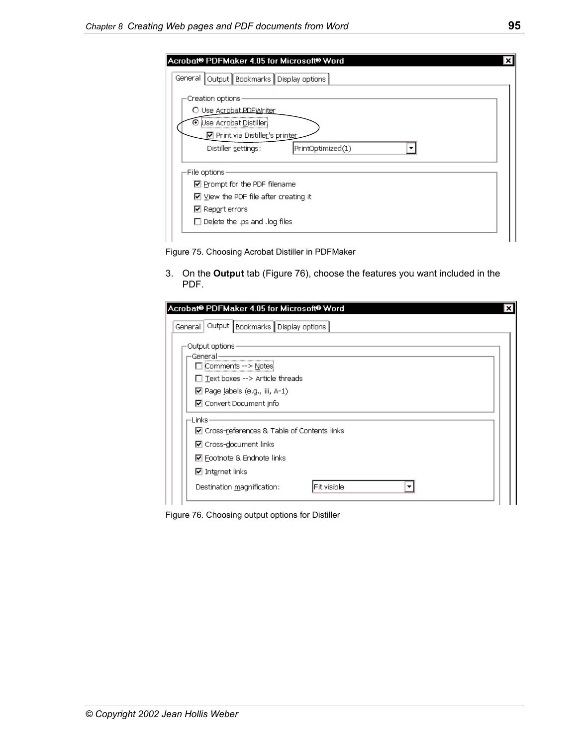Figure 75. Choosing Acrobat Distiller in PDFMaker

3. On the **Output** tab (Figure 76), choose the features you want included in the PDF.

Figure 76. Choosing output options for Distiller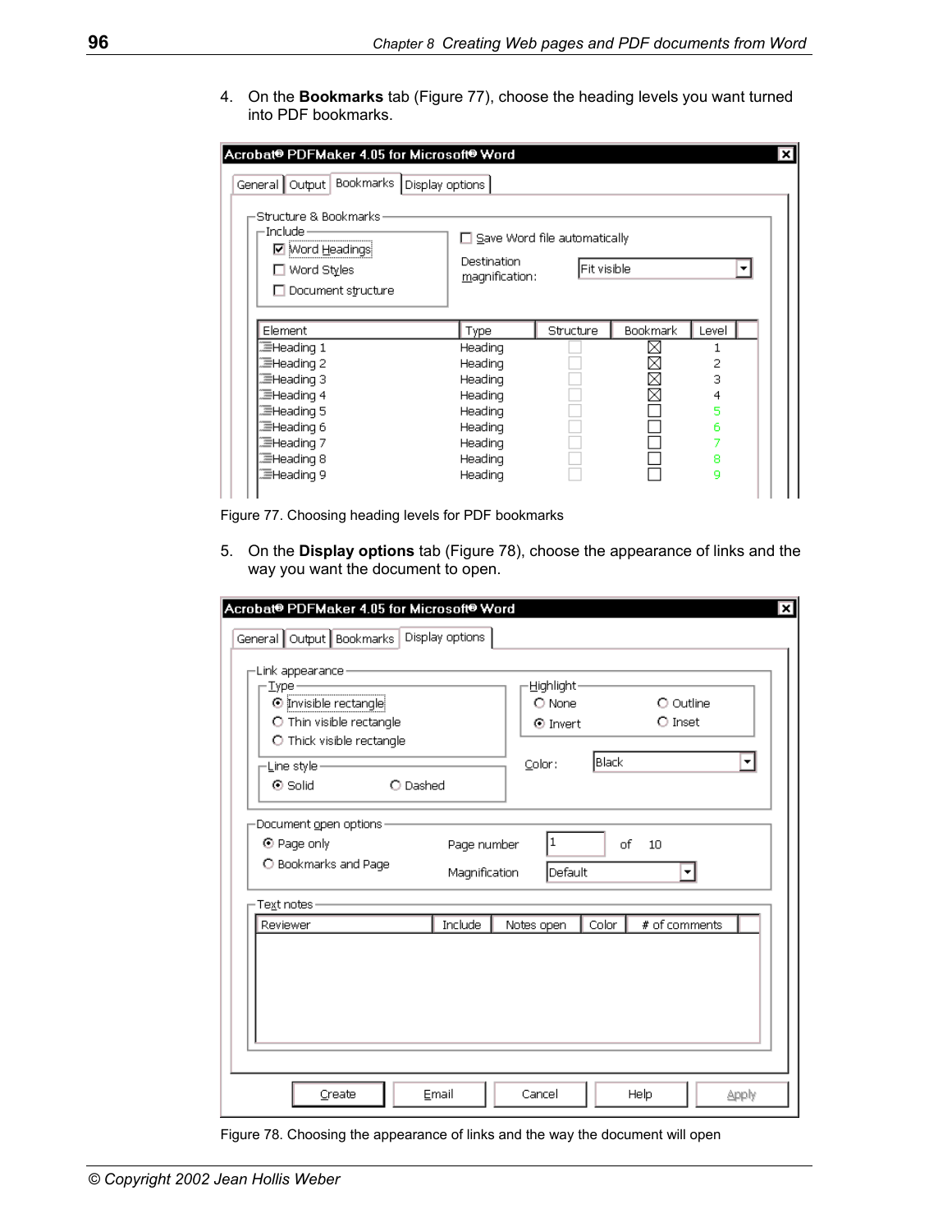4. On the **Bookmarks** tab (Figure 77), choose the heading levels you want turned into PDF bookmarks.

Figure 77. Choosing heading levels for PDF bookmarks

5. On the **Display options** tab (Figure 78), choose the appearance of links and the way you want the document to open.

Figure 78. Choosing the appearance of links and the way the document will open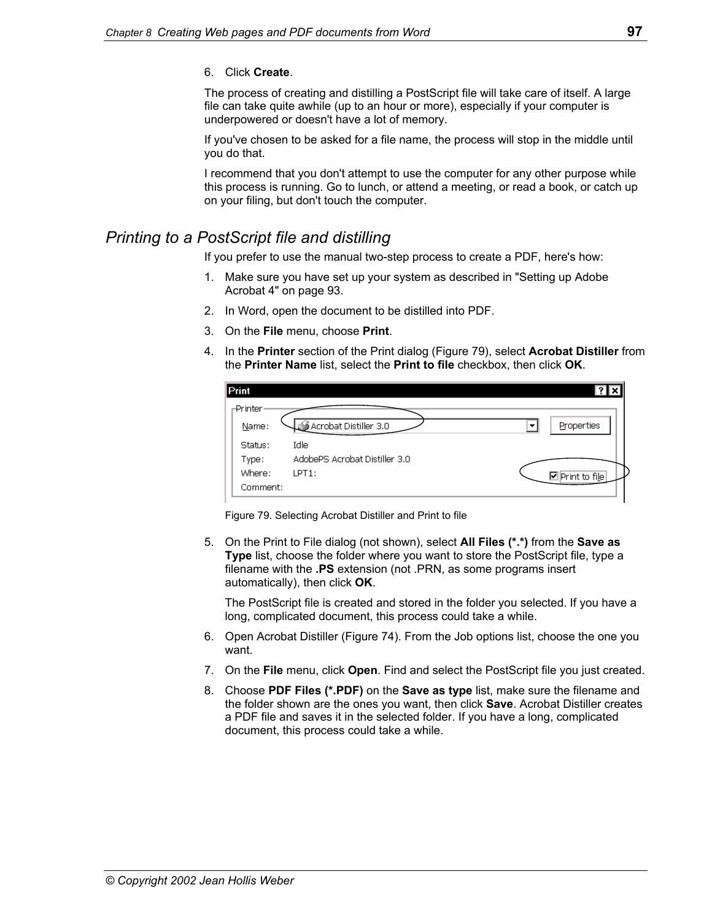6. Click **Create**.

The process of creating and distilling a PostScript file will take care of itself. A large file can take quite awhile (up to an hour or more), especially if your computer is underpowered or doesn't have a lot of memory.

If you've chosen to be asked for a file name, the process will stop in the middle until you do that.

I recommend that you don't attempt to use the computer for any other purpose while this process is running. Go to lunch, or attend a meeting, or read a book, or catch up on your filing, but don't touch the computer.

## *Printing to a PostScript file and distilling*

If you prefer to use the manual two-step process to create a PDF, here's how:

1. Make sure you have set up your system as described in "Setting up Adobe Acrobat 4" on page 93.
2. In Word, open the document to be distilled into PDF.
3. On the **File** menu, choose **Print**.
4. In the **Printer** section of the Print dialog (Figure 79), select **Acrobat Distiller** from the **Printer Name** list, select the **Print to file** checkbox, then click **OK**.

Figure 79. Selecting Acrobat Distiller and Print to file

5. On the Print to File dialog (not shown), select **All Files (*.*)** from the **Save as Type** list, choose the folder where you want to store the PostScript file, type a filename with the **.PS** extension (not .PRN, as some programs insert automatically), then click **OK**.

   The PostScript file is created and stored in the folder you selected. If you have a long, complicated document, this process could take a while.

6. Open Acrobat Distiller (Figure 74). From the Job options list, choose the one you want.
7. On the **File** menu, click **Open**. Find and select the PostScript file you just created.
8. Choose **PDF Files (*.PDF)** on the **Save as type** list, make sure the filename and the folder shown are the ones you want, then click **Save**. Acrobat Distiller creates a PDF file and saves it in the selected folder. If you have a long, complicated document, this process could take a while.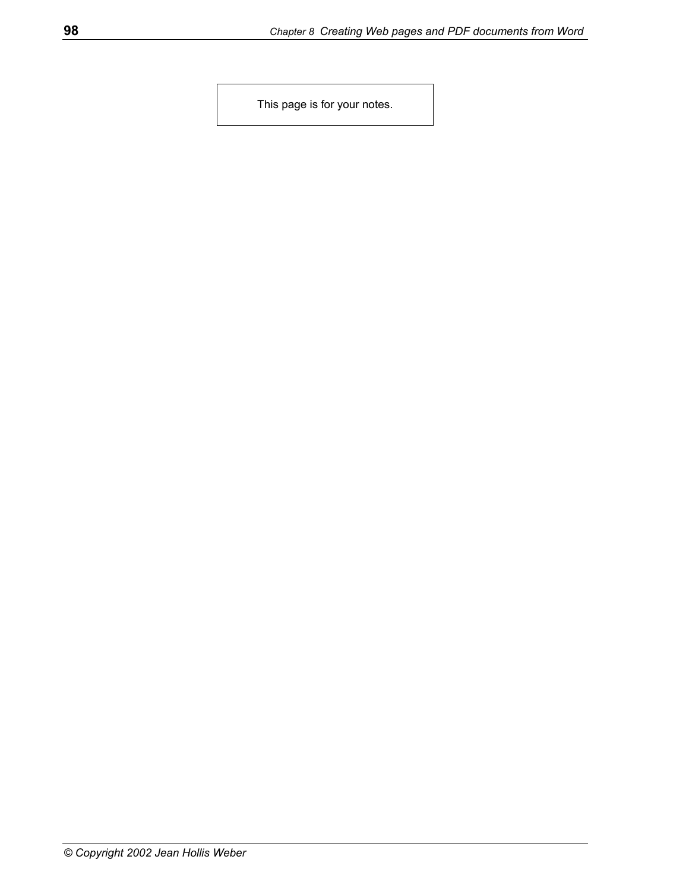This page is for your notes.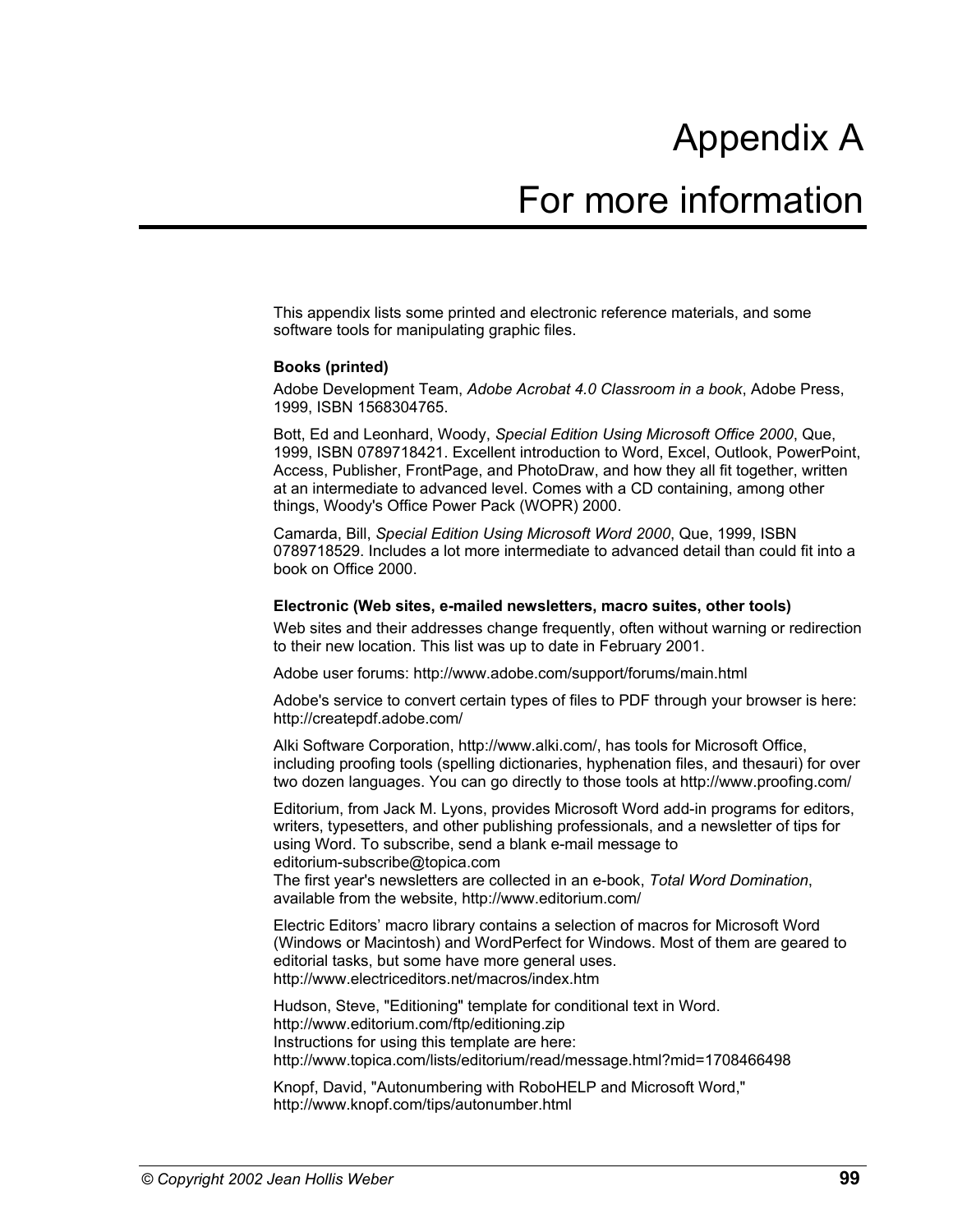# Appendix A

# For more information

This appendix lists some printed and electronic reference materials, and some software tools for manipulating graphic files.

**Books (printed)**

Adobe Development Team, *Adobe Acrobat 4.0 Classroom in a book*, Adobe Press, 1999, ISBN 1568304765.

Bott, Ed and Leonhard, Woody, *Special Edition Using Microsoft Office 2000*, Que, 1999, ISBN 0789718421. Excellent introduction to Word, Excel, Outlook, PowerPoint, Access, Publisher, FrontPage, and PhotoDraw, and how they all fit together, written at an intermediate to advanced level. Comes with a CD containing, among other things, Woody's Office Power Pack (WOPR) 2000.

Camarda, Bill, *Special Edition Using Microsoft Word 2000*, Que, 1999, ISBN 0789718529. Includes a lot more intermediate to advanced detail than could fit into a book on Office 2000.

**Electronic (Web sites, e-mailed newsletters, macro suites, other tools)**

Web sites and their addresses change frequently, often without warning or redirection to their new location. This list was up to date in February 2001.

Adobe user forums: http://www.adobe.com/support/forums/main.html

Adobe's service to convert certain types of files to PDF through your browser is here: http://createpdf.adobe.com/

Alki Software Corporation, http://www.alki.com/, has tools for Microsoft Office, including proofing tools (spelling dictionaries, hyphenation files, and thesauri) for over two dozen languages. You can go directly to those tools at http://www.proofing.com/

Editorium, from Jack M. Lyons, provides Microsoft Word add-in programs for editors, writers, typesetters, and other publishing professionals, and a newsletter of tips for using Word. To subscribe, send a blank e-mail message to editorium-subscribe@topica.com
The first year's newsletters are collected in an e-book, *Total Word Domination*, available from the website, http://www.editorium.com/

Electric Editors' macro library contains a selection of macros for Microsoft Word (Windows or Macintosh) and WordPerfect for Windows. Most of them are geared to editorial tasks, but some have more general uses.
http://www.electriceditors.net/macros/index.htm

Hudson, Steve, "Editioning" template for conditional text in Word.
http://www.editorium.com/ftp/editioning.zip
Instructions for using this template are here:
http://www.topica.com/lists/editorium/read/message.html?mid=1708466498

Knopf, David, "Autonumbering with RoboHELP and Microsoft Word,"
http://www.knopf.com/tips/autonumber.html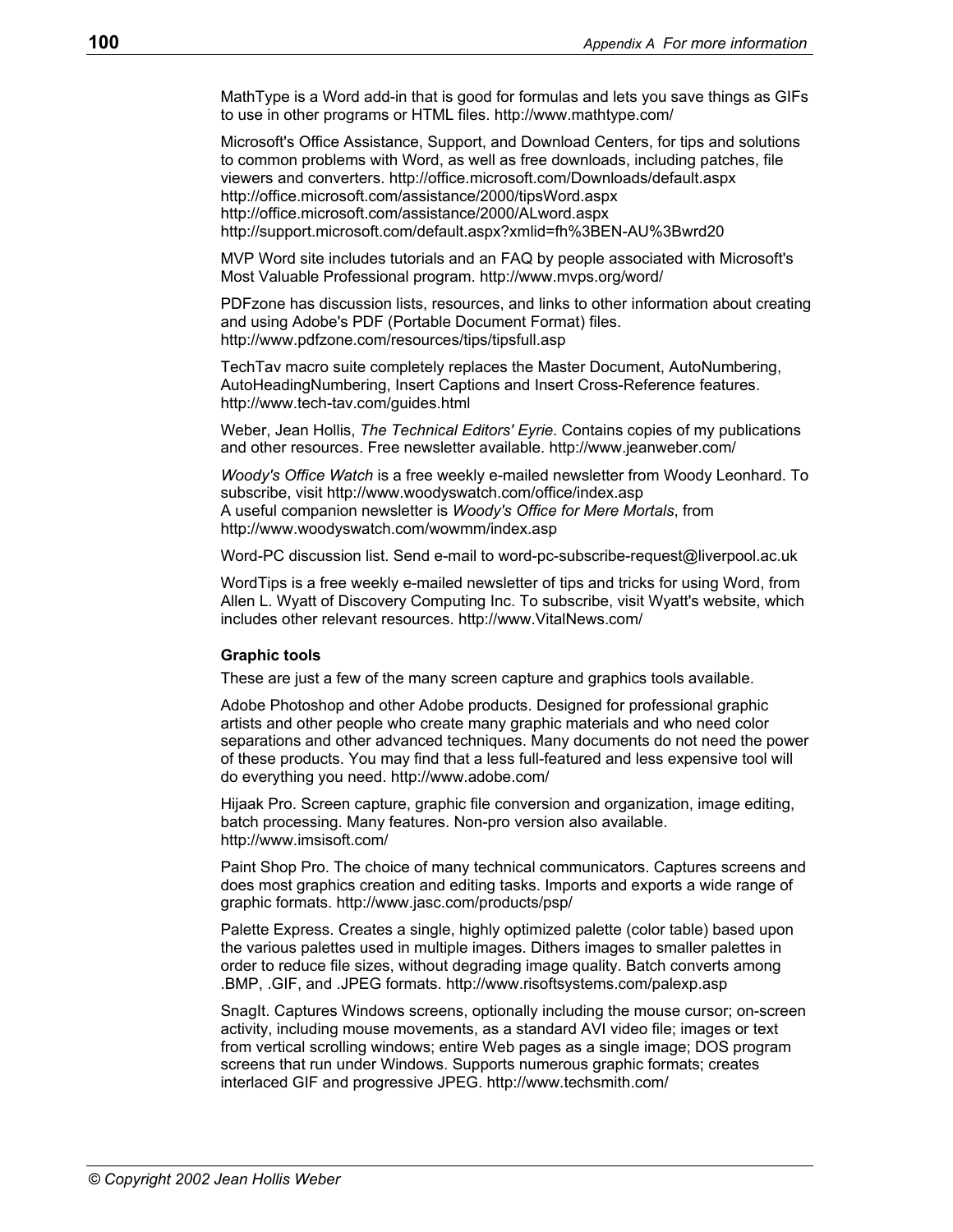MathType is a Word add-in that is good for formulas and lets you save things as GIFs to use in other programs or HTML files. http://www.mathtype.com/

Microsoft's Office Assistance, Support, and Download Centers, for tips and solutions to common problems with Word, as well as free downloads, including patches, file viewers and converters. http://office.microsoft.com/Downloads/default.aspx
http://office.microsoft.com/assistance/2000/tipsWord.aspx
http://office.microsoft.com/assistance/2000/ALword.aspx
http://support.microsoft.com/default.aspx?xmlid=fh%3BEN-AU%3Bwrd20

MVP Word site includes tutorials and an FAQ by people associated with Microsoft's Most Valuable Professional program. http://www.mvps.org/word/

PDFzone has discussion lists, resources, and links to other information about creating and using Adobe's PDF (Portable Document Format) files.
http://www.pdfzone.com/resources/tips/tipsfull.asp

TechTav macro suite completely replaces the Master Document, AutoNumbering, AutoHeadingNumbering, Insert Captions and Insert Cross-Reference features.
http://www.tech-tav.com/guides.html

Weber, Jean Hollis, *The Technical Editors' Eyrie*. Contains copies of my publications and other resources. Free newsletter available. http://www.jeanweber.com/

*Woody's Office Watch* is a free weekly e-mailed newsletter from Woody Leonhard. To subscribe, visit http://www.woodyswatch.com/office/index.asp
A useful companion newsletter is *Woody's Office for Mere Mortals*, from
http://www.woodyswatch.com/wowmm/index.asp

Word-PC discussion list. Send e-mail to word-pc-subscribe-request@liverpool.ac.uk

WordTips is a free weekly e-mailed newsletter of tips and tricks for using Word, from Allen L. Wyatt of Discovery Computing Inc. To subscribe, visit Wyatt's website, which includes other relevant resources. http://www.VitalNews.com/

**Graphic tools**

These are just a few of the many screen capture and graphics tools available.

Adobe Photoshop and other Adobe products. Designed for professional graphic artists and other people who create many graphic materials and who need color separations and other advanced techniques. Many documents do not need the power of these products. You may find that a less full-featured and less expensive tool will do everything you need. http://www.adobe.com/

Hijaak Pro. Screen capture, graphic file conversion and organization, image editing, batch processing. Many features. Non-pro version also available.
http://www.imsisoft.com/

Paint Shop Pro. The choice of many technical communicators. Captures screens and does most graphics creation and editing tasks. Imports and exports a wide range of graphic formats. http://www.jasc.com/products/psp/

Palette Express. Creates a single, highly optimized palette (color table) based upon the various palettes used in multiple images. Dithers images to smaller palettes in order to reduce file sizes, without degrading image quality. Batch converts among .BMP, .GIF, and .JPEG formats. http://www.risoftsystems.com/palexp.asp

SnagIt. Captures Windows screens, optionally including the mouse cursor; on-screen activity, including mouse movements, as a standard AVI video file; images or text from vertical scrolling windows; entire Web pages as a single image; DOS program screens that run under Windows. Supports numerous graphic formats; creates interlaced GIF and progressive JPEG. http://www.techsmith.com/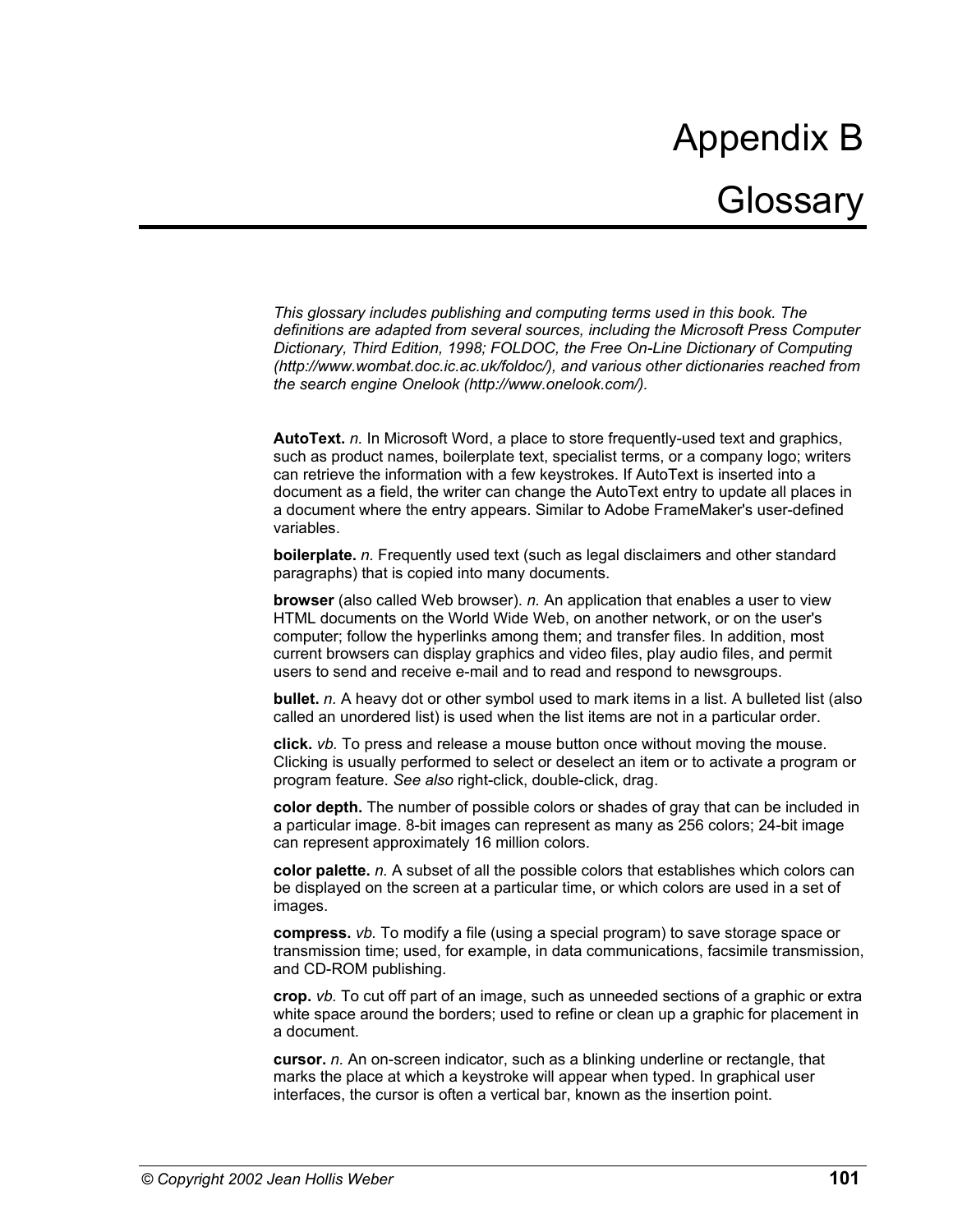# Appendix B

# Glossary

*This glossary includes publishing and computing terms used in this book. The definitions are adapted from several sources, including the Microsoft Press Computer Dictionary, Third Edition, 1998; FOLDOC, the Free On-Line Dictionary of Computing (http://www.wombat.doc.ic.ac.uk/foldoc/), and various other dictionaries reached from the search engine Onelook (http://www.onelook.com/).*

**AutoText.** *n.* In Microsoft Word, a place to store frequently-used text and graphics, such as product names, boilerplate text, specialist terms, or a company logo; writers can retrieve the information with a few keystrokes. If AutoText is inserted into a document as a field, the writer can change the AutoText entry to update all places in a document where the entry appears. Similar to Adobe FrameMaker's user-defined variables.

**boilerplate.** *n.* Frequently used text (such as legal disclaimers and other standard paragraphs) that is copied into many documents.

**browser** (also called Web browser). *n.* An application that enables a user to view HTML documents on the World Wide Web, on another network, or on the user's computer; follow the hyperlinks among them; and transfer files. In addition, most current browsers can display graphics and video files, play audio files, and permit users to send and receive e-mail and to read and respond to newsgroups.

**bullet.** *n.* A heavy dot or other symbol used to mark items in a list. A bulleted list (also called an unordered list) is used when the list items are not in a particular order.

**click.** *vb.* To press and release a mouse button once without moving the mouse. Clicking is usually performed to select or deselect an item or to activate a program or program feature. *See also* right-click, double-click, drag.

**color depth.** The number of possible colors or shades of gray that can be included in a particular image. 8-bit images can represent as many as 256 colors; 24-bit image can represent approximately 16 million colors.

**color palette.** *n.* A subset of all the possible colors that establishes which colors can be displayed on the screen at a particular time, or which colors are used in a set of images.

**compress.** *vb.* To modify a file (using a special program) to save storage space or transmission time; used, for example, in data communications, facsimile transmission, and CD-ROM publishing.

**crop.** *vb.* To cut off part of an image, such as unneeded sections of a graphic or extra white space around the borders; used to refine or clean up a graphic for placement in a document.

**cursor.** *n.* An on-screen indicator, such as a blinking underline or rectangle, that marks the place at which a keystroke will appear when typed. In graphical user interfaces, the cursor is often a vertical bar, known as the insertion point.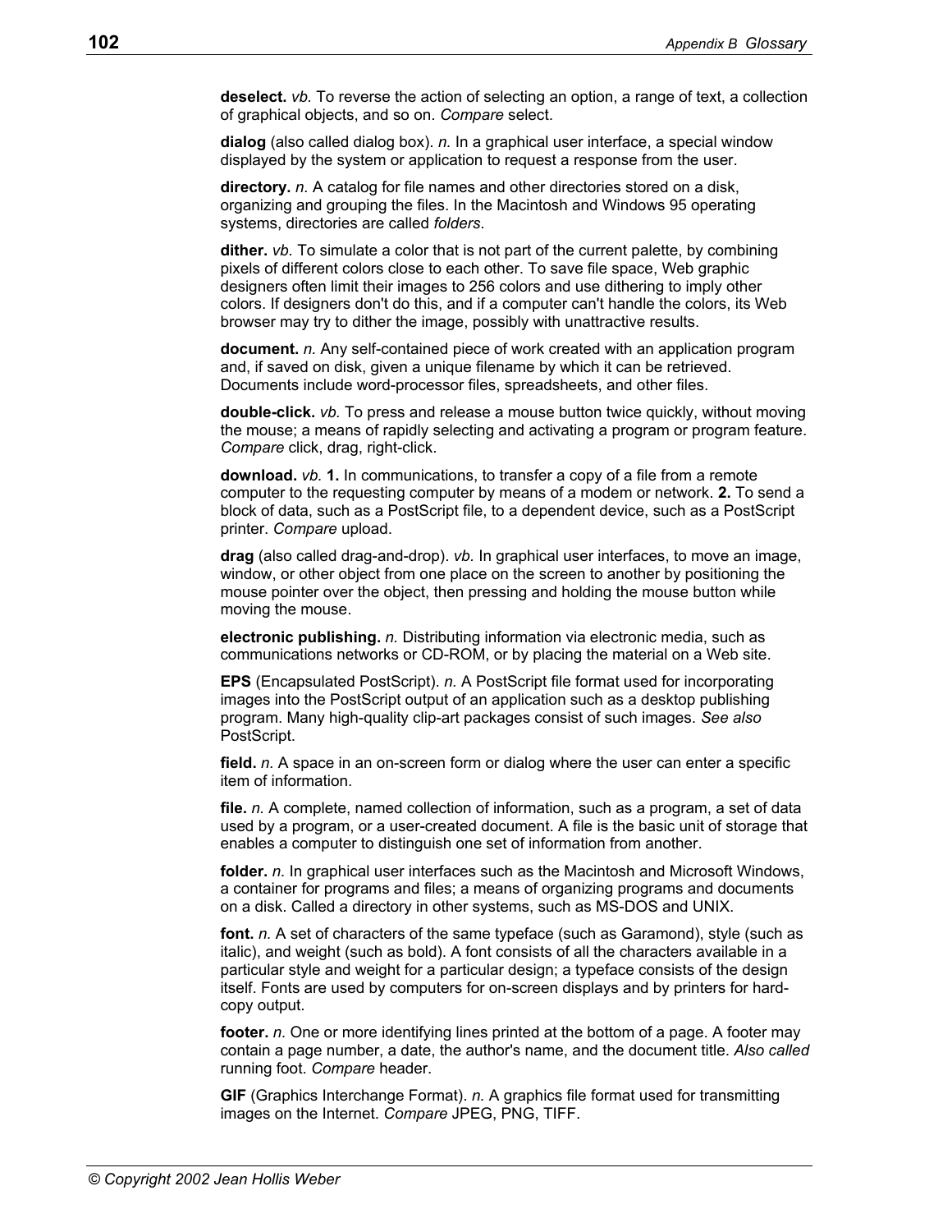**deselect.** *vb.* To reverse the action of selecting an option, a range of text, a collection of graphical objects, and so on. *Compare* select.

**dialog** (also called dialog box). *n.* In a graphical user interface, a special window displayed by the system or application to request a response from the user.

**directory.** *n.* A catalog for file names and other directories stored on a disk, organizing and grouping the files. In the Macintosh and Windows 95 operating systems, directories are called *folders*.

**dither.** *vb.* To simulate a color that is not part of the current palette, by combining pixels of different colors close to each other. To save file space, Web graphic designers often limit their images to 256 colors and use dithering to imply other colors. If designers don't do this, and if a computer can't handle the colors, its Web browser may try to dither the image, possibly with unattractive results.

**document.** *n.* Any self-contained piece of work created with an application program and, if saved on disk, given a unique filename by which it can be retrieved. Documents include word-processor files, spreadsheets, and other files.

**double-click.** *vb.* To press and release a mouse button twice quickly, without moving the mouse; a means of rapidly selecting and activating a program or program feature. *Compare* click, drag, right-click.

**download.** *vb.* **1.** In communications, to transfer a copy of a file from a remote computer to the requesting computer by means of a modem or network. **2.** To send a block of data, such as a PostScript file, to a dependent device, such as a PostScript printer. *Compare* upload.

**drag** (also called drag-and-drop). *vb.* In graphical user interfaces, to move an image, window, or other object from one place on the screen to another by positioning the mouse pointer over the object, then pressing and holding the mouse button while moving the mouse.

**electronic publishing.** *n.* Distributing information via electronic media, such as communications networks or CD-ROM, or by placing the material on a Web site.

**EPS** (Encapsulated PostScript). *n.* A PostScript file format used for incorporating images into the PostScript output of an application such as a desktop publishing program. Many high-quality clip-art packages consist of such images. *See also* PostScript.

**field.** *n.* A space in an on-screen form or dialog where the user can enter a specific item of information.

**file.** *n.* A complete, named collection of information, such as a program, a set of data used by a program, or a user-created document. A file is the basic unit of storage that enables a computer to distinguish one set of information from another.

**folder.** *n.* In graphical user interfaces such as the Macintosh and Microsoft Windows, a container for programs and files; a means of organizing programs and documents on a disk. Called a directory in other systems, such as MS-DOS and UNIX.

**font.** *n.* A set of characters of the same typeface (such as Garamond), style (such as italic), and weight (such as bold). A font consists of all the characters available in a particular style and weight for a particular design; a typeface consists of the design itself. Fonts are used by computers for on-screen displays and by printers for hard-copy output.

**footer.** *n.* One or more identifying lines printed at the bottom of a page. A footer may contain a page number, a date, the author's name, and the document title. *Also called* running foot. *Compare* header.

**GIF** (Graphics Interchange Format). *n.* A graphics file format used for transmitting images on the Internet. *Compare* JPEG, PNG, TIFF.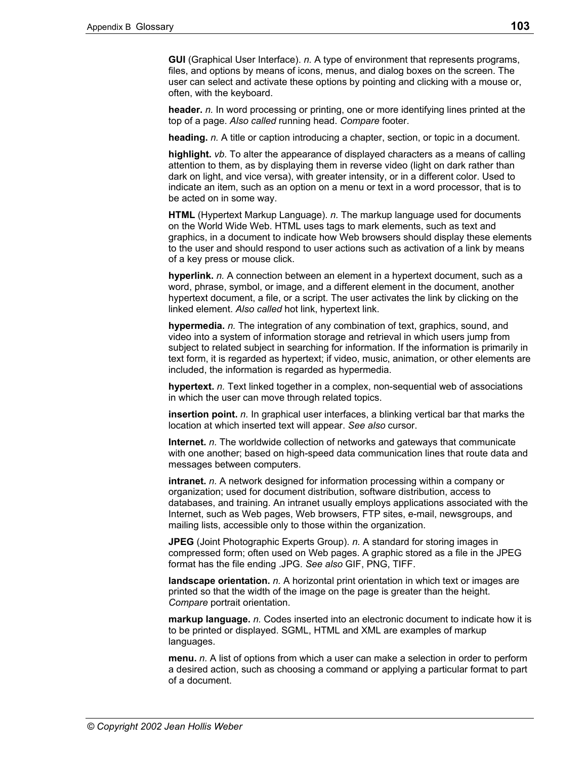**GUI** (Graphical User Interface). *n.* A type of environment that represents programs, files, and options by means of icons, menus, and dialog boxes on the screen. The user can select and activate these options by pointing and clicking with a mouse or, often, with the keyboard.

**header.** *n.* In word processing or printing, one or more identifying lines printed at the top of a page. *Also called* running head. *Compare* footer.

**heading.** *n.* A title or caption introducing a chapter, section, or topic in a document.

**highlight.** *vb.* To alter the appearance of displayed characters as a means of calling attention to them, as by displaying them in reverse video (light on dark rather than dark on light, and vice versa), with greater intensity, or in a different color. Used to indicate an item, such as an option on a menu or text in a word processor, that is to be acted on in some way.

**HTML** (Hypertext Markup Language). *n.* The markup language used for documents on the World Wide Web. HTML uses tags to mark elements, such as text and graphics, in a document to indicate how Web browsers should display these elements to the user and should respond to user actions such as activation of a link by means of a key press or mouse click.

**hyperlink.** *n.* A connection between an element in a hypertext document, such as a word, phrase, symbol, or image, and a different element in the document, another hypertext document, a file, or a script. The user activates the link by clicking on the linked element. *Also called* hot link, hypertext link.

**hypermedia.** *n.* The integration of any combination of text, graphics, sound, and video into a system of information storage and retrieval in which users jump from subject to related subject in searching for information. If the information is primarily in text form, it is regarded as hypertext; if video, music, animation, or other elements are included, the information is regarded as hypermedia.

**hypertext.** *n.* Text linked together in a complex, non-sequential web of associations in which the user can move through related topics.

**insertion point.** *n.* In graphical user interfaces, a blinking vertical bar that marks the location at which inserted text will appear. *See also* cursor.

**Internet.** *n.* The worldwide collection of networks and gateways that communicate with one another; based on high-speed data communication lines that route data and messages between computers.

**intranet.** *n.* A network designed for information processing within a company or organization; used for document distribution, software distribution, access to databases, and training. An intranet usually employs applications associated with the Internet, such as Web pages, Web browsers, FTP sites, e-mail, newsgroups, and mailing lists, accessible only to those within the organization.

**JPEG** (Joint Photographic Experts Group). *n.* A standard for storing images in compressed form; often used on Web pages. A graphic stored as a file in the JPEG format has the file ending .JPG. *See also* GIF, PNG, TIFF.

**landscape orientation.** *n.* A horizontal print orientation in which text or images are printed so that the width of the image on the page is greater than the height. *Compare* portrait orientation.

**markup language.** *n.* Codes inserted into an electronic document to indicate how it is to be printed or displayed. SGML, HTML and XML are examples of markup languages.

**menu.** *n.* A list of options from which a user can make a selection in order to perform a desired action, such as choosing a command or applying a particular format to part of a document.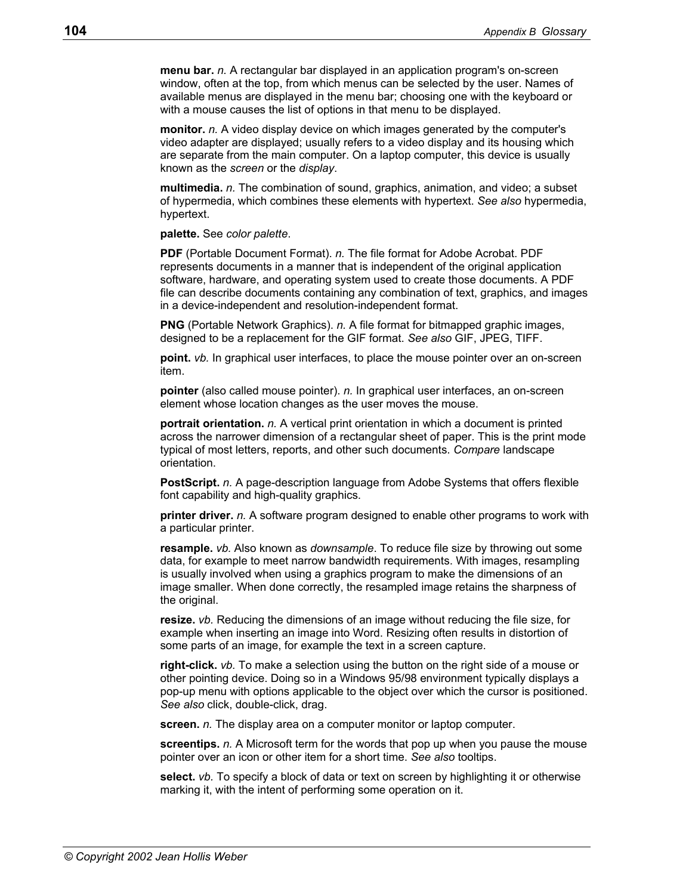**menu bar.** *n.* A rectangular bar displayed in an application program's on-screen window, often at the top, from which menus can be selected by the user. Names of available menus are displayed in the menu bar; choosing one with the keyboard or with a mouse causes the list of options in that menu to be displayed.

**monitor.** *n.* A video display device on which images generated by the computer's video adapter are displayed; usually refers to a video display and its housing which are separate from the main computer. On a laptop computer, this device is usually known as the *screen* or the *display*.

**multimedia.** *n.* The combination of sound, graphics, animation, and video; a subset of hypermedia, which combines these elements with hypertext. *See also* hypermedia, hypertext.

**palette.** See *color palette*.

**PDF** (Portable Document Format). *n.* The file format for Adobe Acrobat. PDF represents documents in a manner that is independent of the original application software, hardware, and operating system used to create those documents. A PDF file can describe documents containing any combination of text, graphics, and images in a device-independent and resolution-independent format.

**PNG** (Portable Network Graphics). *n.* A file format for bitmapped graphic images, designed to be a replacement for the GIF format. *See also* GIF, JPEG, TIFF.

**point.** *vb.* In graphical user interfaces, to place the mouse pointer over an on-screen item.

**pointer** (also called mouse pointer). *n.* In graphical user interfaces, an on-screen element whose location changes as the user moves the mouse.

**portrait orientation.** *n.* A vertical print orientation in which a document is printed across the narrower dimension of a rectangular sheet of paper. This is the print mode typical of most letters, reports, and other such documents. *Compare* landscape orientation.

**PostScript.** *n*. A page-description language from Adobe Systems that offers flexible font capability and high-quality graphics.

**printer driver.** *n.* A software program designed to enable other programs to work with a particular printer.

**resample.** *vb.* Also known as *downsample*. To reduce file size by throwing out some data, for example to meet narrow bandwidth requirements. With images, resampling is usually involved when using a graphics program to make the dimensions of an image smaller. When done correctly, the resampled image retains the sharpness of the original.

**resize.** *vb*. Reducing the dimensions of an image without reducing the file size, for example when inserting an image into Word. Resizing often results in distortion of some parts of an image, for example the text in a screen capture.

**right-click.** *vb.* To make a selection using the button on the right side of a mouse or other pointing device. Doing so in a Windows 95/98 environment typically displays a pop-up menu with options applicable to the object over which the cursor is positioned. *See also* click, double-click, drag.

**screen.** *n.* The display area on a computer monitor or laptop computer.

**screentips.** *n.* A Microsoft term for the words that pop up when you pause the mouse pointer over an icon or other item for a short time. *See also* tooltips.

**select.** *vb.* To specify a block of data or text on screen by highlighting it or otherwise marking it, with the intent of performing some operation on it.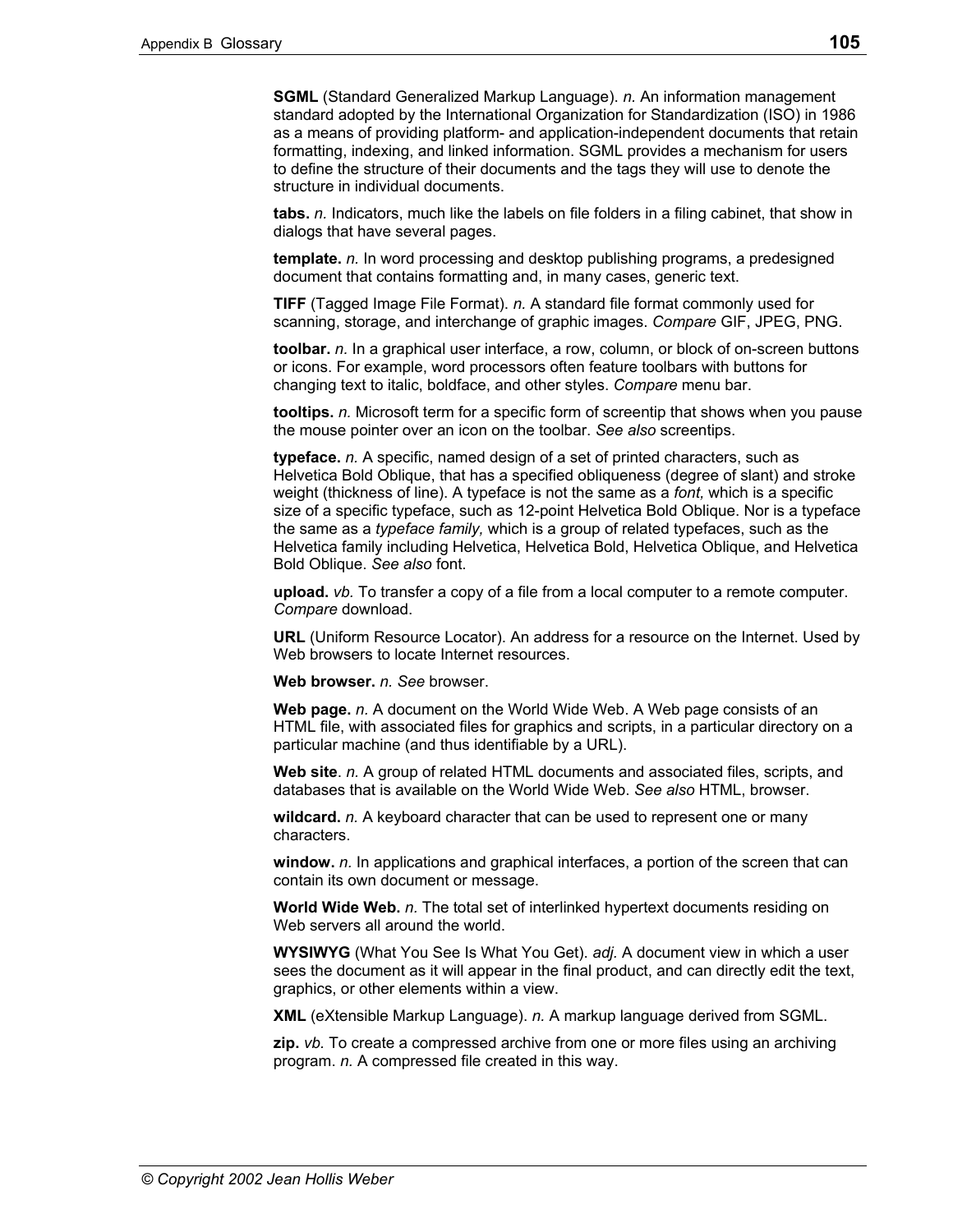**SGML** (Standard Generalized Markup Language). *n.* An information management standard adopted by the International Organization for Standardization (ISO) in 1986 as a means of providing platform- and application-independent documents that retain formatting, indexing, and linked information. SGML provides a mechanism for users to define the structure of their documents and the tags they will use to denote the structure in individual documents.

**tabs.** *n.* Indicators, much like the labels on file folders in a filing cabinet, that show in dialogs that have several pages.

**template.** *n.* In word processing and desktop publishing programs, a predesigned document that contains formatting and, in many cases, generic text.

**TIFF** (Tagged Image File Format). *n.* A standard file format commonly used for scanning, storage, and interchange of graphic images. *Compare* GIF, JPEG, PNG.

**toolbar.** *n.* In a graphical user interface, a row, column, or block of on-screen buttons or icons. For example, word processors often feature toolbars with buttons for changing text to italic, boldface, and other styles. *Compare* menu bar.

**tooltips.** *n.* Microsoft term for a specific form of screentip that shows when you pause the mouse pointer over an icon on the toolbar. *See also* screentips.

**typeface.** *n.* A specific, named design of a set of printed characters, such as Helvetica Bold Oblique, that has a specified obliqueness (degree of slant) and stroke weight (thickness of line). A typeface is not the same as a *font,* which is a specific size of a specific typeface, such as 12-point Helvetica Bold Oblique. Nor is a typeface the same as a *typeface family,* which is a group of related typefaces, such as the Helvetica family including Helvetica, Helvetica Bold, Helvetica Oblique, and Helvetica Bold Oblique. *See also* font.

**upload.** *vb.* To transfer a copy of a file from a local computer to a remote computer. *Compare* download.

**URL** (Uniform Resource Locator). An address for a resource on the Internet. Used by Web browsers to locate Internet resources.

**Web browser.** *n. See* browser.

**Web page.** *n.* A document on the World Wide Web. A Web page consists of an HTML file, with associated files for graphics and scripts, in a particular directory on a particular machine (and thus identifiable by a URL).

**Web site**. *n.* A group of related HTML documents and associated files, scripts, and databases that is available on the World Wide Web. *See also* HTML, browser.

**wildcard.** *n.* A keyboard character that can be used to represent one or many characters.

**window.** *n.* In applications and graphical interfaces, a portion of the screen that can contain its own document or message.

**World Wide Web.** *n.* The total set of interlinked hypertext documents residing on Web servers all around the world.

**WYSIWYG** (What You See Is What You Get). *adj.* A document view in which a user sees the document as it will appear in the final product, and can directly edit the text, graphics, or other elements within a view.

**XML** (eXtensible Markup Language). *n.* A markup language derived from SGML.

**zip.** *vb.* To create a compressed archive from one or more files using an archiving program. *n.* A compressed file created in this way.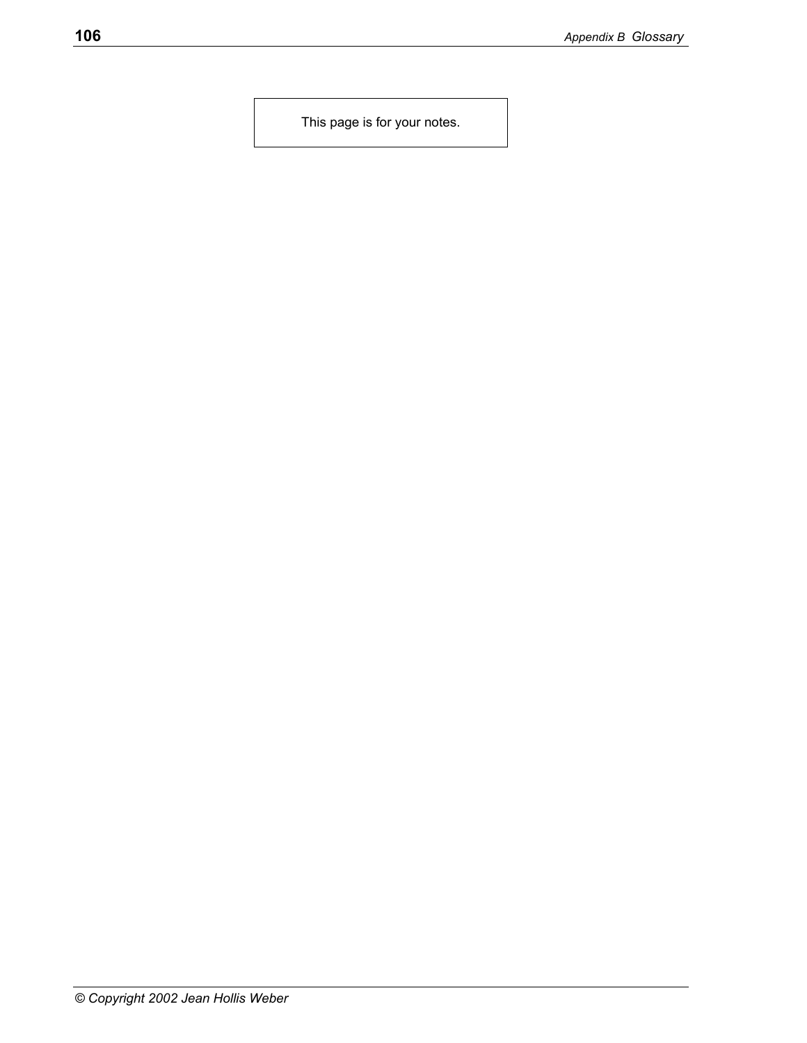This page is for your notes.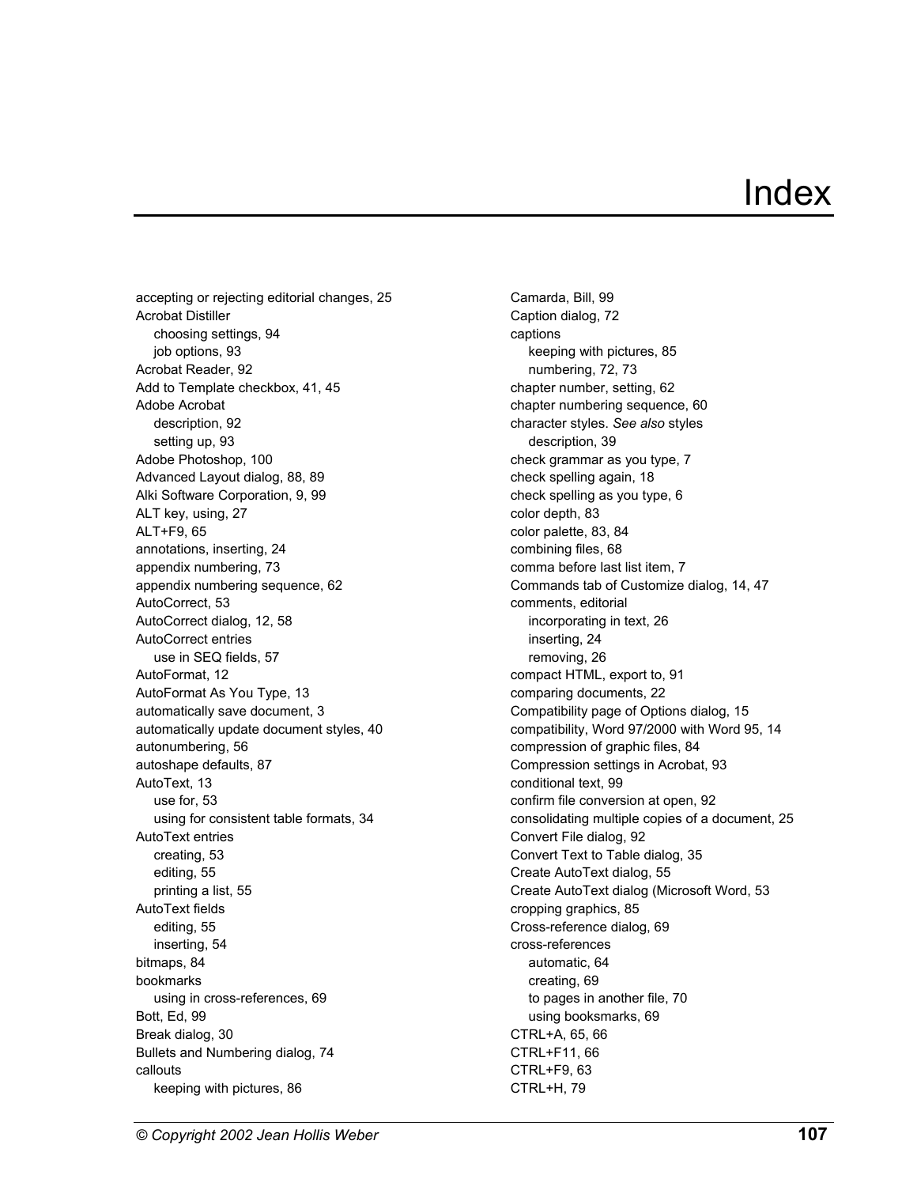# Index

accepting or rejecting editorial changes, 25
Acrobat Distiller
    choosing settings, 94
    job options, 93
Acrobat Reader, 92
Add to Template checkbox, 41, 45
Adobe Acrobat
    description, 92
    setting up, 93
Adobe Photoshop, 100
Advanced Layout dialog, 88, 89
Alki Software Corporation, 9, 99
ALT key, using, 27
ALT+F9, 65
annotations, inserting, 24
appendix numbering, 73
appendix numbering sequence, 62
AutoCorrect, 53
AutoCorrect dialog, 12, 58
AutoCorrect entries
    use in SEQ fields, 57
AutoFormat, 12
AutoFormat As You Type, 13
automatically save document, 3
automatically update document styles, 40
autonumbering, 56
autoshape defaults, 87
AutoText, 13
    use for, 53
    using for consistent table formats, 34
AutoText entries
    creating, 53
    editing, 55
    printing a list, 55
AutoText fields
    editing, 55
    inserting, 54
bitmaps, 84
bookmarks
    using in cross-references, 69
Bott, Ed, 99
Break dialog, 30
Bullets and Numbering dialog, 74
callouts
    keeping with pictures, 86
Camarda, Bill, 99
Caption dialog, 72
captions
    keeping with pictures, 85
    numbering, 72, 73
chapter number, setting, 62
chapter numbering sequence, 60
character styles. *See also* styles
    description, 39
check grammar as you type, 7
check spelling again, 18
check spelling as you type, 6
color depth, 83
color palette, 83, 84
combining files, 68
comma before last list item, 7
Commands tab of Customize dialog, 14, 47
comments, editorial
    incorporating in text, 26
    inserting, 24
    removing, 26
compact HTML, export to, 91
comparing documents, 22
Compatibility page of Options dialog, 15
compatibility, Word 97/2000 with Word 95, 14
compression of graphic files, 84
Compression settings in Acrobat, 93
conditional text, 99
confirm file conversion at open, 92
consolidating multiple copies of a document, 25
Convert File dialog, 92
Convert Text to Table dialog, 35
Create AutoText dialog, 55
Create AutoText dialog (Microsoft Word, 53
cropping graphics, 85
Cross-reference dialog, 69
cross-references
    automatic, 64
    creating, 69
    to pages in another file, 70
    using booksmarks, 69
CTRL+A, 65, 66
CTRL+F11, 66
CTRL+F9, 63
CTRL+H, 79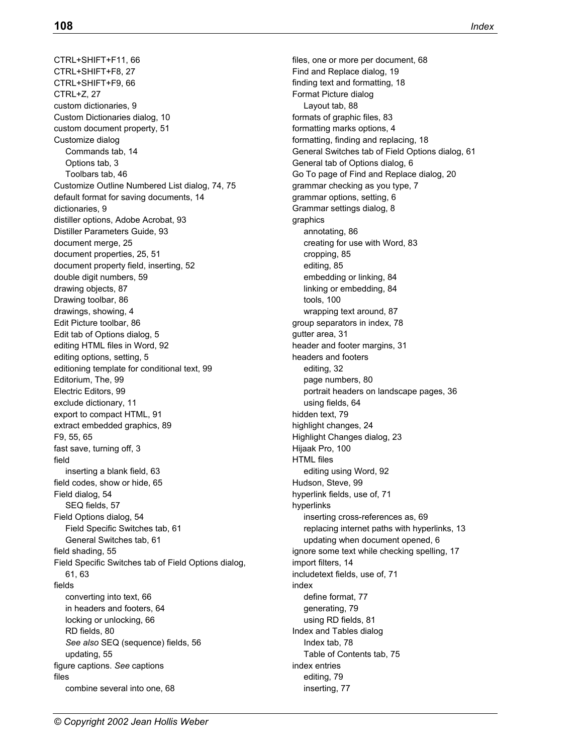CTRL+SHIFT+F11, 66
CTRL+SHIFT+F8, 27
CTRL+SHIFT+F9, 66
CTRL+Z, 27
custom dictionaries, 9
Custom Dictionaries dialog, 10
custom document property, 51
Customize dialog
- Commands tab, 14
- Options tab, 3
- Toolbars tab, 46

Customize Outline Numbered List dialog, 74, 75
default format for saving documents, 14
dictionaries, 9
distiller options, Adobe Acrobat, 93
Distiller Parameters Guide, 93
document merge, 25
document properties, 25, 51
document property field, inserting, 52
double digit numbers, 59
drawing objects, 87
Drawing toolbar, 86
drawings, showing, 4
Edit Picture toolbar, 86
Edit tab of Options dialog, 5
editing HTML files in Word, 92
editing options, setting, 5
editioning template for conditional text, 99
Editorium, The, 99
Electric Editors, 99
exclude dictionary, 11
export to compact HTML, 91
extract embedded graphics, 89
F9, 55, 65
fast save, turning off, 3
field
- inserting a blank field, 63

field codes, show or hide, 65
Field dialog, 54
- SEQ fields, 57

Field Options dialog, 54
- Field Specific Switches tab, 61
- General Switches tab, 61

field shading, 55
Field Specific Switches tab of Field Options dialog, 61, 63
fields
- converting into text, 66
- in headers and footers, 64
- locking or unlocking, 66
- RD fields, 80
- *See also* SEQ (sequence) fields, 56
- updating, 55

figure captions. *See* captions
files
- combine several into one, 68

files, one or more per document, 68
Find and Replace dialog, 19
finding text and formatting, 18
Format Picture dialog
- Layout tab, 88

formats of graphic files, 83
formatting marks options, 4
formatting, finding and replacing, 18
General Switches tab of Field Options dialog, 61
General tab of Options dialog, 6
Go To page of Find and Replace dialog, 20
grammar checking as you type, 7
grammar options, setting, 6
Grammar settings dialog, 8
graphics
- annotating, 86
- creating for use with Word, 83
- cropping, 85
- editing, 85
- embedding or linking, 84
- linking or embedding, 84
- tools, 100
- wrapping text around, 87

group separators in index, 78
gutter area, 31
header and footer margins, 31
headers and footers
- editing, 32
- page numbers, 80
- portrait headers on landscape pages, 36
- using fields, 64

hidden text, 79
highlight changes, 24
Highlight Changes dialog, 23
Hijaak Pro, 100
HTML files
- editing using Word, 92

Hudson, Steve, 99
hyperlink fields, use of, 71
hyperlinks
- inserting cross-references as, 69
- replacing internet paths with hyperlinks, 13
- updating when document opened, 6

ignore some text while checking spelling, 17
import filters, 14
includetext fields, use of, 71
index
- define format, 77
- generating, 79
- using RD fields, 81

Index and Tables dialog
- Index tab, 78
- Table of Contents tab, 75

index entries
- editing, 79
- inserting, 77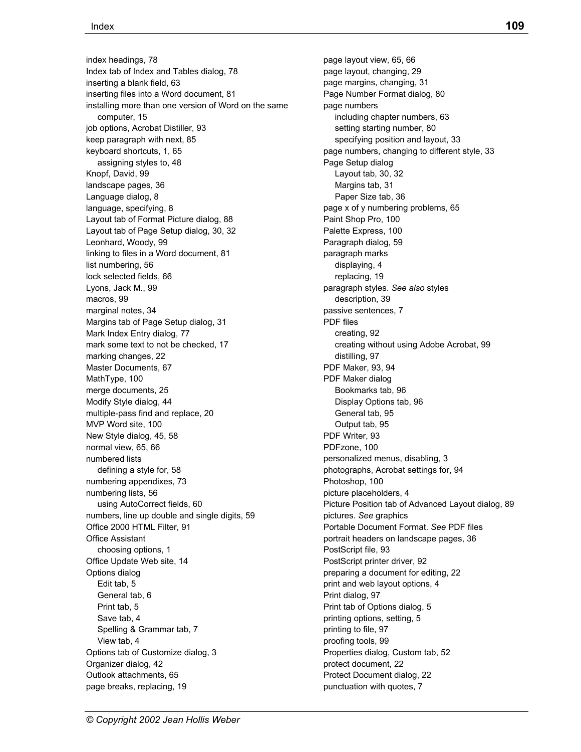index headings, 78
Index tab of Index and Tables dialog, 78
inserting a blank field, 63
inserting files into a Word document, 81
installing more than one version of Word on the same computer, 15
job options, Acrobat Distiller, 93
keep paragraph with next, 85
keyboard shortcuts, 1, 65
  assigning styles to, 48
Knopf, David, 99
landscape pages, 36
Language dialog, 8
language, specifying, 8
Layout tab of Format Picture dialog, 88
Layout tab of Page Setup dialog, 30, 32
Leonhard, Woody, 99
linking to files in a Word document, 81
list numbering, 56
lock selected fields, 66
Lyons, Jack M., 99
macros, 99
marginal notes, 34
Margins tab of Page Setup dialog, 31
Mark Index Entry dialog, 77
mark some text to not be checked, 17
marking changes, 22
Master Documents, 67
MathType, 100
merge documents, 25
Modify Style dialog, 44
multiple-pass find and replace, 20
MVP Word site, 100
New Style dialog, 45, 58
normal view, 65, 66
numbered lists
  defining a style for, 58
numbering appendixes, 73
numbering lists, 56
  using AutoCorrect fields, 60
numbers, line up double and single digits, 59
Office 2000 HTML Filter, 91
Office Assistant
  choosing options, 1
Office Update Web site, 14
Options dialog
  Edit tab, 5
  General tab, 6
  Print tab, 5
  Save tab, 4
  Spelling & Grammar tab, 7
  View tab, 4
Options tab of Customize dialog, 3
Organizer dialog, 42
Outlook attachments, 65
page breaks, replacing, 19
page layout view, 65, 66
page layout, changing, 29
page margins, changing, 31
Page Number Format dialog, 80
page numbers
  including chapter numbers, 63
  setting starting number, 80
  specifying position and layout, 33
page numbers, changing to different style, 33
Page Setup dialog
  Layout tab, 30, 32
  Margins tab, 31
  Paper Size tab, 36
page x of y numbering problems, 65
Paint Shop Pro, 100
Palette Express, 100
Paragraph dialog, 59
paragraph marks
  displaying, 4
  replacing, 19
paragraph styles. *See also* styles
  description, 39
passive sentences, 7
PDF files
  creating, 92
  creating without using Adobe Acrobat, 99
  distilling, 97
PDF Maker, 93, 94
PDF Maker dialog
  Bookmarks tab, 96
  Display Options tab, 96
  General tab, 95
  Output tab, 95
PDF Writer, 93
PDFzone, 100
personalized menus, disabling, 3
photographs, Acrobat settings for, 94
Photoshop, 100
picture placeholders, 4
Picture Position tab of Advanced Layout dialog, 89
pictures. *See* graphics
Portable Document Format. *See* PDF files
portrait headers on landscape pages, 36
PostScript file, 93
PostScript printer driver, 92
preparing a document for editing, 22
print and web layout options, 4
Print dialog, 97
Print tab of Options dialog, 5
printing options, setting, 5
printing to file, 97
proofing tools, 99
Properties dialog, Custom tab, 52
protect document, 22
Protect Document dialog, 22
punctuation with quotes, 7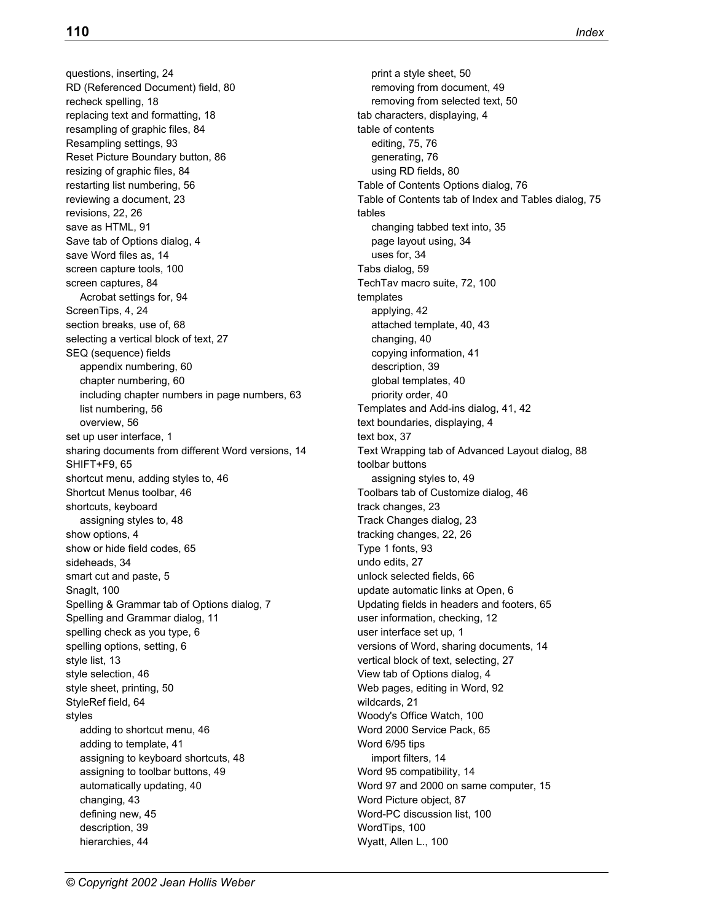questions, inserting, 24
RD (Referenced Document) field, 80
recheck spelling, 18
replacing text and formatting, 18
resampling of graphic files, 84
Resampling settings, 93
Reset Picture Boundary button, 86
resizing of graphic files, 84
restarting list numbering, 56
reviewing a document, 23
revisions, 22, 26
save as HTML, 91
Save tab of Options dialog, 4
save Word files as, 14
screen capture tools, 100
screen captures, 84
- Acrobat settings for, 94

ScreenTips, 4, 24
section breaks, use of, 68
selecting a vertical block of text, 27
SEQ (sequence) fields
- appendix numbering, 60
- chapter numbering, 60
- including chapter numbers in page numbers, 63
- list numbering, 56
- overview, 56

set up user interface, 1
sharing documents from different Word versions, 14
SHIFT+F9, 65
shortcut menu, adding styles to, 46
Shortcut Menus toolbar, 46
shortcuts, keyboard
- assigning styles to, 48

show options, 4
show or hide field codes, 65
sideheads, 34
smart cut and paste, 5
SnagIt, 100
Spelling & Grammar tab of Options dialog, 7
Spelling and Grammar dialog, 11
spelling check as you type, 6
spelling options, setting, 6
style list, 13
style selection, 46
style sheet, printing, 50
StyleRef field, 64
styles
- adding to shortcut menu, 46
- adding to template, 41
- assigning to keyboard shortcuts, 48
- assigning to toolbar buttons, 49
- automatically updating, 40
- changing, 43
- defining new, 45
- description, 39
- hierarchies, 44
- print a style sheet, 50
- removing from document, 49
- removing from selected text, 50

tab characters, displaying, 4
table of contents
- editing, 75, 76
- generating, 76
- using RD fields, 80

Table of Contents Options dialog, 76
Table of Contents tab of Index and Tables dialog, 75
tables
- changing tabbed text into, 35
- page layout using, 34
- uses for, 34

Tabs dialog, 59
TechTav macro suite, 72, 100
templates
- applying, 42
- attached template, 40, 43
- changing, 40
- copying information, 41
- description, 39
- global templates, 40
- priority order, 40

Templates and Add-ins dialog, 41, 42
text boundaries, displaying, 4
text box, 37
Text Wrapping tab of Advanced Layout dialog, 88
toolbar buttons
- assigning styles to, 49

Toolbars tab of Customize dialog, 46
track changes, 23
Track Changes dialog, 23
tracking changes, 22, 26
Type 1 fonts, 93
undo edits, 27
unlock selected fields, 66
update automatic links at Open, 6
Updating fields in headers and footers, 65
user information, checking, 12
user interface set up, 1
versions of Word, sharing documents, 14
vertical block of text, selecting, 27
View tab of Options dialog, 4
Web pages, editing in Word, 92
wildcards, 21
Woody's Office Watch, 100
Word 2000 Service Pack, 65
Word 6/95 tips
- import filters, 14

Word 95 compatibility, 14
Word 97 and 2000 on same computer, 15
Word Picture object, 87
Word-PC discussion list, 100
WordTips, 100
Wyatt, Allen L., 100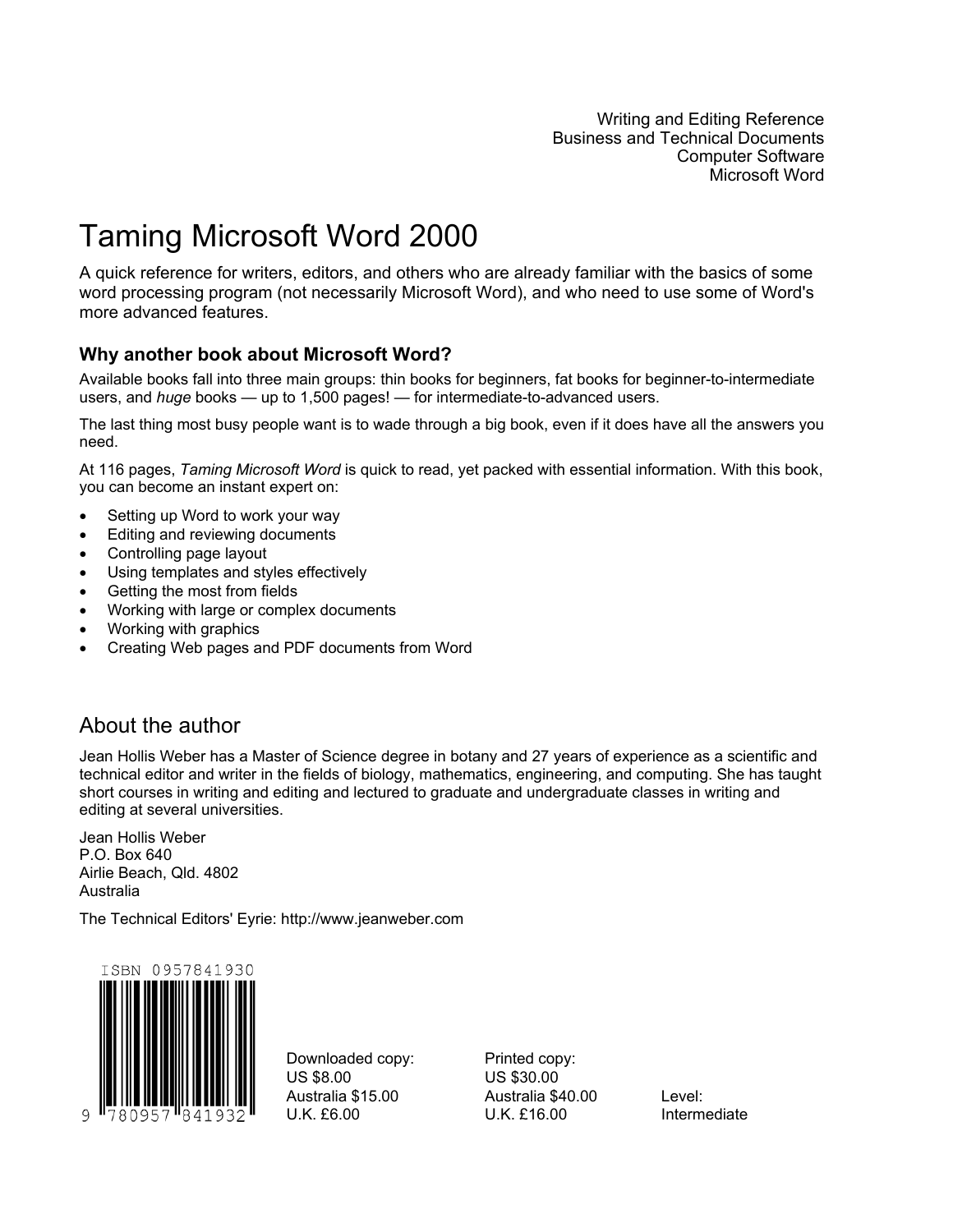Writing and Editing Reference
Business and Technical Documents
Computer Software
Microsoft Word

# Taming Microsoft Word 2000

A quick reference for writers, editors, and others who are already familiar with the basics of some word processing program (not necessarily Microsoft Word), and who need to use some of Word's more advanced features.

### Why another book about Microsoft Word?

Available books fall into three main groups: thin books for beginners, fat books for beginner-to-intermediate users, and *huge* books — up to 1,500 pages! — for intermediate-to-advanced users.

The last thing most busy people want is to wade through a big book, even if it does have all the answers you need.

At 116 pages, *Taming Microsoft Word* is quick to read, yet packed with essential information. With this book, you can become an instant expert on:

- Setting up Word to work your way
- Editing and reviewing documents
- Controlling page layout
- Using templates and styles effectively
- Getting the most from fields
- Working with large or complex documents
- Working with graphics
- Creating Web pages and PDF documents from Word

## About the author

Jean Hollis Weber has a Master of Science degree in botany and 27 years of experience as a scientific and technical editor and writer in the fields of biology, mathematics, engineering, and computing. She has taught short courses in writing and editing and lectured to graduate and undergraduate classes in writing and editing at several universities.

Jean Hollis Weber
P.O. Box 640
Airlie Beach, Qld. 4802
Australia

The Technical Editors' Eyrie: http://www.jeanweber.com

ISBN 0957841930

9 780957 841932

| Downloaded copy: | Printed copy: | |
|---|---|---|
| US $8.00 | US $30.00 | |
| Australia $15.00 | Australia $40.00 | Level: |
| U.K. £6.00 | U.K. £16.00 | Intermediate |